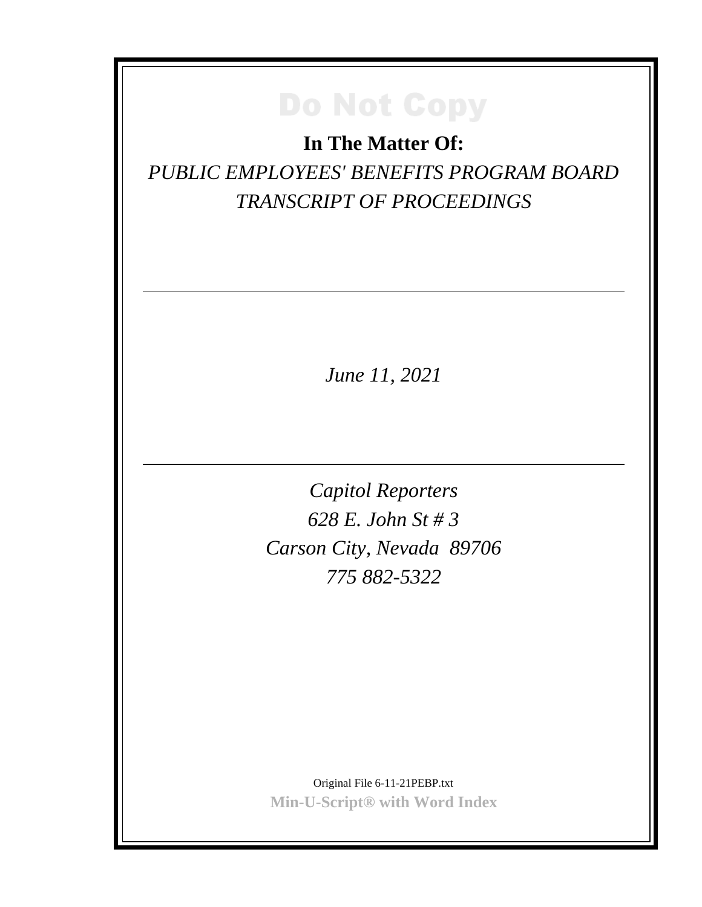Do Not Copy

**In The Matter Of:**

*PUBLIC EMPLOYEES' BENEFITS PROGRAM BOARD*
*TRANSCRIPT OF PROCEEDINGS*

---

*June 11, 2021*

---

*Capitol Reporters*
*628 E. John St # 3*
*Carson City, Nevada 89706*
*775 882-5322*

Original File 6-11-21PEBP.txt
**Min-U-Script® with Word Index**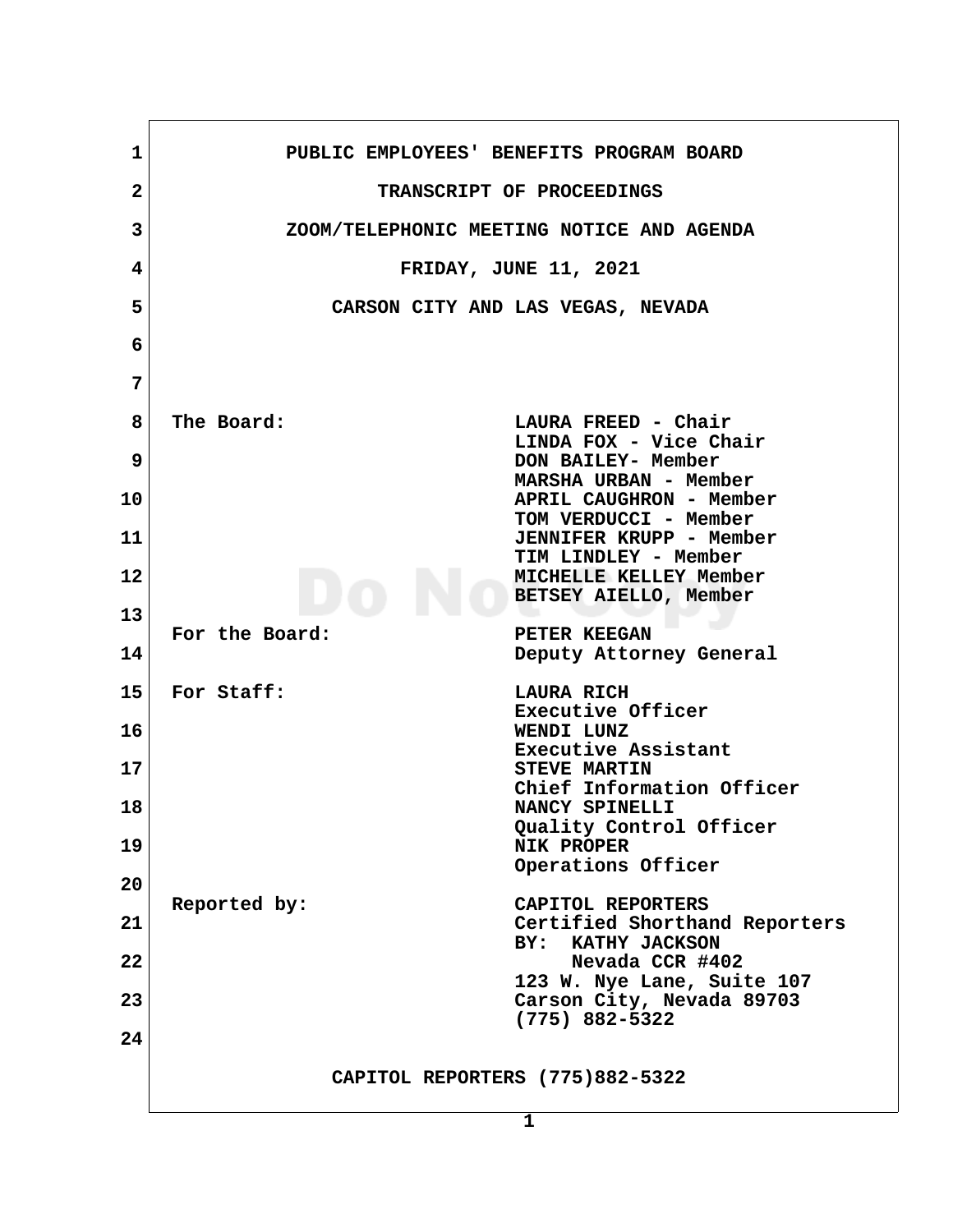PUBLIC EMPLOYEES' BENEFITS PROGRAM BOARD

TRANSCRIPT OF PROCEEDINGS

ZOOM/TELEPHONIC MEETING NOTICE AND AGENDA

FRIDAY, JUNE 11, 2021

CARSON CITY AND LAS VEGAS, NEVADA

The Board:

LAURA FREED - Chair
LINDA FOX - Vice Chair
DON BAILEY- Member
MARSHA URBAN - Member
APRIL CAUGHRON - Member
TOM VERDUCCI - Member
JENNIFER KRUPP - Member
TIM LINDLEY - Member
MICHELLE KELLEY Member
BETSEY AIELLO, Member

For the Board:

PETER KEEGAN
Deputy Attorney General

For Staff:

LAURA RICH
Executive Officer
WENDI LUNZ
Executive Assistant
STEVE MARTIN
Chief Information Officer
NANCY SPINELLI
Quality Control Officer
NIK PROPER
Operations Officer

Reported by:

CAPITOL REPORTERS
Certified Shorthand Reporters
BY: KATHY JACKSON
Nevada CCR #402
123 W. Nye Lane, Suite 107
Carson City, Nevada 89703
(775) 882-5322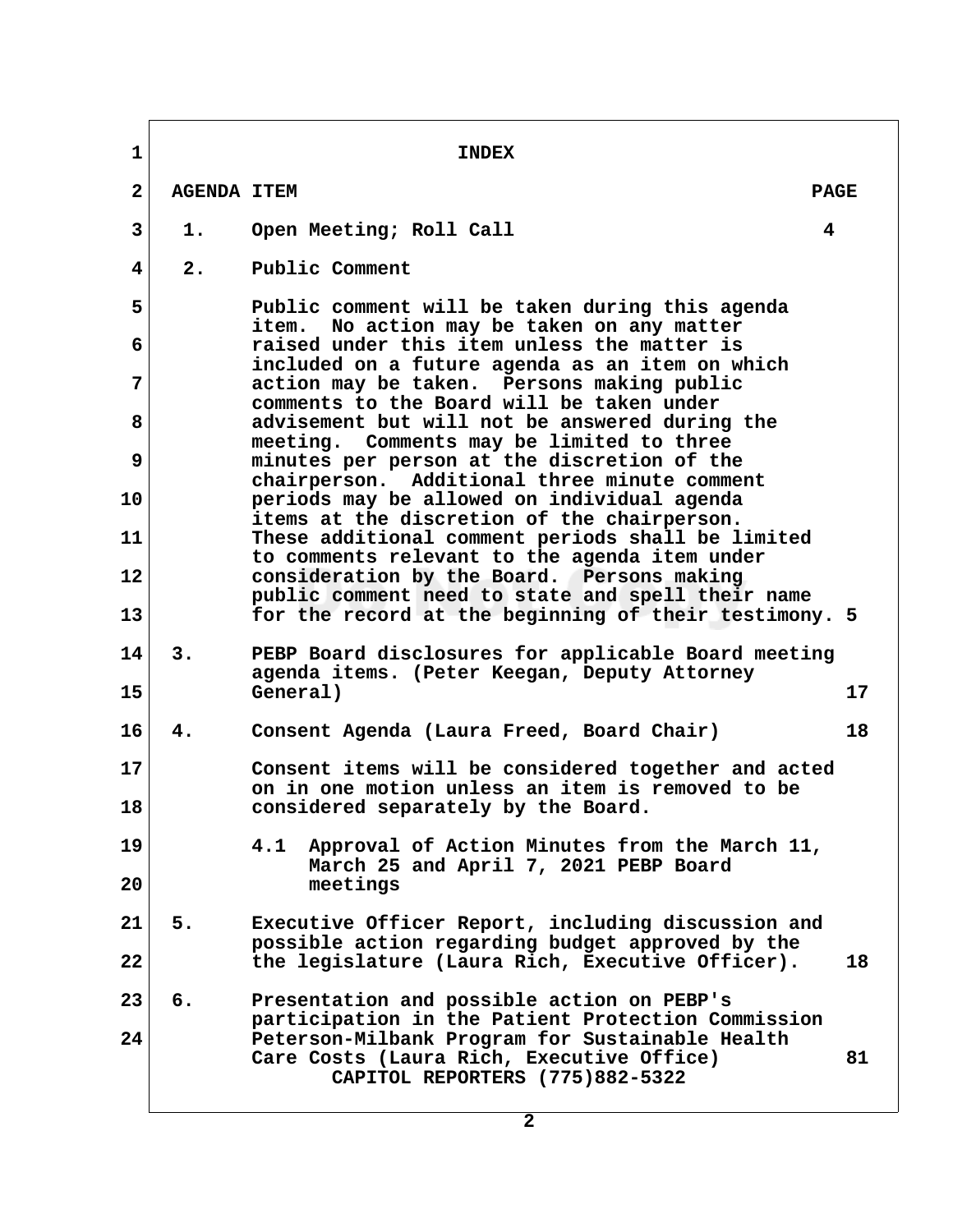# INDEX

| AGENDA ITEM | | PAGE |
|---|---|---|
| 1. | Open Meeting; Roll Call | 4 |
| 2. | Public Comment<br><br>Public comment will be taken during this agenda item. No action may be taken on any matter raised under this item unless the matter is included on a future agenda as an item on which action may be taken. Persons making public comments to the Board will be taken under advisement but will not be answered during the meeting. Comments may be limited to three minutes per person at the discretion of the chairperson. Additional three minute comment periods may be allowed on individual agenda items at the discretion of the chairperson. These additional comment periods shall be limited to comments relevant to the agenda item under consideration by the Board. Persons making public comment need to state and spell their name for the record at the beginning of their testimony. | 5 |
| 3. | PEBP Board disclosures for applicable Board meeting agenda items. (Peter Keegan, Deputy Attorney General) | 17 |
| 4. | Consent Agenda (Laura Freed, Board Chair)<br><br>Consent items will be considered together and acted on in one motion unless an item is removed to be considered separately by the Board.<br><br>4.1 Approval of Action Minutes from the March 11, March 25 and April 7, 2021 PEBP Board meetings | 18 |
| 5. | Executive Officer Report, including discussion and possible action regarding budget approved by the the legislature (Laura Rich, Executive Officer). | 18 |
| 6. | Presentation and possible action on PEBP's participation in the Patient Protection Commission Peterson-Milbank Program for Sustainable Health Care Costs (Laura Rich, Executive Office) | 81 |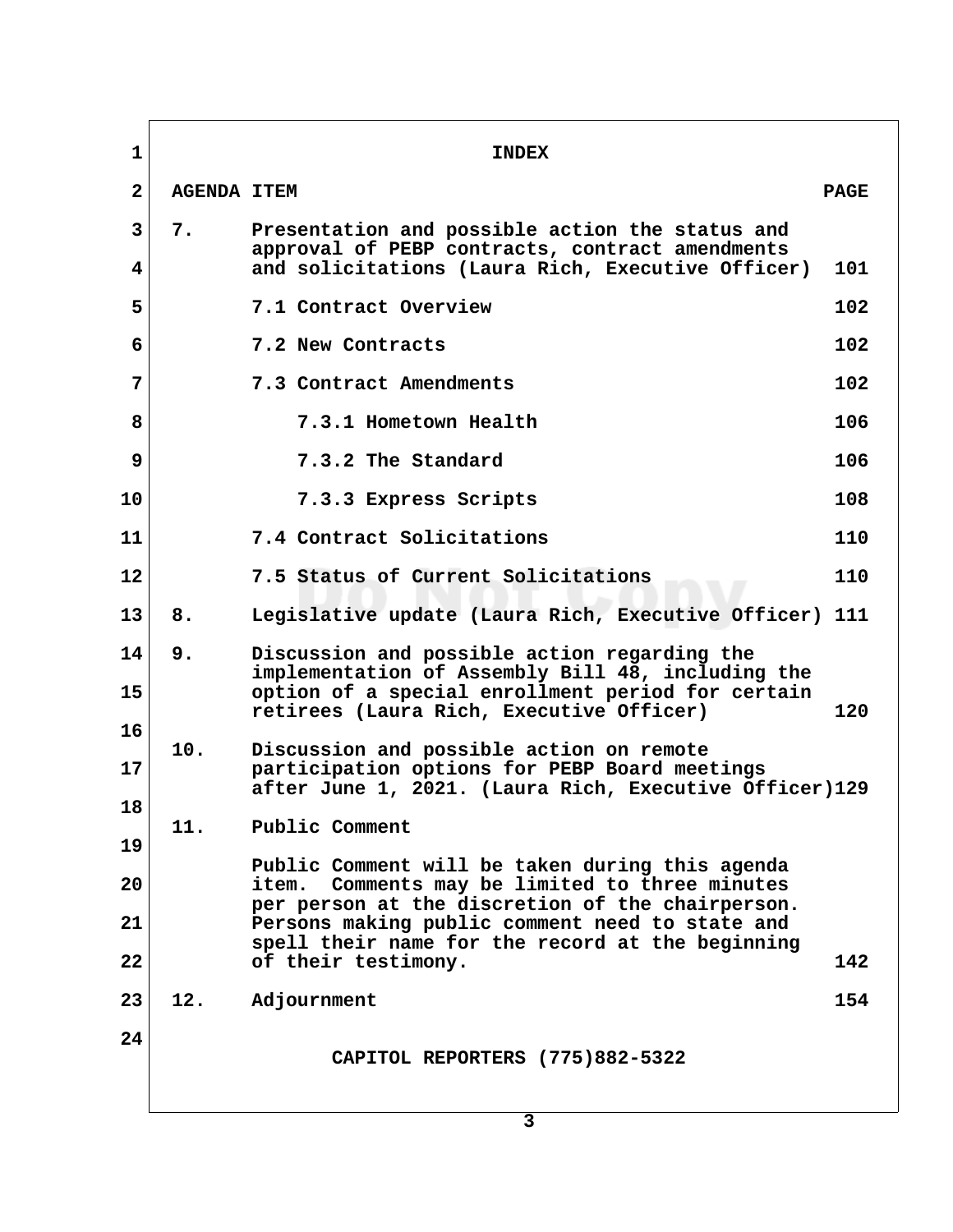# INDEX

| AGENDA ITEM | | PAGE |
|---|---|---|
| 7. | Presentation and possible action the status and approval of PEBP contracts, contract amendments and solicitations (Laura Rich, Executive Officer) | 101 |
| | 7.1 Contract Overview | 102 |
| | 7.2 New Contracts | 102 |
| | 7.3 Contract Amendments | 102 |
| | 7.3.1 Hometown Health | 106 |
| | 7.3.2 The Standard | 106 |
| | 7.3.3 Express Scripts | 108 |
| | 7.4 Contract Solicitations | 110 |
| | 7.5 Status of Current Solicitations | 110 |
| 8. | Legislative update (Laura Rich, Executive Officer) | 111 |
| 9. | Discussion and possible action regarding the implementation of Assembly Bill 48, including the option of a special enrollment period for certain retirees (Laura Rich, Executive Officer) | 120 |
| 10. | Discussion and possible action on remote participation options for PEBP Board meetings after June 1, 2021. (Laura Rich, Executive Officer) | 129 |
| 11. | Public Comment<br><br>Public Comment will be taken during this agenda item. Comments may be limited to three minutes per person at the discretion of the chairperson. Persons making public comment need to state and spell their name for the record at the beginning of their testimony. | 142 |
| 12. | Adjournment | 154 |

CAPITOL REPORTERS (775)882-5322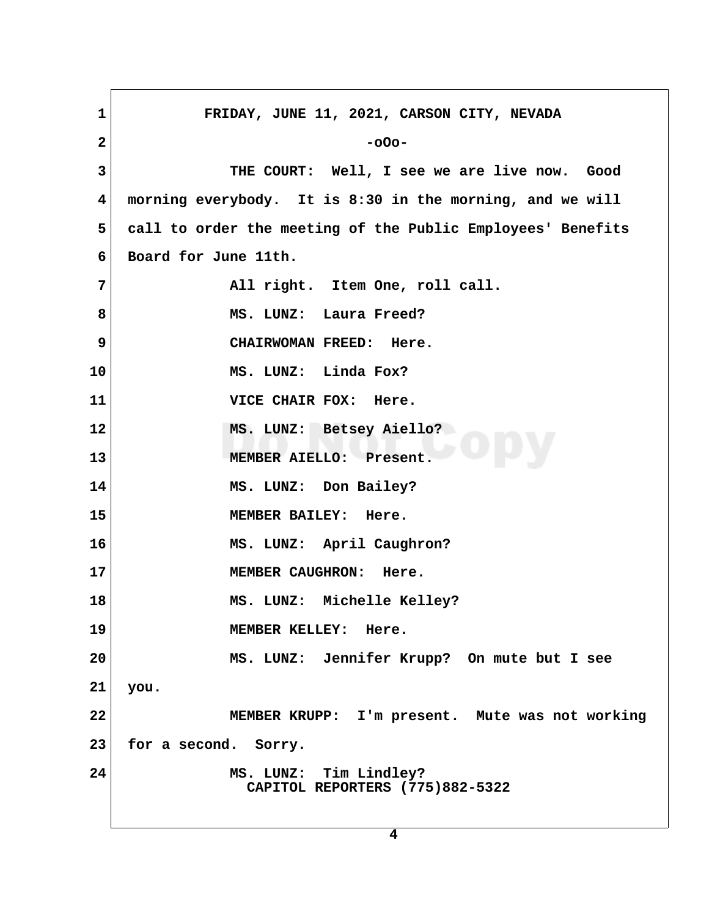FRIDAY, JUNE 11, 2021, CARSON CITY, NEVADA

-oOo-

THE COURT: Well, I see we are live now. Good morning everybody. It is 8:30 in the morning, and we will call to order the meeting of the Public Employees' Benefits Board for June 11th.

All right. Item One, roll call.

MS. LUNZ: Laura Freed?

CHAIRWOMAN FREED: Here.

MS. LUNZ: Linda Fox?

VICE CHAIR FOX: Here.

MS. LUNZ: Betsey Aiello?

MEMBER AIELLO: Present.

MS. LUNZ: Don Bailey?

MEMBER BAILEY: Here.

MS. LUNZ: April Caughron?

MEMBER CAUGHRON: Here.

MS. LUNZ: Michelle Kelley?

MEMBER KELLEY: Here.

MS. LUNZ: Jennifer Krupp? On mute but I see you.

MEMBER KRUPP: I'm present. Mute was not working for a second. Sorry.

MS. LUNZ: Tim Lindley?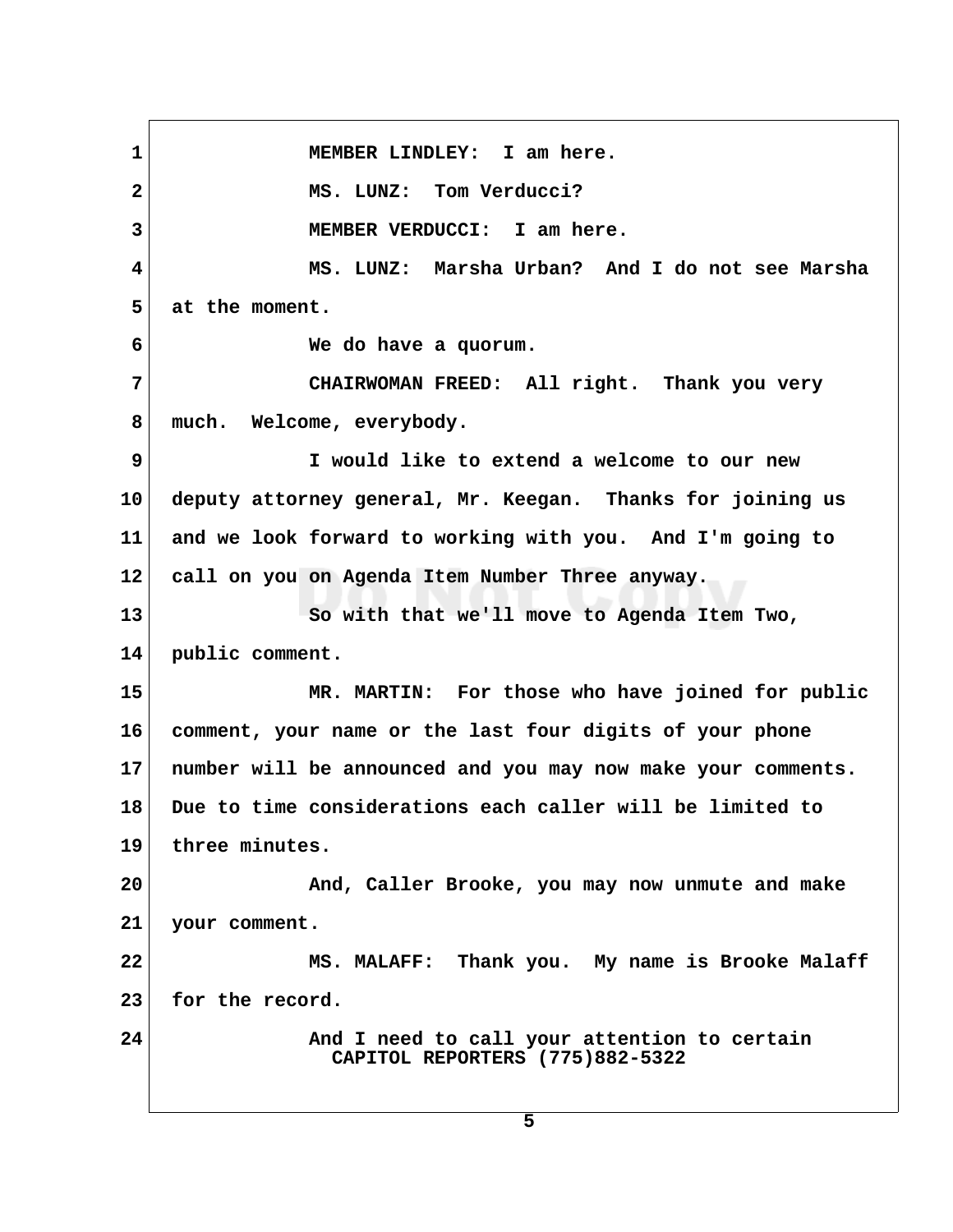MEMBER LINDLEY: I am here.

MS. LUNZ: Tom Verducci?

MEMBER VERDUCCI: I am here.

MS. LUNZ: Marsha Urban? And I do not see Marsha at the moment.

We do have a quorum.

CHAIRWOMAN FREED: All right. Thank you very much. Welcome, everybody.

I would like to extend a welcome to our new deputy attorney general, Mr. Keegan. Thanks for joining us and we look forward to working with you. And I'm going to call on you on Agenda Item Number Three anyway.

So with that we'll move to Agenda Item Two, public comment.

MR. MARTIN: For those who have joined for public comment, your name or the last four digits of your phone number will be announced and you may now make your comments. Due to time considerations each caller will be limited to three minutes.

And, Caller Brooke, you may now unmute and make your comment.

MS. MALAFF: Thank you. My name is Brooke Malaff for the record.

And I need to call your attention to certain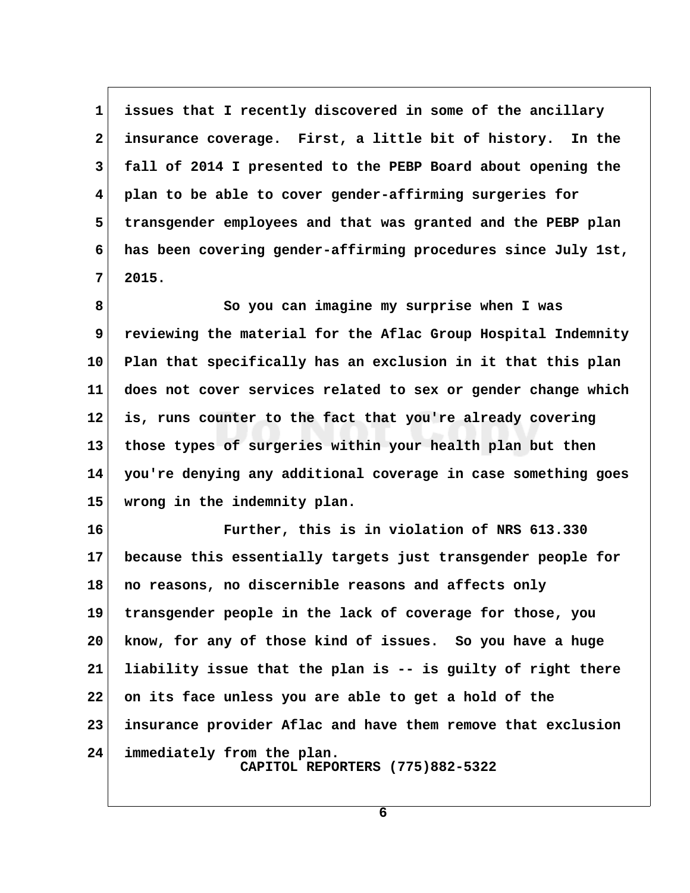issues that I recently discovered in some of the ancillary insurance coverage. First, a little bit of history. In the fall of 2014 I presented to the PEBP Board about opening the plan to be able to cover gender-affirming surgeries for transgender employees and that was granted and the PEBP plan has been covering gender-affirming procedures since July 1st, 2015.

So you can imagine my surprise when I was reviewing the material for the Aflac Group Hospital Indemnity Plan that specifically has an exclusion in it that this plan does not cover services related to sex or gender change which is, runs counter to the fact that you're already covering those types of surgeries within your health plan but then you're denying any additional coverage in case something goes wrong in the indemnity plan.

Further, this is in violation of NRS 613.330 because this essentially targets just transgender people for no reasons, no discernible reasons and affects only transgender people in the lack of coverage for those, you know, for any of those kind of issues. So you have a huge liability issue that the plan is -- is guilty of right there on its face unless you are able to get a hold of the insurance provider Aflac and have them remove that exclusion immediately from the plan.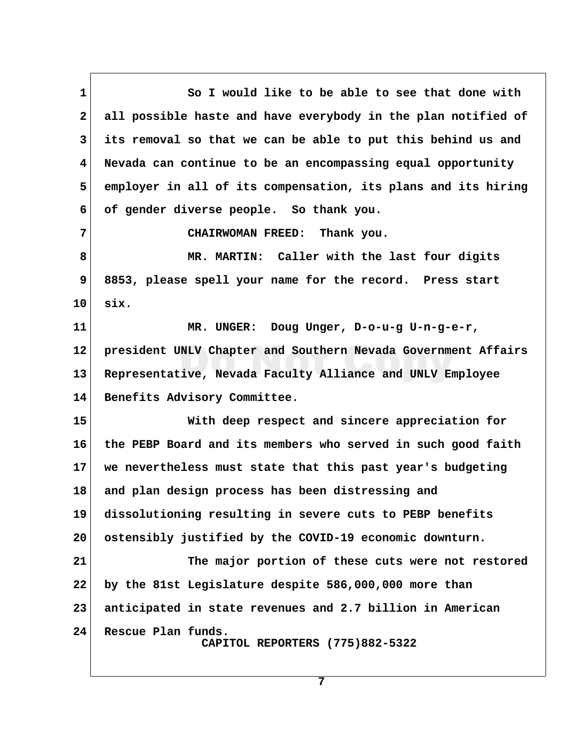So I would like to be able to see that done with all possible haste and have everybody in the plan notified of its removal so that we can be able to put this behind us and Nevada can continue to be an encompassing equal opportunity employer in all of its compensation, its plans and its hiring of gender diverse people. So thank you.

CHAIRWOMAN FREED: Thank you.

MR. MARTIN: Caller with the last four digits 8853, please spell your name for the record. Press start six.

MR. UNGER: Doug Unger, D-o-u-g U-n-g-e-r, president UNLV Chapter and Southern Nevada Government Affairs Representative, Nevada Faculty Alliance and UNLV Employee Benefits Advisory Committee.

With deep respect and sincere appreciation for the PEBP Board and its members who served in such good faith we nevertheless must state that this past year's budgeting and plan design process has been distressing and dissolutioning resulting in severe cuts to PEBP benefits ostensibly justified by the COVID-19 economic downturn.

The major portion of these cuts were not restored by the 81st Legislature despite 586,000,000 more than anticipated in state revenues and 2.7 billion in American Rescue Plan funds.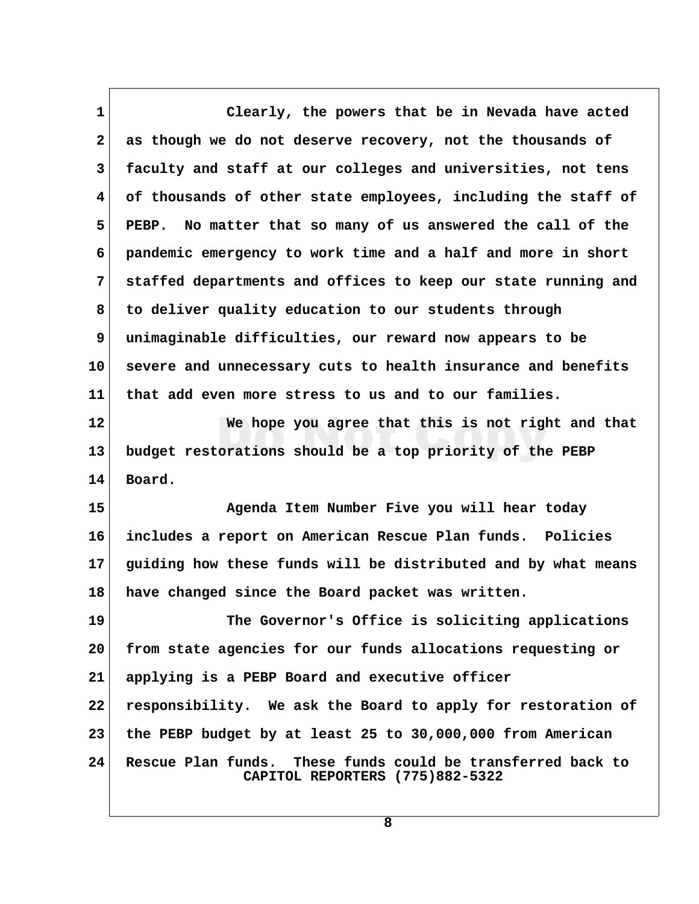Clearly, the powers that be in Nevada have acted as though we do not deserve recovery, not the thousands of faculty and staff at our colleges and universities, not tens of thousands of other state employees, including the staff of PEBP. No matter that so many of us answered the call of the pandemic emergency to work time and a half and more in short staffed departments and offices to keep our state running and to deliver quality education to our students through unimaginable difficulties, our reward now appears to be severe and unnecessary cuts to health insurance and benefits that add even more stress to us and to our families.

We hope you agree that this is not right and that budget restorations should be a top priority of the PEBP Board.

Agenda Item Number Five you will hear today includes a report on American Rescue Plan funds. Policies guiding how these funds will be distributed and by what means have changed since the Board packet was written.

The Governor's Office is soliciting applications from state agencies for our funds allocations requesting or applying is a PEBP Board and executive officer responsibility. We ask the Board to apply for restoration of the PEBP budget by at least 25 to 30,000,000 from American Rescue Plan funds. These funds could be transferred back to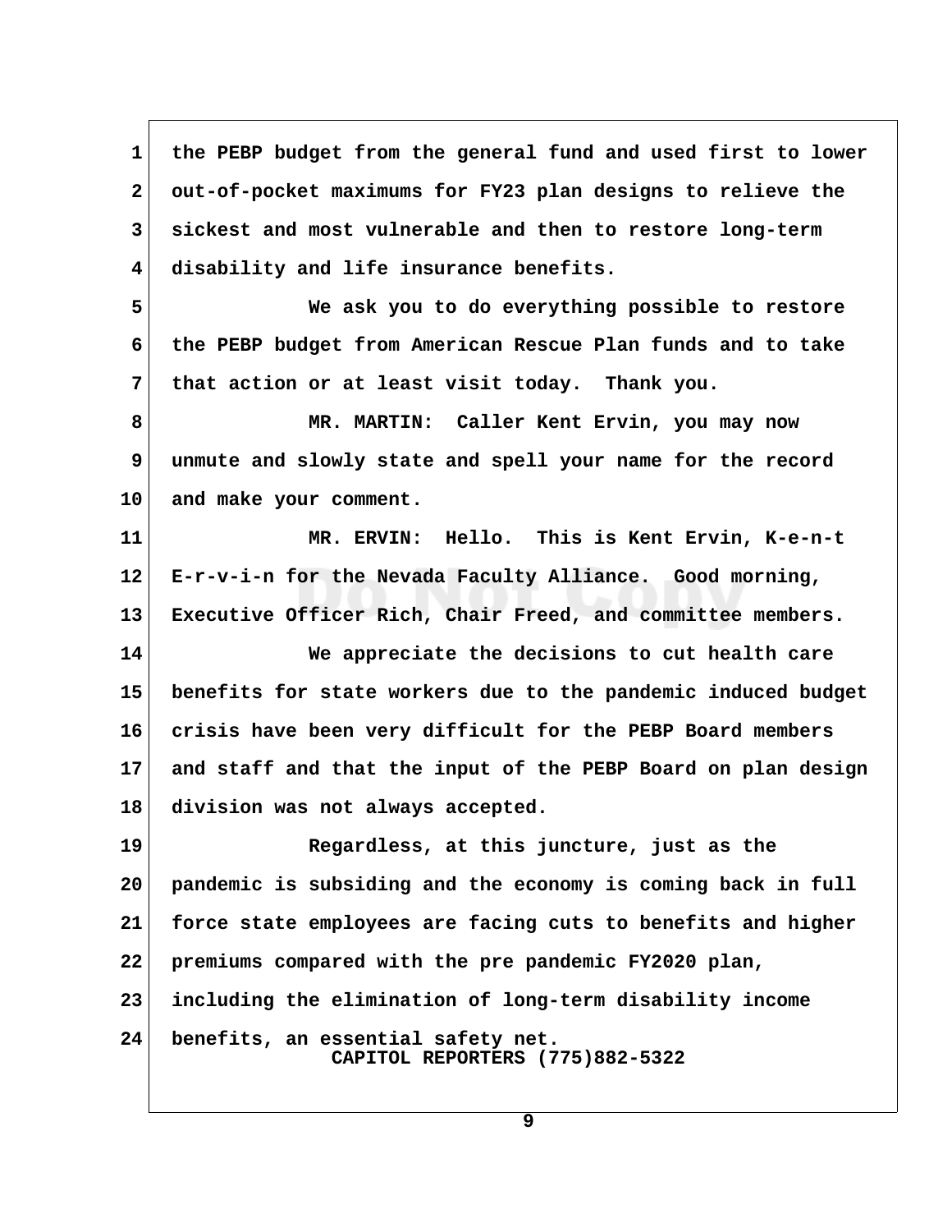the PEBP budget from the general fund and used first to lower out-of-pocket maximums for FY23 plan designs to relieve the sickest and most vulnerable and then to restore long-term disability and life insurance benefits.

We ask you to do everything possible to restore the PEBP budget from American Rescue Plan funds and to take that action or at least visit today. Thank you.

MR. MARTIN: Caller Kent Ervin, you may now unmute and slowly state and spell your name for the record and make your comment.

MR. ERVIN: Hello. This is Kent Ervin, K-e-n-t E-r-v-i-n for the Nevada Faculty Alliance. Good morning, Executive Officer Rich, Chair Freed, and committee members.

We appreciate the decisions to cut health care benefits for state workers due to the pandemic induced budget crisis have been very difficult for the PEBP Board members and staff and that the input of the PEBP Board on plan design division was not always accepted.

Regardless, at this juncture, just as the pandemic is subsiding and the economy is coming back in full force state employees are facing cuts to benefits and higher premiums compared with the pre pandemic FY2020 plan, including the elimination of long-term disability income benefits, an essential safety net.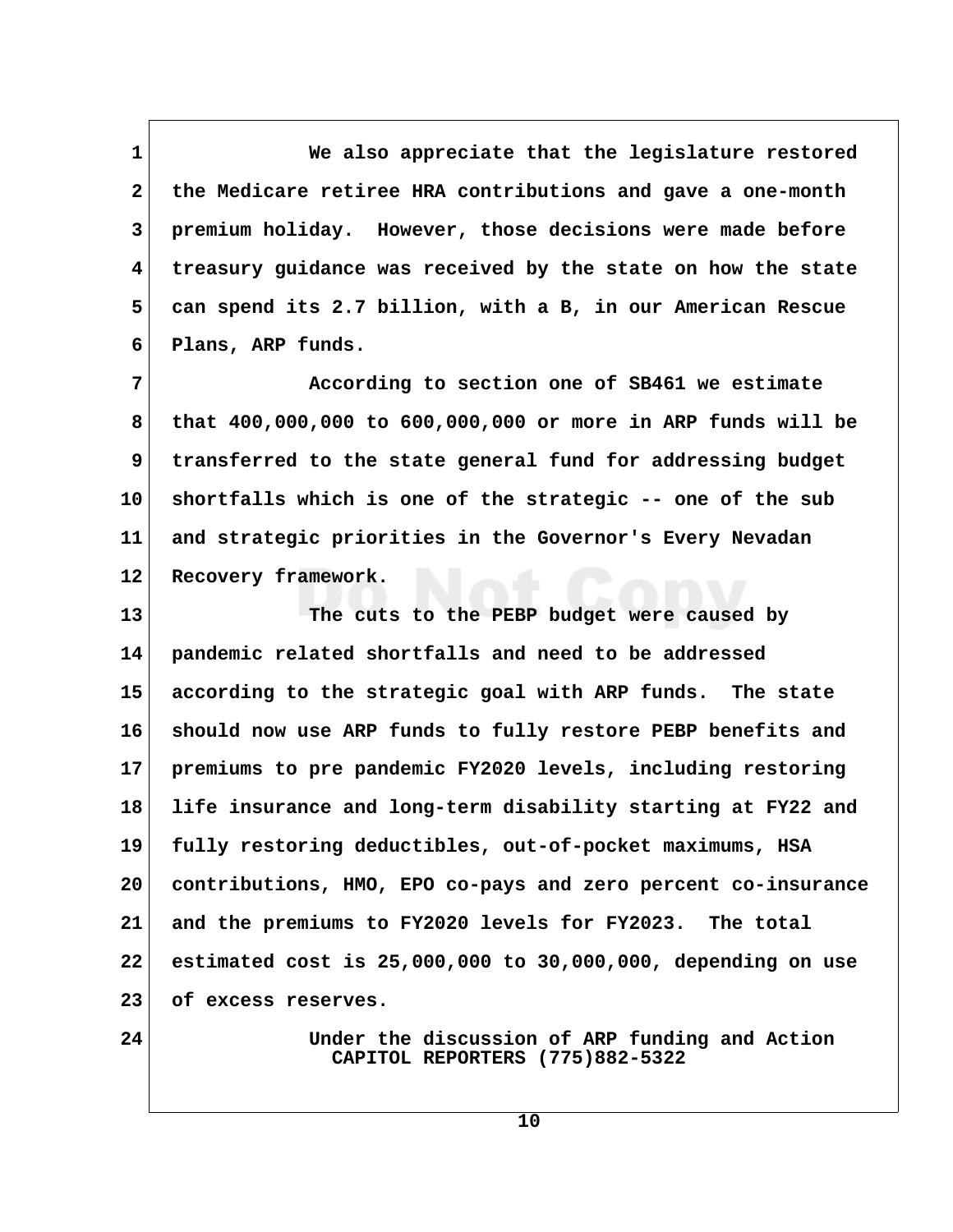We also appreciate that the legislature restored the Medicare retiree HRA contributions and gave a one-month premium holiday. However, those decisions were made before treasury guidance was received by the state on how the state can spend its 2.7 billion, with a B, in our American Rescue Plans, ARP funds.

According to section one of SB461 we estimate that 400,000,000 to 600,000,000 or more in ARP funds will be transferred to the state general fund for addressing budget shortfalls which is one of the strategic -- one of the sub and strategic priorities in the Governor's Every Nevadan Recovery framework.

The cuts to the PEBP budget were caused by pandemic related shortfalls and need to be addressed according to the strategic goal with ARP funds. The state should now use ARP funds to fully restore PEBP benefits and premiums to pre pandemic FY2020 levels, including restoring life insurance and long-term disability starting at FY22 and fully restoring deductibles, out-of-pocket maximums, HSA contributions, HMO, EPO co-pays and zero percent co-insurance and the premiums to FY2020 levels for FY2023. The total estimated cost is 25,000,000 to 30,000,000, depending on use of excess reserves.

Under the discussion of ARP funding and Action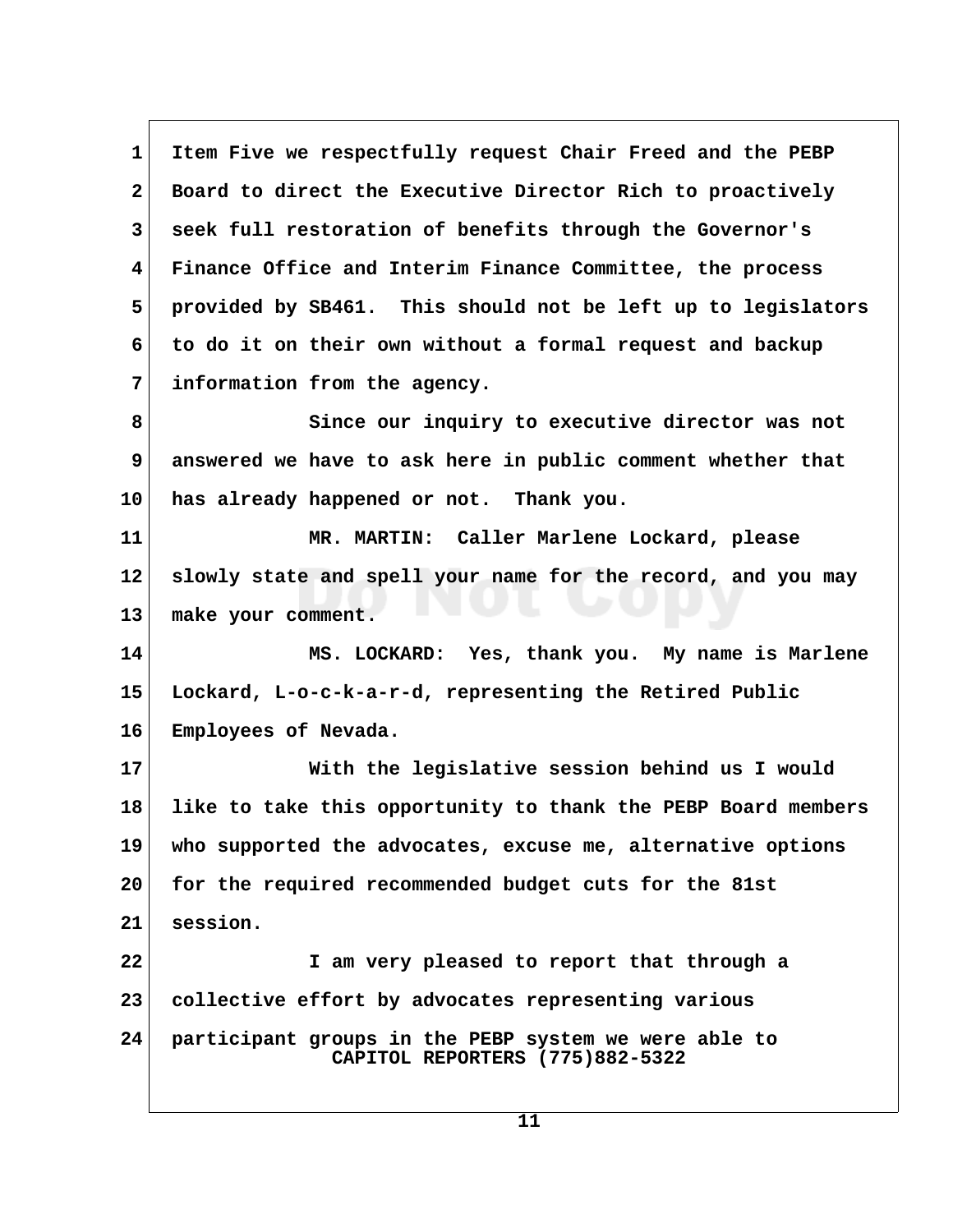Item Five we respectfully request Chair Freed and the PEBP Board to direct the Executive Director Rich to proactively seek full restoration of benefits through the Governor's Finance Office and Interim Finance Committee, the process provided by SB461. This should not be left up to legislators to do it on their own without a formal request and backup information from the agency.

Since our inquiry to executive director was not answered we have to ask here in public comment whether that has already happened or not. Thank you.

MR. MARTIN: Caller Marlene Lockard, please slowly state and spell your name for the record, and you may make your comment.

MS. LOCKARD: Yes, thank you. My name is Marlene Lockard, L-o-c-k-a-r-d, representing the Retired Public Employees of Nevada.

With the legislative session behind us I would like to take this opportunity to thank the PEBP Board members who supported the advocates, excuse me, alternative options for the required recommended budget cuts for the 81st session.

I am very pleased to report that through a collective effort by advocates representing various participant groups in the PEBP system we were able to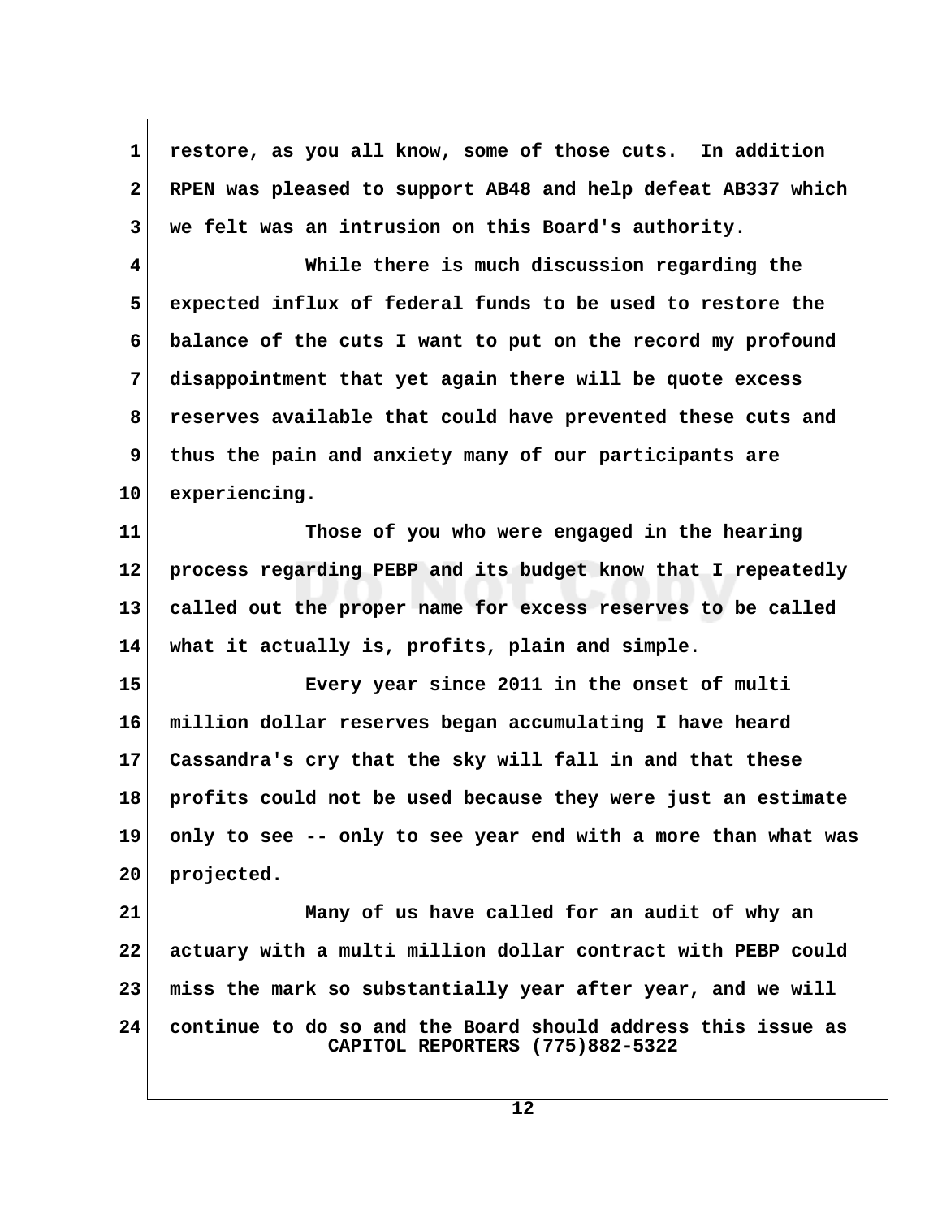restore, as you all know, some of those cuts. In addition RPEN was pleased to support AB48 and help defeat AB337 which we felt was an intrusion on this Board's authority.

While there is much discussion regarding the expected influx of federal funds to be used to restore the balance of the cuts I want to put on the record my profound disappointment that yet again there will be quote excess reserves available that could have prevented these cuts and thus the pain and anxiety many of our participants are experiencing.

Those of you who were engaged in the hearing process regarding PEBP and its budget know that I repeatedly called out the proper name for excess reserves to be called what it actually is, profits, plain and simple.

Every year since 2011 in the onset of multi million dollar reserves began accumulating I have heard Cassandra's cry that the sky will fall in and that these profits could not be used because they were just an estimate only to see -- only to see year end with a more than what was projected.

Many of us have called for an audit of why an actuary with a multi million dollar contract with PEBP could miss the mark so substantially year after year, and we will continue to do so and the Board should address this issue as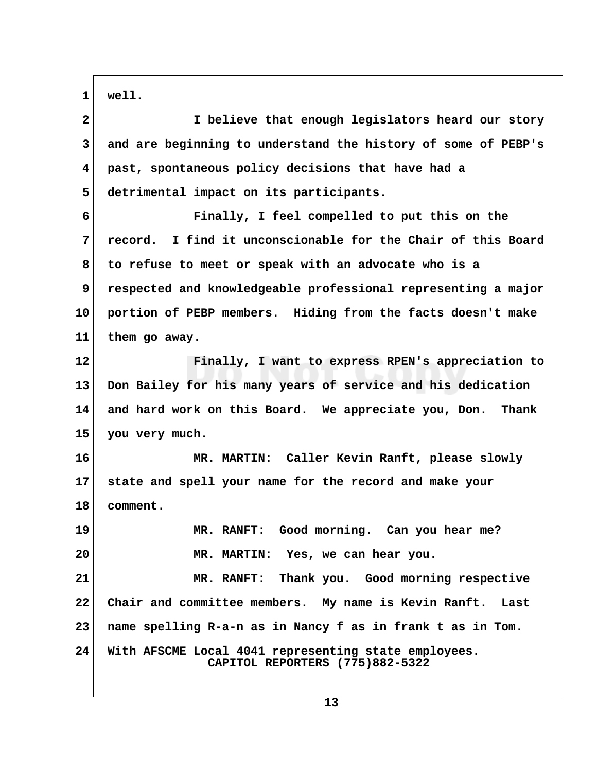well.

I believe that enough legislators heard our story and are beginning to understand the history of some of PEBP's past, spontaneous policy decisions that have had a detrimental impact on its participants.

Finally, I feel compelled to put this on the record. I find it unconscionable for the Chair of this Board to refuse to meet or speak with an advocate who is a respected and knowledgeable professional representing a major portion of PEBP members. Hiding from the facts doesn't make them go away.

Finally, I want to express RPEN's appreciation to Don Bailey for his many years of service and his dedication and hard work on this Board. We appreciate you, Don. Thank you very much.

MR. MARTIN: Caller Kevin Ranft, please slowly state and spell your name for the record and make your comment.

MR. RANFT: Good morning. Can you hear me?

MR. MARTIN: Yes, we can hear you.

MR. RANFT: Thank you. Good morning respective Chair and committee members. My name is Kevin Ranft. Last name spelling R-a-n as in Nancy f as in frank t as in Tom. With AFSCME Local 4041 representing state employees.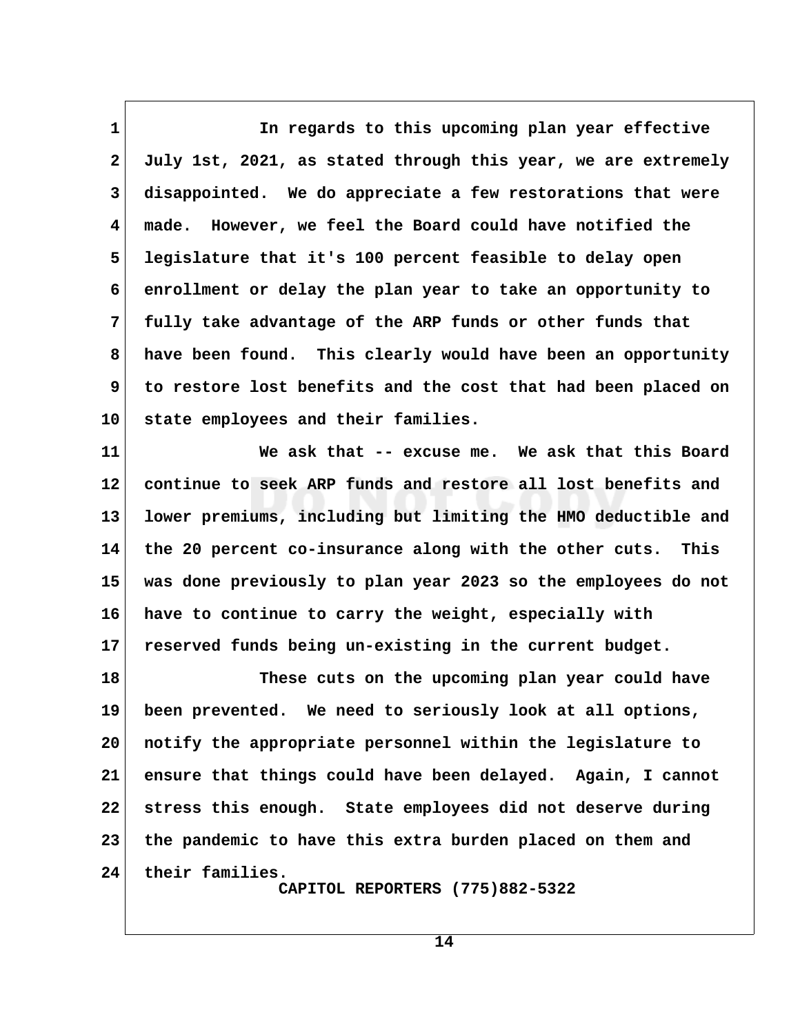In regards to this upcoming plan year effective July 1st, 2021, as stated through this year, we are extremely disappointed. We do appreciate a few restorations that were made. However, we feel the Board could have notified the legislature that it's 100 percent feasible to delay open enrollment or delay the plan year to take an opportunity to fully take advantage of the ARP funds or other funds that have been found. This clearly would have been an opportunity to restore lost benefits and the cost that had been placed on state employees and their families.

We ask that -- excuse me. We ask that this Board continue to seek ARP funds and restore all lost benefits and lower premiums, including but limiting the HMO deductible and the 20 percent co-insurance along with the other cuts. This was done previously to plan year 2023 so the employees do not have to continue to carry the weight, especially with reserved funds being un-existing in the current budget.

These cuts on the upcoming plan year could have been prevented. We need to seriously look at all options, notify the appropriate personnel within the legislature to ensure that things could have been delayed. Again, I cannot stress this enough. State employees did not deserve during the pandemic to have this extra burden placed on them and their families.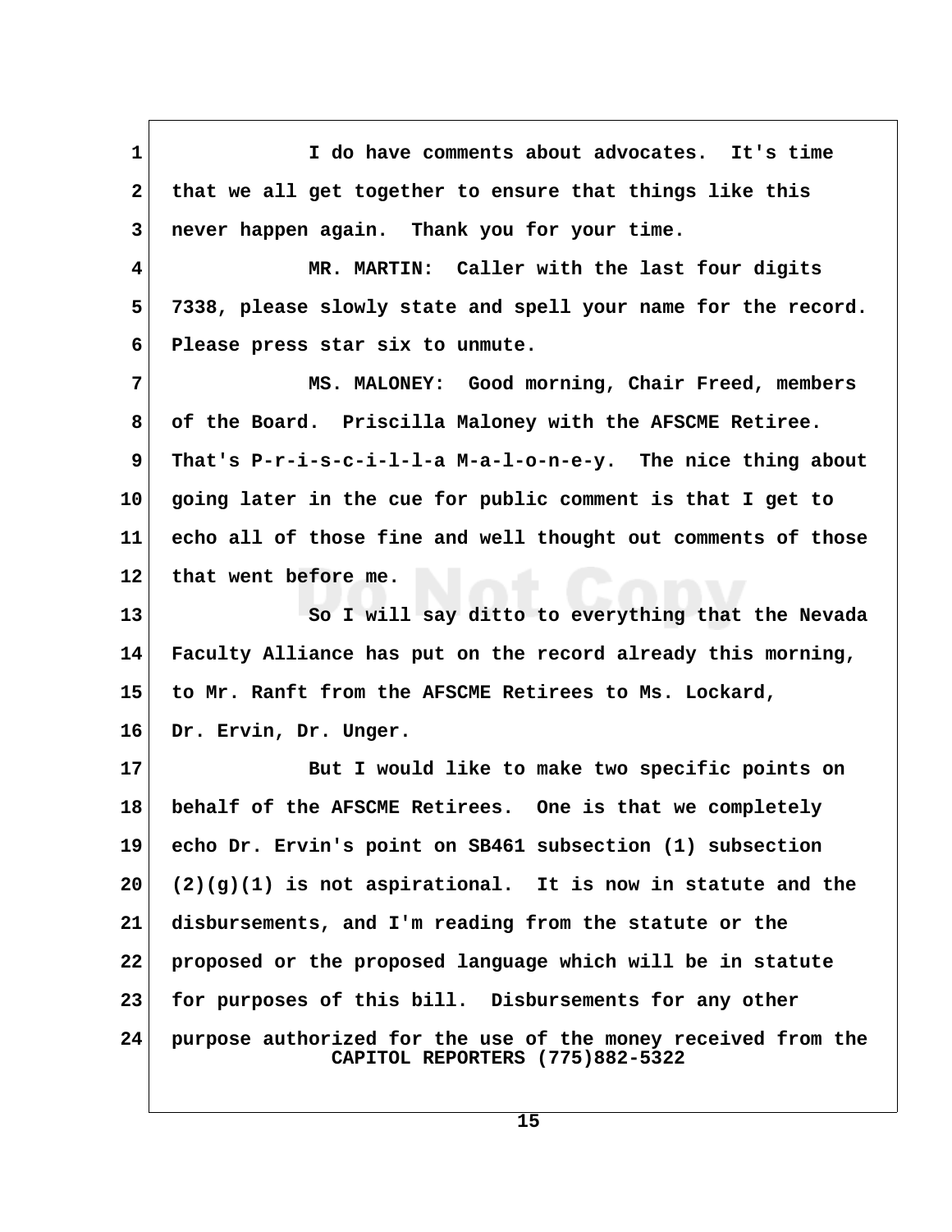1 I do have comments about advocates. It's time
2 that we all get together to ensure that things like this
3 never happen again. Thank you for your time.
4 MR. MARTIN: Caller with the last four digits
5 7338, please slowly state and spell your name for the record.
6 Please press star six to unmute.
7 MS. MALONEY: Good morning, Chair Freed, members
8 of the Board. Priscilla Maloney with the AFSCME Retiree.
9 That's P-r-i-s-c-i-l-l-a M-a-l-o-n-e-y. The nice thing about
10 going later in the cue for public comment is that I get to
11 echo all of those fine and well thought out comments of those
12 that went before me.
13 So I will say ditto to everything that the Nevada
14 Faculty Alliance has put on the record already this morning,
15 to Mr. Ranft from the AFSCME Retirees to Ms. Lockard,
16 Dr. Ervin, Dr. Unger.
17 But I would like to make two specific points on
18 behalf of the AFSCME Retirees. One is that we completely
19 echo Dr. Ervin's point on SB461 subsection (1) subsection
20 (2)(g)(1) is not aspirational. It is now in statute and the
21 disbursements, and I'm reading from the statute or the
22 proposed or the proposed language which will be in statute
23 for purposes of this bill. Disbursements for any other
24 purpose authorized for the use of the money received from the

CAPITOL REPORTERS (775)882-5322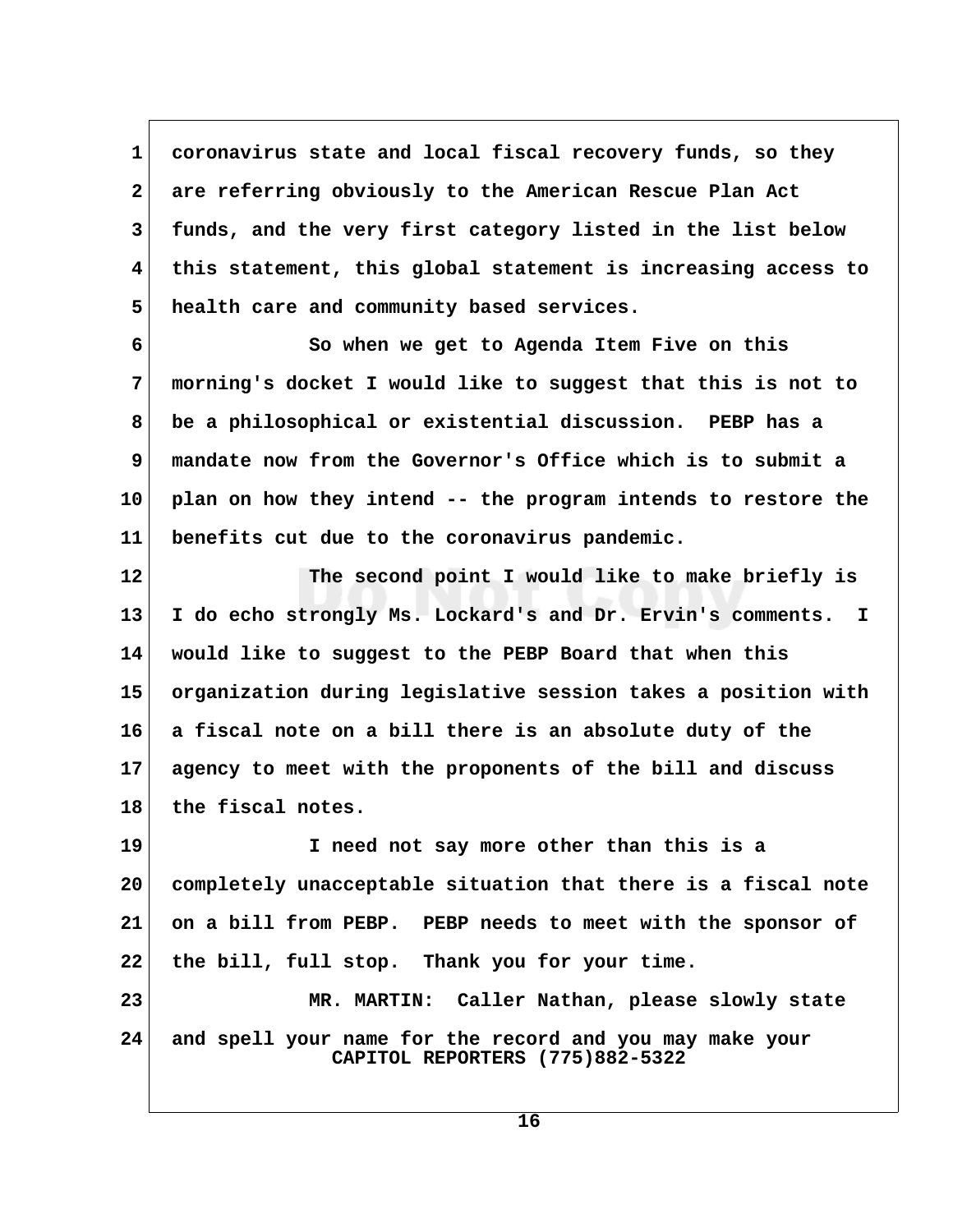coronavirus state and local fiscal recovery funds, so they are referring obviously to the American Rescue Plan Act funds, and the very first category listed in the list below this statement, this global statement is increasing access to health care and community based services.

So when we get to Agenda Item Five on this morning's docket I would like to suggest that this is not to be a philosophical or existential discussion. PEBP has a mandate now from the Governor's Office which is to submit a plan on how they intend -- the program intends to restore the benefits cut due to the coronavirus pandemic.

The second point I would like to make briefly is I do echo strongly Ms. Lockard's and Dr. Ervin's comments. I would like to suggest to the PEBP Board that when this organization during legislative session takes a position with a fiscal note on a bill there is an absolute duty of the agency to meet with the proponents of the bill and discuss the fiscal notes.

I need not say more other than this is a completely unacceptable situation that there is a fiscal note on a bill from PEBP. PEBP needs to meet with the sponsor of the bill, full stop. Thank you for your time.

MR. MARTIN: Caller Nathan, please slowly state and spell your name for the record and you may make your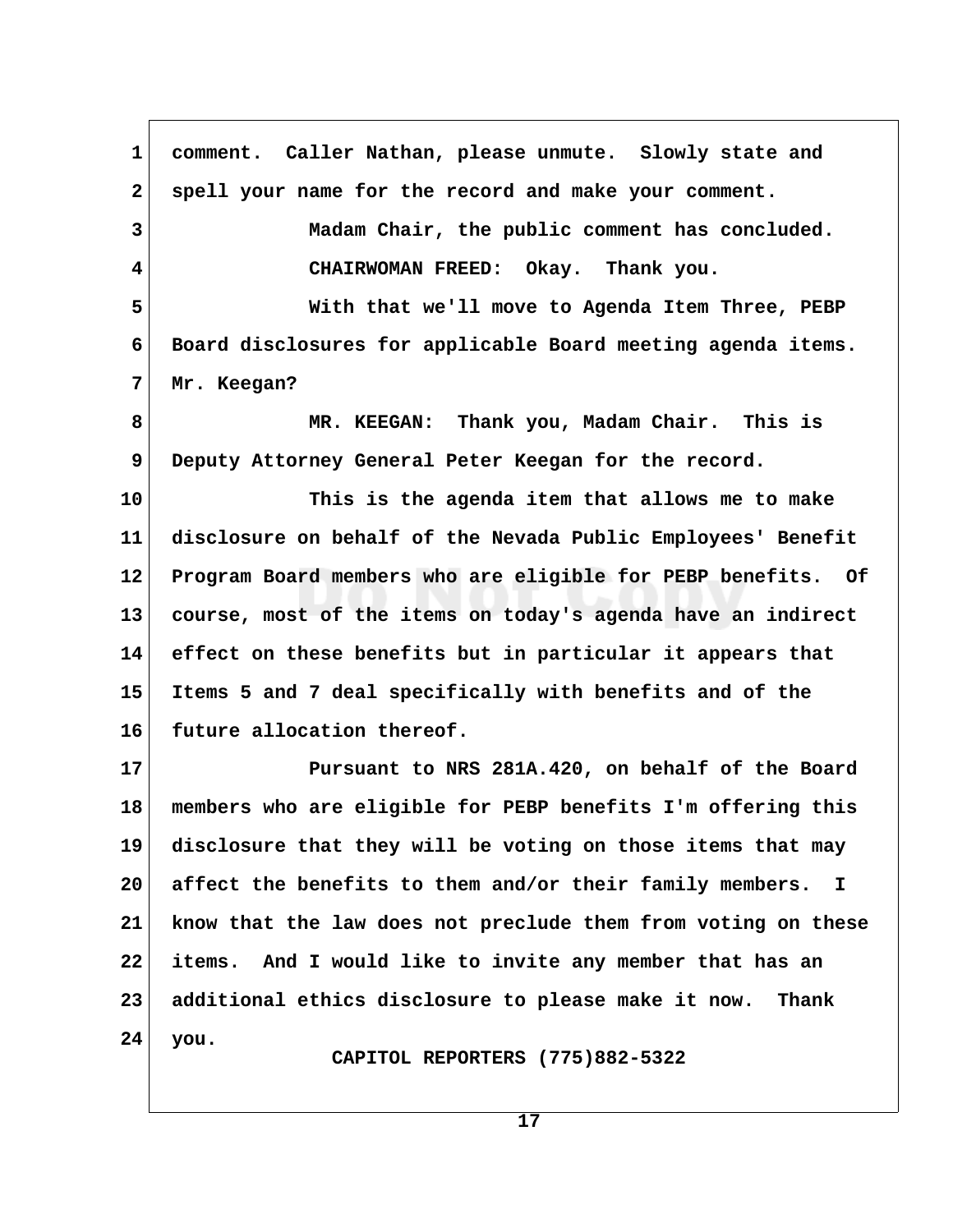comment. Caller Nathan, please unmute. Slowly state and spell your name for the record and make your comment.

Madam Chair, the public comment has concluded.

CHAIRWOMAN FREED: Okay. Thank you.

With that we'll move to Agenda Item Three, PEBP Board disclosures for applicable Board meeting agenda items. Mr. Keegan?

MR. KEEGAN: Thank you, Madam Chair. This is Deputy Attorney General Peter Keegan for the record.

This is the agenda item that allows me to make disclosure on behalf of the Nevada Public Employees' Benefit Program Board members who are eligible for PEBP benefits. Of course, most of the items on today's agenda have an indirect effect on these benefits but in particular it appears that Items 5 and 7 deal specifically with benefits and of the future allocation thereof.

Pursuant to NRS 281A.420, on behalf of the Board members who are eligible for PEBP benefits I'm offering this disclosure that they will be voting on those items that may affect the benefits to them and/or their family members. I know that the law does not preclude them from voting on these items. And I would like to invite any member that has an additional ethics disclosure to please make it now. Thank you.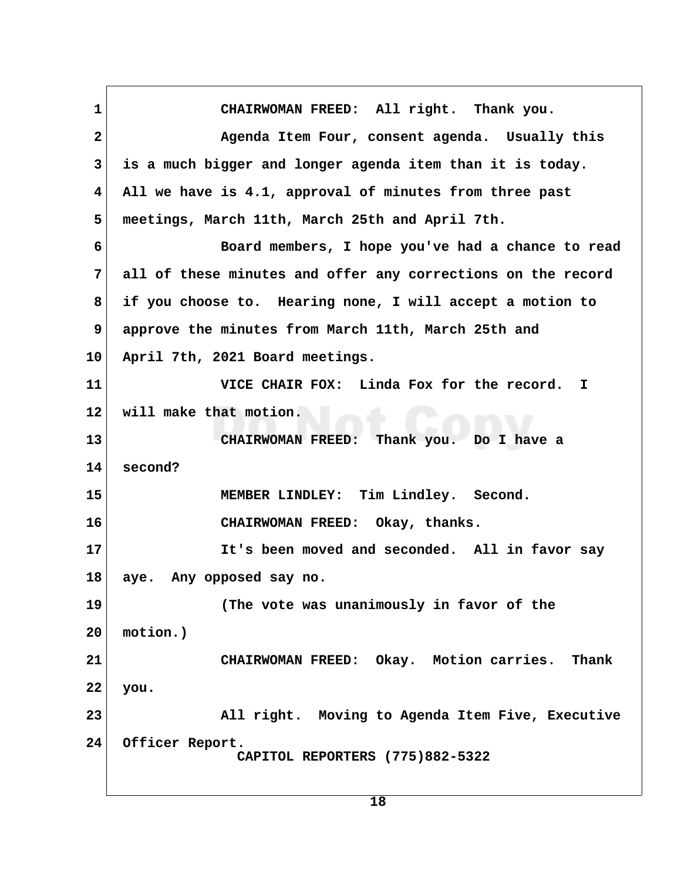CHAIRWOMAN FREED: All right. Thank you.

Agenda Item Four, consent agenda. Usually this is a much bigger and longer agenda item than it is today. All we have is 4.1, approval of minutes from three past meetings, March 11th, March 25th and April 7th.

Board members, I hope you've had a chance to read all of these minutes and offer any corrections on the record if you choose to. Hearing none, I will accept a motion to approve the minutes from March 11th, March 25th and April 7th, 2021 Board meetings.

VICE CHAIR FOX: Linda Fox for the record. I will make that motion.

CHAIRWOMAN FREED: Thank you. Do I have a second?

MEMBER LINDLEY: Tim Lindley. Second.

CHAIRWOMAN FREED: Okay, thanks.

It's been moved and seconded. All in favor say aye. Any opposed say no.

(The vote was unanimously in favor of the motion.)

CHAIRWOMAN FREED: Okay. Motion carries. Thank you.

All right. Moving to Agenda Item Five, Executive Officer Report.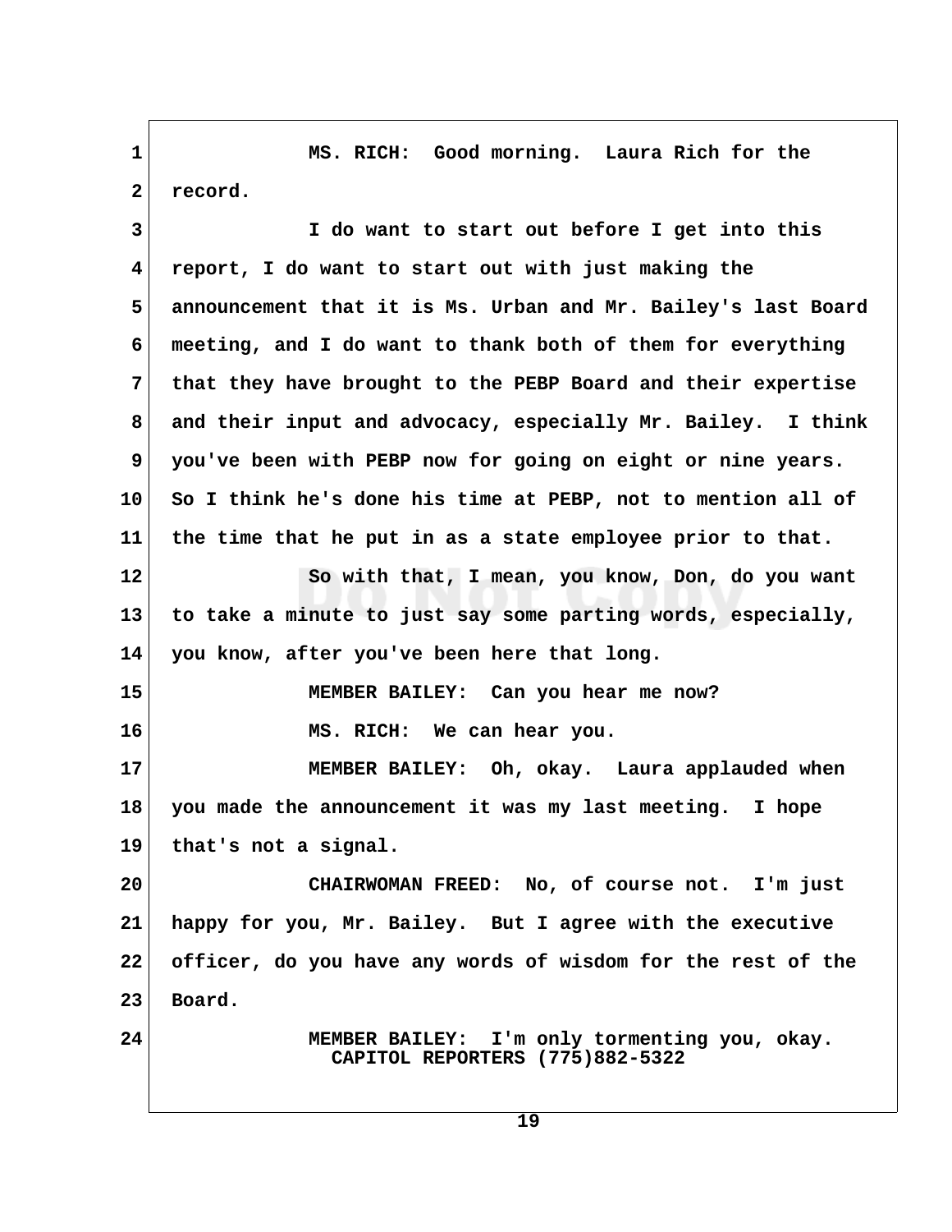MS. RICH: Good morning. Laura Rich for the record.

I do want to start out before I get into this report, I do want to start out with just making the announcement that it is Ms. Urban and Mr. Bailey's last Board meeting, and I do want to thank both of them for everything that they have brought to the PEBP Board and their expertise and their input and advocacy, especially Mr. Bailey. I think you've been with PEBP now for going on eight or nine years. So I think he's done his time at PEBP, not to mention all of the time that he put in as a state employee prior to that.

So with that, I mean, you know, Don, do you want to take a minute to just say some parting words, especially, you know, after you've been here that long.

MEMBER BAILEY: Can you hear me now?

MS. RICH: We can hear you.

MEMBER BAILEY: Oh, okay. Laura applauded when you made the announcement it was my last meeting. I hope that's not a signal.

CHAIRWOMAN FREED: No, of course not. I'm just happy for you, Mr. Bailey. But I agree with the executive officer, do you have any words of wisdom for the rest of the Board.

MEMBER BAILEY: I'm only tormenting you, okay.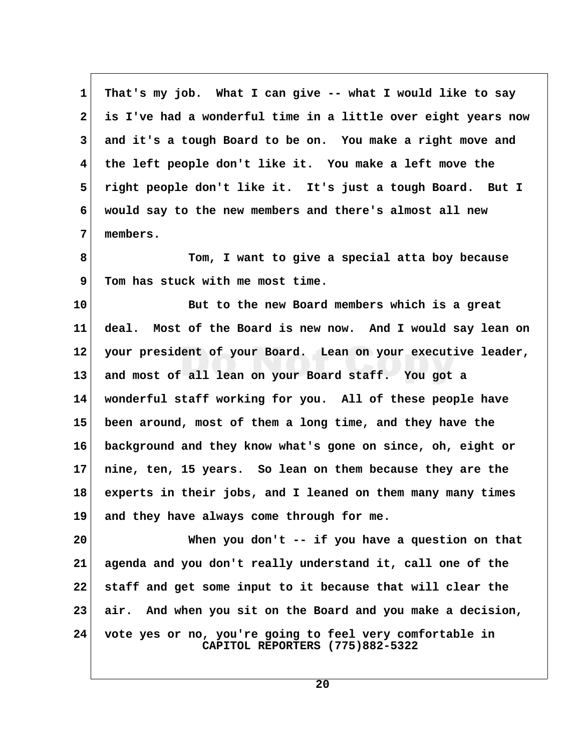1 That's my job. What I can give -- what I would like to say
2 is I've had a wonderful time in a little over eight years now
3 and it's a tough Board to be on. You make a right move and
4 the left people don't like it. You make a left move the
5 right people don't like it. It's just a tough Board. But I
6 would say to the new members and there's almost all new
7 members.

8 Tom, I want to give a special atta boy because
9 Tom has stuck with me most time.

10 But to the new Board members which is a great
11 deal. Most of the Board is new now. And I would say lean on
12 your president of your Board. Lean on your executive leader,
13 and most of all lean on your Board staff. You got a
14 wonderful staff working for you. All of these people have
15 been around, most of them a long time, and they have the
16 background and they know what's gone on since, oh, eight or
17 nine, ten, 15 years. So lean on them because they are the
18 experts in their jobs, and I leaned on them many many times
19 and they have always come through for me.

20 When you don't -- if you have a question on that
21 agenda and you don't really understand it, call one of the
22 staff and get some input to it because that will clear the
23 air. And when you sit on the Board and you make a decision,
24 vote yes or no, you're going to feel very comfortable in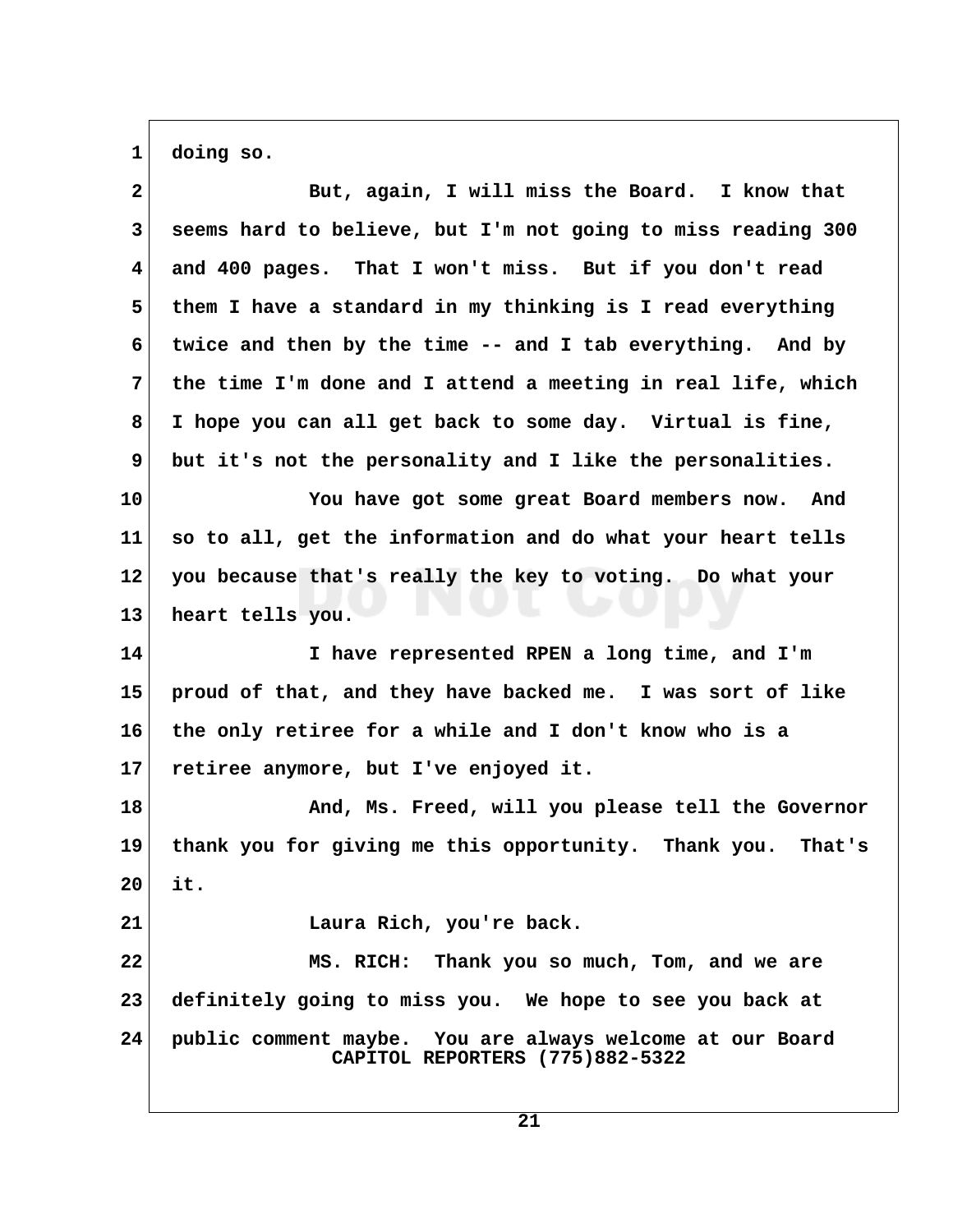1 doing so.

2 But, again, I will miss the Board. I know that
3 seems hard to believe, but I'm not going to miss reading 300
4 and 400 pages. That I won't miss. But if you don't read
5 them I have a standard in my thinking is I read everything
6 twice and then by the time -- and I tab everything. And by
7 the time I'm done and I attend a meeting in real life, which
8 I hope you can all get back to some day. Virtual is fine,
9 but it's not the personality and I like the personalities.

10 You have got some great Board members now. And
11 so to all, get the information and do what your heart tells
12 you because that's really the key to voting. Do what your
13 heart tells you.

14 I have represented RPEN a long time, and I'm
15 proud of that, and they have backed me. I was sort of like
16 the only retiree for a while and I don't know who is a
17 retiree anymore, but I've enjoyed it.

18 And, Ms. Freed, will you please tell the Governor
19 thank you for giving me this opportunity. Thank you. That's
20 it.

21 Laura Rich, you're back.

22 MS. RICH: Thank you so much, Tom, and we are
23 definitely going to miss you. We hope to see you back at
24 public comment maybe. You are always welcome at our Board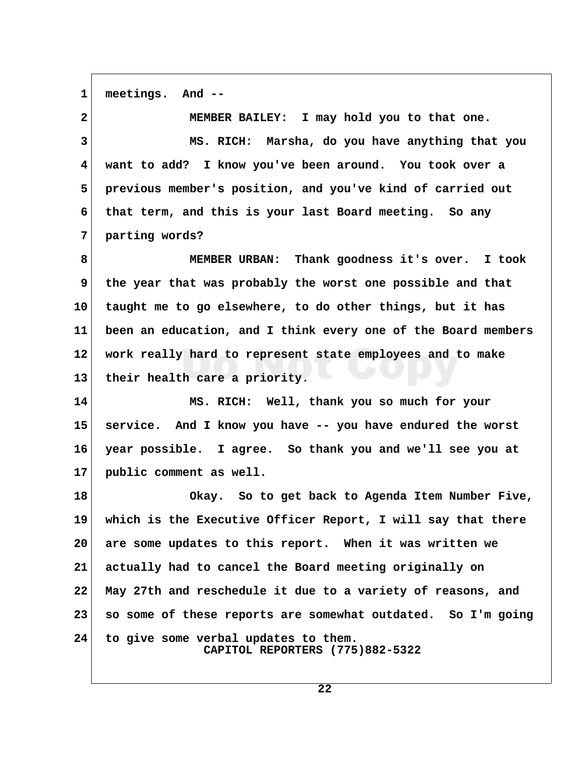meetings. And --

MEMBER BAILEY: I may hold you to that one.

MS. RICH: Marsha, do you have anything that you want to add? I know you've been around. You took over a previous member's position, and you've kind of carried out that term, and this is your last Board meeting. So any parting words?

MEMBER URBAN: Thank goodness it's over. I took the year that was probably the worst one possible and that taught me to go elsewhere, to do other things, but it has been an education, and I think every one of the Board members work really hard to represent state employees and to make their health care a priority.

MS. RICH: Well, thank you so much for your service. And I know you have -- you have endured the worst year possible. I agree. So thank you and we'll see you at public comment as well.

Okay. So to get back to Agenda Item Number Five, which is the Executive Officer Report, I will say that there are some updates to this report. When it was written we actually had to cancel the Board meeting originally on May 27th and reschedule it due to a variety of reasons, and so some of these reports are somewhat outdated. So I'm going to give some verbal updates to them.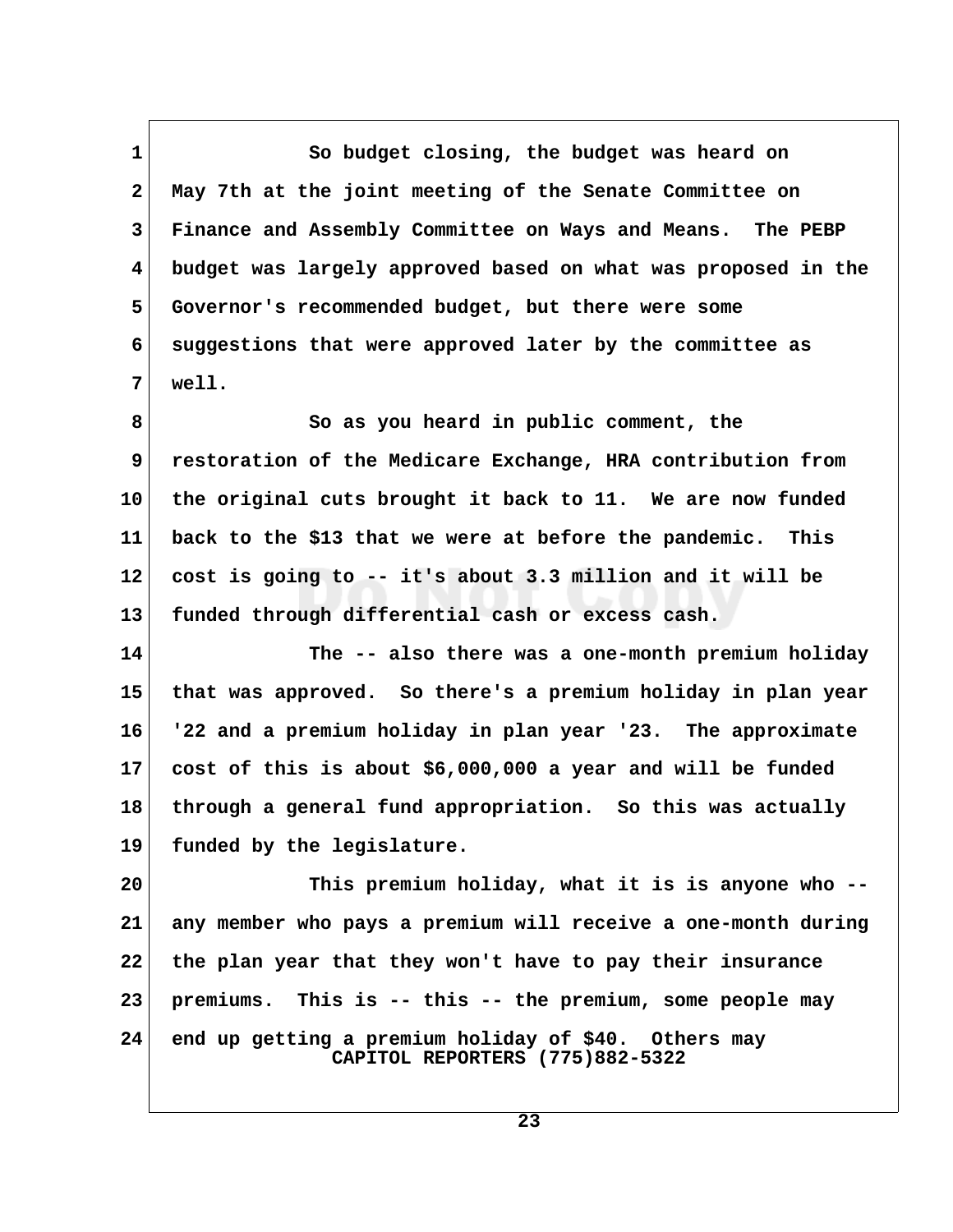So budget closing, the budget was heard on May 7th at the joint meeting of the Senate Committee on Finance and Assembly Committee on Ways and Means. The PEBP budget was largely approved based on what was proposed in the Governor's recommended budget, but there were some suggestions that were approved later by the committee as well.

So as you heard in public comment, the restoration of the Medicare Exchange, HRA contribution from the original cuts brought it back to 11. We are now funded back to the $13 that we were at before the pandemic. This cost is going to -- it's about 3.3 million and it will be funded through differential cash or excess cash.

The -- also there was a one-month premium holiday that was approved. So there's a premium holiday in plan year '22 and a premium holiday in plan year '23. The approximate cost of this is about $6,000,000 a year and will be funded through a general fund appropriation. So this was actually funded by the legislature.

This premium holiday, what it is is anyone who -- any member who pays a premium will receive a one-month during the plan year that they won't have to pay their insurance premiums. This is -- this -- the premium, some people may end up getting a premium holiday of $40. Others may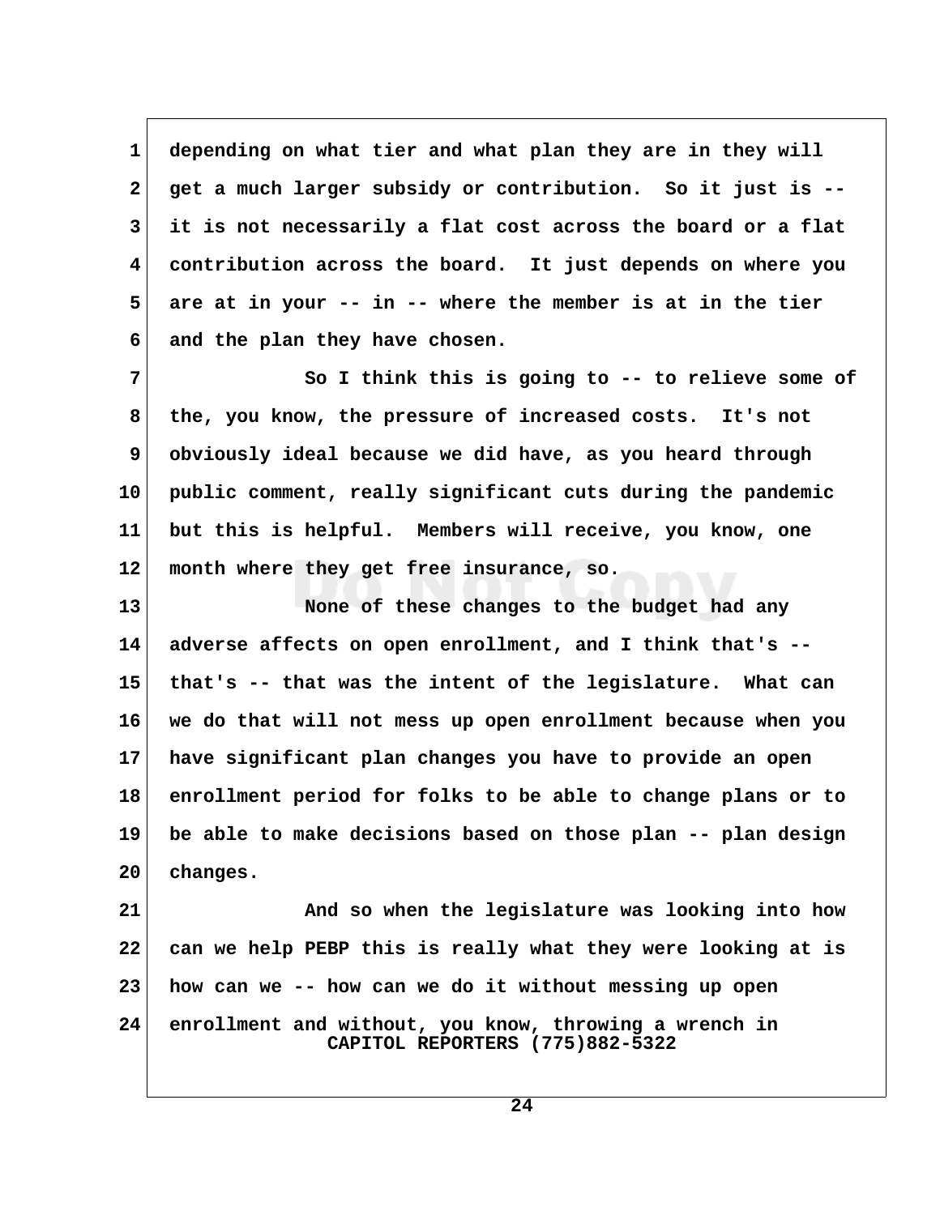1 depending on what tier and what plan they are in they will
2 get a much larger subsidy or contribution. So it just is --
3 it is not necessarily a flat cost across the board or a flat
4 contribution across the board. It just depends on where you
5 are at in your -- in -- where the member is at in the tier
6 and the plan they have chosen.

7 So I think this is going to -- to relieve some of
8 the, you know, the pressure of increased costs. It's not
9 obviously ideal because we did have, as you heard through
10 public comment, really significant cuts during the pandemic
11 but this is helpful. Members will receive, you know, one
12 month where they get free insurance, so.

13 None of these changes to the budget had any
14 adverse affects on open enrollment, and I think that's --
15 that's -- that was the intent of the legislature. What can
16 we do that will not mess up open enrollment because when you
17 have significant plan changes you have to provide an open
18 enrollment period for folks to be able to change plans or to
19 be able to make decisions based on those plan -- plan design
20 changes.

21 And so when the legislature was looking into how
22 can we help PEBP this is really what they were looking at is
23 how can we -- how can we do it without messing up open
24 enrollment and without, you know, throwing a wrench in

CAPITOL REPORTERS (775)882-5322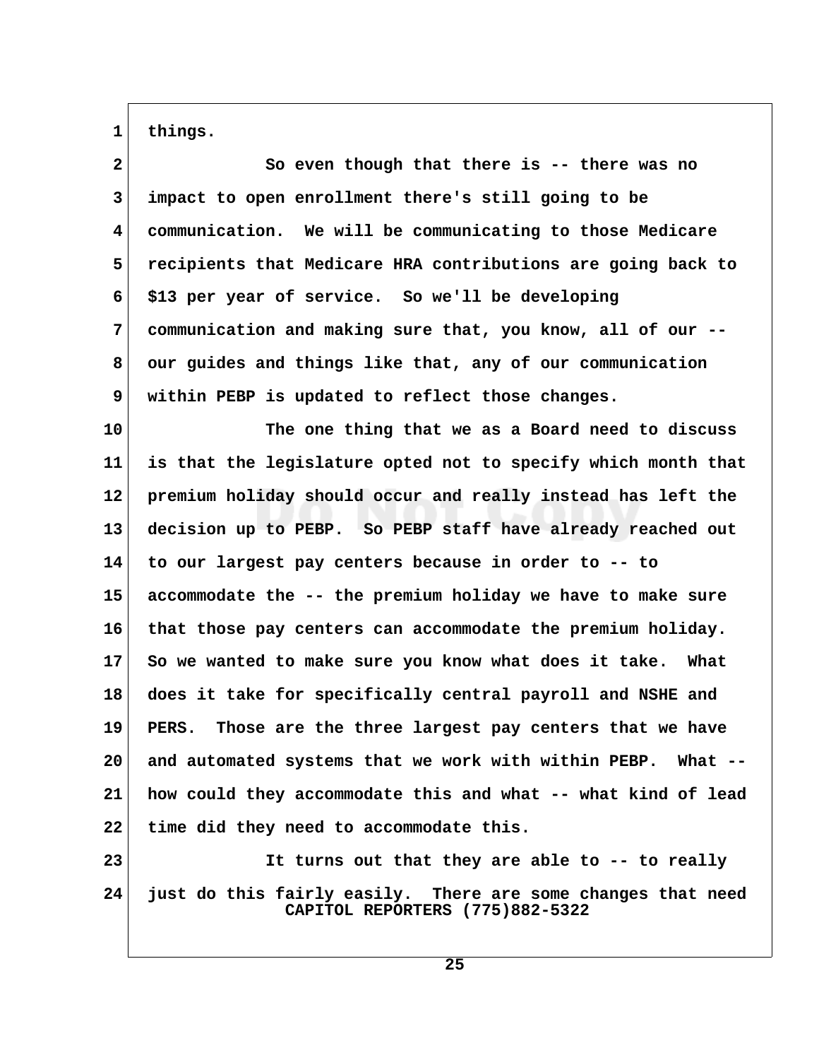things.

So even though that there is -- there was no impact to open enrollment there's still going to be communication. We will be communicating to those Medicare recipients that Medicare HRA contributions are going back to $13 per year of service. So we'll be developing communication and making sure that, you know, all of our -- our guides and things like that, any of our communication within PEBP is updated to reflect those changes.

The one thing that we as a Board need to discuss is that the legislature opted not to specify which month that premium holiday should occur and really instead has left the decision up to PEBP. So PEBP staff have already reached out to our largest pay centers because in order to -- to accommodate the -- the premium holiday we have to make sure that those pay centers can accommodate the premium holiday. So we wanted to make sure you know what does it take. What does it take for specifically central payroll and NSHE and PERS. Those are the three largest pay centers that we have and automated systems that we work with within PEBP. What -- how could they accommodate this and what -- what kind of lead time did they need to accommodate this.

It turns out that they are able to -- to really just do this fairly easily. There are some changes that need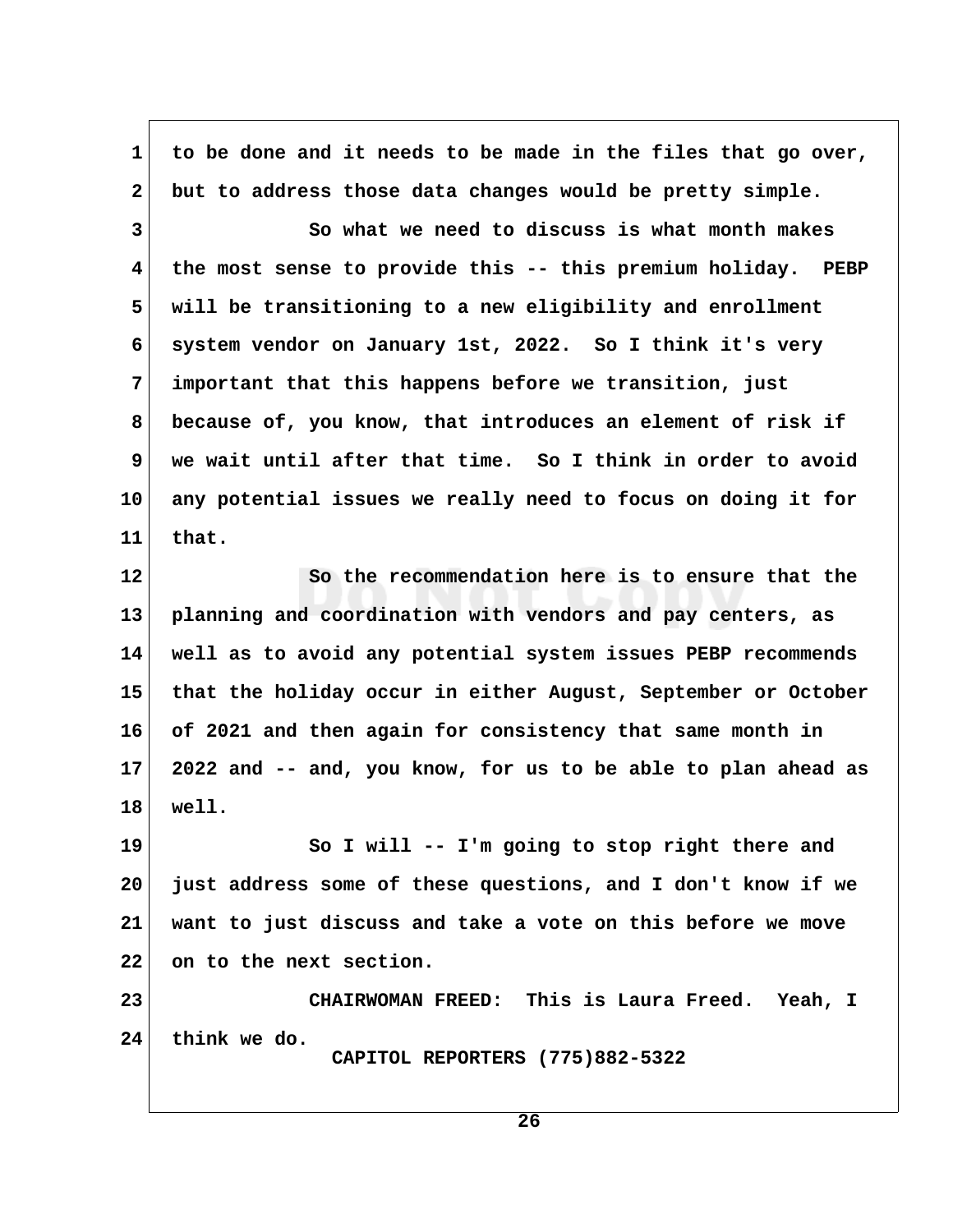to be done and it needs to be made in the files that go over, but to address those data changes would be pretty simple.

So what we need to discuss is what month makes the most sense to provide this -- this premium holiday. PEBP will be transitioning to a new eligibility and enrollment system vendor on January 1st, 2022. So I think it's very important that this happens before we transition, just because of, you know, that introduces an element of risk if we wait until after that time. So I think in order to avoid any potential issues we really need to focus on doing it for that.

So the recommendation here is to ensure that the planning and coordination with vendors and pay centers, as well as to avoid any potential system issues PEBP recommends that the holiday occur in either August, September or October of 2021 and then again for consistency that same month in 2022 and -- and, you know, for us to be able to plan ahead as well.

So I will -- I'm going to stop right there and just address some of these questions, and I don't know if we want to just discuss and take a vote on this before we move on to the next section.

CHAIRWOMAN FREED: This is Laura Freed. Yeah, I think we do.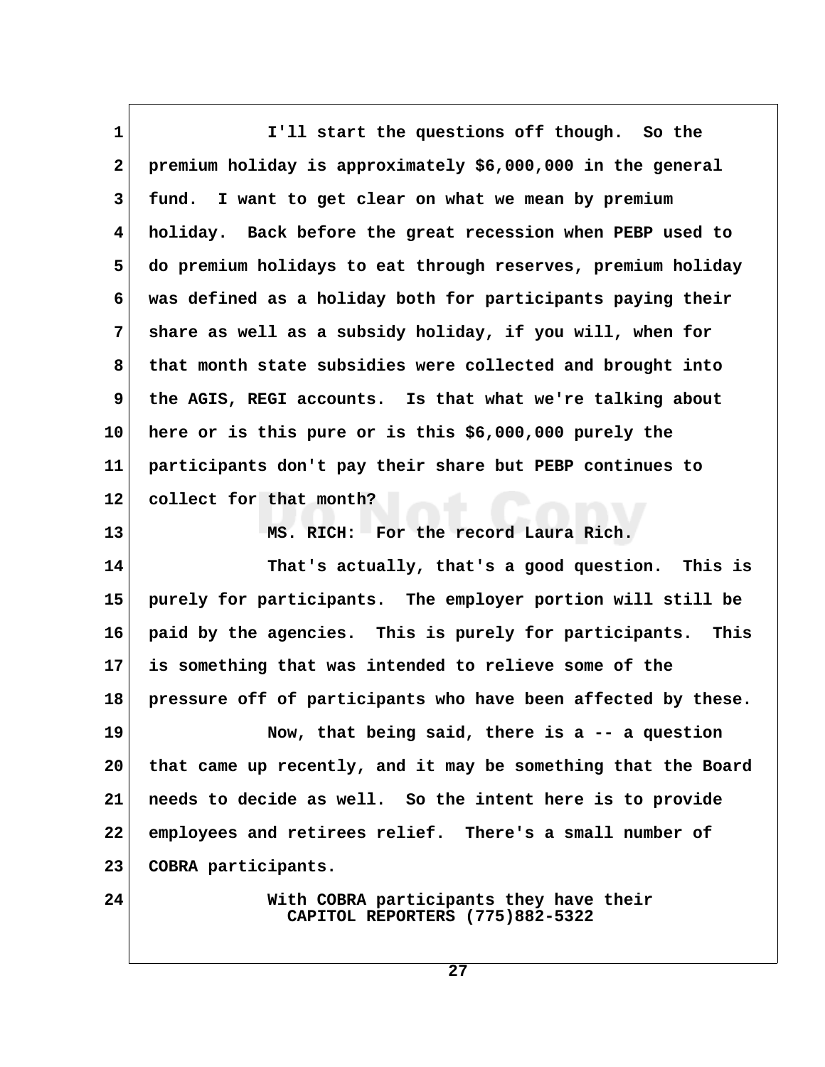I'll start the questions off though. So the premium holiday is approximately $6,000,000 in the general fund. I want to get clear on what we mean by premium holiday. Back before the great recession when PEBP used to do premium holidays to eat through reserves, premium holiday was defined as a holiday both for participants paying their share as well as a subsidy holiday, if you will, when for that month state subsidies were collected and brought into the AGIS, REGI accounts. Is that what we're talking about here or is this pure or is this $6,000,000 purely the participants don't pay their share but PEBP continues to collect for that month?

MS. RICH: For the record Laura Rich.

That's actually, that's a good question. This is purely for participants. The employer portion will still be paid by the agencies. This is purely for participants. This is something that was intended to relieve some of the pressure off of participants who have been affected by these.

Now, that being said, there is a -- a question that came up recently, and it may be something that the Board needs to decide as well. So the intent here is to provide employees and retirees relief. There's a small number of COBRA participants.

With COBRA participants they have their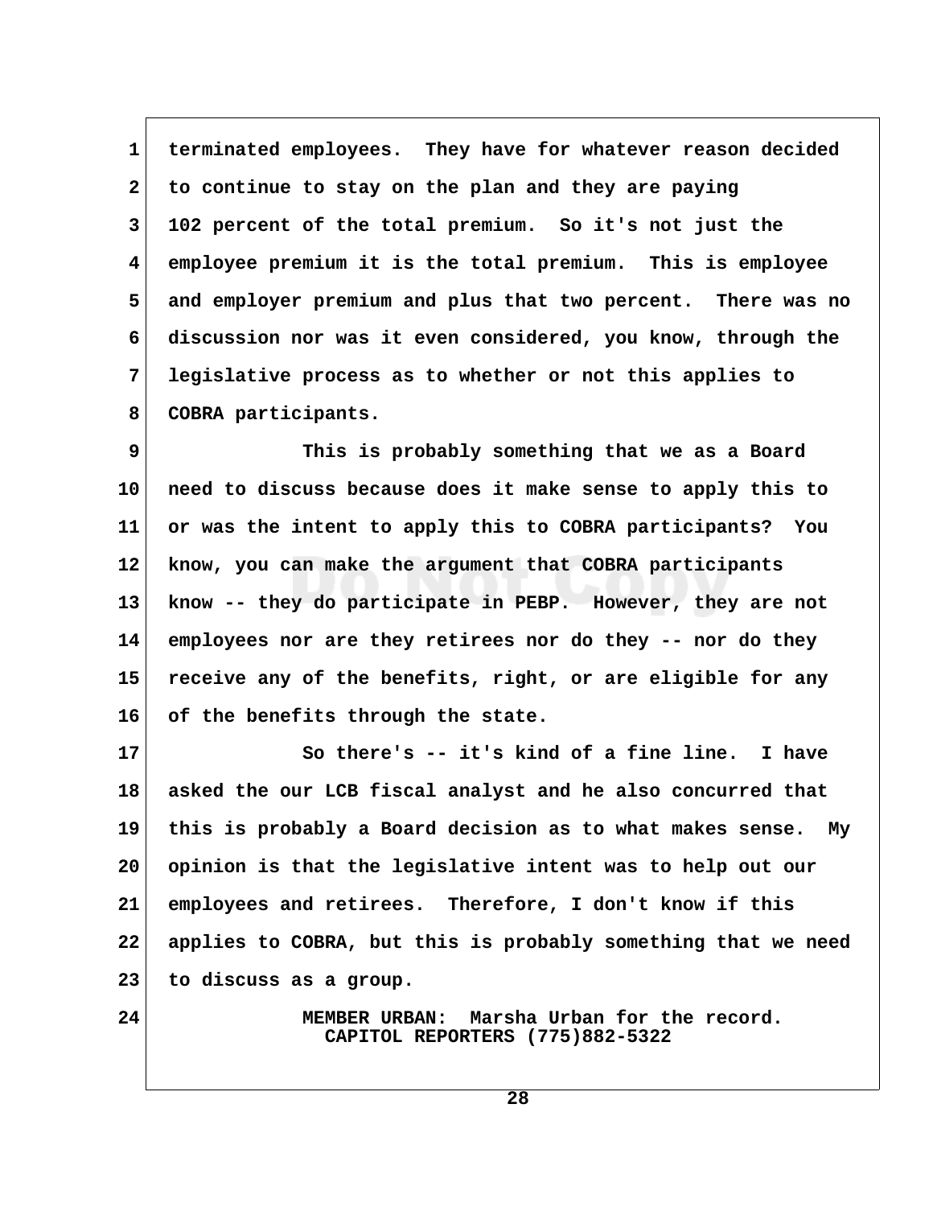terminated employees. They have for whatever reason decided to continue to stay on the plan and they are paying 102 percent of the total premium. So it's not just the employee premium it is the total premium. This is employee and employer premium and plus that two percent. There was no discussion nor was it even considered, you know, through the legislative process as to whether or not this applies to COBRA participants.

This is probably something that we as a Board need to discuss because does it make sense to apply this to or was the intent to apply this to COBRA participants? You know, you can make the argument that COBRA participants know -- they do participate in PEBP. However, they are not employees nor are they retirees nor do they -- nor do they receive any of the benefits, right, or are eligible for any of the benefits through the state.

So there's -- it's kind of a fine line. I have asked the our LCB fiscal analyst and he also concurred that this is probably a Board decision as to what makes sense. My opinion is that the legislative intent was to help out our employees and retirees. Therefore, I don't know if this applies to COBRA, but this is probably something that we need to discuss as a group.

MEMBER URBAN: Marsha Urban for the record.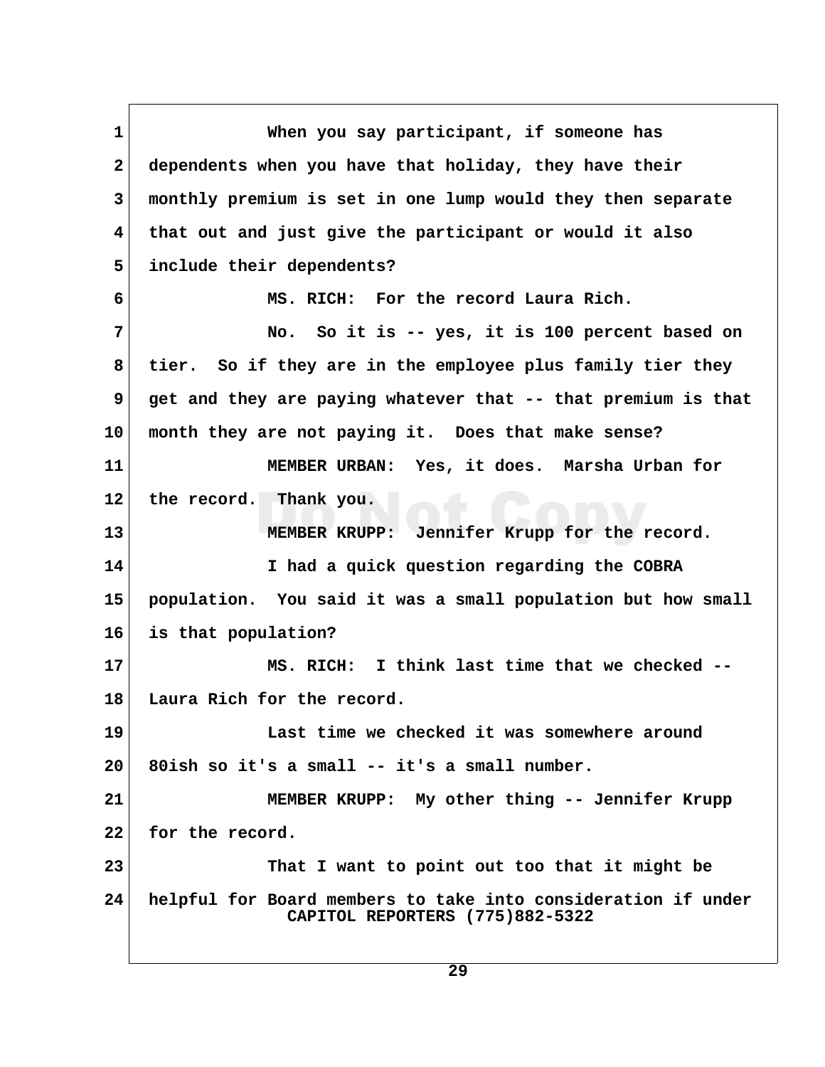When you say participant, if someone has dependents when you have that holiday, they have their monthly premium is set in one lump would they then separate that out and just give the participant or would it also include their dependents?

MS. RICH: For the record Laura Rich.

No. So it is -- yes, it is 100 percent based on tier. So if they are in the employee plus family tier they get and they are paying whatever that -- that premium is that month they are not paying it. Does that make sense?

MEMBER URBAN: Yes, it does. Marsha Urban for the record. Thank you.

MEMBER KRUPP: Jennifer Krupp for the record.

I had a quick question regarding the COBRA population. You said it was a small population but how small is that population?

MS. RICH: I think last time that we checked -- Laura Rich for the record.

Last time we checked it was somewhere around 80ish so it's a small -- it's a small number.

MEMBER KRUPP: My other thing -- Jennifer Krupp for the record.

That I want to point out too that it might be helpful for Board members to take into consideration if under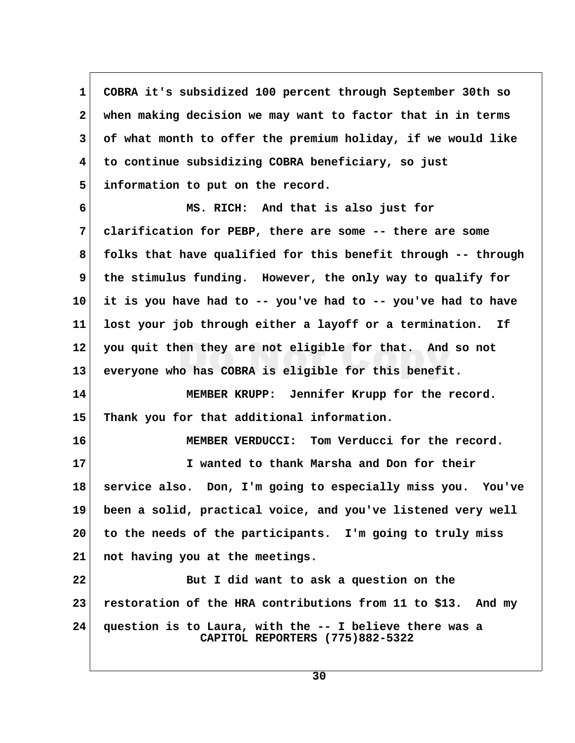COBRA it's subsidized 100 percent through September 30th so when making decision we may want to factor that in in terms of what month to offer the premium holiday, if we would like to continue subsidizing COBRA beneficiary, so just information to put on the record.

MS. RICH: And that is also just for clarification for PEBP, there are some -- there are some folks that have qualified for this benefit through -- through the stimulus funding. However, the only way to qualify for it is you have had to -- you've had to -- you've had to have lost your job through either a layoff or a termination. If you quit then they are not eligible for that. And so not everyone who has COBRA is eligible for this benefit.

MEMBER KRUPP: Jennifer Krupp for the record. Thank you for that additional information.

MEMBER VERDUCCI: Tom Verducci for the record.

I wanted to thank Marsha and Don for their service also. Don, I'm going to especially miss you. You've been a solid, practical voice, and you've listened very well to the needs of the participants. I'm going to truly miss not having you at the meetings.

But I did want to ask a question on the restoration of the HRA contributions from 11 to $13. And my question is to Laura, with the -- I believe there was a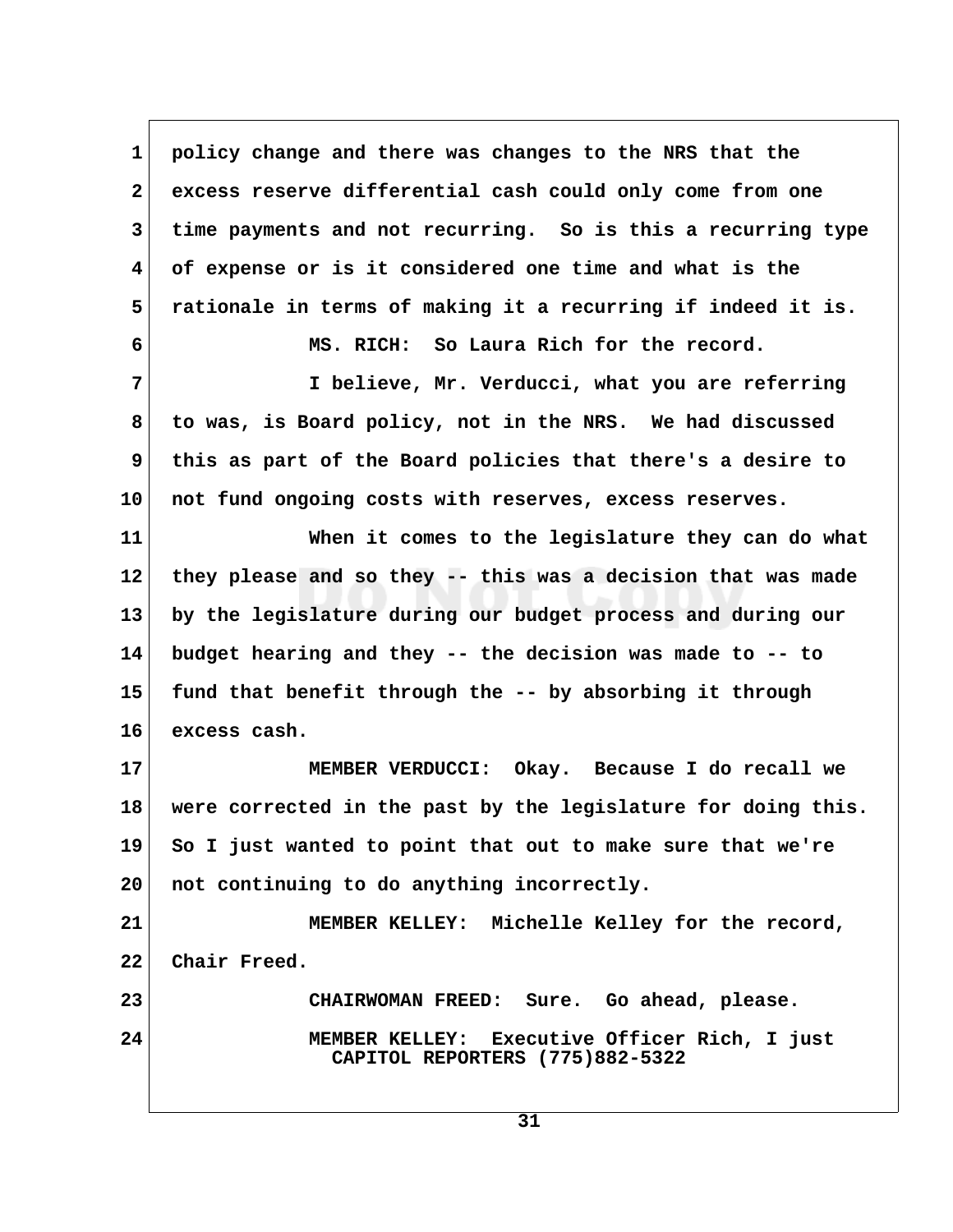policy change and there was changes to the NRS that the excess reserve differential cash could only come from one time payments and not recurring. So is this a recurring type of expense or is it considered one time and what is the rationale in terms of making it a recurring if indeed it is.

MS. RICH: So Laura Rich for the record.

I believe, Mr. Verducci, what you are referring to was, is Board policy, not in the NRS. We had discussed this as part of the Board policies that there's a desire to not fund ongoing costs with reserves, excess reserves.

When it comes to the legislature they can do what they please and so they -- this was a decision that was made by the legislature during our budget process and during our budget hearing and they -- the decision was made to -- to fund that benefit through the -- by absorbing it through excess cash.

MEMBER VERDUCCI: Okay. Because I do recall we were corrected in the past by the legislature for doing this. So I just wanted to point that out to make sure that we're not continuing to do anything incorrectly.

MEMBER KELLEY: Michelle Kelley for the record, Chair Freed.

CHAIRWOMAN FREED: Sure. Go ahead, please.

MEMBER KELLEY: Executive Officer Rich, I just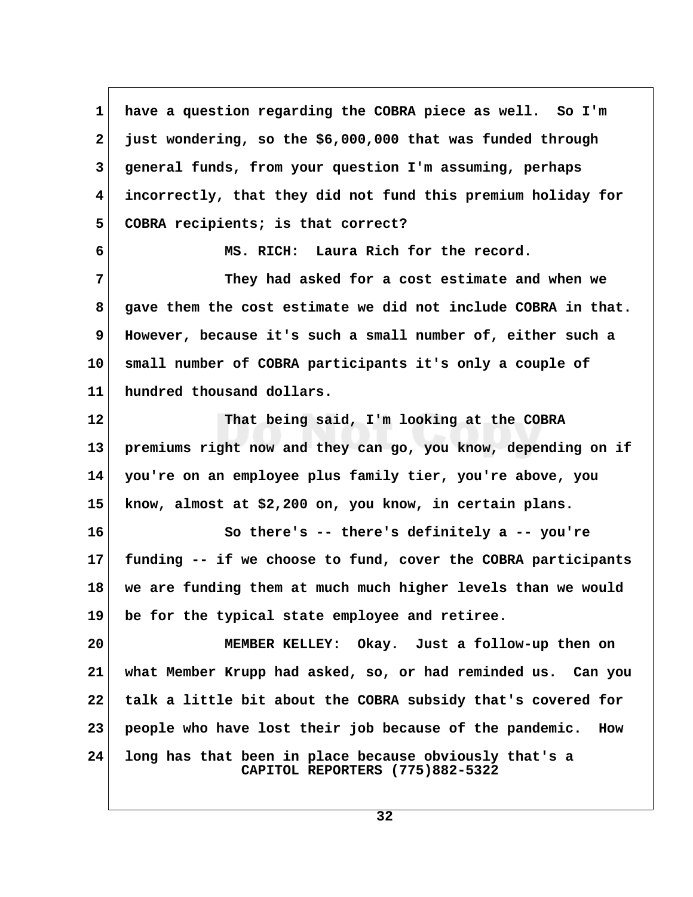have a question regarding the COBRA piece as well. So I'm just wondering, so the $6,000,000 that was funded through general funds, from your question I'm assuming, perhaps incorrectly, that they did not fund this premium holiday for COBRA recipients; is that correct?

MS. RICH: Laura Rich for the record.

They had asked for a cost estimate and when we gave them the cost estimate we did not include COBRA in that. However, because it's such a small number of, either such a small number of COBRA participants it's only a couple of hundred thousand dollars.

That being said, I'm looking at the COBRA premiums right now and they can go, you know, depending on if you're on an employee plus family tier, you're above, you know, almost at $2,200 on, you know, in certain plans.

So there's -- there's definitely a -- you're funding -- if we choose to fund, cover the COBRA participants we are funding them at much much higher levels than we would be for the typical state employee and retiree.

MEMBER KELLEY: Okay. Just a follow-up then on what Member Krupp had asked, so, or had reminded us. Can you talk a little bit about the COBRA subsidy that's covered for people who have lost their job because of the pandemic. How long has that been in place because obviously that's a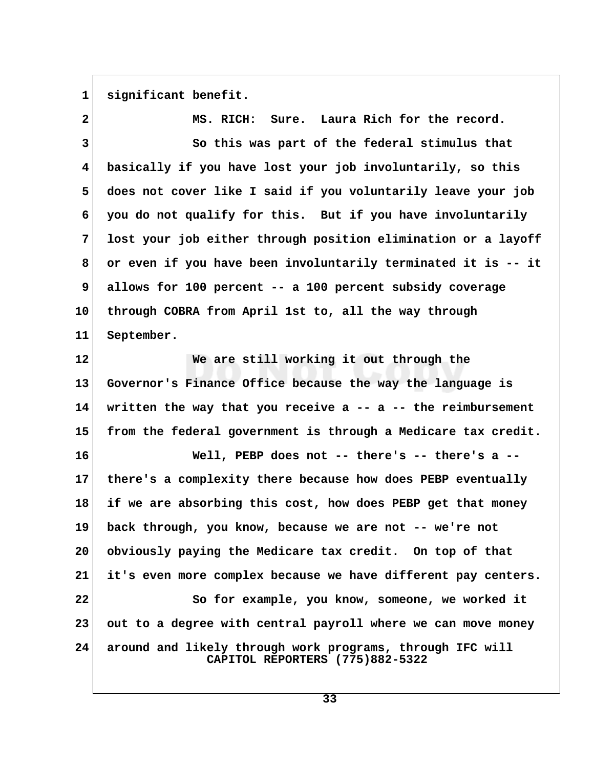significant benefit.

MS. RICH: Sure. Laura Rich for the record.

So this was part of the federal stimulus that basically if you have lost your job involuntarily, so this does not cover like I said if you voluntarily leave your job you do not qualify for this. But if you have involuntarily lost your job either through position elimination or a layoff or even if you have been involuntarily terminated it is -- it allows for 100 percent -- a 100 percent subsidy coverage through COBRA from April 1st to, all the way through September.

We are still working it out through the Governor's Finance Office because the way the language is written the way that you receive a -- a -- the reimbursement from the federal government is through a Medicare tax credit.

Well, PEBP does not -- there's -- there's a -- there's a complexity there because how does PEBP eventually if we are absorbing this cost, how does PEBP get that money back through, you know, because we are not -- we're not obviously paying the Medicare tax credit. On top of that it's even more complex because we have different pay centers.

So for example, you know, someone, we worked it out to a degree with central payroll where we can move money around and likely through work programs, through IFC will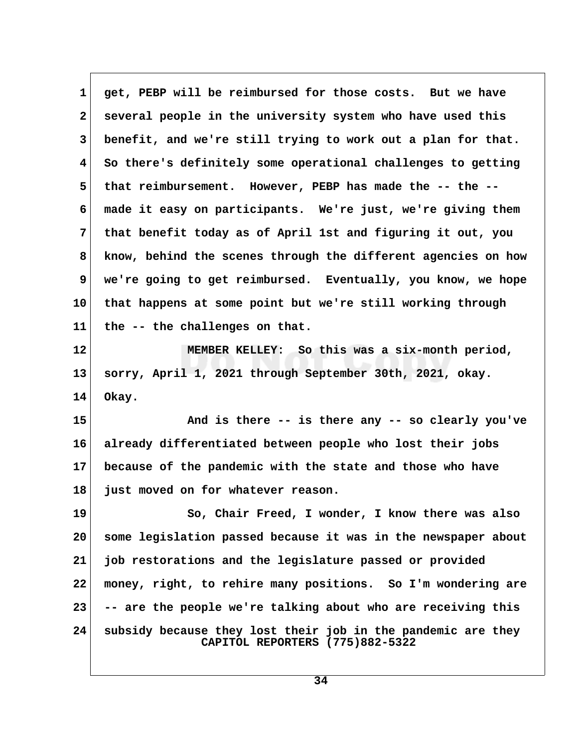get, PEBP will be reimbursed for those costs. But we have several people in the university system who have used this benefit, and we're still trying to work out a plan for that. So there's definitely some operational challenges to getting that reimbursement. However, PEBP has made the -- the -- made it easy on participants. We're just, we're giving them that benefit today as of April 1st and figuring it out, you know, behind the scenes through the different agencies on how we're going to get reimbursed. Eventually, you know, we hope that happens at some point but we're still working through the -- the challenges on that.

MEMBER KELLEY: So this was a six-month period, sorry, April 1, 2021 through September 30th, 2021, okay. Okay.

And is there -- is there any -- so clearly you've already differentiated between people who lost their jobs because of the pandemic with the state and those who have just moved on for whatever reason.

So, Chair Freed, I wonder, I know there was also some legislation passed because it was in the newspaper about job restorations and the legislature passed or provided money, right, to rehire many positions. So I'm wondering are -- are the people we're talking about who are receiving this subsidy because they lost their job in the pandemic are they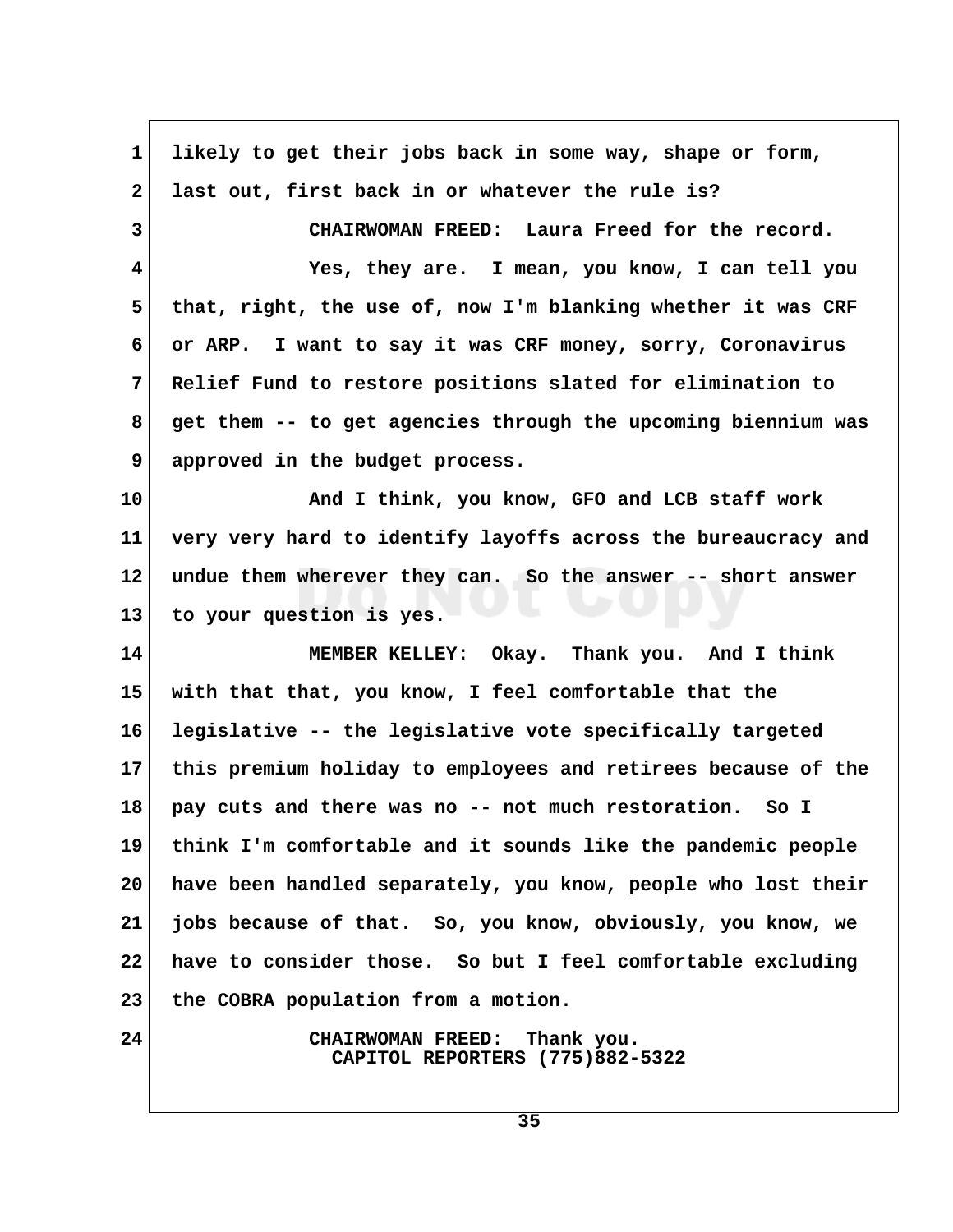likely to get their jobs back in some way, shape or form, last out, first back in or whatever the rule is?

CHAIRWOMAN FREED: Laura Freed for the record.

Yes, they are. I mean, you know, I can tell you that, right, the use of, now I'm blanking whether it was CRF or ARP. I want to say it was CRF money, sorry, Coronavirus Relief Fund to restore positions slated for elimination to get them -- to get agencies through the upcoming biennium was approved in the budget process.

And I think, you know, GFO and LCB staff work very very hard to identify layoffs across the bureaucracy and undue them wherever they can. So the answer -- short answer to your question is yes.

MEMBER KELLEY: Okay. Thank you. And I think with that that, you know, I feel comfortable that the legislative -- the legislative vote specifically targeted this premium holiday to employees and retirees because of the pay cuts and there was no -- not much restoration. So I think I'm comfortable and it sounds like the pandemic people have been handled separately, you know, people who lost their jobs because of that. So, you know, obviously, you know, we have to consider those. So but I feel comfortable excluding the COBRA population from a motion.

CHAIRWOMAN FREED: Thank you.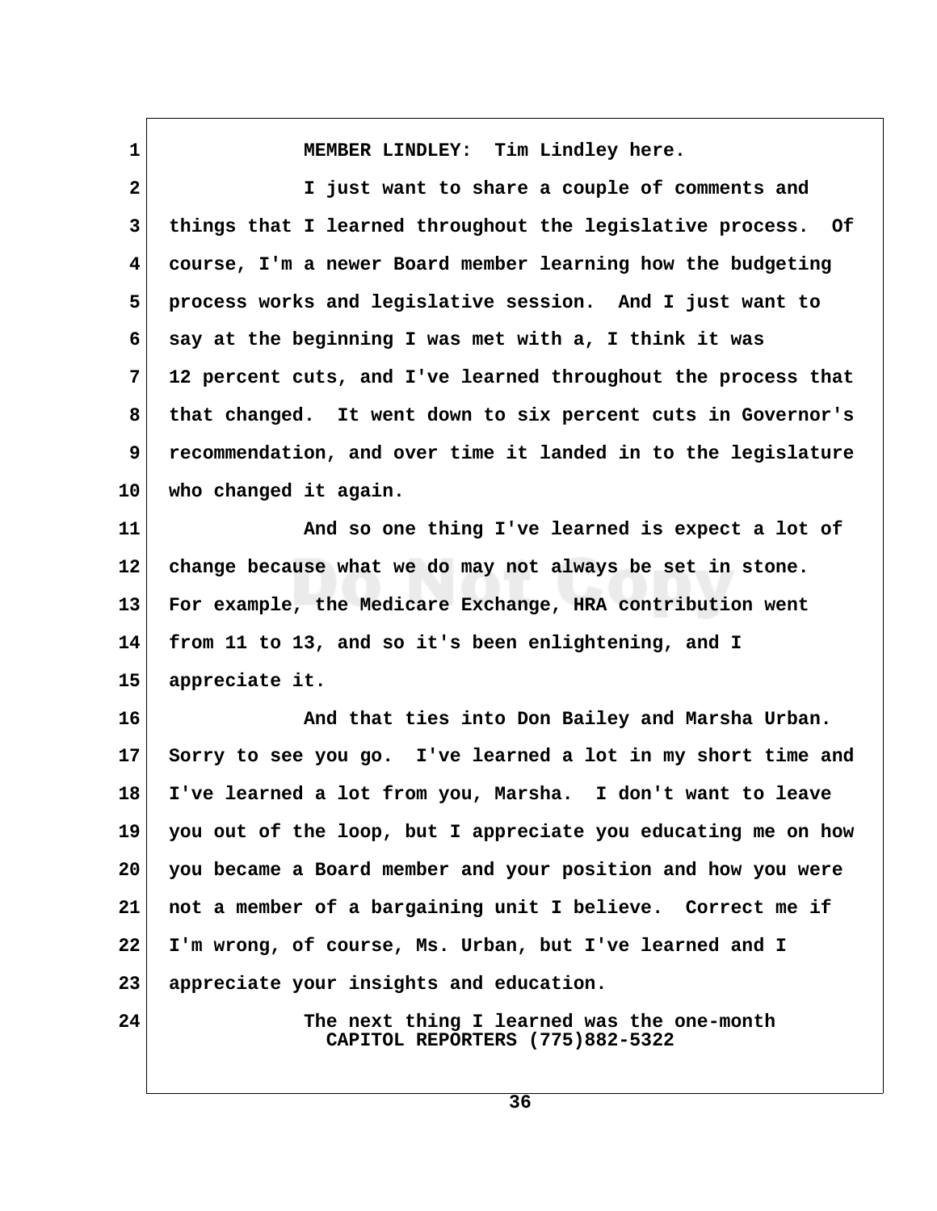MEMBER LINDLEY: Tim Lindley here.

I just want to share a couple of comments and things that I learned throughout the legislative process. Of course, I'm a newer Board member learning how the budgeting process works and legislative session. And I just want to say at the beginning I was met with a, I think it was 12 percent cuts, and I've learned throughout the process that that changed. It went down to six percent cuts in Governor's recommendation, and over time it landed in to the legislature who changed it again.

And so one thing I've learned is expect a lot of change because what we do may not always be set in stone. For example, the Medicare Exchange, HRA contribution went from 11 to 13, and so it's been enlightening, and I appreciate it.

And that ties into Don Bailey and Marsha Urban. Sorry to see you go. I've learned a lot in my short time and I've learned a lot from you, Marsha. I don't want to leave you out of the loop, but I appreciate you educating me on how you became a Board member and your position and how you were not a member of a bargaining unit I believe. Correct me if I'm wrong, of course, Ms. Urban, but I've learned and I appreciate your insights and education.

The next thing I learned was the one-month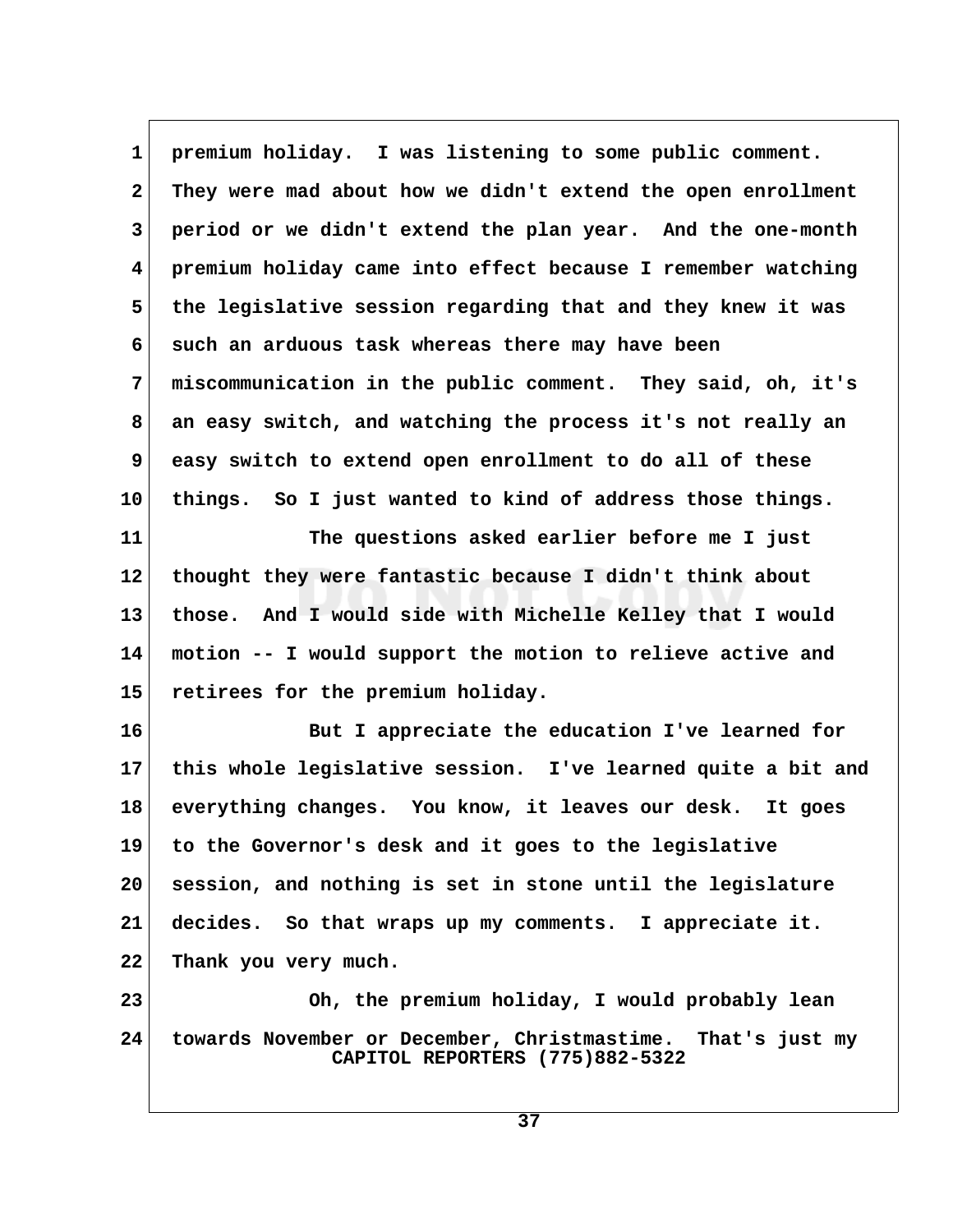premium holiday. I was listening to some public comment. They were mad about how we didn't extend the open enrollment period or we didn't extend the plan year. And the one-month premium holiday came into effect because I remember watching the legislative session regarding that and they knew it was such an arduous task whereas there may have been miscommunication in the public comment. They said, oh, it's an easy switch, and watching the process it's not really an easy switch to extend open enrollment to do all of these things. So I just wanted to kind of address those things.

The questions asked earlier before me I just thought they were fantastic because I didn't think about those. And I would side with Michelle Kelley that I would motion -- I would support the motion to relieve active and retirees for the premium holiday.

But I appreciate the education I've learned for this whole legislative session. I've learned quite a bit and everything changes. You know, it leaves our desk. It goes to the Governor's desk and it goes to the legislative session, and nothing is set in stone until the legislature decides. So that wraps up my comments. I appreciate it. Thank you very much.

Oh, the premium holiday, I would probably lean towards November or December, Christmastime. That's just my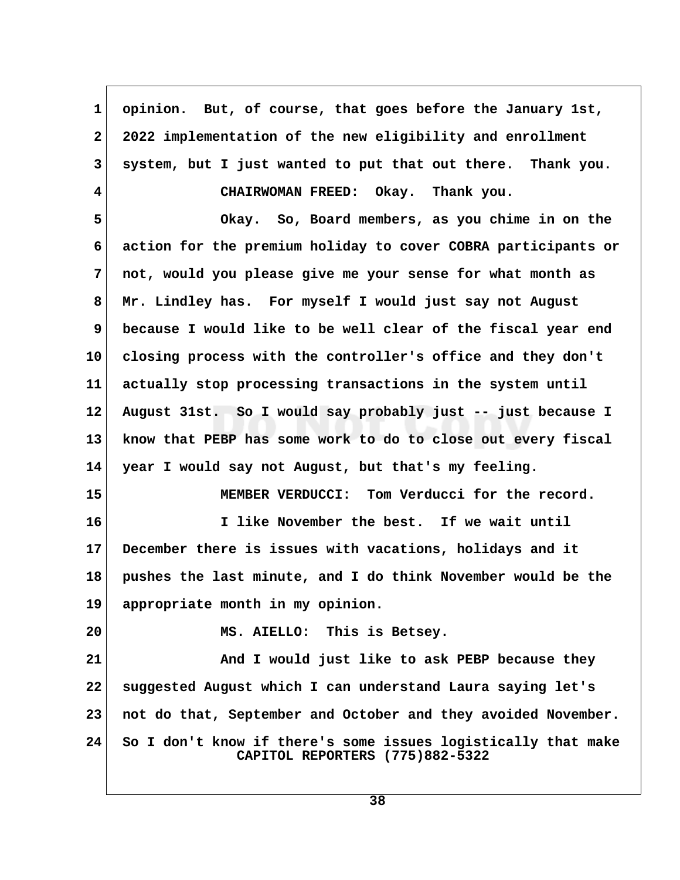opinion. But, of course, that goes before the January 1st, 2022 implementation of the new eligibility and enrollment system, but I just wanted to put that out there. Thank you.

CHAIRWOMAN FREED: Okay. Thank you.

Okay. So, Board members, as you chime in on the action for the premium holiday to cover COBRA participants or not, would you please give me your sense for what month as Mr. Lindley has. For myself I would just say not August because I would like to be well clear of the fiscal year end closing process with the controller's office and they don't actually stop processing transactions in the system until August 31st. So I would say probably just -- just because I know that PEBP has some work to do to close out every fiscal year I would say not August, but that's my feeling.

MEMBER VERDUCCI: Tom Verducci for the record.

I like November the best. If we wait until December there is issues with vacations, holidays and it pushes the last minute, and I do think November would be the appropriate month in my opinion.

MS. AIELLO: This is Betsey.

And I would just like to ask PEBP because they suggested August which I can understand Laura saying let's not do that, September and October and they avoided November. So I don't know if there's some issues logistically that make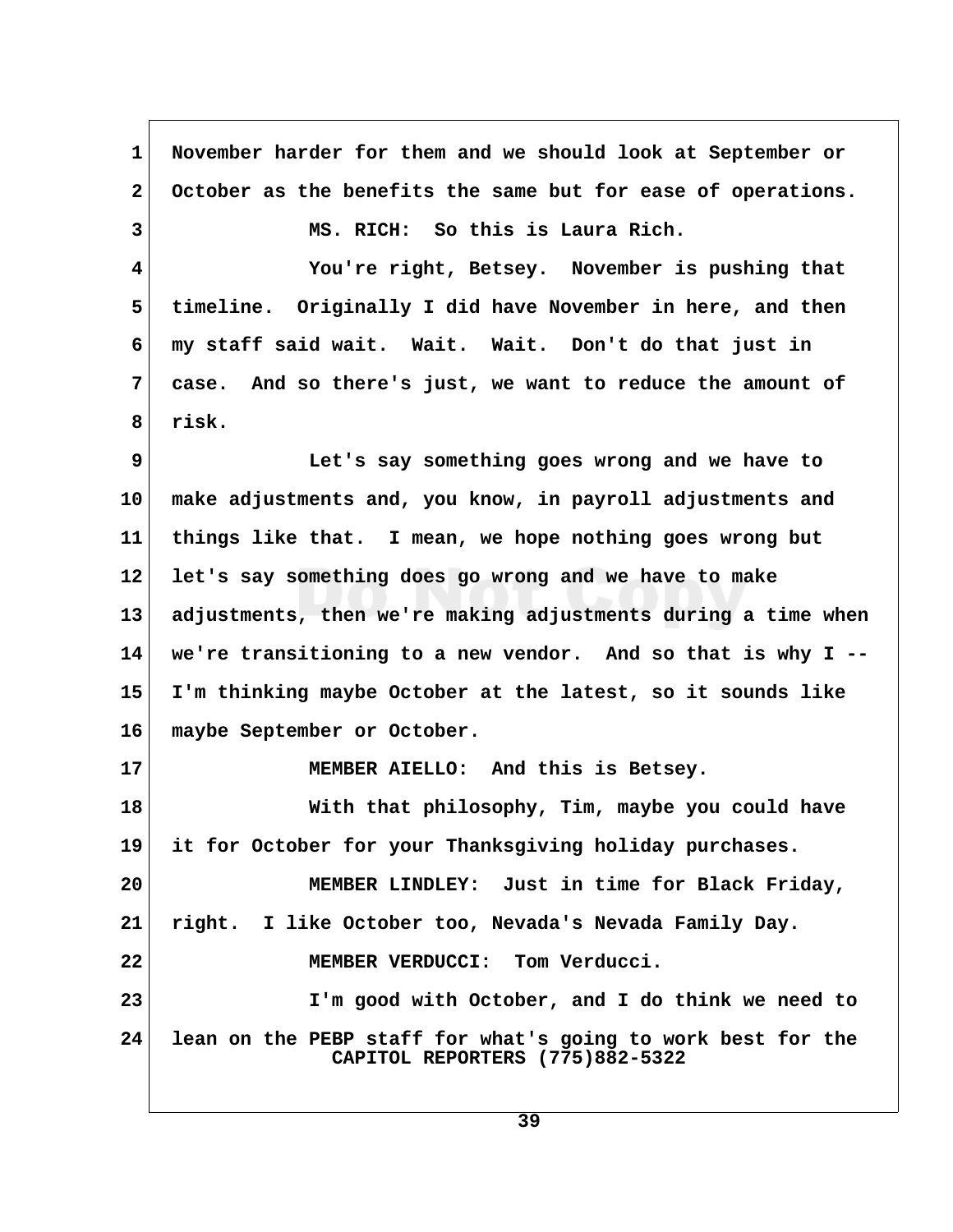1 November harder for them and we should look at September or
2 October as the benefits the same but for ease of operations.
3 MS. RICH: So this is Laura Rich.
4 You're right, Betsey. November is pushing that
5 timeline. Originally I did have November in here, and then
6 my staff said wait. Wait. Wait. Don't do that just in
7 case. And so there's just, we want to reduce the amount of
8 risk.
9 Let's say something goes wrong and we have to
10 make adjustments and, you know, in payroll adjustments and
11 things like that. I mean, we hope nothing goes wrong but
12 let's say something does go wrong and we have to make
13 adjustments, then we're making adjustments during a time when
14 we're transitioning to a new vendor. And so that is why I --
15 I'm thinking maybe October at the latest, so it sounds like
16 maybe September or October.
17 MEMBER AIELLO: And this is Betsey.
18 With that philosophy, Tim, maybe you could have
19 it for October for your Thanksgiving holiday purchases.
20 MEMBER LINDLEY: Just in time for Black Friday,
21 right. I like October too, Nevada's Nevada Family Day.
22 MEMBER VERDUCCI: Tom Verducci.
23 I'm good with October, and I do think we need to
24 lean on the PEBP staff for what's going to work best for the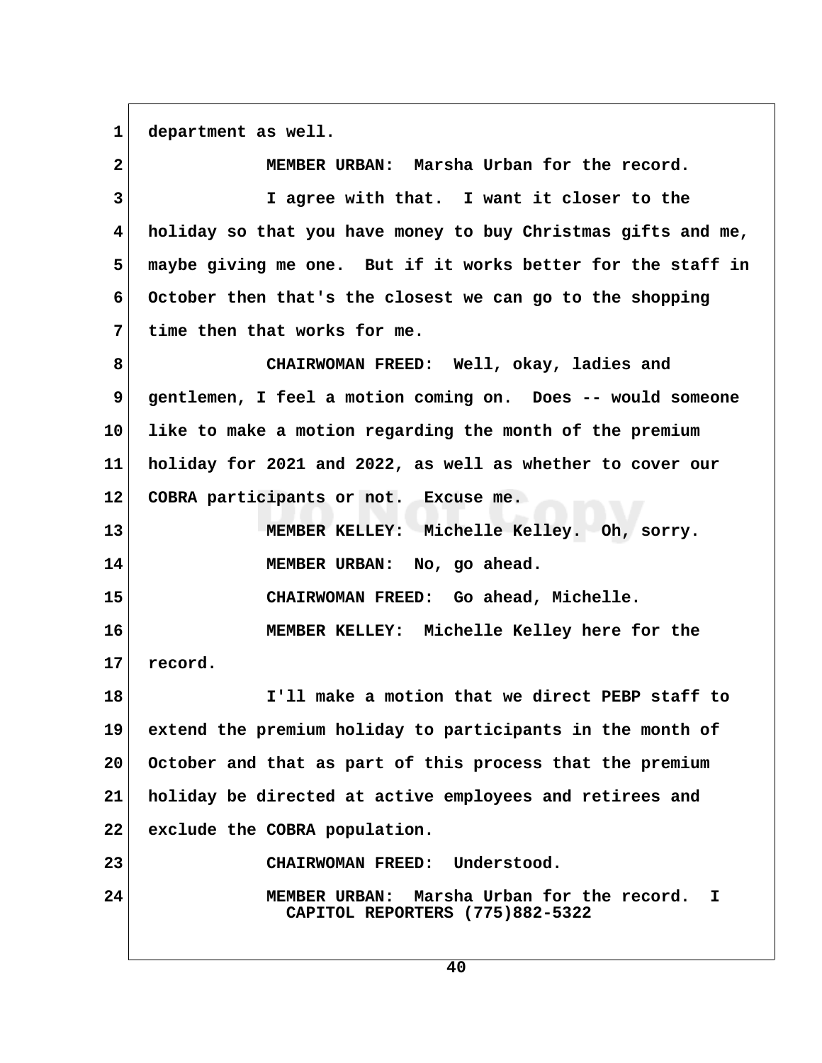department as well.

MEMBER URBAN: Marsha Urban for the record.

I agree with that. I want it closer to the holiday so that you have money to buy Christmas gifts and me, maybe giving me one. But if it works better for the staff in October then that's the closest we can go to the shopping time then that works for me.

CHAIRWOMAN FREED: Well, okay, ladies and gentlemen, I feel a motion coming on. Does -- would someone like to make a motion regarding the month of the premium holiday for 2021 and 2022, as well as whether to cover our COBRA participants or not. Excuse me.

MEMBER KELLEY: Michelle Kelley. Oh, sorry.

MEMBER URBAN: No, go ahead.

CHAIRWOMAN FREED: Go ahead, Michelle.

MEMBER KELLEY: Michelle Kelley here for the record.

I'll make a motion that we direct PEBP staff to extend the premium holiday to participants in the month of October and that as part of this process that the premium holiday be directed at active employees and retirees and exclude the COBRA population.

CHAIRWOMAN FREED: Understood.

MEMBER URBAN: Marsha Urban for the record. I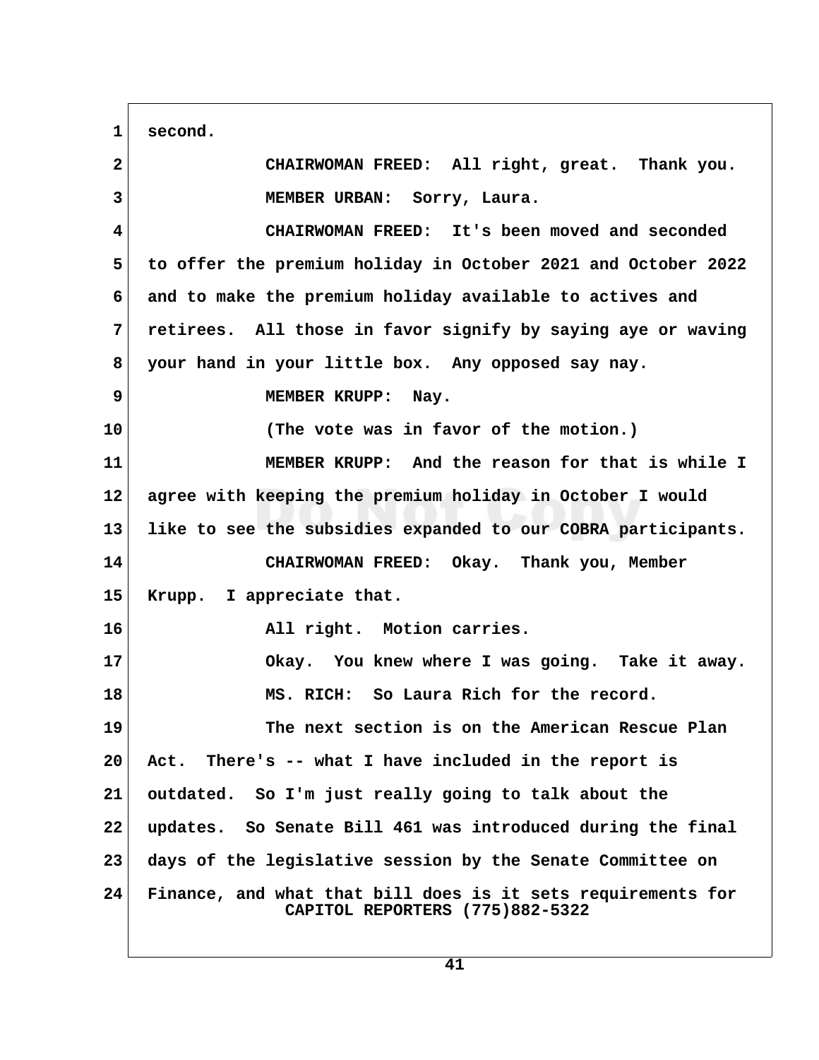second.

CHAIRWOMAN FREED: All right, great. Thank you.

MEMBER URBAN: Sorry, Laura.

CHAIRWOMAN FREED: It's been moved and seconded to offer the premium holiday in October 2021 and October 2022 and to make the premium holiday available to actives and retirees. All those in favor signify by saying aye or waving your hand in your little box. Any opposed say nay.

MEMBER KRUPP: Nay.

(The vote was in favor of the motion.)

MEMBER KRUPP: And the reason for that is while I agree with keeping the premium holiday in October I would like to see the subsidies expanded to our COBRA participants.

CHAIRWOMAN FREED: Okay. Thank you, Member Krupp. I appreciate that.

All right. Motion carries.

Okay. You knew where I was going. Take it away.

MS. RICH: So Laura Rich for the record.

The next section is on the American Rescue Plan Act. There's -- what I have included in the report is outdated. So I'm just really going to talk about the updates. So Senate Bill 461 was introduced during the final days of the legislative session by the Senate Committee on Finance, and what that bill does is it sets requirements for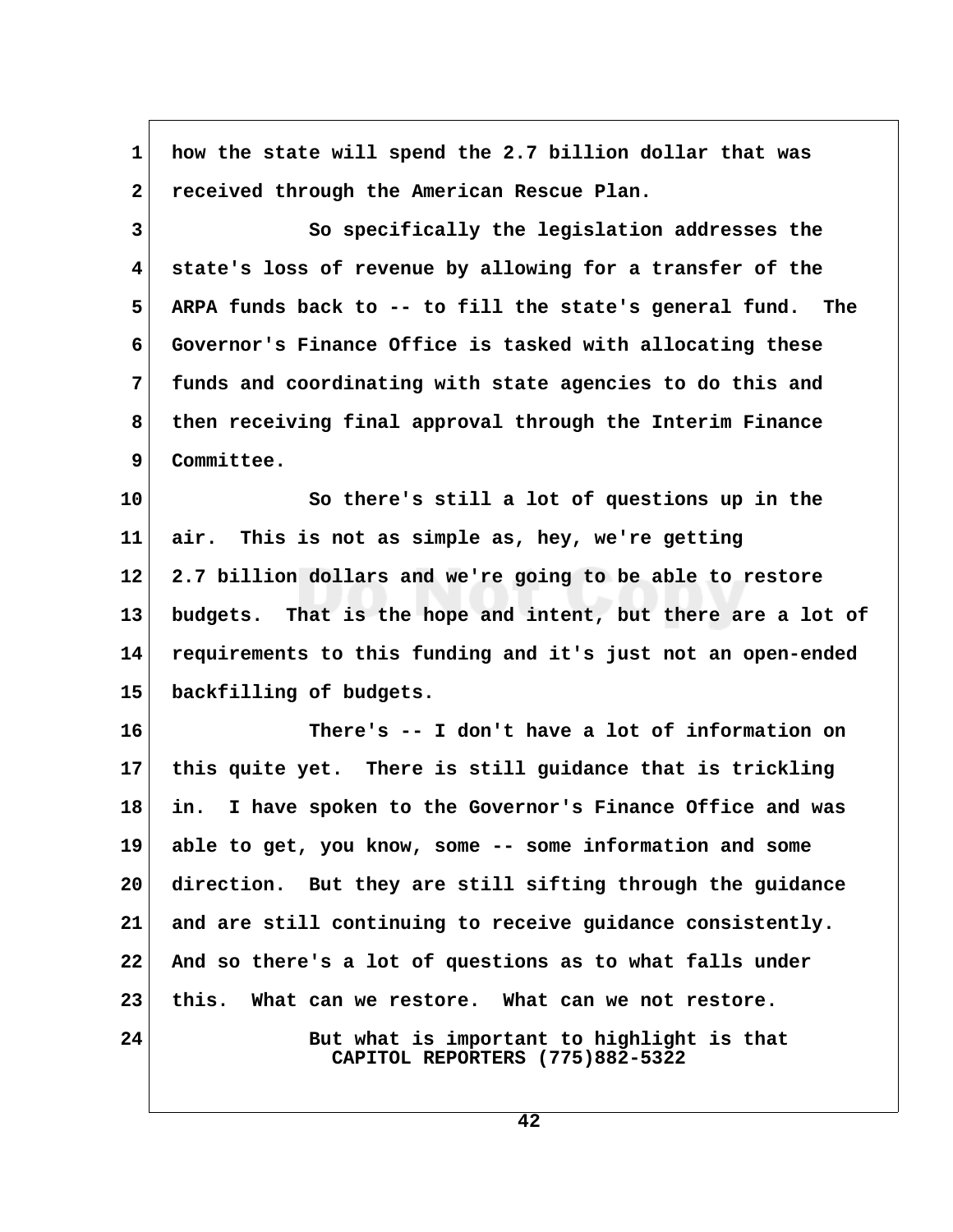how the state will spend the 2.7 billion dollar that was received through the American Rescue Plan.

So specifically the legislation addresses the state's loss of revenue by allowing for a transfer of the ARPA funds back to -- to fill the state's general fund. The Governor's Finance Office is tasked with allocating these funds and coordinating with state agencies to do this and then receiving final approval through the Interim Finance Committee.

So there's still a lot of questions up in the air. This is not as simple as, hey, we're getting 2.7 billion dollars and we're going to be able to restore budgets. That is the hope and intent, but there are a lot of requirements to this funding and it's just not an open-ended backfilling of budgets.

There's -- I don't have a lot of information on this quite yet. There is still guidance that is trickling in. I have spoken to the Governor's Finance Office and was able to get, you know, some -- some information and some direction. But they are still sifting through the guidance and are still continuing to receive guidance consistently. And so there's a lot of questions as to what falls under this. What can we restore. What can we not restore.

But what is important to highlight is that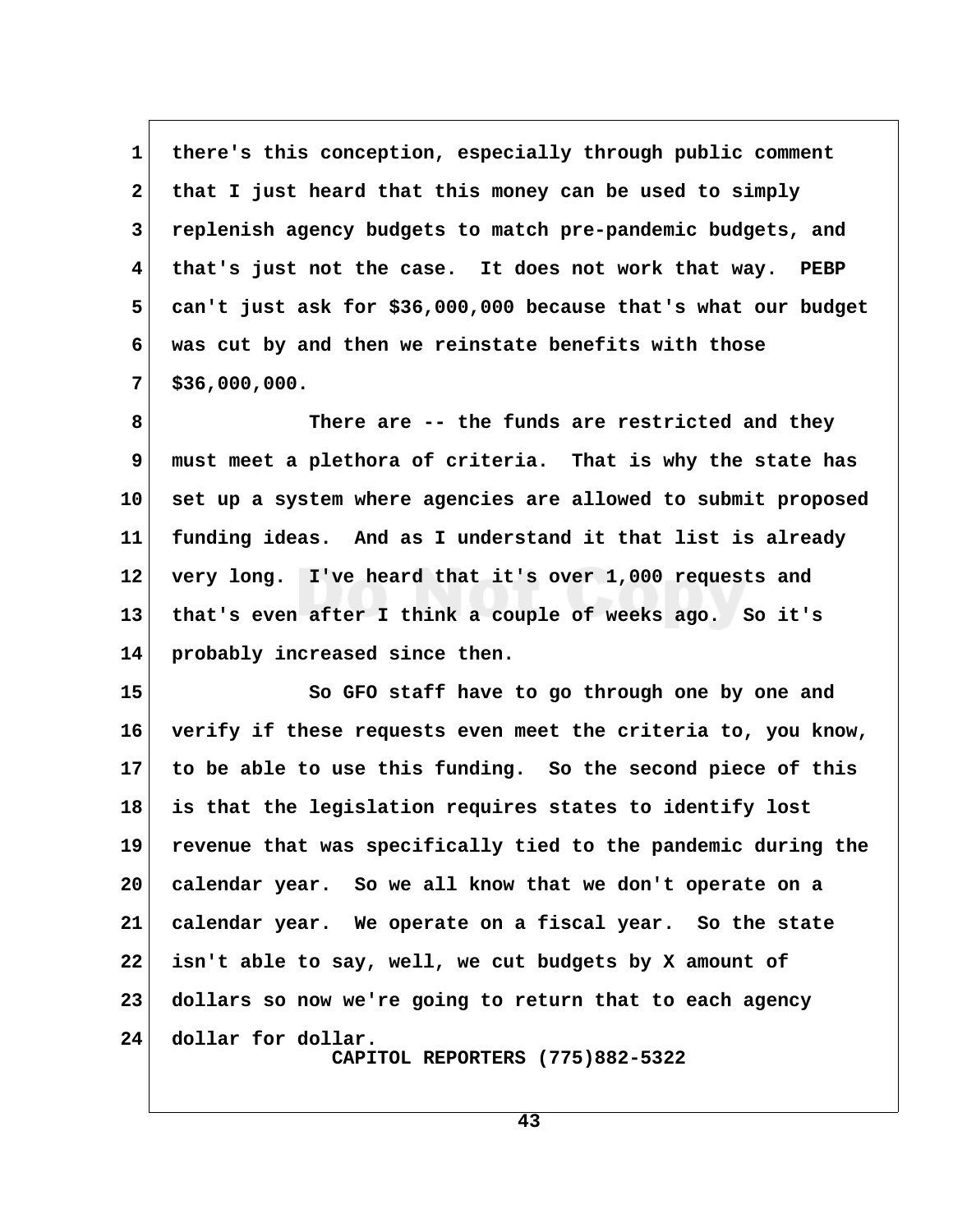there's this conception, especially through public comment that I just heard that this money can be used to simply replenish agency budgets to match pre-pandemic budgets, and that's just not the case. It does not work that way. PEBP can't just ask for $36,000,000 because that's what our budget was cut by and then we reinstate benefits with those $36,000,000.

There are -- the funds are restricted and they must meet a plethora of criteria. That is why the state has set up a system where agencies are allowed to submit proposed funding ideas. And as I understand it that list is already very long. I've heard that it's over 1,000 requests and that's even after I think a couple of weeks ago. So it's probably increased since then.

So GFO staff have to go through one by one and verify if these requests even meet the criteria to, you know, to be able to use this funding. So the second piece of this is that the legislation requires states to identify lost revenue that was specifically tied to the pandemic during the calendar year. So we all know that we don't operate on a calendar year. We operate on a fiscal year. So the state isn't able to say, well, we cut budgets by X amount of dollars so now we're going to return that to each agency dollar for dollar.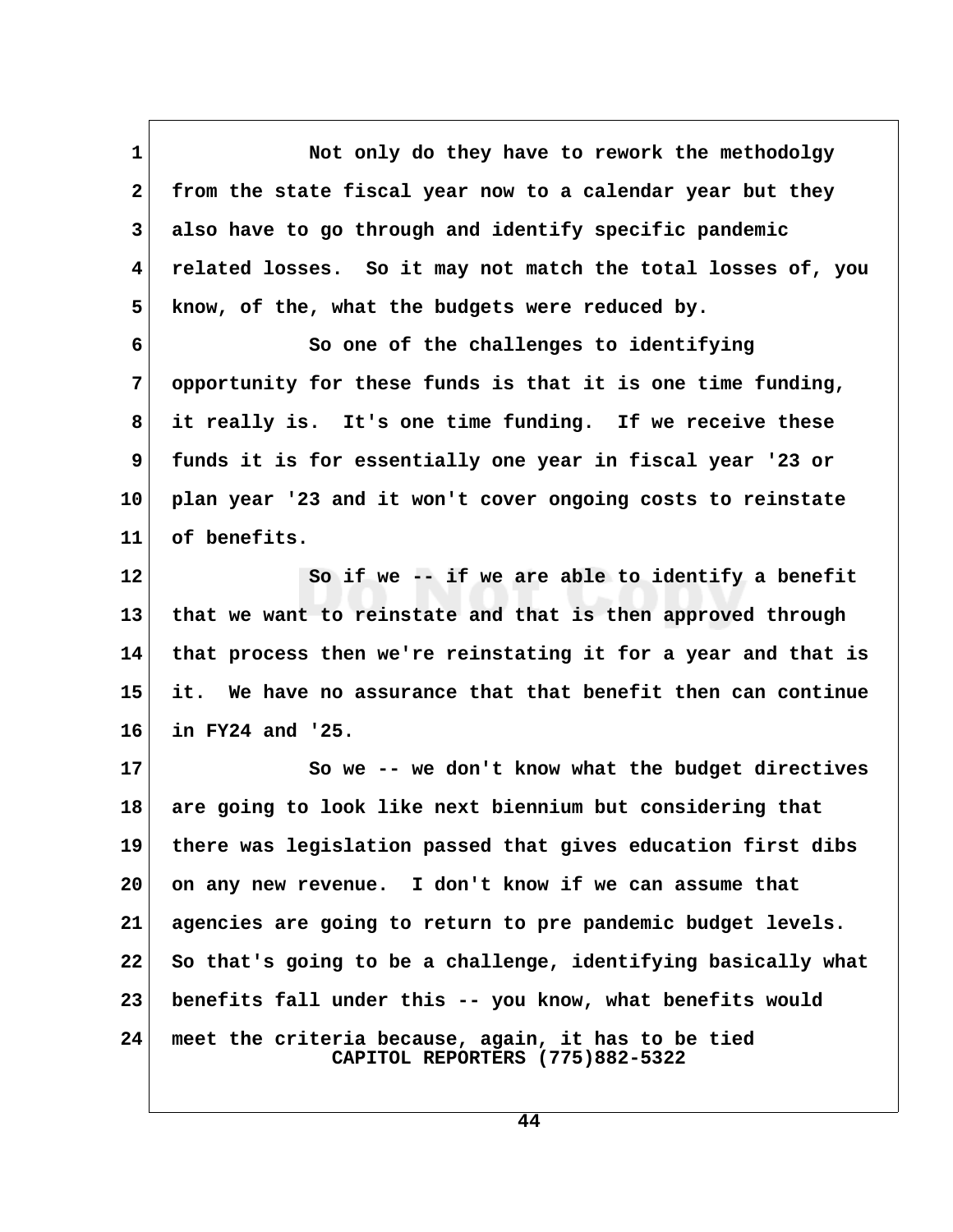Not only do they have to rework the methodolgy from the state fiscal year now to a calendar year but they also have to go through and identify specific pandemic related losses. So it may not match the total losses of, you know, of the, what the budgets were reduced by.

So one of the challenges to identifying opportunity for these funds is that it is one time funding, it really is. It's one time funding. If we receive these funds it is for essentially one year in fiscal year '23 or plan year '23 and it won't cover ongoing costs to reinstate of benefits.

So if we -- if we are able to identify a benefit that we want to reinstate and that is then approved through that process then we're reinstating it for a year and that is it. We have no assurance that that benefit then can continue in FY24 and '25.

So we -- we don't know what the budget directives are going to look like next biennium but considering that there was legislation passed that gives education first dibs on any new revenue. I don't know if we can assume that agencies are going to return to pre pandemic budget levels. So that's going to be a challenge, identifying basically what benefits fall under this -- you know, what benefits would meet the criteria because, again, it has to be tied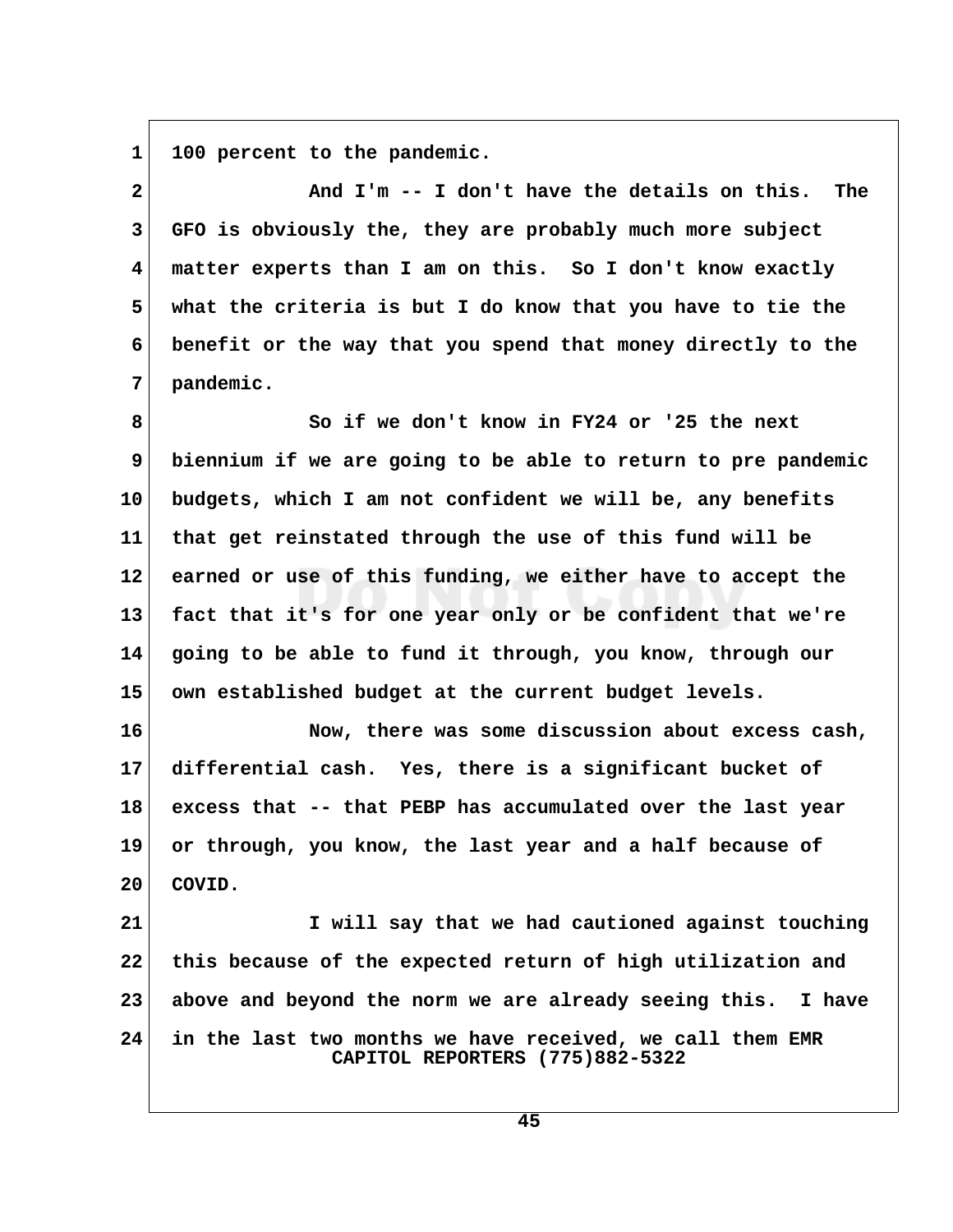100 percent to the pandemic.

And I'm -- I don't have the details on this. The GFO is obviously the, they are probably much more subject matter experts than I am on this. So I don't know exactly what the criteria is but I do know that you have to tie the benefit or the way that you spend that money directly to the pandemic.

So if we don't know in FY24 or '25 the next biennium if we are going to be able to return to pre pandemic budgets, which I am not confident we will be, any benefits that get reinstated through the use of this fund will be earned or use of this funding, we either have to accept the fact that it's for one year only or be confident that we're going to be able to fund it through, you know, through our own established budget at the current budget levels.

Now, there was some discussion about excess cash, differential cash. Yes, there is a significant bucket of excess that -- that PEBP has accumulated over the last year or through, you know, the last year and a half because of COVID.

I will say that we had cautioned against touching this because of the expected return of high utilization and above and beyond the norm we are already seeing this. I have in the last two months we have received, we call them EMR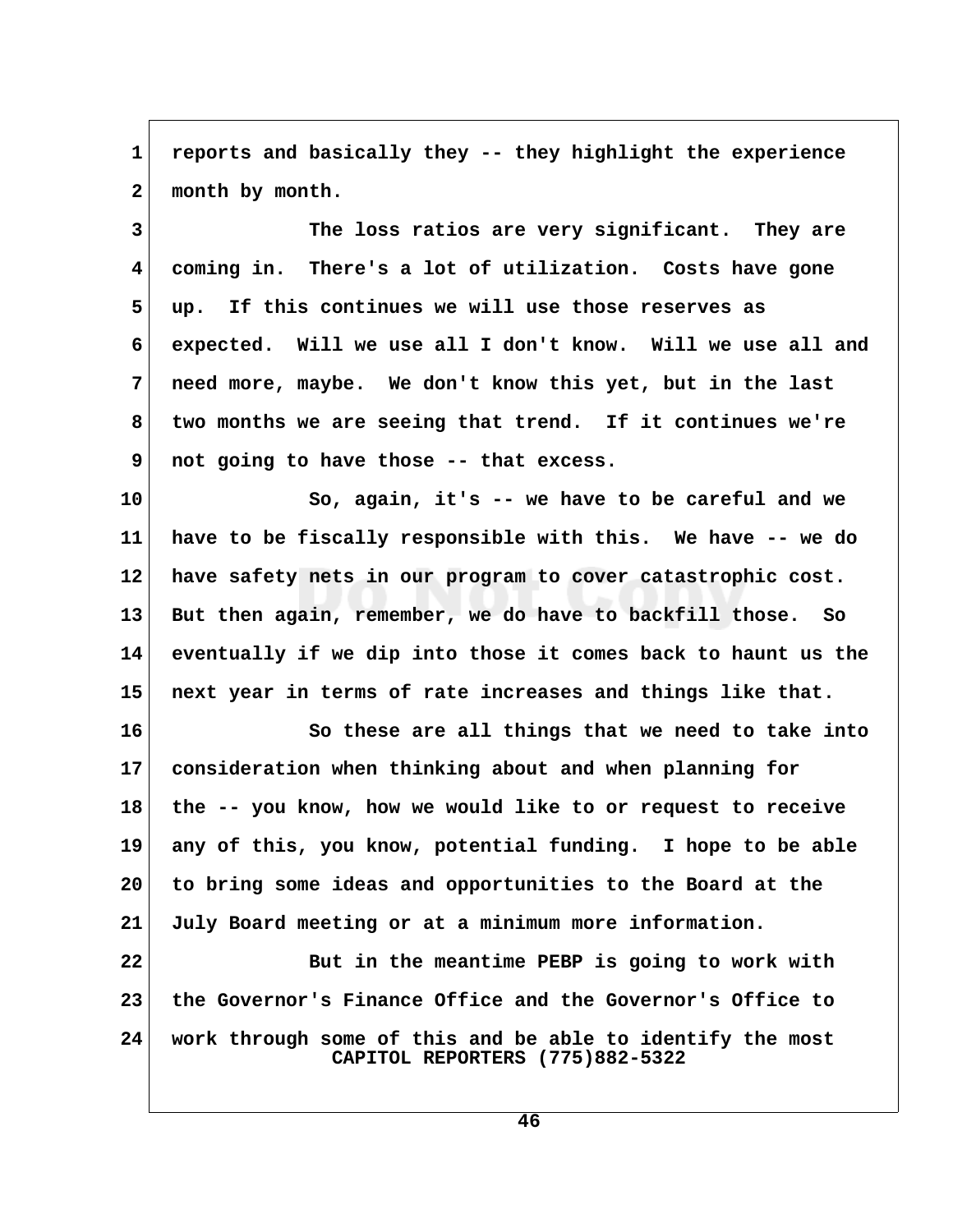reports and basically they -- they highlight the experience month by month.

The loss ratios are very significant. They are coming in. There's a lot of utilization. Costs have gone up. If this continues we will use those reserves as expected. Will we use all I don't know. Will we use all and need more, maybe. We don't know this yet, but in the last two months we are seeing that trend. If it continues we're not going to have those -- that excess.

So, again, it's -- we have to be careful and we have to be fiscally responsible with this. We have -- we do have safety nets in our program to cover catastrophic cost. But then again, remember, we do have to backfill those. So eventually if we dip into those it comes back to haunt us the next year in terms of rate increases and things like that.

So these are all things that we need to take into consideration when thinking about and when planning for the -- you know, how we would like to or request to receive any of this, you know, potential funding. I hope to be able to bring some ideas and opportunities to the Board at the July Board meeting or at a minimum more information.

But in the meantime PEBP is going to work with the Governor's Finance Office and the Governor's Office to work through some of this and be able to identify the most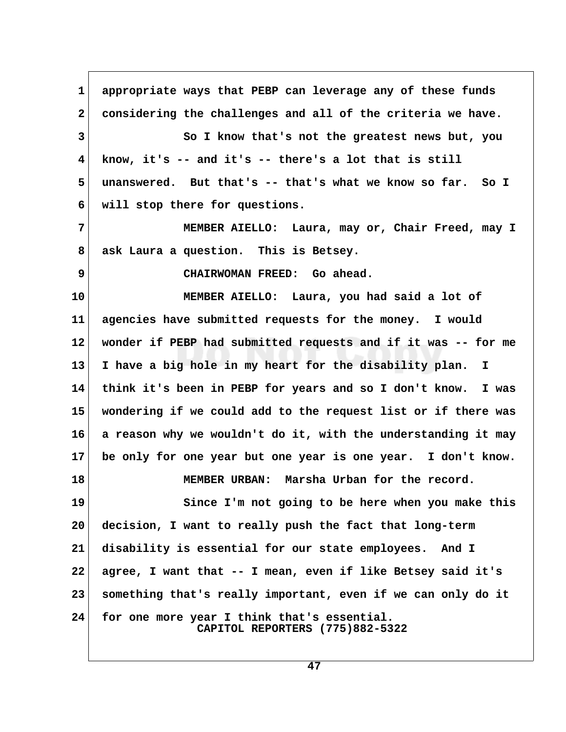appropriate ways that PEBP can leverage any of these funds considering the challenges and all of the criteria we have.

So I know that's not the greatest news but, you know, it's -- and it's -- there's a lot that is still unanswered. But that's -- that's what we know so far. So I will stop there for questions.

MEMBER AIELLO: Laura, may or, Chair Freed, may I ask Laura a question. This is Betsey.

CHAIRWOMAN FREED: Go ahead.

MEMBER AIELLO: Laura, you had said a lot of agencies have submitted requests for the money. I would wonder if PEBP had submitted requests and if it was -- for me I have a big hole in my heart for the disability plan. I think it's been in PEBP for years and so I don't know. I was wondering if we could add to the request list or if there was a reason why we wouldn't do it, with the understanding it may be only for one year but one year is one year. I don't know.

MEMBER URBAN: Marsha Urban for the record.

Since I'm not going to be here when you make this decision, I want to really push the fact that long-term disability is essential for our state employees. And I agree, I want that -- I mean, even if like Betsey said it's something that's really important, even if we can only do it for one more year I think that's essential.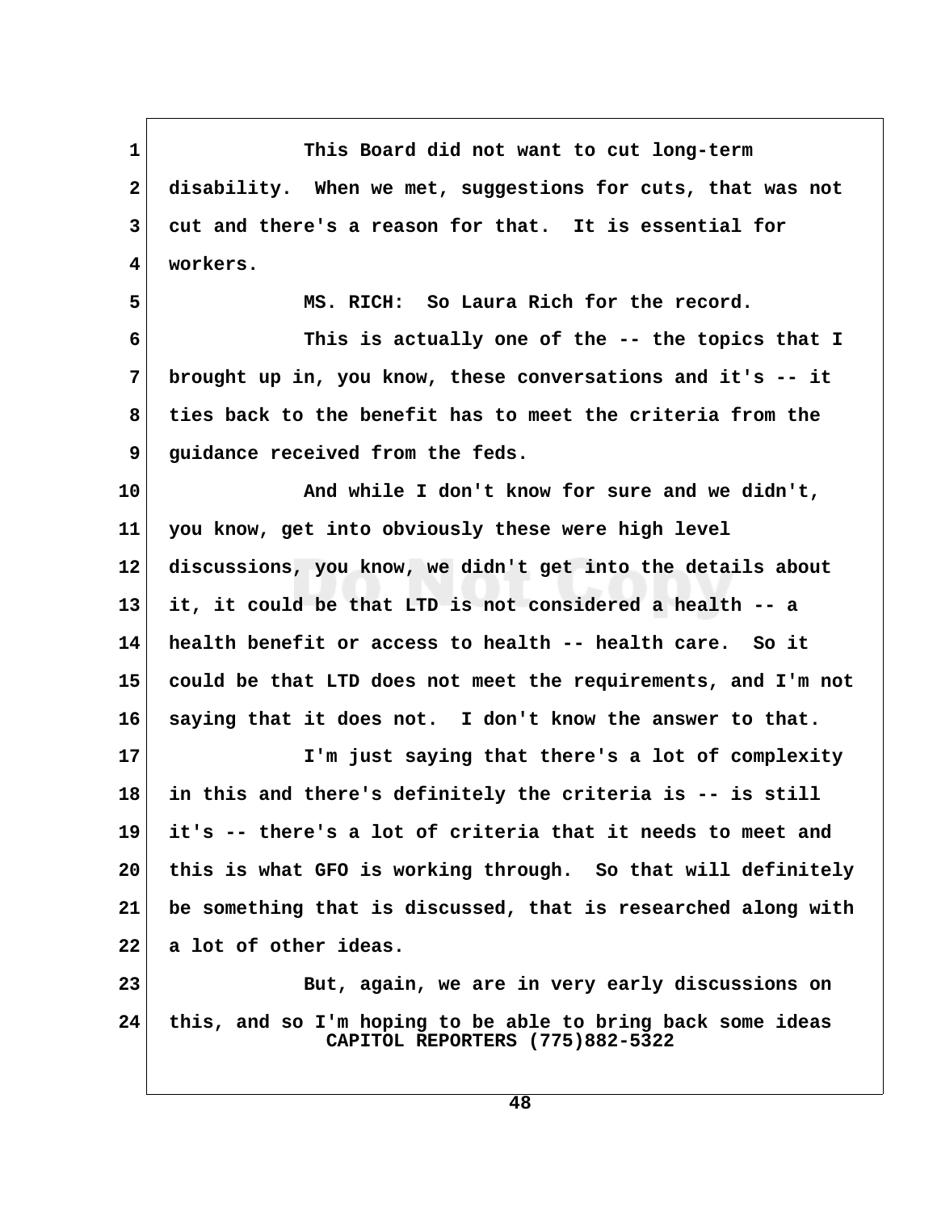This Board did not want to cut long-term disability. When we met, suggestions for cuts, that was not cut and there's a reason for that. It is essential for workers.

MS. RICH: So Laura Rich for the record.

This is actually one of the -- the topics that I brought up in, you know, these conversations and it's -- it ties back to the benefit has to meet the criteria from the guidance received from the feds.

And while I don't know for sure and we didn't, you know, get into obviously these were high level discussions, you know, we didn't get into the details about it, it could be that LTD is not considered a health -- a health benefit or access to health -- health care. So it could be that LTD does not meet the requirements, and I'm not saying that it does not. I don't know the answer to that.

I'm just saying that there's a lot of complexity in this and there's definitely the criteria is -- is still it's -- there's a lot of criteria that it needs to meet and this is what GFO is working through. So that will definitely be something that is discussed, that is researched along with a lot of other ideas.

But, again, we are in very early discussions on this, and so I'm hoping to be able to bring back some ideas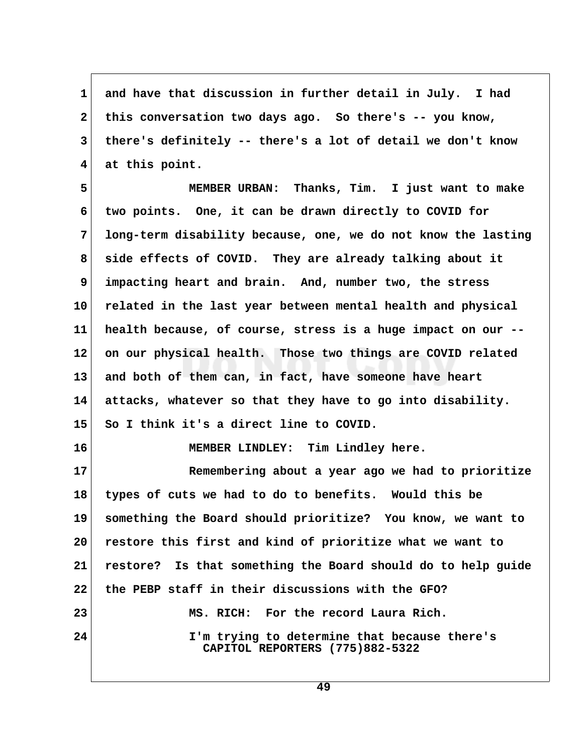and have that discussion in further detail in July. I had this conversation two days ago. So there's -- you know, there's definitely -- there's a lot of detail we don't know at this point.

MEMBER URBAN: Thanks, Tim. I just want to make two points. One, it can be drawn directly to COVID for long-term disability because, one, we do not know the lasting side effects of COVID. They are already talking about it impacting heart and brain. And, number two, the stress related in the last year between mental health and physical health because, of course, stress is a huge impact on our -- on our physical health. Those two things are COVID related and both of them can, in fact, have someone have heart attacks, whatever so that they have to go into disability. So I think it's a direct line to COVID.

MEMBER LINDLEY: Tim Lindley here.

Remembering about a year ago we had to prioritize types of cuts we had to do to benefits. Would this be something the Board should prioritize? You know, we want to restore this first and kind of prioritize what we want to restore? Is that something the Board should do to help guide the PEBP staff in their discussions with the GFO?

MS. RICH: For the record Laura Rich.

I'm trying to determine that because there's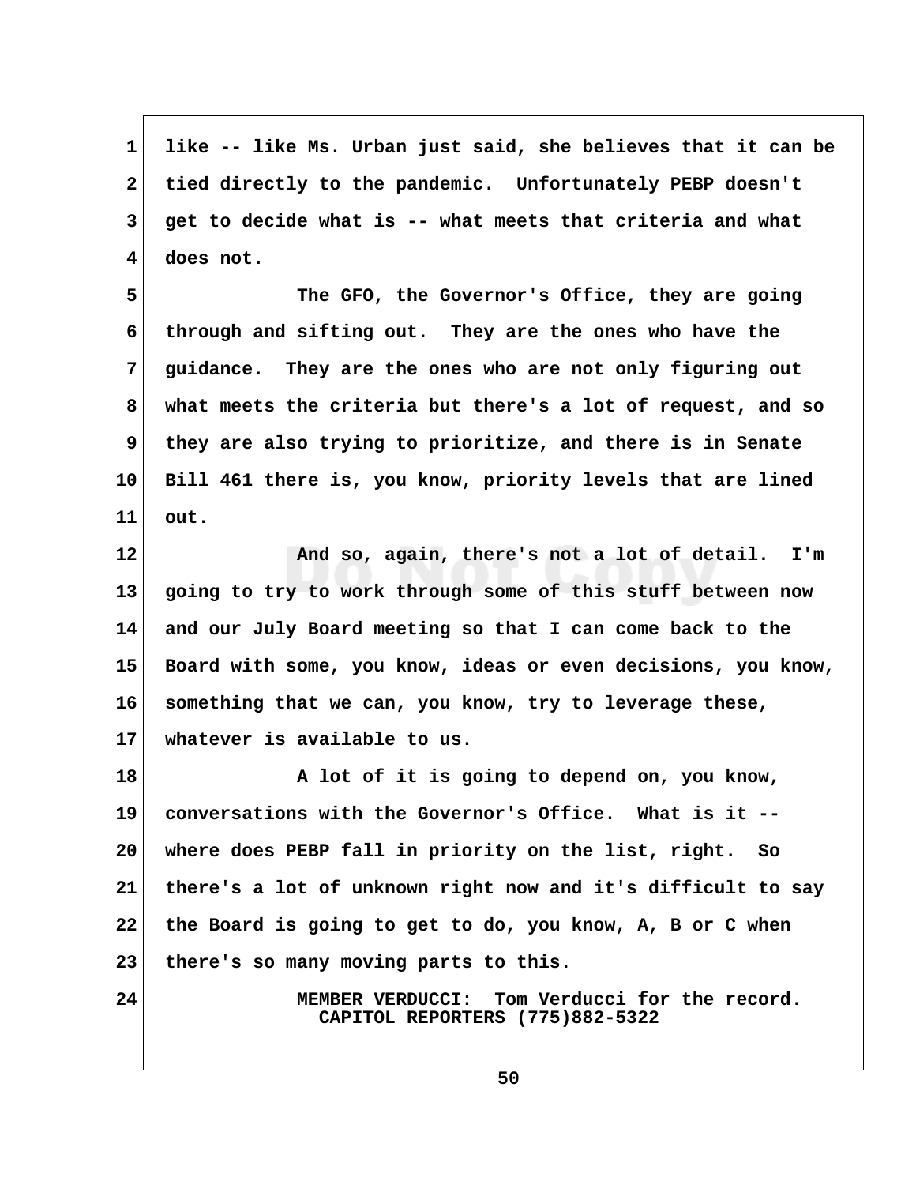like -- like Ms. Urban just said, she believes that it can be tied directly to the pandemic. Unfortunately PEBP doesn't get to decide what is -- what meets that criteria and what does not.

The GFO, the Governor's Office, they are going through and sifting out. They are the ones who have the guidance. They are the ones who are not only figuring out what meets the criteria but there's a lot of request, and so they are also trying to prioritize, and there is in Senate Bill 461 there is, you know, priority levels that are lined out.

And so, again, there's not a lot of detail. I'm going to try to work through some of this stuff between now and our July Board meeting so that I can come back to the Board with some, you know, ideas or even decisions, you know, something that we can, you know, try to leverage these, whatever is available to us.

A lot of it is going to depend on, you know, conversations with the Governor's Office. What is it -- where does PEBP fall in priority on the list, right. So there's a lot of unknown right now and it's difficult to say the Board is going to get to do, you know, A, B or C when there's so many moving parts to this.

MEMBER VERDUCCI: Tom Verducci for the record.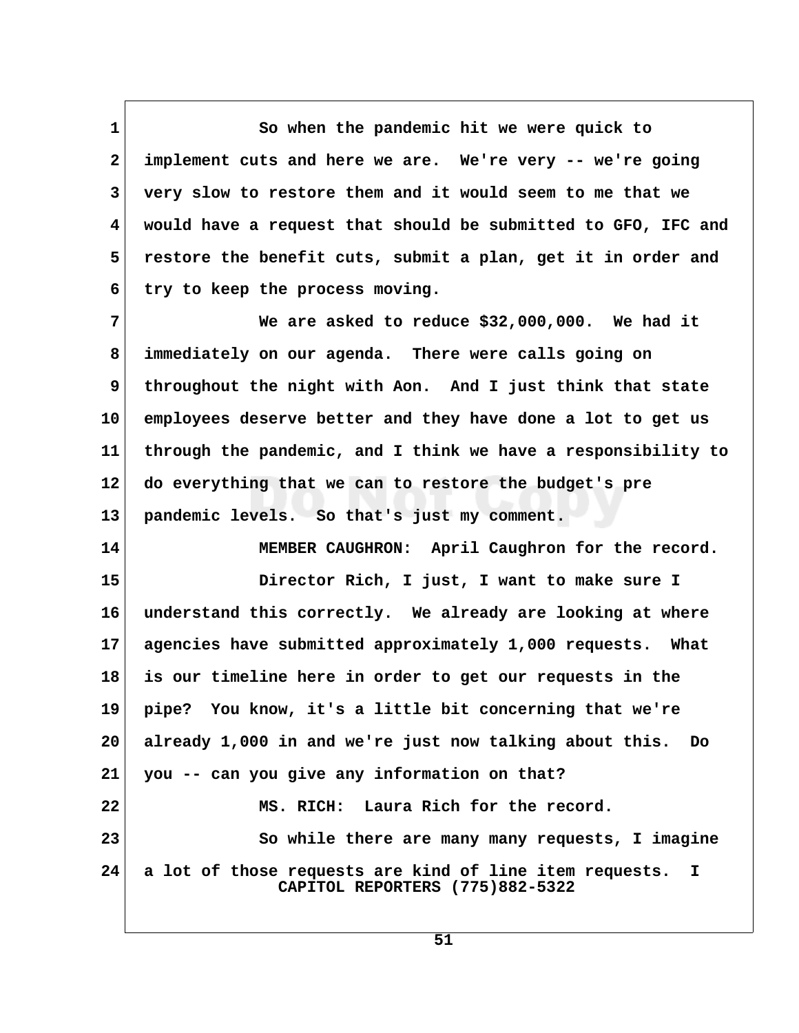So when the pandemic hit we were quick to implement cuts and here we are. We're very -- we're going very slow to restore them and it would seem to me that we would have a request that should be submitted to GFO, IFC and restore the benefit cuts, submit a plan, get it in order and try to keep the process moving.

We are asked to reduce $32,000,000. We had it immediately on our agenda. There were calls going on throughout the night with Aon. And I just think that state employees deserve better and they have done a lot to get us through the pandemic, and I think we have a responsibility to do everything that we can to restore the budget's pre pandemic levels. So that's just my comment.

MEMBER CAUGHRON: April Caughron for the record.

Director Rich, I just, I want to make sure I understand this correctly. We already are looking at where agencies have submitted approximately 1,000 requests. What is our timeline here in order to get our requests in the pipe? You know, it's a little bit concerning that we're already 1,000 in and we're just now talking about this. Do you -- can you give any information on that?

MS. RICH: Laura Rich for the record.

So while there are many many requests, I imagine a lot of those requests are kind of line item requests. I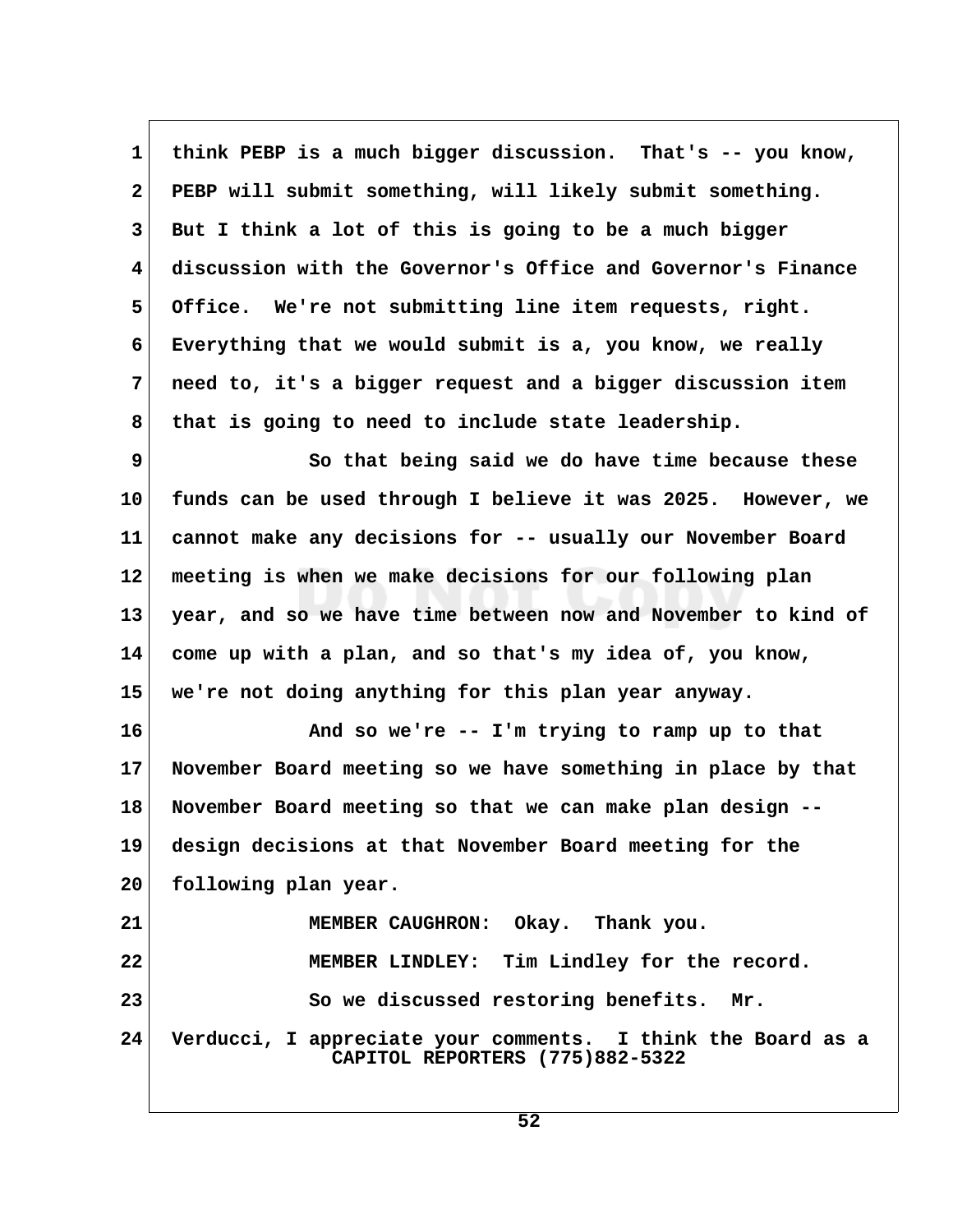1 think PEBP is a much bigger discussion. That's -- you know,
2 PEBP will submit something, will likely submit something.
3 But I think a lot of this is going to be a much bigger
4 discussion with the Governor's Office and Governor's Finance
5 Office. We're not submitting line item requests, right.
6 Everything that we would submit is a, you know, we really
7 need to, it's a bigger request and a bigger discussion item
8 that is going to need to include state leadership.

9 So that being said we do have time because these
10 funds can be used through I believe it was 2025. However, we
11 cannot make any decisions for -- usually our November Board
12 meeting is when we make decisions for our following plan
13 year, and so we have time between now and November to kind of
14 come up with a plan, and so that's my idea of, you know,
15 we're not doing anything for this plan year anyway.

16 And so we're -- I'm trying to ramp up to that
17 November Board meeting so we have something in place by that
18 November Board meeting so that we can make plan design --
19 design decisions at that November Board meeting for the
20 following plan year.

21 MEMBER CAUGHRON: Okay. Thank you.

22 MEMBER LINDLEY: Tim Lindley for the record.

23 So we discussed restoring benefits. Mr.
24 Verducci, I appreciate your comments. I think the Board as a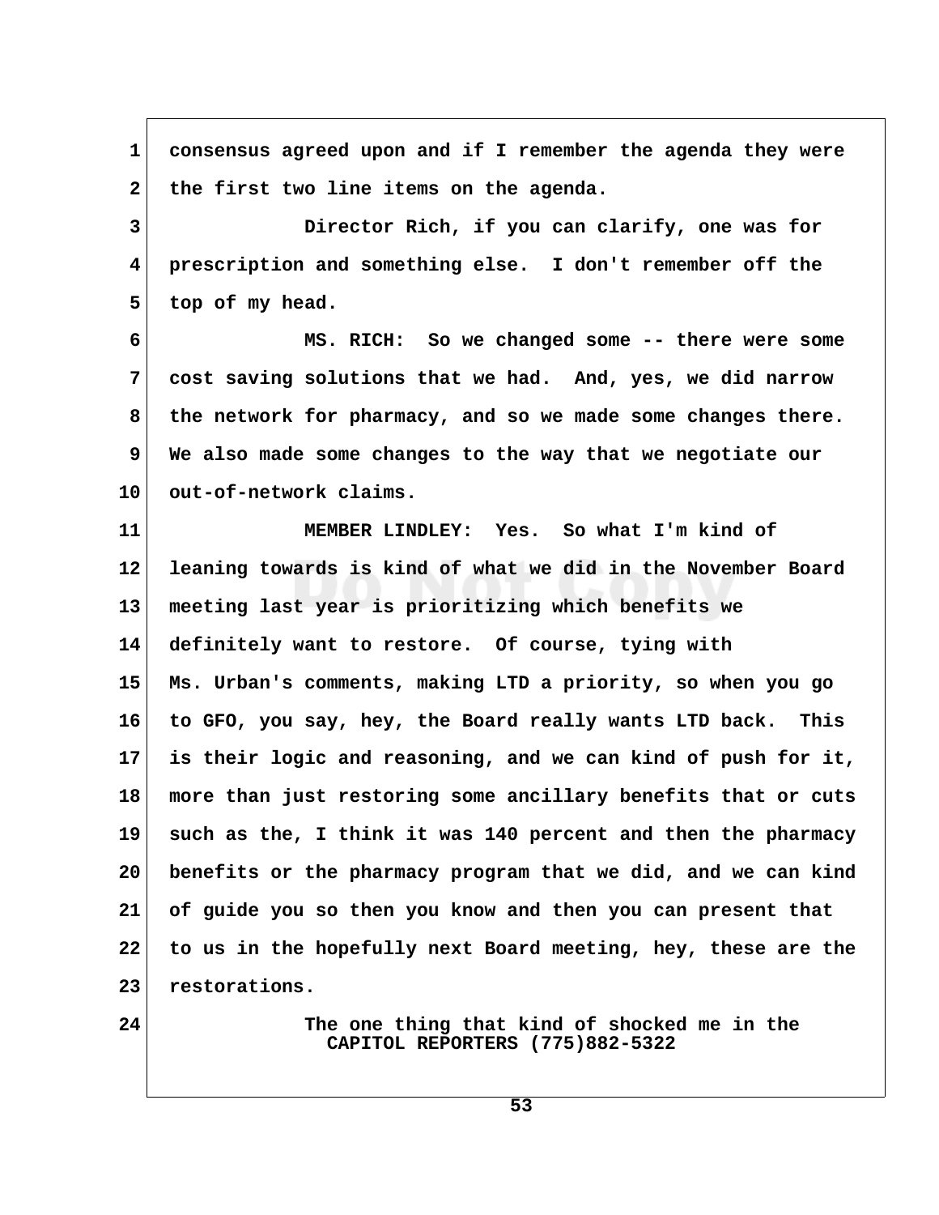consensus agreed upon and if I remember the agenda they were the first two line items on the agenda.

Director Rich, if you can clarify, one was for prescription and something else. I don't remember off the top of my head.

MS. RICH: So we changed some -- there were some cost saving solutions that we had. And, yes, we did narrow the network for pharmacy, and so we made some changes there. We also made some changes to the way that we negotiate our out-of-network claims.

MEMBER LINDLEY: Yes. So what I'm kind of leaning towards is kind of what we did in the November Board meeting last year is prioritizing which benefits we definitely want to restore. Of course, tying with Ms. Urban's comments, making LTD a priority, so when you go to GFO, you say, hey, the Board really wants LTD back. This is their logic and reasoning, and we can kind of push for it, more than just restoring some ancillary benefits that or cuts such as the, I think it was 140 percent and then the pharmacy benefits or the pharmacy program that we did, and we can kind of guide you so then you know and then you can present that to us in the hopefully next Board meeting, hey, these are the restorations.

The one thing that kind of shocked me in the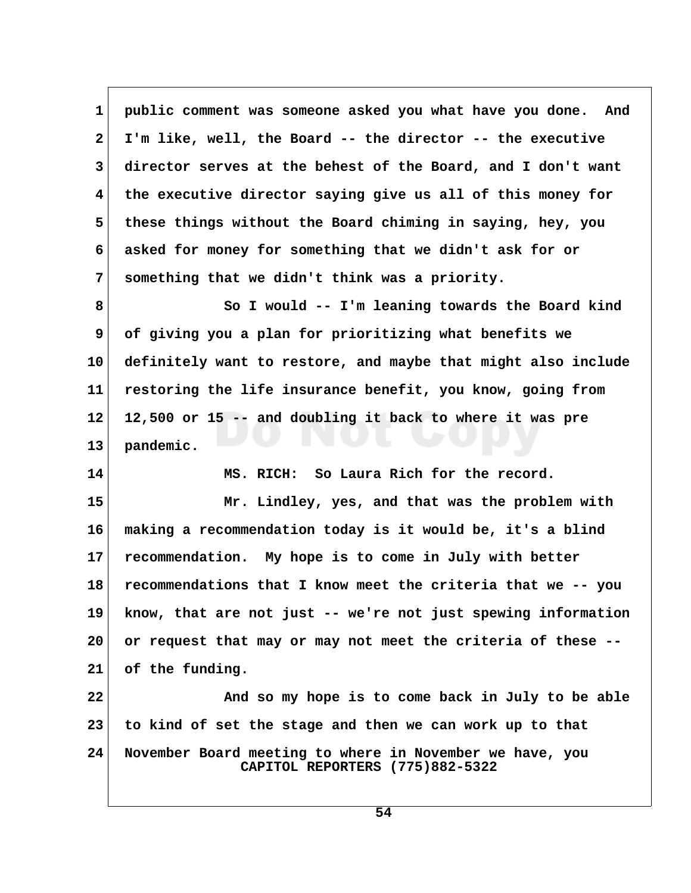public comment was someone asked you what have you done. And I'm like, well, the Board -- the director -- the executive director serves at the behest of the Board, and I don't want the executive director saying give us all of this money for these things without the Board chiming in saying, hey, you asked for money for something that we didn't ask for or something that we didn't think was a priority.

So I would -- I'm leaning towards the Board kind of giving you a plan for prioritizing what benefits we definitely want to restore, and maybe that might also include restoring the life insurance benefit, you know, going from 12,500 or 15 -- and doubling it back to where it was pre pandemic.

MS. RICH: So Laura Rich for the record.

Mr. Lindley, yes, and that was the problem with making a recommendation today is it would be, it's a blind recommendation. My hope is to come in July with better recommendations that I know meet the criteria that we -- you know, that are not just -- we're not just spewing information or request that may or may not meet the criteria of these -- of the funding.

And so my hope is to come back in July to be able to kind of set the stage and then we can work up to that November Board meeting to where in November we have, you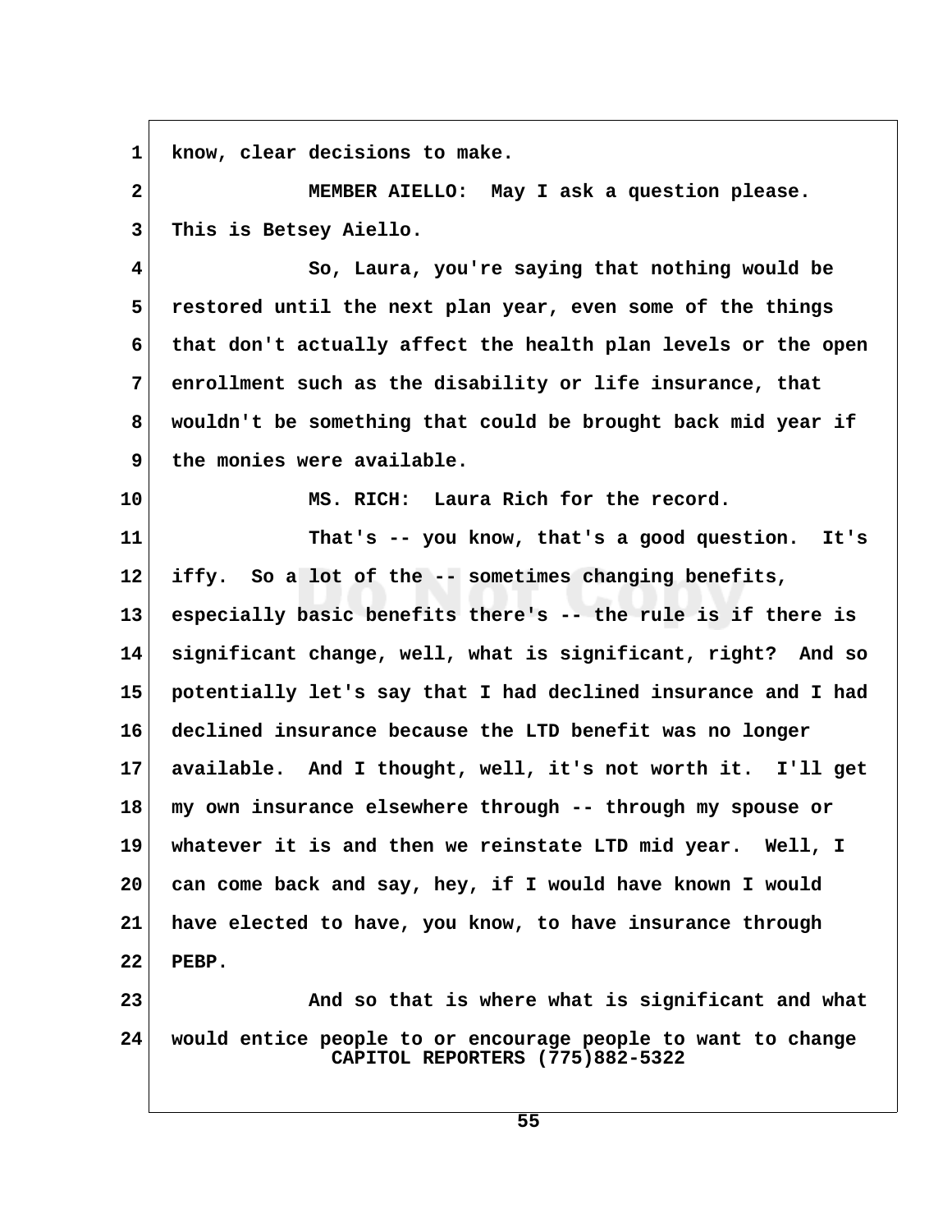know, clear decisions to make.

MEMBER AIELLO: May I ask a question please. This is Betsey Aiello.

So, Laura, you're saying that nothing would be restored until the next plan year, even some of the things that don't actually affect the health plan levels or the open enrollment such as the disability or life insurance, that wouldn't be something that could be brought back mid year if the monies were available.

MS. RICH: Laura Rich for the record.

That's -- you know, that's a good question. It's iffy. So a lot of the -- sometimes changing benefits, especially basic benefits there's -- the rule is if there is significant change, well, what is significant, right? And so potentially let's say that I had declined insurance and I had declined insurance because the LTD benefit was no longer available. And I thought, well, it's not worth it. I'll get my own insurance elsewhere through -- through my spouse or whatever it is and then we reinstate LTD mid year. Well, I can come back and say, hey, if I would have known I would have elected to have, you know, to have insurance through PEBP.

And so that is where what is significant and what would entice people to or encourage people to want to change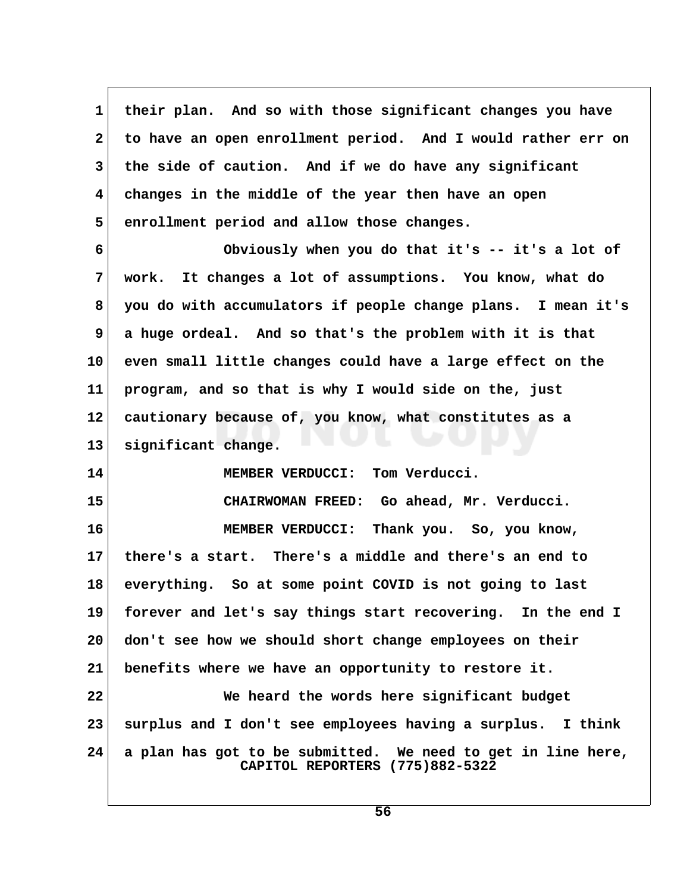their plan. And so with those significant changes you have to have an open enrollment period. And I would rather err on the side of caution. And if we do have any significant changes in the middle of the year then have an open enrollment period and allow those changes.

Obviously when you do that it's -- it's a lot of work. It changes a lot of assumptions. You know, what do you do with accumulators if people change plans. I mean it's a huge ordeal. And so that's the problem with it is that even small little changes could have a large effect on the program, and so that is why I would side on the, just cautionary because of, you know, what constitutes as a significant change.

MEMBER VERDUCCI: Tom Verducci.

CHAIRWOMAN FREED: Go ahead, Mr. Verducci.

MEMBER VERDUCCI: Thank you. So, you know, there's a start. There's a middle and there's an end to everything. So at some point COVID is not going to last forever and let's say things start recovering. In the end I don't see how we should short change employees on their benefits where we have an opportunity to restore it.

We heard the words here significant budget surplus and I don't see employees having a surplus. I think a plan has got to be submitted. We need to get in line here,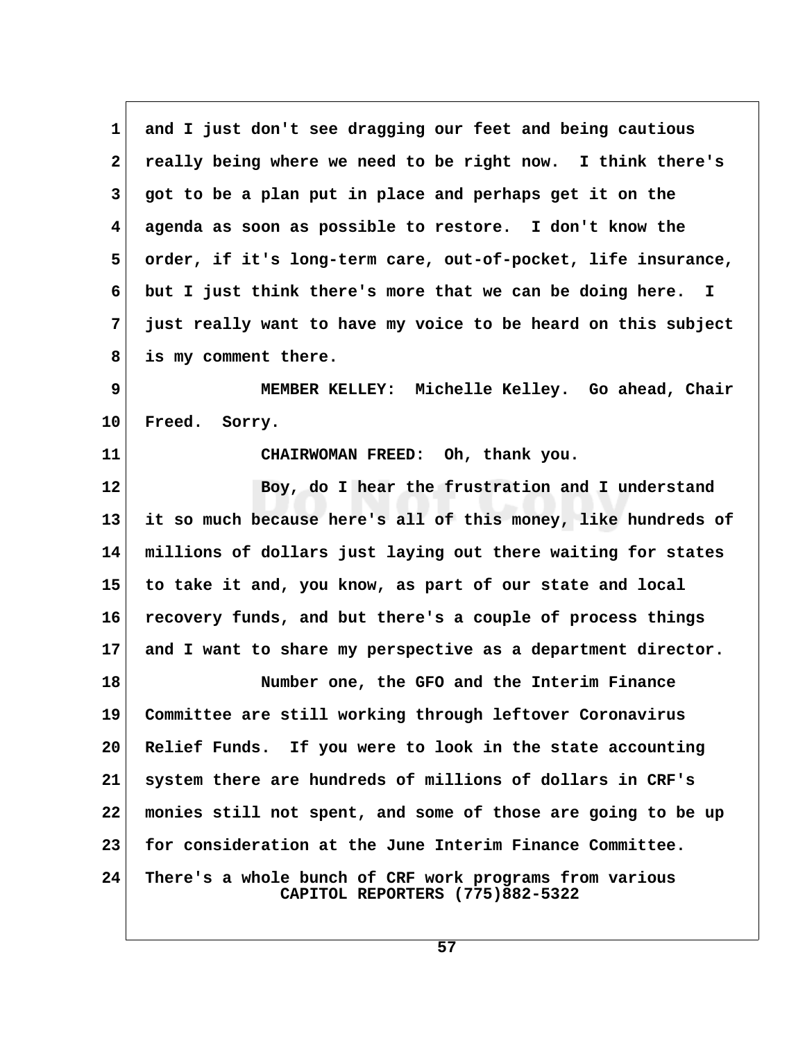and I just don't see dragging our feet and being cautious really being where we need to be right now. I think there's got to be a plan put in place and perhaps get it on the agenda as soon as possible to restore. I don't know the order, if it's long-term care, out-of-pocket, life insurance, but I just think there's more that we can be doing here. I just really want to have my voice to be heard on this subject is my comment there.

MEMBER KELLEY: Michelle Kelley. Go ahead, Chair Freed. Sorry.

CHAIRWOMAN FREED: Oh, thank you.

Boy, do I hear the frustration and I understand it so much because here's all of this money, like hundreds of millions of dollars just laying out there waiting for states to take it and, you know, as part of our state and local recovery funds, and but there's a couple of process things and I want to share my perspective as a department director.

Number one, the GFO and the Interim Finance Committee are still working through leftover Coronavirus Relief Funds. If you were to look in the state accounting system there are hundreds of millions of dollars in CRF's monies still not spent, and some of those are going to be up for consideration at the June Interim Finance Committee. There's a whole bunch of CRF work programs from various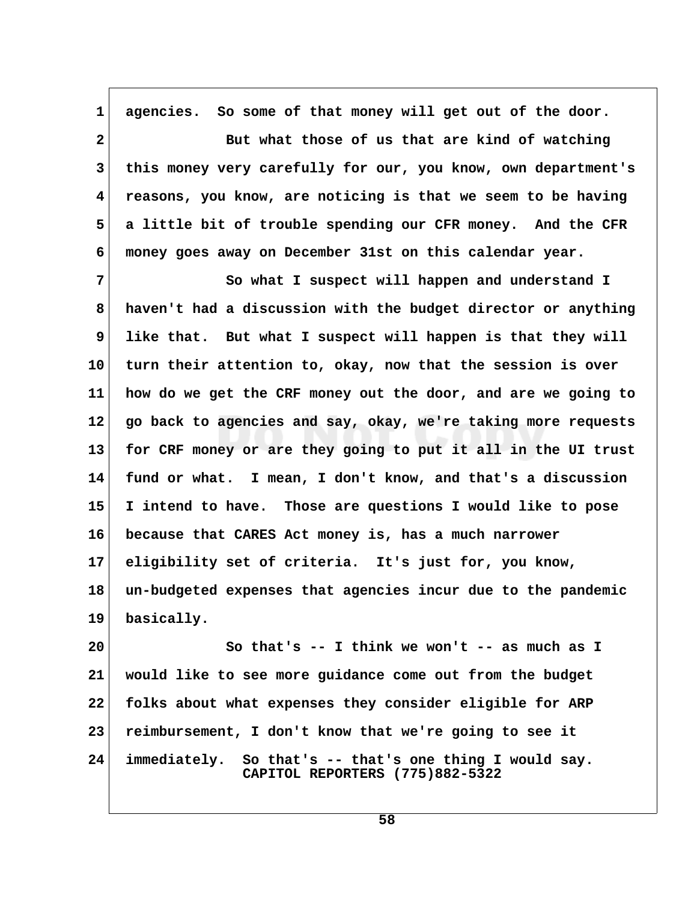agencies. So some of that money will get out of the door.

But what those of us that are kind of watching this money very carefully for our, you know, own department's reasons, you know, are noticing is that we seem to be having a little bit of trouble spending our CFR money. And the CFR money goes away on December 31st on this calendar year.

So what I suspect will happen and understand I haven't had a discussion with the budget director or anything like that. But what I suspect will happen is that they will turn their attention to, okay, now that the session is over how do we get the CRF money out the door, and are we going to go back to agencies and say, okay, we're taking more requests for CRF money or are they going to put it all in the UI trust fund or what. I mean, I don't know, and that's a discussion I intend to have. Those are questions I would like to pose because that CARES Act money is, has a much narrower eligibility set of criteria. It's just for, you know, un-budgeted expenses that agencies incur due to the pandemic basically.

So that's -- I think we won't -- as much as I would like to see more guidance come out from the budget folks about what expenses they consider eligible for ARP reimbursement, I don't know that we're going to see it immediately. So that's -- that's one thing I would say.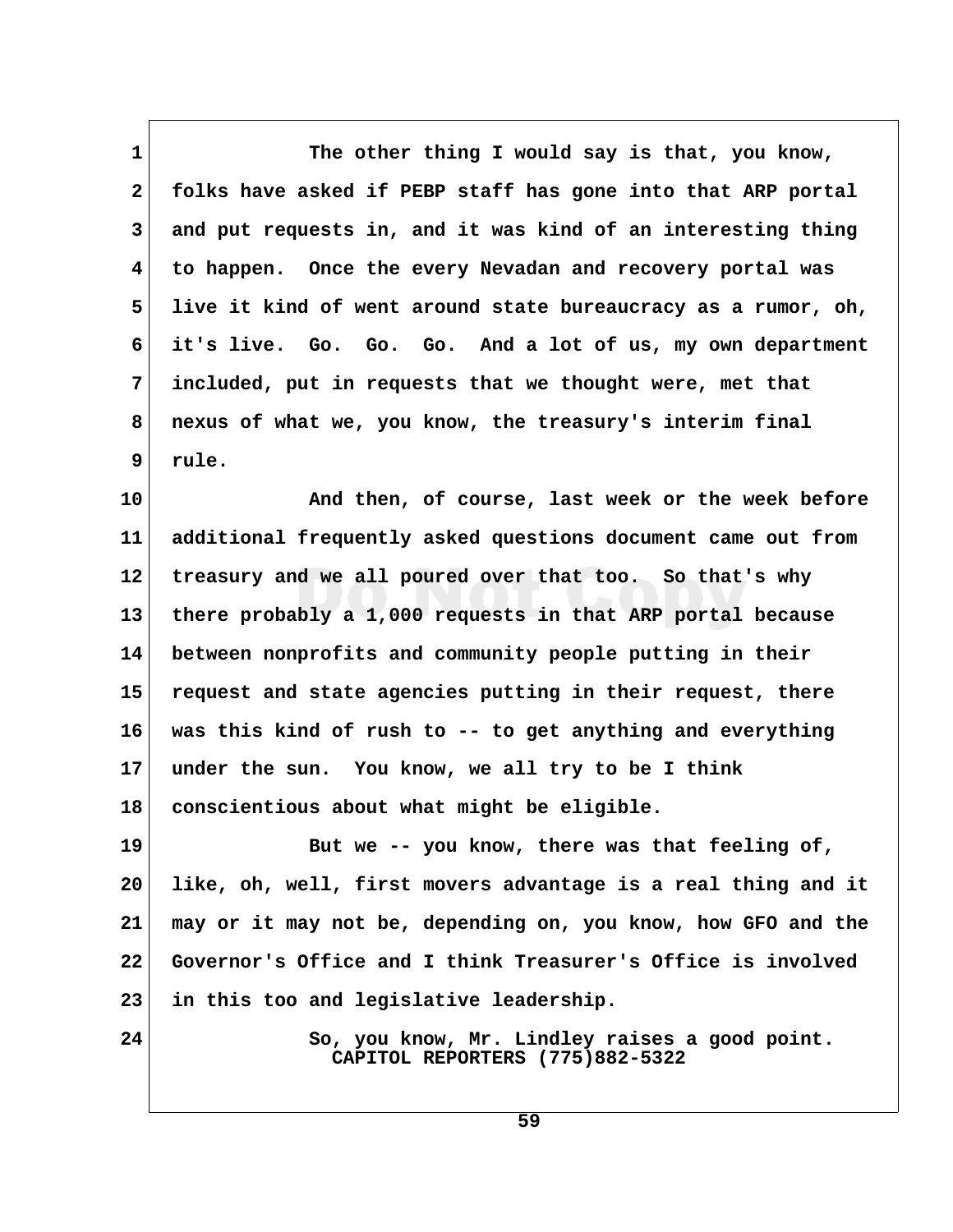1 The other thing I would say is that, you know,
2 folks have asked if PEBP staff has gone into that ARP portal
3 and put requests in, and it was kind of an interesting thing
4 to happen. Once the every Nevadan and recovery portal was
5 live it kind of went around state bureaucracy as a rumor, oh,
6 it's live. Go. Go. Go. And a lot of us, my own department
7 included, put in requests that we thought were, met that
8 nexus of what we, you know, the treasury's interim final
9 rule.

10 And then, of course, last week or the week before
11 additional frequently asked questions document came out from
12 treasury and we all poured over that too. So that's why
13 there probably a 1,000 requests in that ARP portal because
14 between nonprofits and community people putting in their
15 request and state agencies putting in their request, there
16 was this kind of rush to -- to get anything and everything
17 under the sun. You know, we all try to be I think
18 conscientious about what might be eligible.

19 But we -- you know, there was that feeling of,
20 like, oh, well, first movers advantage is a real thing and it
21 may or it may not be, depending on, you know, how GFO and the
22 Governor's Office and I think Treasurer's Office is involved
23 in this too and legislative leadership.

24 So, you know, Mr. Lindley raises a good point.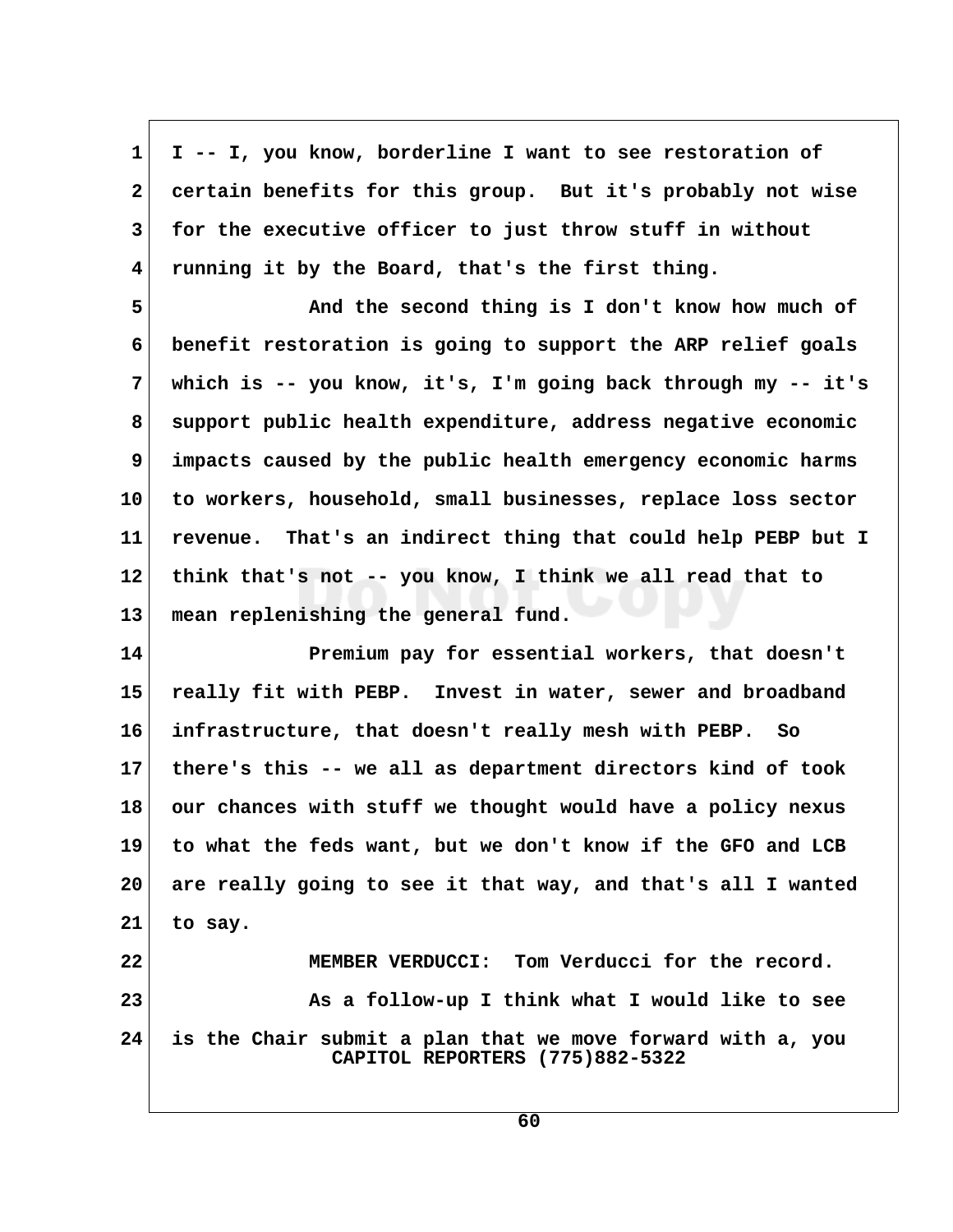I -- I, you know, borderline I want to see restoration of certain benefits for this group. But it's probably not wise for the executive officer to just throw stuff in without running it by the Board, that's the first thing.

And the second thing is I don't know how much of benefit restoration is going to support the ARP relief goals which is -- you know, it's, I'm going back through my -- it's support public health expenditure, address negative economic impacts caused by the public health emergency economic harms to workers, household, small businesses, replace loss sector revenue. That's an indirect thing that could help PEBP but I think that's not -- you know, I think we all read that to mean replenishing the general fund.

Premium pay for essential workers, that doesn't really fit with PEBP. Invest in water, sewer and broadband infrastructure, that doesn't really mesh with PEBP. So there's this -- we all as department directors kind of took our chances with stuff we thought would have a policy nexus to what the feds want, but we don't know if the GFO and LCB are really going to see it that way, and that's all I wanted to say.

MEMBER VERDUCCI: Tom Verducci for the record.

As a follow-up I think what I would like to see is the Chair submit a plan that we move forward with a, you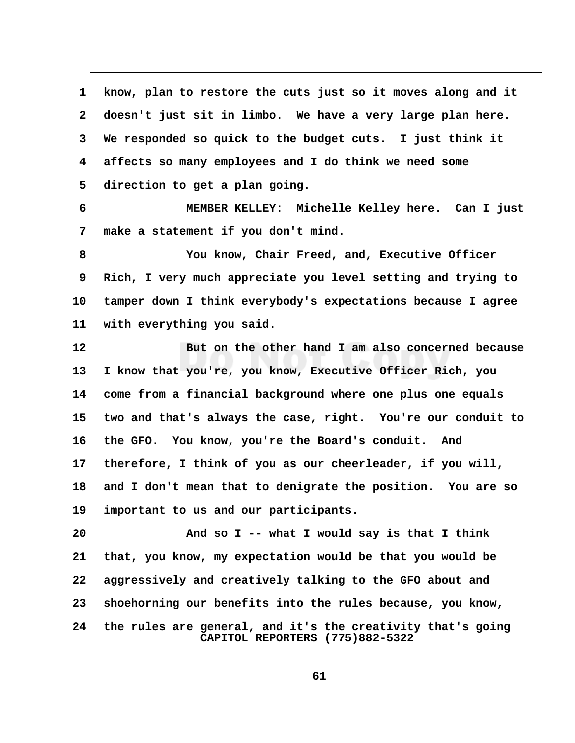know, plan to restore the cuts just so it moves along and it doesn't just sit in limbo. We have a very large plan here. We responded so quick to the budget cuts. I just think it affects so many employees and I do think we need some direction to get a plan going.

MEMBER KELLEY: Michelle Kelley here. Can I just make a statement if you don't mind.

You know, Chair Freed, and, Executive Officer Rich, I very much appreciate you level setting and trying to tamper down I think everybody's expectations because I agree with everything you said.

But on the other hand I am also concerned because I know that you're, you know, Executive Officer Rich, you come from a financial background where one plus one equals two and that's always the case, right. You're our conduit to the GFO. You know, you're the Board's conduit. And therefore, I think of you as our cheerleader, if you will, and I don't mean that to denigrate the position. You are so important to us and our participants.

And so I -- what I would say is that I think that, you know, my expectation would be that you would be aggressively and creatively talking to the GFO about and shoehorning our benefits into the rules because, you know, the rules are general, and it's the creativity that's going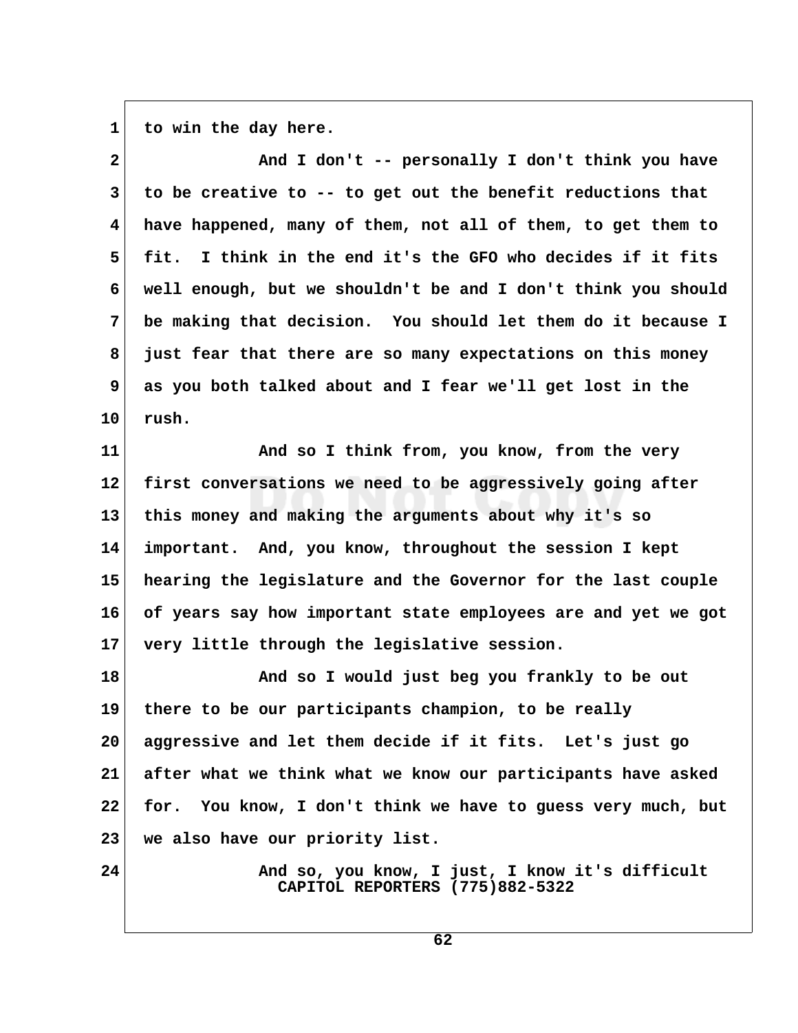to win the day here.

And I don't -- personally I don't think you have to be creative to -- to get out the benefit reductions that have happened, many of them, not all of them, to get them to fit. I think in the end it's the GFO who decides if it fits well enough, but we shouldn't be and I don't think you should be making that decision. You should let them do it because I just fear that there are so many expectations on this money as you both talked about and I fear we'll get lost in the rush.

And so I think from, you know, from the very first conversations we need to be aggressively going after this money and making the arguments about why it's so important. And, you know, throughout the session I kept hearing the legislature and the Governor for the last couple of years say how important state employees are and yet we got very little through the legislative session.

And so I would just beg you frankly to be out there to be our participants champion, to be really aggressive and let them decide if it fits. Let's just go after what we think what we know our participants have asked for. You know, I don't think we have to guess very much, but we also have our priority list.

And so, you know, I just, I know it's difficult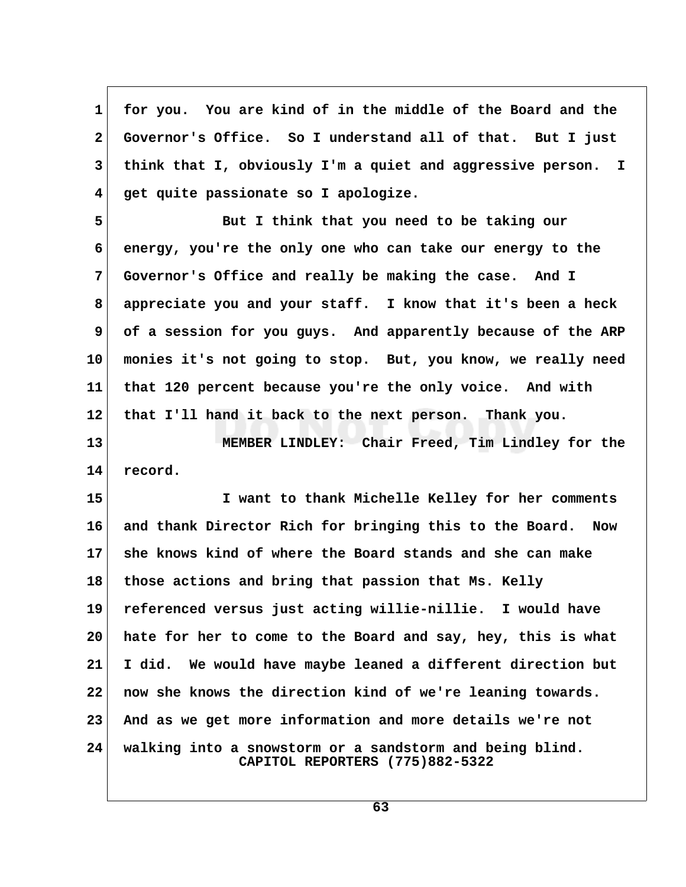for you. You are kind of in the middle of the Board and the Governor's Office. So I understand all of that. But I just think that I, obviously I'm a quiet and aggressive person. I get quite passionate so I apologize.

But I think that you need to be taking our energy, you're the only one who can take our energy to the Governor's Office and really be making the case. And I appreciate you and your staff. I know that it's been a heck of a session for you guys. And apparently because of the ARP monies it's not going to stop. But, you know, we really need that 120 percent because you're the only voice. And with that I'll hand it back to the next person. Thank you.

MEMBER LINDLEY: Chair Freed, Tim Lindley for the record.

I want to thank Michelle Kelley for her comments and thank Director Rich for bringing this to the Board. Now she knows kind of where the Board stands and she can make those actions and bring that passion that Ms. Kelly referenced versus just acting willie-nillie. I would have hate for her to come to the Board and say, hey, this is what I did. We would have maybe leaned a different direction but now she knows the direction kind of we're leaning towards. And as we get more information and more details we're not walking into a snowstorm or a sandstorm and being blind.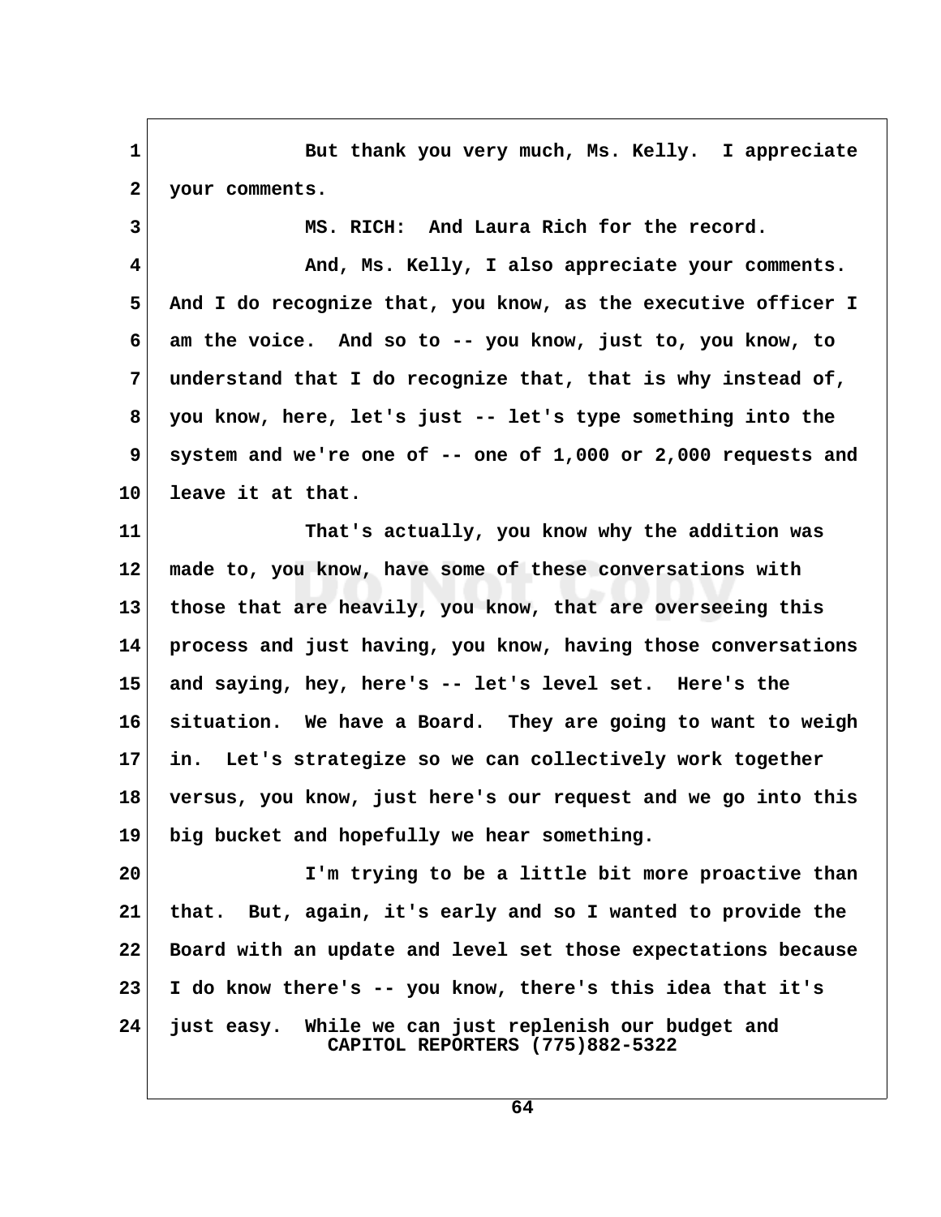But thank you very much, Ms. Kelly. I appreciate your comments.

MS. RICH: And Laura Rich for the record.

And, Ms. Kelly, I also appreciate your comments. And I do recognize that, you know, as the executive officer I am the voice. And so to -- you know, just to, you know, to understand that I do recognize that, that is why instead of, you know, here, let's just -- let's type something into the system and we're one of -- one of 1,000 or 2,000 requests and leave it at that.

That's actually, you know why the addition was made to, you know, have some of these conversations with those that are heavily, you know, that are overseeing this process and just having, you know, having those conversations and saying, hey, here's -- let's level set. Here's the situation. We have a Board. They are going to want to weigh in. Let's strategize so we can collectively work together versus, you know, just here's our request and we go into this big bucket and hopefully we hear something.

I'm trying to be a little bit more proactive than that. But, again, it's early and so I wanted to provide the Board with an update and level set those expectations because I do know there's -- you know, there's this idea that it's just easy. While we can just replenish our budget and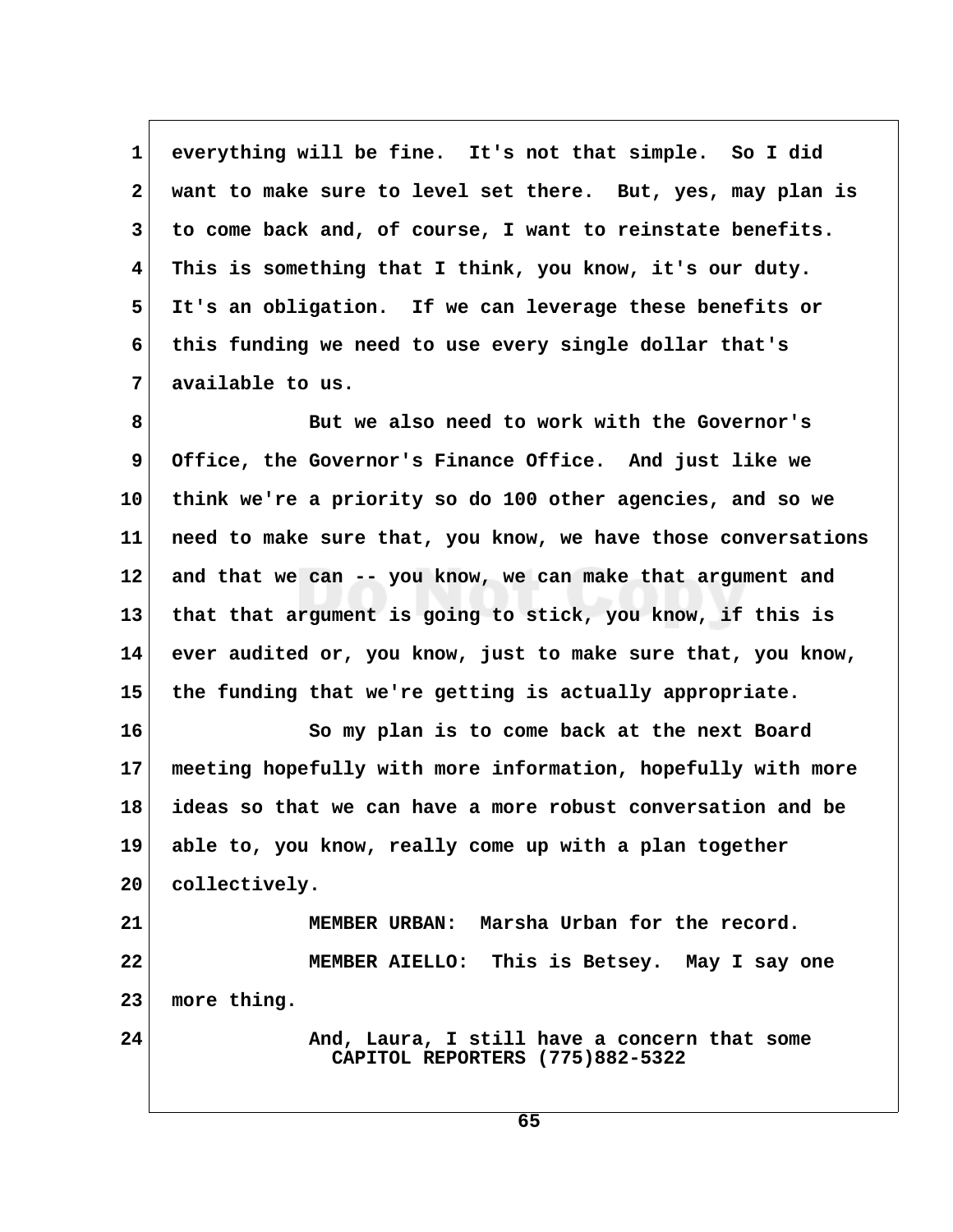everything will be fine. It's not that simple. So I did want to make sure to level set there. But, yes, may plan is to come back and, of course, I want to reinstate benefits. This is something that I think, you know, it's our duty. It's an obligation. If we can leverage these benefits or this funding we need to use every single dollar that's available to us.

But we also need to work with the Governor's Office, the Governor's Finance Office. And just like we think we're a priority so do 100 other agencies, and so we need to make sure that, you know, we have those conversations and that we can -- you know, we can make that argument and that that argument is going to stick, you know, if this is ever audited or, you know, just to make sure that, you know, the funding that we're getting is actually appropriate.

So my plan is to come back at the next Board meeting hopefully with more information, hopefully with more ideas so that we can have a more robust conversation and be able to, you know, really come up with a plan together collectively.

MEMBER URBAN: Marsha Urban for the record.

MEMBER AIELLO: This is Betsey. May I say one more thing.

And, Laura, I still have a concern that some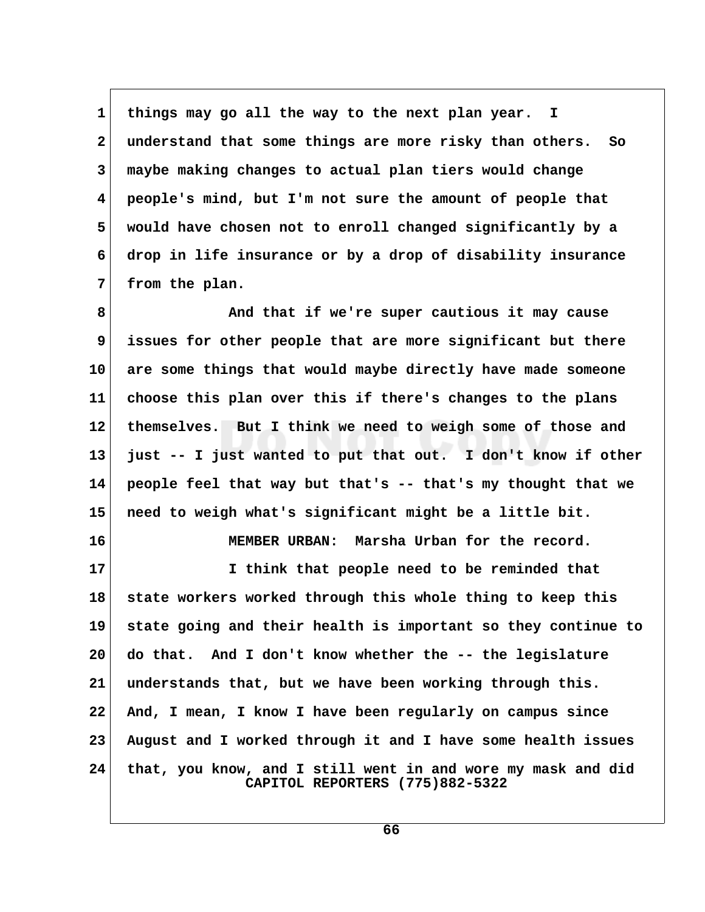things may go all the way to the next plan year. I understand that some things are more risky than others. So maybe making changes to actual plan tiers would change people's mind, but I'm not sure the amount of people that would have chosen not to enroll changed significantly by a drop in life insurance or by a drop of disability insurance from the plan.

And that if we're super cautious it may cause issues for other people that are more significant but there are some things that would maybe directly have made someone choose this plan over this if there's changes to the plans themselves. But I think we need to weigh some of those and just -- I just wanted to put that out. I don't know if other people feel that way but that's -- that's my thought that we need to weigh what's significant might be a little bit.

MEMBER URBAN: Marsha Urban for the record.

I think that people need to be reminded that state workers worked through this whole thing to keep this state going and their health is important so they continue to do that. And I don't know whether the -- the legislature understands that, but we have been working through this. And, I mean, I know I have been regularly on campus since August and I worked through it and I have some health issues that, you know, and I still went in and wore my mask and did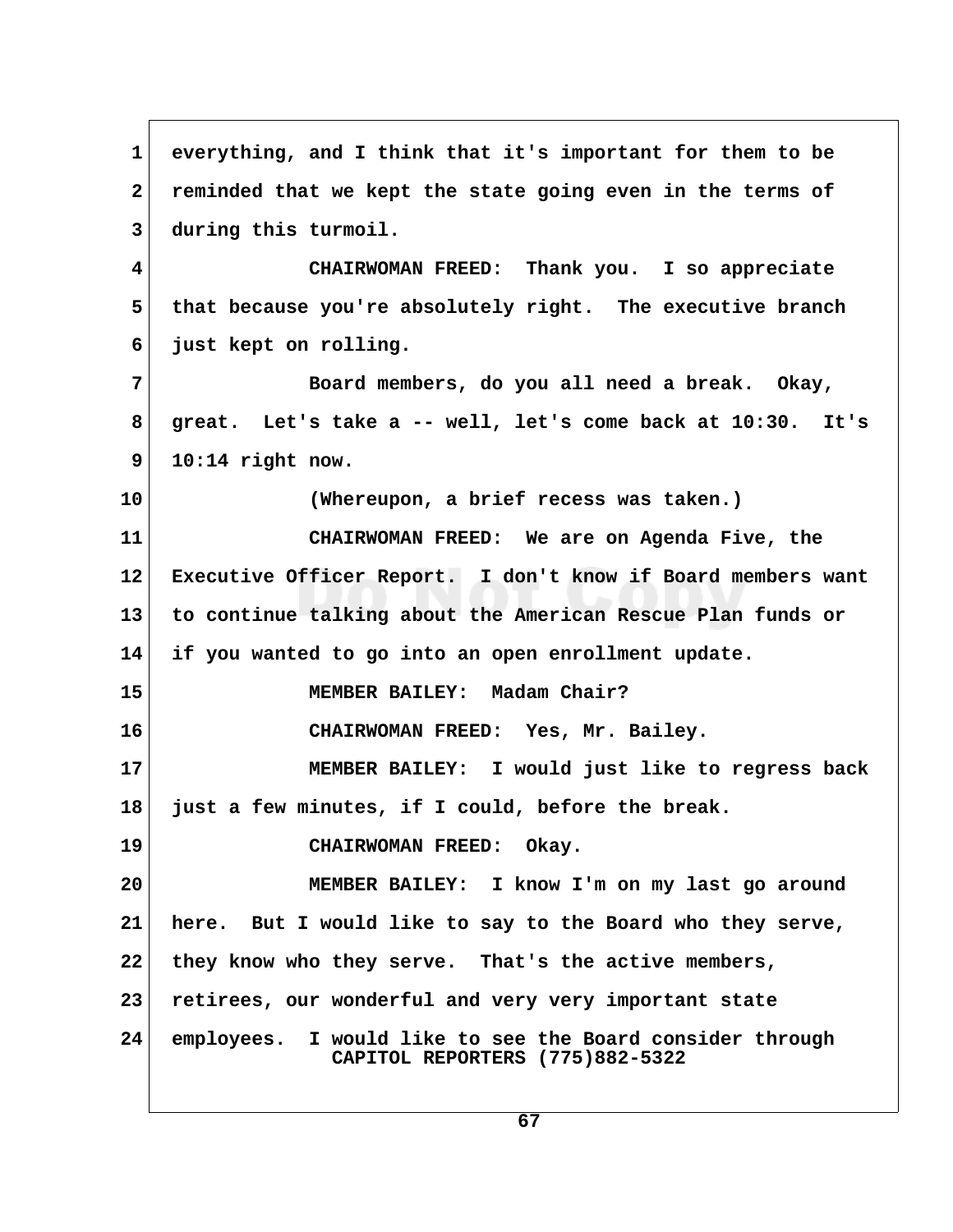everything, and I think that it's important for them to be reminded that we kept the state going even in the terms of during this turmoil.

CHAIRWOMAN FREED: Thank you. I so appreciate that because you're absolutely right. The executive branch just kept on rolling.

Board members, do you all need a break. Okay, great. Let's take a -- well, let's come back at 10:30. It's 10:14 right now.

(Whereupon, a brief recess was taken.)

CHAIRWOMAN FREED: We are on Agenda Five, the Executive Officer Report. I don't know if Board members want to continue talking about the American Rescue Plan funds or if you wanted to go into an open enrollment update.

MEMBER BAILEY: Madam Chair?

CHAIRWOMAN FREED: Yes, Mr. Bailey.

MEMBER BAILEY: I would just like to regress back just a few minutes, if I could, before the break.

CHAIRWOMAN FREED: Okay.

MEMBER BAILEY: I know I'm on my last go around here. But I would like to say to the Board who they serve, they know who they serve. That's the active members, retirees, our wonderful and very very important state employees. I would like to see the Board consider through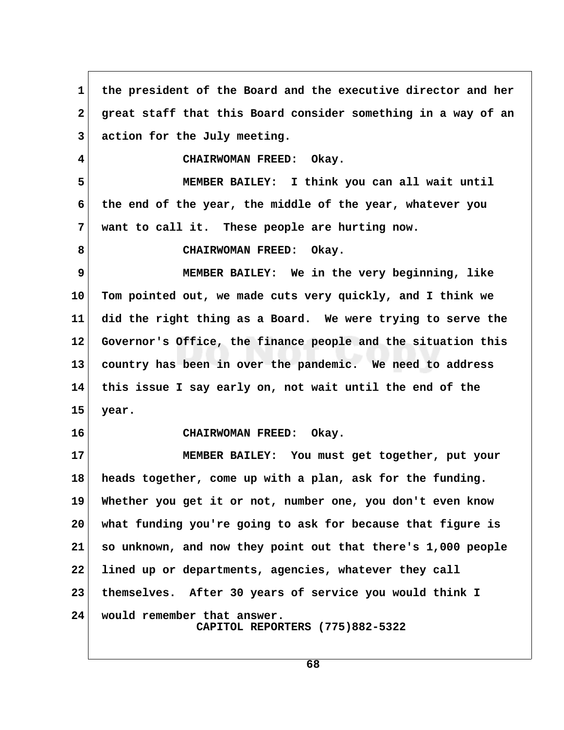the president of the Board and the executive director and her great staff that this Board consider something in a way of an action for the July meeting.

CHAIRWOMAN FREED: Okay.

MEMBER BAILEY: I think you can all wait until the end of the year, the middle of the year, whatever you want to call it. These people are hurting now.

CHAIRWOMAN FREED: Okay.

MEMBER BAILEY: We in the very beginning, like Tom pointed out, we made cuts very quickly, and I think we did the right thing as a Board. We were trying to serve the Governor's Office, the finance people and the situation this country has been in over the pandemic. We need to address this issue I say early on, not wait until the end of the year.

CHAIRWOMAN FREED: Okay.

MEMBER BAILEY: You must get together, put your heads together, come up with a plan, ask for the funding. Whether you get it or not, number one, you don't even know what funding you're going to ask for because that figure is so unknown, and now they point out that there's 1,000 people lined up or departments, agencies, whatever they call themselves. After 30 years of service you would think I would remember that answer.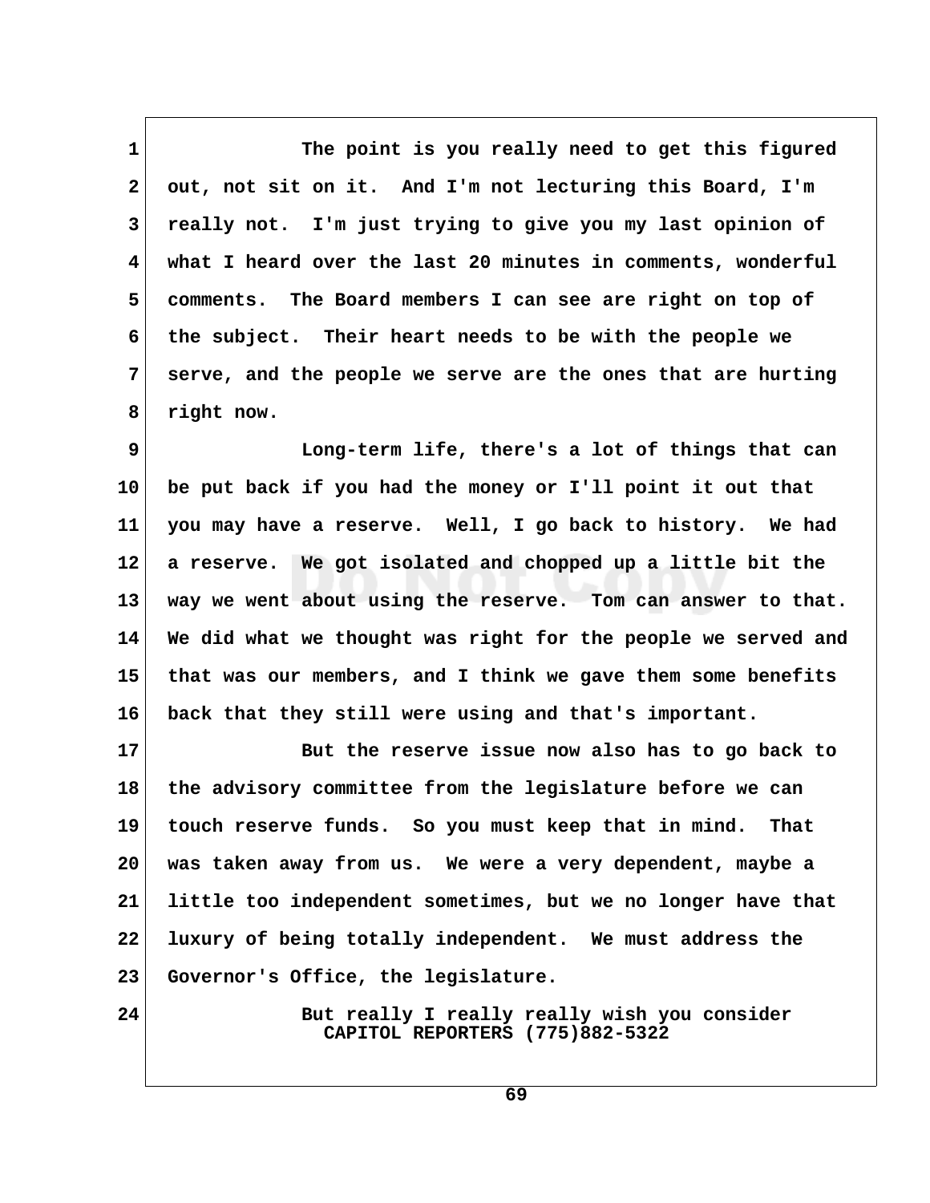The point is you really need to get this figured out, not sit on it. And I'm not lecturing this Board, I'm really not. I'm just trying to give you my last opinion of what I heard over the last 20 minutes in comments, wonderful comments. The Board members I can see are right on top of the subject. Their heart needs to be with the people we serve, and the people we serve are the ones that are hurting right now.

Long-term life, there's a lot of things that can be put back if you had the money or I'll point it out that you may have a reserve. Well, I go back to history. We had a reserve. We got isolated and chopped up a little bit the way we went about using the reserve. Tom can answer to that. We did what we thought was right for the people we served and that was our members, and I think we gave them some benefits back that they still were using and that's important.

But the reserve issue now also has to go back to the advisory committee from the legislature before we can touch reserve funds. So you must keep that in mind. That was taken away from us. We were a very dependent, maybe a little too independent sometimes, but we no longer have that luxury of being totally independent. We must address the Governor's Office, the legislature.

But really I really really wish you consider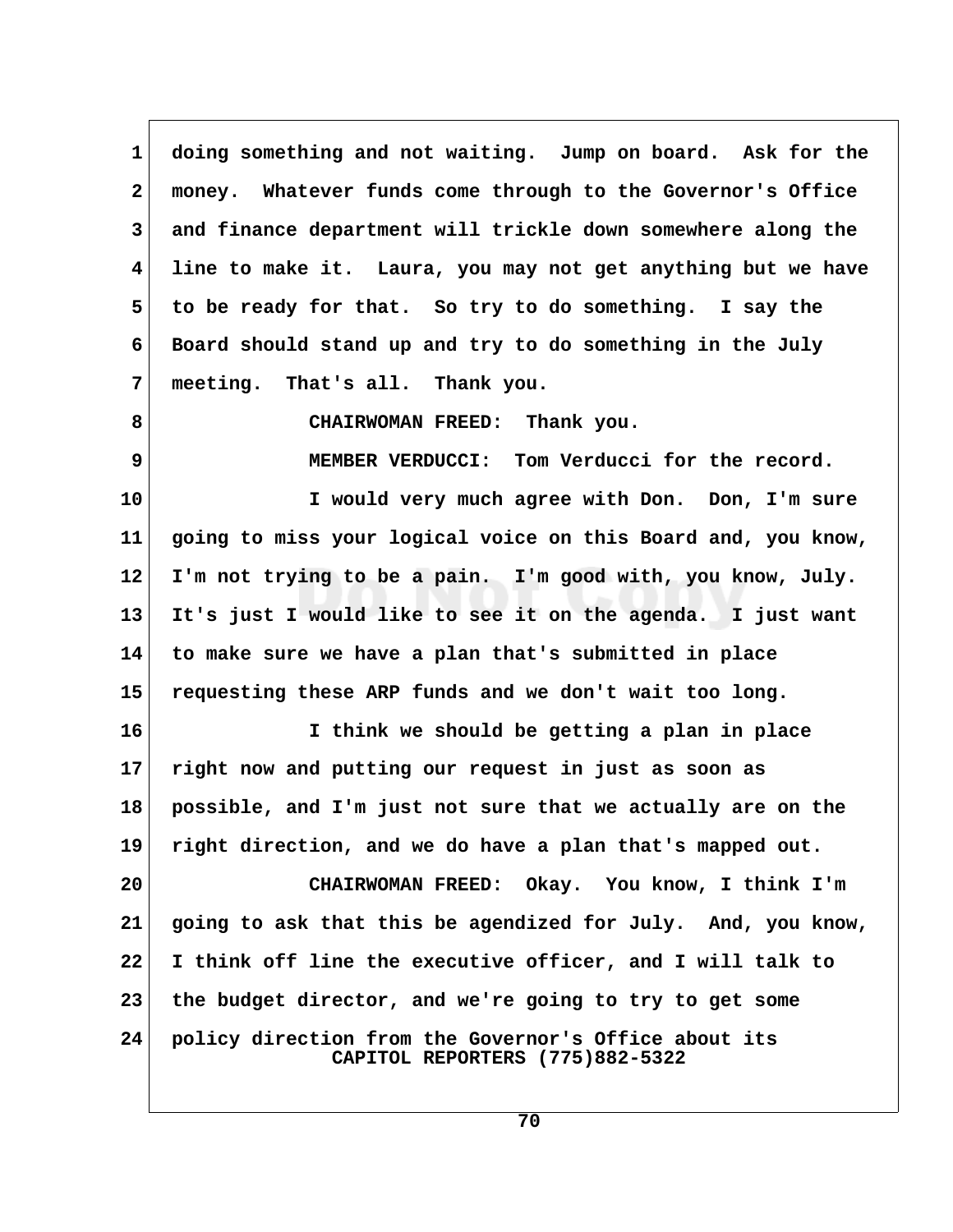doing something and not waiting. Jump on board. Ask for the money. Whatever funds come through to the Governor's Office and finance department will trickle down somewhere along the line to make it. Laura, you may not get anything but we have to be ready for that. So try to do something. I say the Board should stand up and try to do something in the July meeting. That's all. Thank you.

CHAIRWOMAN FREED: Thank you.

MEMBER VERDUCCI: Tom Verducci for the record.

I would very much agree with Don. Don, I'm sure going to miss your logical voice on this Board and, you know, I'm not trying to be a pain. I'm good with, you know, July. It's just I would like to see it on the agenda. I just want to make sure we have a plan that's submitted in place requesting these ARP funds and we don't wait too long.

I think we should be getting a plan in place right now and putting our request in just as soon as possible, and I'm just not sure that we actually are on the right direction, and we do have a plan that's mapped out.

CHAIRWOMAN FREED: Okay. You know, I think I'm going to ask that this be agendized for July. And, you know, I think off line the executive officer, and I will talk to the budget director, and we're going to try to get some policy direction from the Governor's Office about its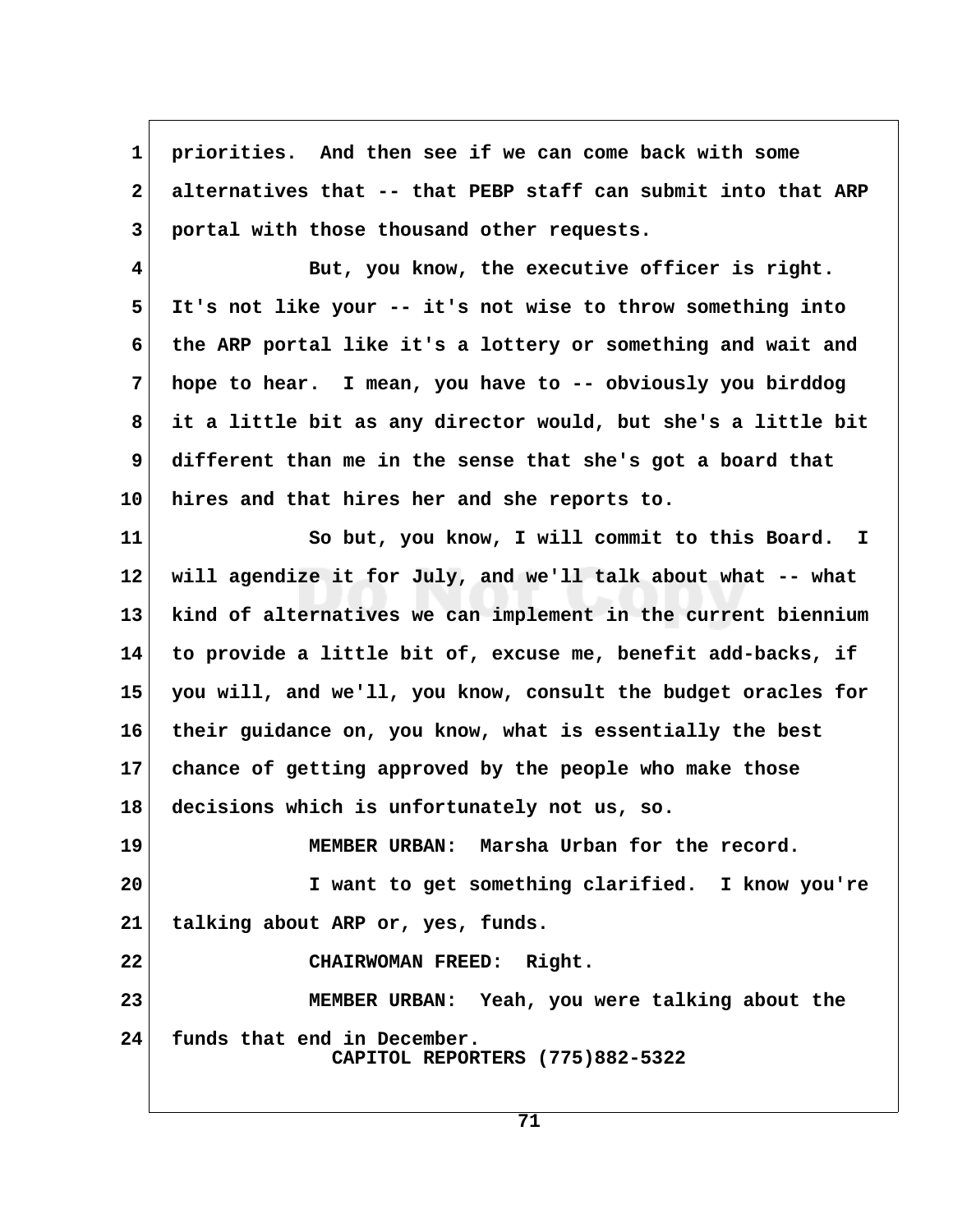priorities. And then see if we can come back with some alternatives that -- that PEBP staff can submit into that ARP portal with those thousand other requests.

But, you know, the executive officer is right. It's not like your -- it's not wise to throw something into the ARP portal like it's a lottery or something and wait and hope to hear. I mean, you have to -- obviously you birddog it a little bit as any director would, but she's a little bit different than me in the sense that she's got a board that hires and that hires her and she reports to.

So but, you know, I will commit to this Board. I will agendize it for July, and we'll talk about what -- what kind of alternatives we can implement in the current biennium to provide a little bit of, excuse me, benefit add-backs, if you will, and we'll, you know, consult the budget oracles for their guidance on, you know, what is essentially the best chance of getting approved by the people who make those decisions which is unfortunately not us, so.

MEMBER URBAN: Marsha Urban for the record.

I want to get something clarified. I know you're talking about ARP or, yes, funds.

CHAIRWOMAN FREED: Right.

MEMBER URBAN: Yeah, you were talking about the funds that end in December.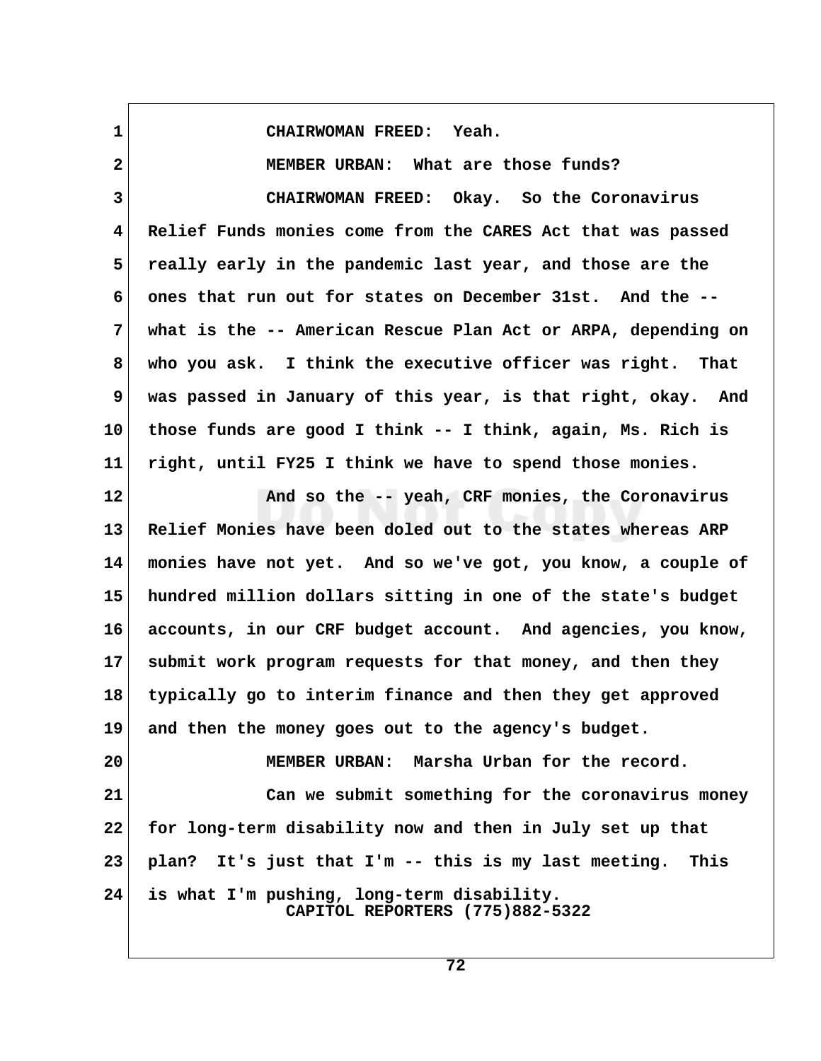CHAIRWOMAN FREED: Yeah.

MEMBER URBAN: What are those funds?

CHAIRWOMAN FREED: Okay. So the Coronavirus Relief Funds monies come from the CARES Act that was passed really early in the pandemic last year, and those are the ones that run out for states on December 31st. And the -- what is the -- American Rescue Plan Act or ARPA, depending on who you ask. I think the executive officer was right. That was passed in January of this year, is that right, okay. And those funds are good I think -- I think, again, Ms. Rich is right, until FY25 I think we have to spend those monies.

And so the -- yeah, CRF monies, the Coronavirus Relief Monies have been doled out to the states whereas ARP monies have not yet. And so we've got, you know, a couple of hundred million dollars sitting in one of the state's budget accounts, in our CRF budget account. And agencies, you know, submit work program requests for that money, and then they typically go to interim finance and then they get approved and then the money goes out to the agency's budget.

MEMBER URBAN: Marsha Urban for the record.

Can we submit something for the coronavirus money for long-term disability now and then in July set up that plan? It's just that I'm -- this is my last meeting. This is what I'm pushing, long-term disability.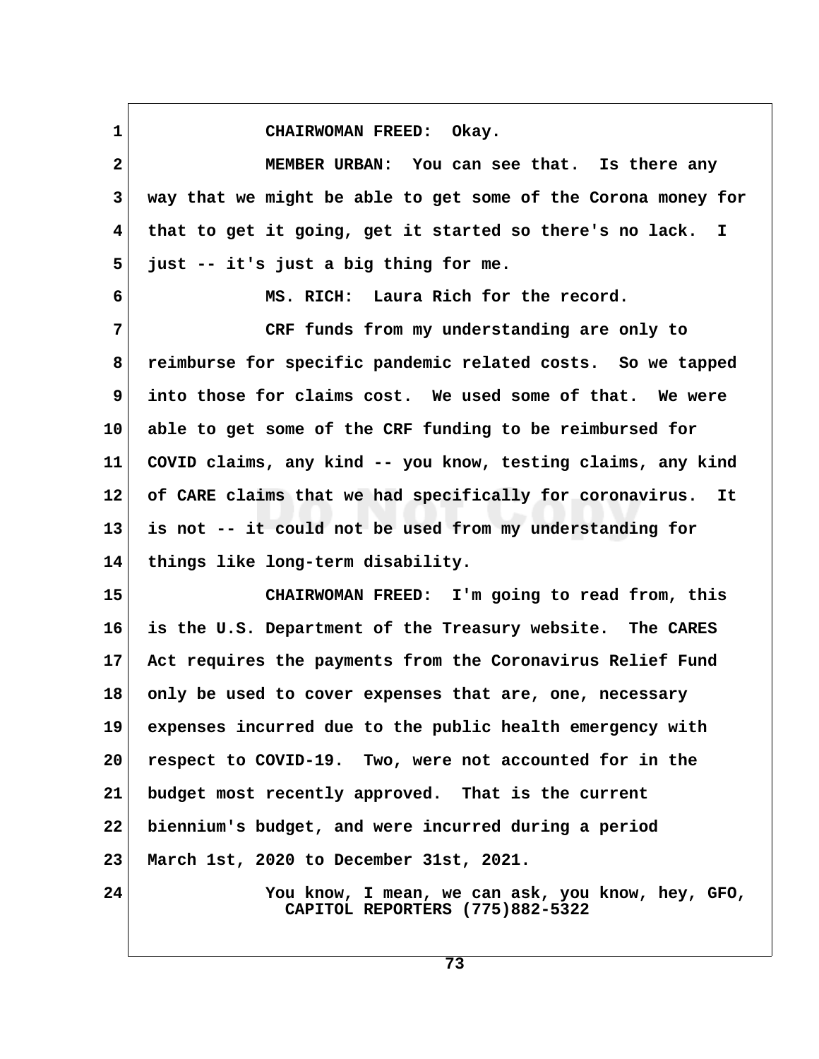CHAIRWOMAN FREED: Okay.

MEMBER URBAN: You can see that. Is there any way that we might be able to get some of the Corona money for that to get it going, get it started so there's no lack. I just -- it's just a big thing for me.

MS. RICH: Laura Rich for the record.

CRF funds from my understanding are only to reimburse for specific pandemic related costs. So we tapped into those for claims cost. We used some of that. We were able to get some of the CRF funding to be reimbursed for COVID claims, any kind -- you know, testing claims, any kind of CARE claims that we had specifically for coronavirus. It is not -- it could not be used from my understanding for things like long-term disability.

CHAIRWOMAN FREED: I'm going to read from, this is the U.S. Department of the Treasury website. The CARES Act requires the payments from the Coronavirus Relief Fund only be used to cover expenses that are, one, necessary expenses incurred due to the public health emergency with respect to COVID-19. Two, were not accounted for in the budget most recently approved. That is the current biennium's budget, and were incurred during a period March 1st, 2020 to December 31st, 2021.

You know, I mean, we can ask, you know, hey, GFO,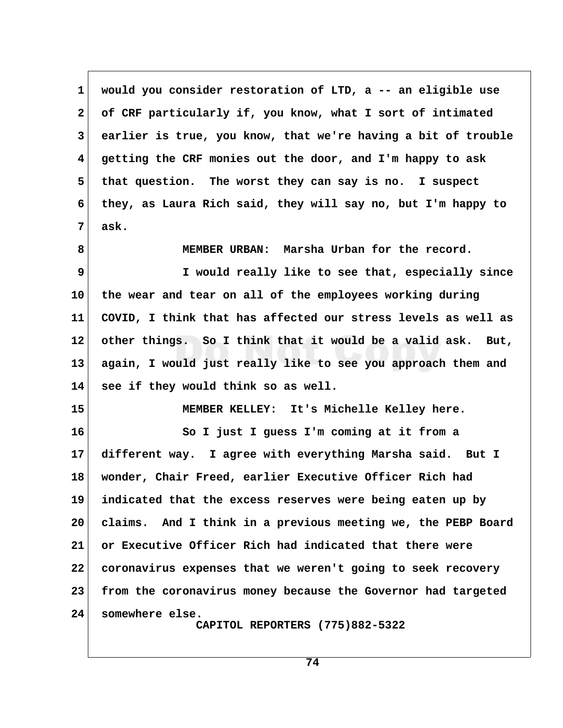would you consider restoration of LTD, a -- an eligible use of CRF particularly if, you know, what I sort of intimated earlier is true, you know, that we're having a bit of trouble getting the CRF monies out the door, and I'm happy to ask that question. The worst they can say is no. I suspect they, as Laura Rich said, they will say no, but I'm happy to ask.

MEMBER URBAN: Marsha Urban for the record.

I would really like to see that, especially since the wear and tear on all of the employees working during COVID, I think that has affected our stress levels as well as other things. So I think that it would be a valid ask. But, again, I would just really like to see you approach them and see if they would think so as well.

MEMBER KELLEY: It's Michelle Kelley here.

So I just I guess I'm coming at it from a different way. I agree with everything Marsha said. But I wonder, Chair Freed, earlier Executive Officer Rich had indicated that the excess reserves were being eaten up by claims. And I think in a previous meeting we, the PEBP Board or Executive Officer Rich had indicated that there were coronavirus expenses that we weren't going to seek recovery from the coronavirus money because the Governor had targeted somewhere else.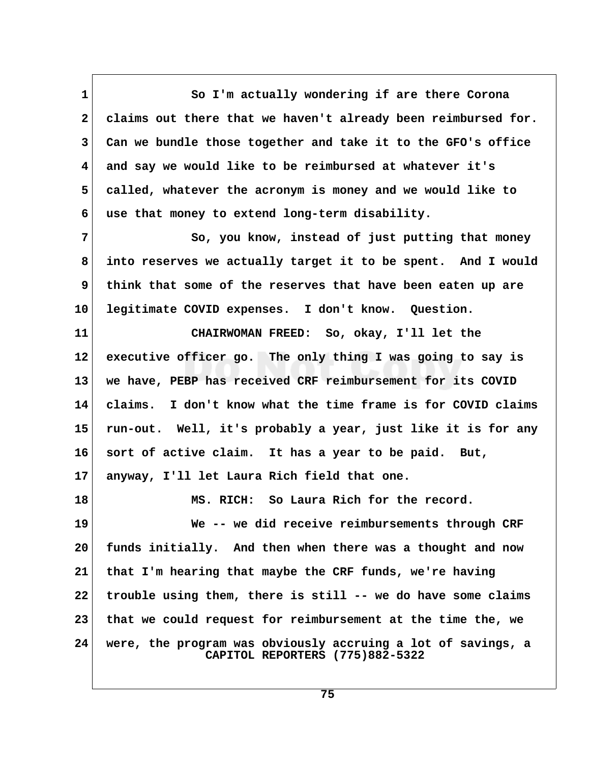So I'm actually wondering if are there Corona claims out there that we haven't already been reimbursed for. Can we bundle those together and take it to the GFO's office and say we would like to be reimbursed at whatever it's called, whatever the acronym is money and we would like to use that money to extend long-term disability.

So, you know, instead of just putting that money into reserves we actually target it to be spent. And I would think that some of the reserves that have been eaten up are legitimate COVID expenses. I don't know. Question.

CHAIRWOMAN FREED: So, okay, I'll let the executive officer go. The only thing I was going to say is we have, PEBP has received CRF reimbursement for its COVID claims. I don't know what the time frame is for COVID claims run-out. Well, it's probably a year, just like it is for any sort of active claim. It has a year to be paid. But, anyway, I'll let Laura Rich field that one.

MS. RICH: So Laura Rich for the record.

We -- we did receive reimbursements through CRF funds initially. And then when there was a thought and now that I'm hearing that maybe the CRF funds, we're having trouble using them, there is still -- we do have some claims that we could request for reimbursement at the time the, we were, the program was obviously accruing a lot of savings, a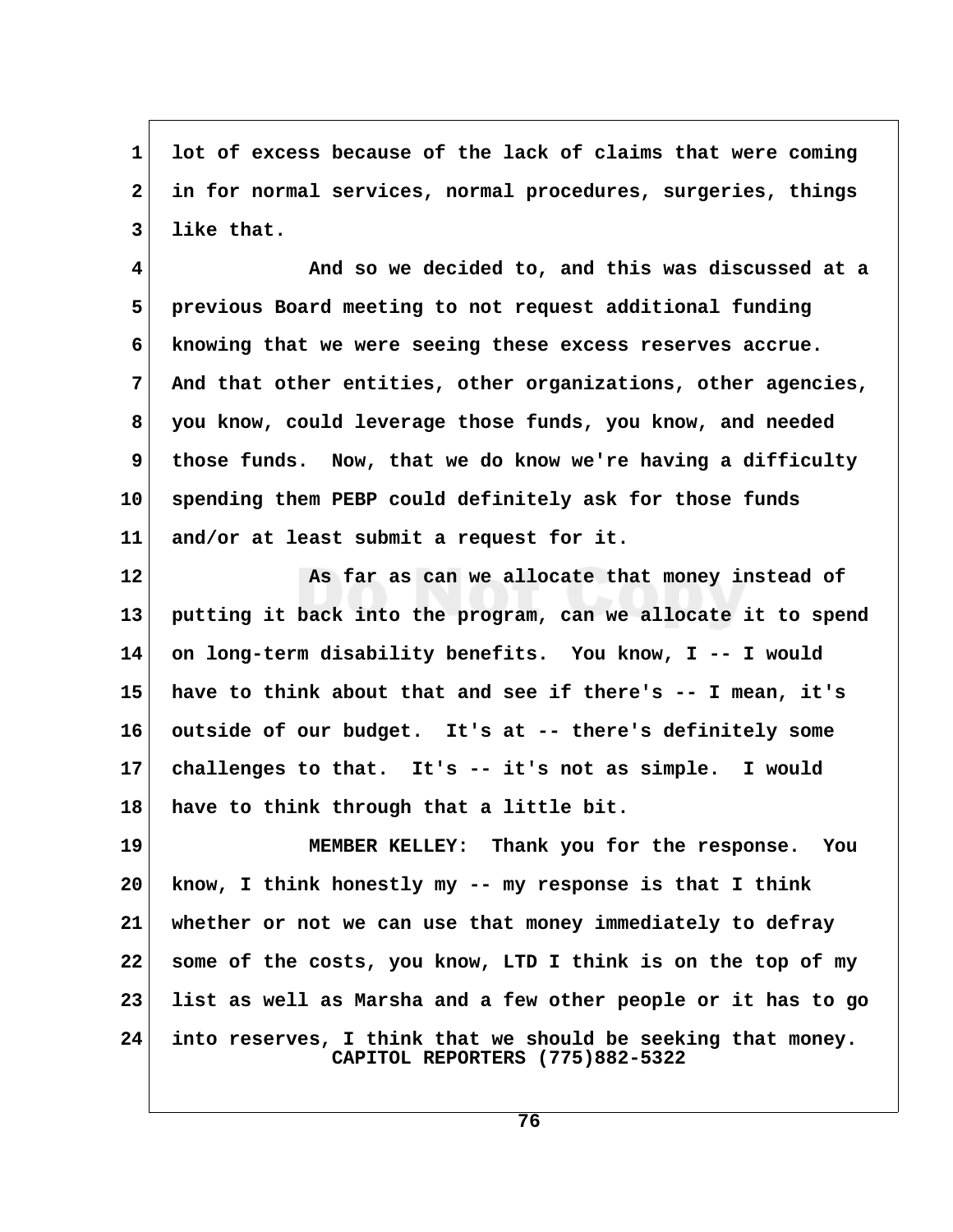lot of excess because of the lack of claims that were coming in for normal services, normal procedures, surgeries, things like that.

And so we decided to, and this was discussed at a previous Board meeting to not request additional funding knowing that we were seeing these excess reserves accrue. And that other entities, other organizations, other agencies, you know, could leverage those funds, you know, and needed those funds. Now, that we do know we're having a difficulty spending them PEBP could definitely ask for those funds and/or at least submit a request for it.

As far as can we allocate that money instead of putting it back into the program, can we allocate it to spend on long-term disability benefits. You know, I -- I would have to think about that and see if there's -- I mean, it's outside of our budget. It's at -- there's definitely some challenges to that. It's -- it's not as simple. I would have to think through that a little bit.

MEMBER KELLEY: Thank you for the response. You know, I think honestly my -- my response is that I think whether or not we can use that money immediately to defray some of the costs, you know, LTD I think is on the top of my list as well as Marsha and a few other people or it has to go into reserves, I think that we should be seeking that money.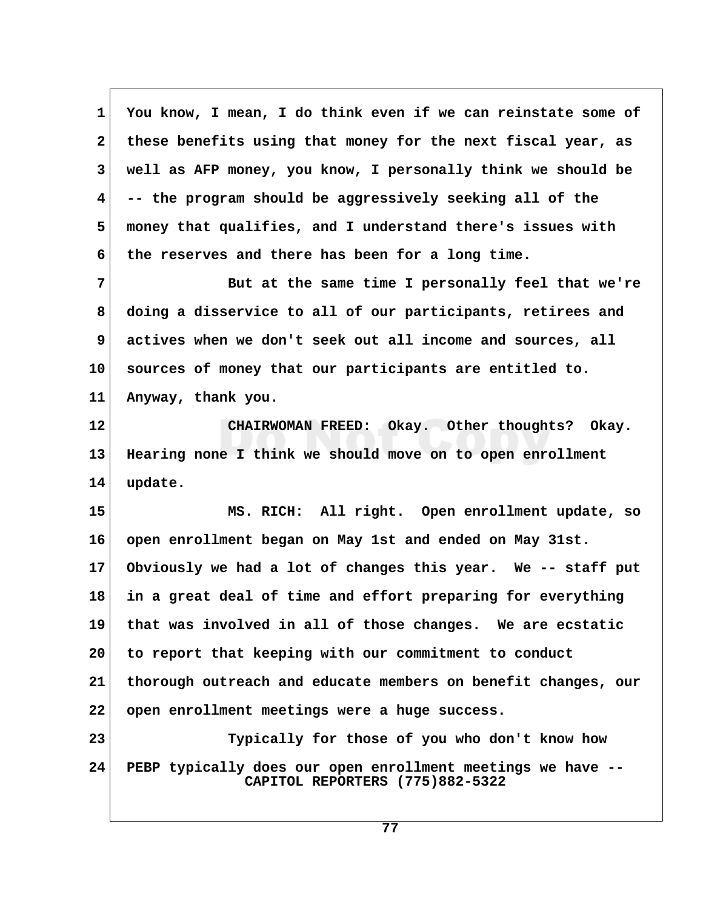You know, I mean, I do think even if we can reinstate some of these benefits using that money for the next fiscal year, as well as AFP money, you know, I personally think we should be -- the program should be aggressively seeking all of the money that qualifies, and I understand there's issues with the reserves and there has been for a long time.

But at the same time I personally feel that we're doing a disservice to all of our participants, retirees and actives when we don't seek out all income and sources, all sources of money that our participants are entitled to. Anyway, thank you.

CHAIRWOMAN FREED: Okay. Other thoughts? Okay. Hearing none I think we should move on to open enrollment update.

MS. RICH: All right. Open enrollment update, so open enrollment began on May 1st and ended on May 31st. Obviously we had a lot of changes this year. We -- staff put in a great deal of time and effort preparing for everything that was involved in all of those changes. We are ecstatic to report that keeping with our commitment to conduct thorough outreach and educate members on benefit changes, our open enrollment meetings were a huge success.

Typically for those of you who don't know how PEBP typically does our open enrollment meetings we have --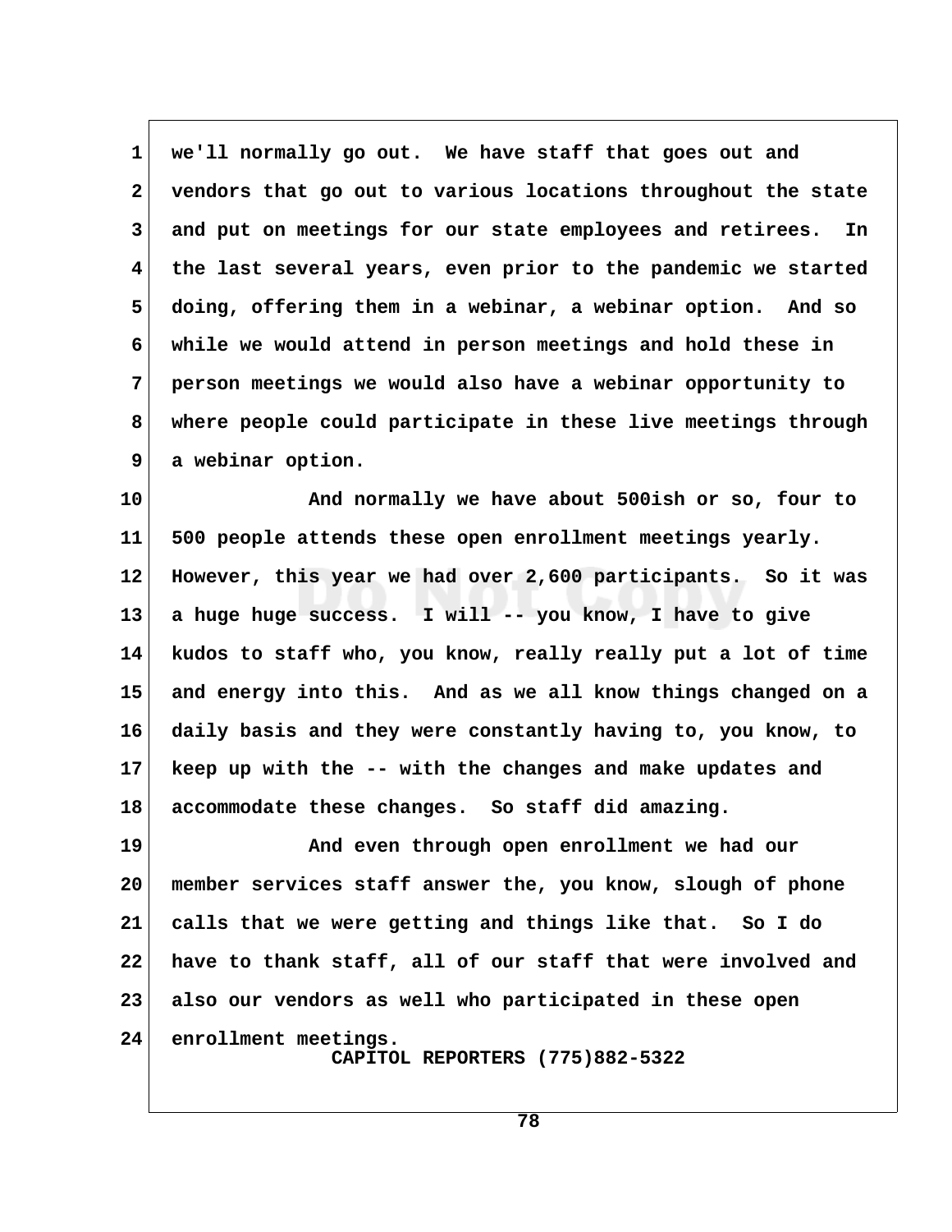we'll normally go out. We have staff that goes out and vendors that go out to various locations throughout the state and put on meetings for our state employees and retirees. In the last several years, even prior to the pandemic we started doing, offering them in a webinar, a webinar option. And so while we would attend in person meetings and hold these in person meetings we would also have a webinar opportunity to where people could participate in these live meetings through a webinar option.

And normally we have about 500ish or so, four to 500 people attends these open enrollment meetings yearly. However, this year we had over 2,600 participants. So it was a huge huge success. I will -- you know, I have to give kudos to staff who, you know, really really put a lot of time and energy into this. And as we all know things changed on a daily basis and they were constantly having to, you know, to keep up with the -- with the changes and make updates and accommodate these changes. So staff did amazing.

And even through open enrollment we had our member services staff answer the, you know, slough of phone calls that we were getting and things like that. So I do have to thank staff, all of our staff that were involved and also our vendors as well who participated in these open enrollment meetings.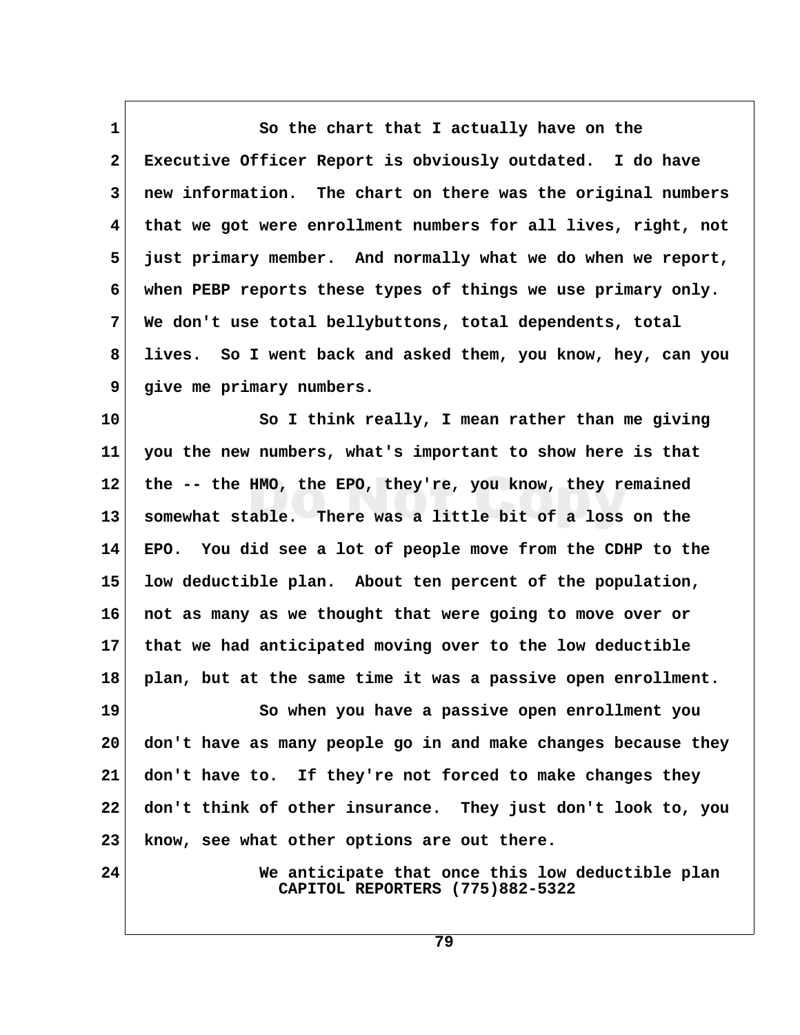So the chart that I actually have on the Executive Officer Report is obviously outdated. I do have new information. The chart on there was the original numbers that we got were enrollment numbers for all lives, right, not just primary member. And normally what we do when we report, when PEBP reports these types of things we use primary only. We don't use total bellybuttons, total dependents, total lives. So I went back and asked them, you know, hey, can you give me primary numbers.

So I think really, I mean rather than me giving you the new numbers, what's important to show here is that the -- the HMO, the EPO, they're, you know, they remained somewhat stable. There was a little bit of a loss on the EPO. You did see a lot of people move from the CDHP to the low deductible plan. About ten percent of the population, not as many as we thought that were going to move over or that we had anticipated moving over to the low deductible plan, but at the same time it was a passive open enrollment.

So when you have a passive open enrollment you don't have as many people go in and make changes because they don't have to. If they're not forced to make changes they don't think of other insurance. They just don't look to, you know, see what other options are out there.

We anticipate that once this low deductible plan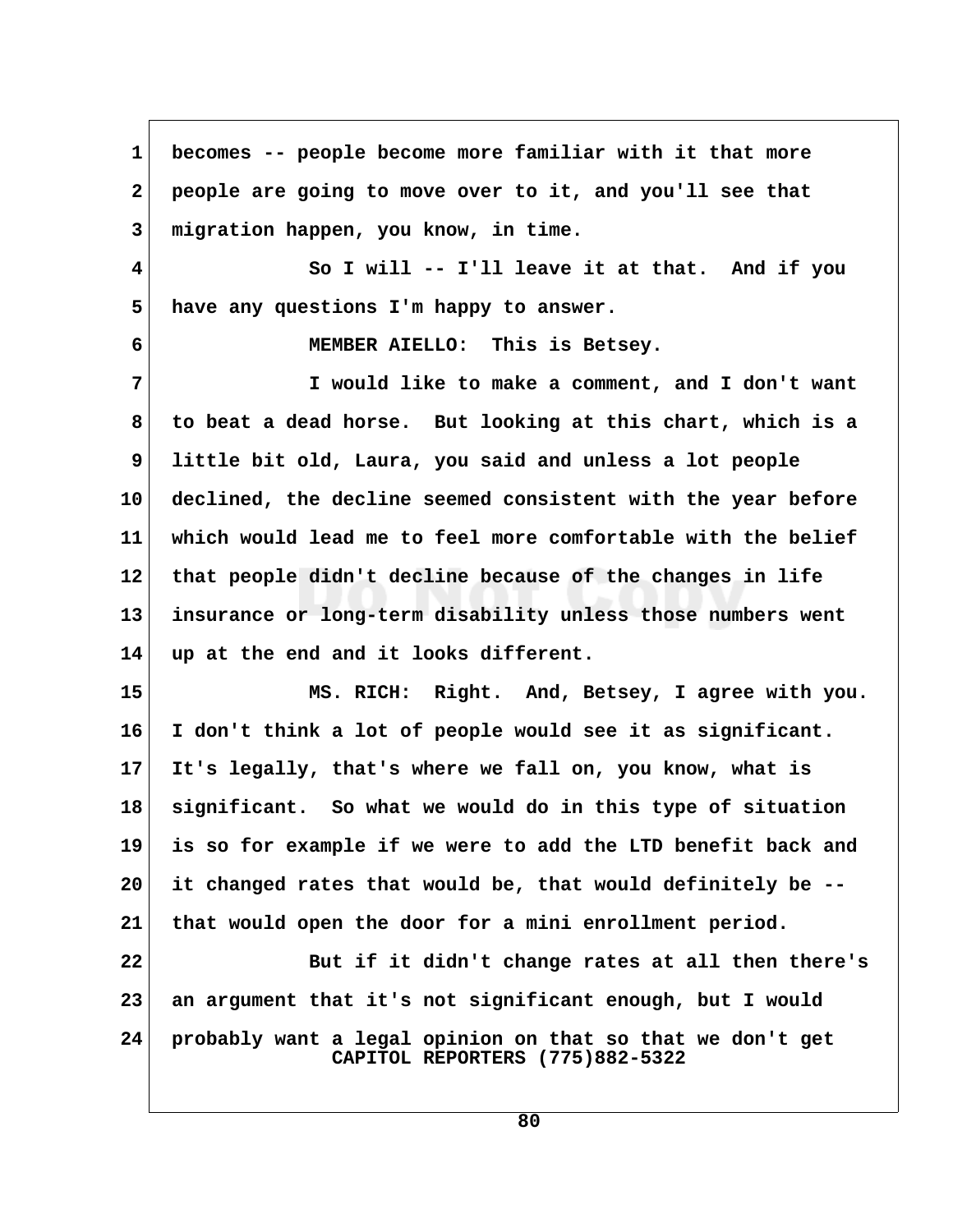becomes -- people become more familiar with it that more people are going to move over to it, and you'll see that migration happen, you know, in time.

So I will -- I'll leave it at that. And if you have any questions I'm happy to answer.

MEMBER AIELLO: This is Betsey.

I would like to make a comment, and I don't want to beat a dead horse. But looking at this chart, which is a little bit old, Laura, you said and unless a lot people declined, the decline seemed consistent with the year before which would lead me to feel more comfortable with the belief that people didn't decline because of the changes in life insurance or long-term disability unless those numbers went up at the end and it looks different.

MS. RICH: Right. And, Betsey, I agree with you. I don't think a lot of people would see it as significant. It's legally, that's where we fall on, you know, what is significant. So what we would do in this type of situation is so for example if we were to add the LTD benefit back and it changed rates that would be, that would definitely be -- that would open the door for a mini enrollment period.

But if it didn't change rates at all then there's an argument that it's not significant enough, but I would probably want a legal opinion on that so that we don't get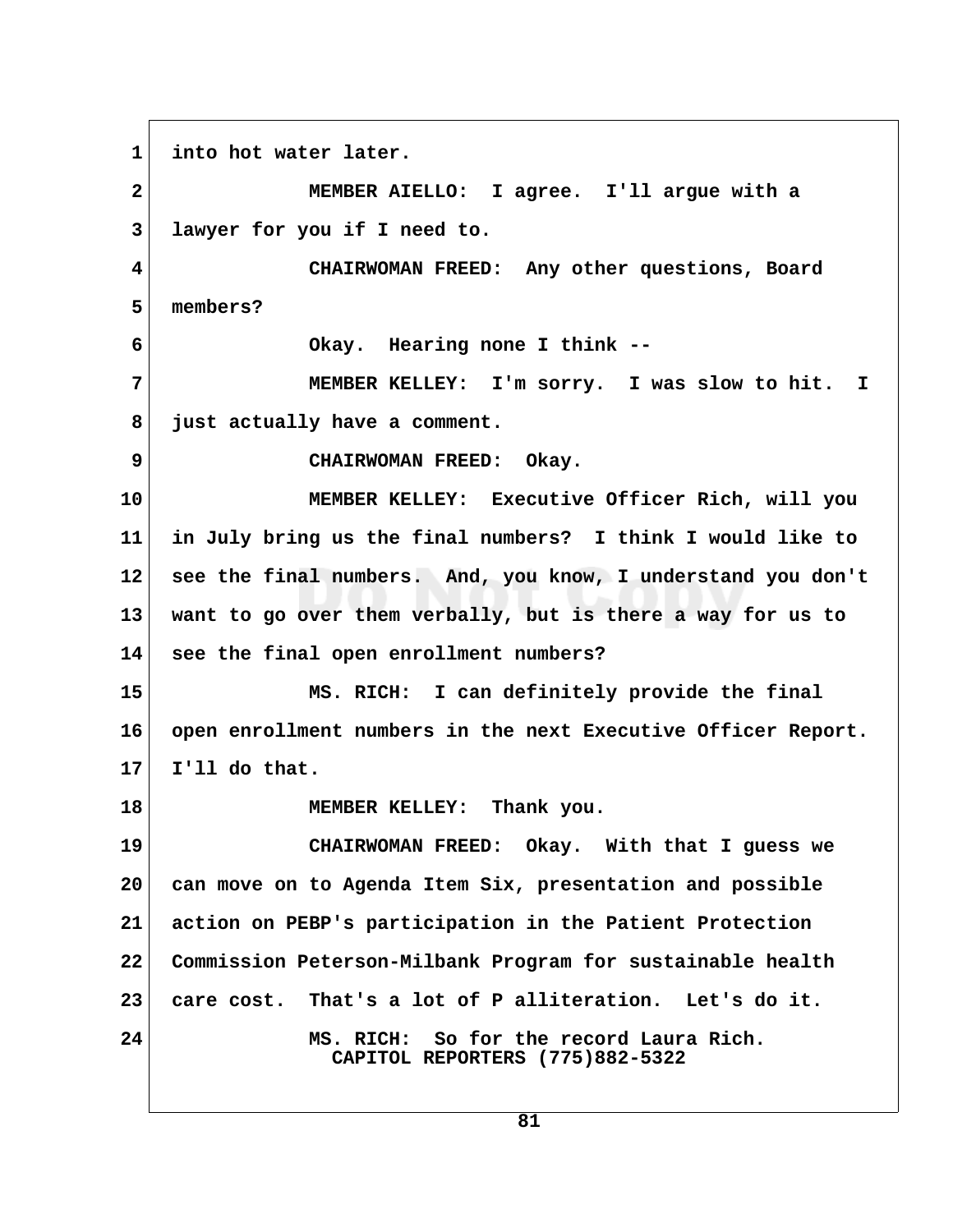into hot water later.

MEMBER AIELLO: I agree. I'll argue with a lawyer for you if I need to.

CHAIRWOMAN FREED: Any other questions, Board members?

Okay. Hearing none I think --

MEMBER KELLEY: I'm sorry. I was slow to hit. I just actually have a comment.

CHAIRWOMAN FREED: Okay.

MEMBER KELLEY: Executive Officer Rich, will you in July bring us the final numbers? I think I would like to see the final numbers. And, you know, I understand you don't want to go over them verbally, but is there a way for us to see the final open enrollment numbers?

MS. RICH: I can definitely provide the final open enrollment numbers in the next Executive Officer Report. I'll do that.

MEMBER KELLEY: Thank you.

CHAIRWOMAN FREED: Okay. With that I guess we can move on to Agenda Item Six, presentation and possible action on PEBP's participation in the Patient Protection Commission Peterson-Milbank Program for sustainable health care cost. That's a lot of P alliteration. Let's do it.

MS. RICH: So for the record Laura Rich.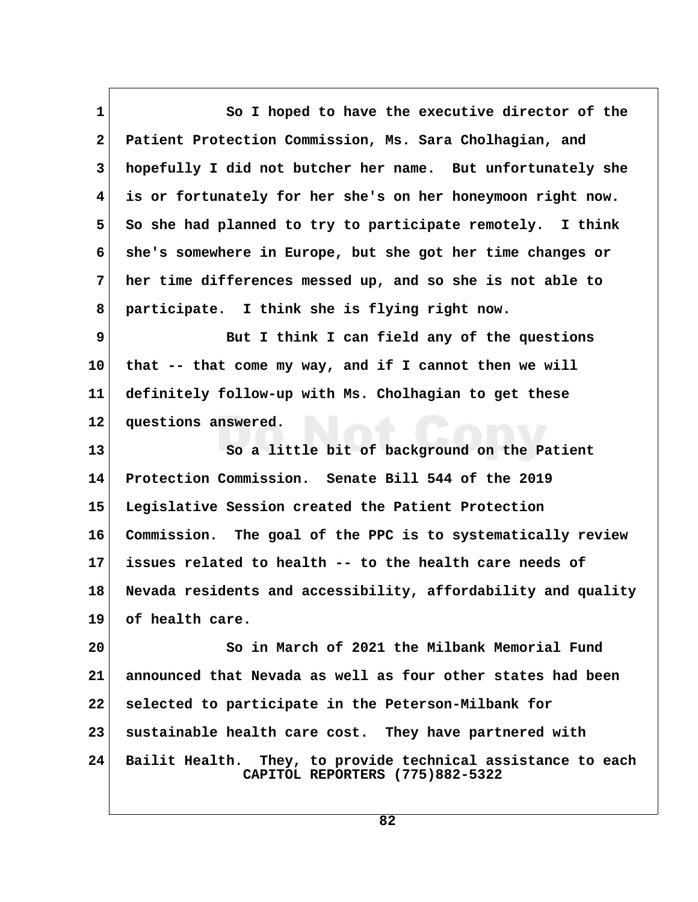So I hoped to have the executive director of the Patient Protection Commission, Ms. Sara Cholhagian, and hopefully I did not butcher her name. But unfortunately she is or fortunately for her she's on her honeymoon right now. So she had planned to try to participate remotely. I think she's somewhere in Europe, but she got her time changes or her time differences messed up, and so she is not able to participate. I think she is flying right now.

But I think I can field any of the questions that -- that come my way, and if I cannot then we will definitely follow-up with Ms. Cholhagian to get these questions answered.

So a little bit of background on the Patient Protection Commission. Senate Bill 544 of the 2019 Legislative Session created the Patient Protection Commission. The goal of the PPC is to systematically review issues related to health -- to the health care needs of Nevada residents and accessibility, affordability and quality of health care.

So in March of 2021 the Milbank Memorial Fund announced that Nevada as well as four other states had been selected to participate in the Peterson-Milbank for sustainable health care cost. They have partnered with Bailit Health. They, to provide technical assistance to each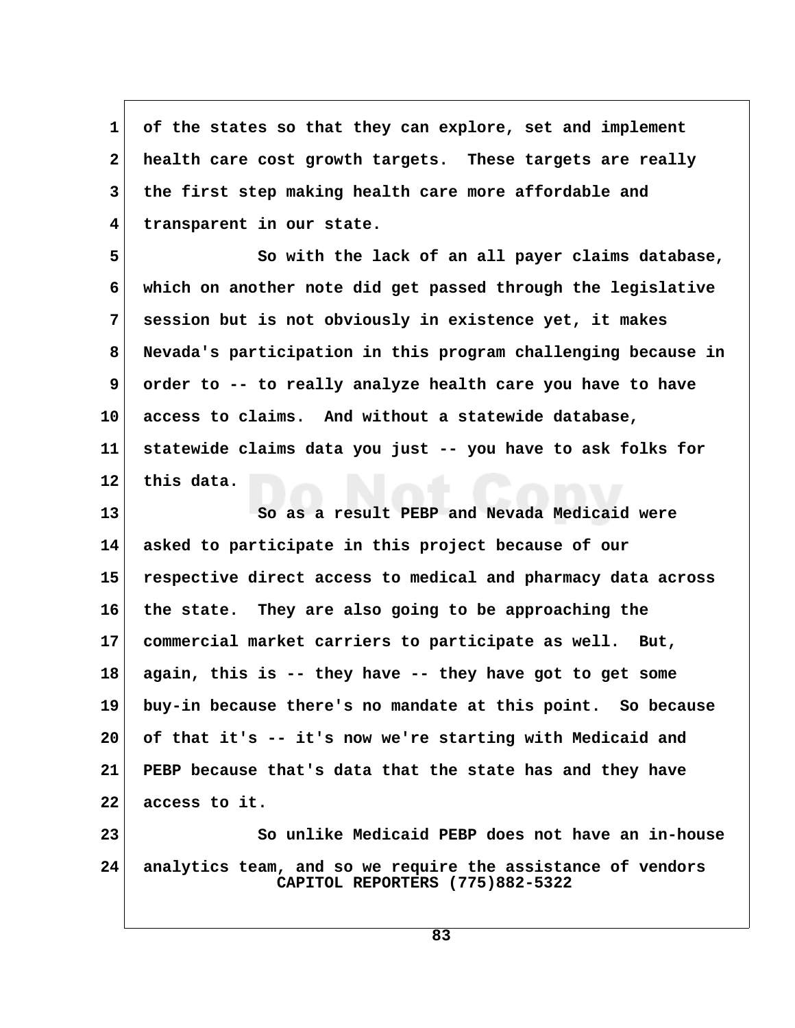of the states so that they can explore, set and implement health care cost growth targets. These targets are really the first step making health care more affordable and transparent in our state.

So with the lack of an all payer claims database, which on another note did get passed through the legislative session but is not obviously in existence yet, it makes Nevada's participation in this program challenging because in order to -- to really analyze health care you have to have access to claims. And without a statewide database, statewide claims data you just -- you have to ask folks for this data.

So as a result PEBP and Nevada Medicaid were asked to participate in this project because of our respective direct access to medical and pharmacy data across the state. They are also going to be approaching the commercial market carriers to participate as well. But, again, this is -- they have -- they have got to get some buy-in because there's no mandate at this point. So because of that it's -- it's now we're starting with Medicaid and PEBP because that's data that the state has and they have access to it.

So unlike Medicaid PEBP does not have an in-house analytics team, and so we require the assistance of vendors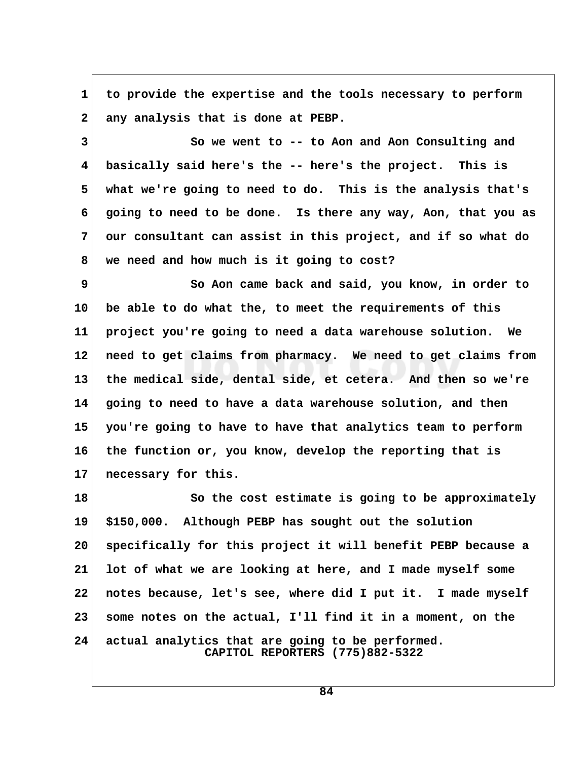to provide the expertise and the tools necessary to perform any analysis that is done at PEBP.

So we went to -- to Aon and Aon Consulting and basically said here's the -- here's the project. This is what we're going to need to do. This is the analysis that's going to need to be done. Is there any way, Aon, that you as our consultant can assist in this project, and if so what do we need and how much is it going to cost?

So Aon came back and said, you know, in order to be able to do what the, to meet the requirements of this project you're going to need a data warehouse solution. We need to get claims from pharmacy. We need to get claims from the medical side, dental side, et cetera. And then so we're going to need to have a data warehouse solution, and then you're going to have to have that analytics team to perform the function or, you know, develop the reporting that is necessary for this.

So the cost estimate is going to be approximately $150,000. Although PEBP has sought out the solution specifically for this project it will benefit PEBP because a lot of what we are looking at here, and I made myself some notes because, let's see, where did I put it. I made myself some notes on the actual, I'll find it in a moment, on the actual analytics that are going to be performed.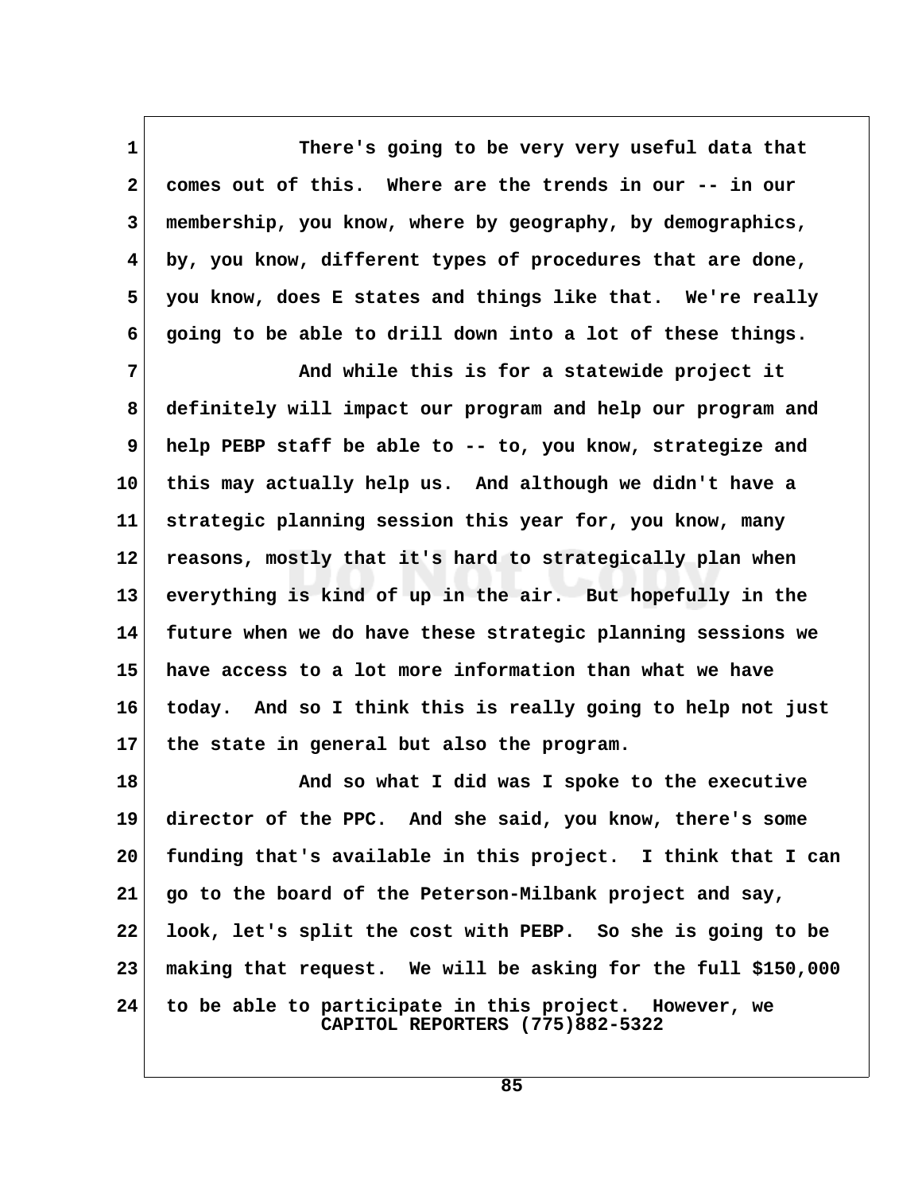1 There's going to be very very useful data that
2 comes out of this. Where are the trends in our -- in our
3 membership, you know, where by geography, by demographics,
4 by, you know, different types of procedures that are done,
5 you know, does E states and things like that. We're really
6 going to be able to drill down into a lot of these things.

7 And while this is for a statewide project it
8 definitely will impact our program and help our program and
9 help PEBP staff be able to -- to, you know, strategize and
10 this may actually help us. And although we didn't have a
11 strategic planning session this year for, you know, many
12 reasons, mostly that it's hard to strategically plan when
13 everything is kind of up in the air. But hopefully in the
14 future when we do have these strategic planning sessions we
15 have access to a lot more information than what we have
16 today. And so I think this is really going to help not just
17 the state in general but also the program.

18 And so what I did was I spoke to the executive
19 director of the PPC. And she said, you know, there's some
20 funding that's available in this project. I think that I can
21 go to the board of the Peterson-Milbank project and say,
22 look, let's split the cost with PEBP. So she is going to be
23 making that request. We will be asking for the full $150,000
24 to be able to participate in this project. However, we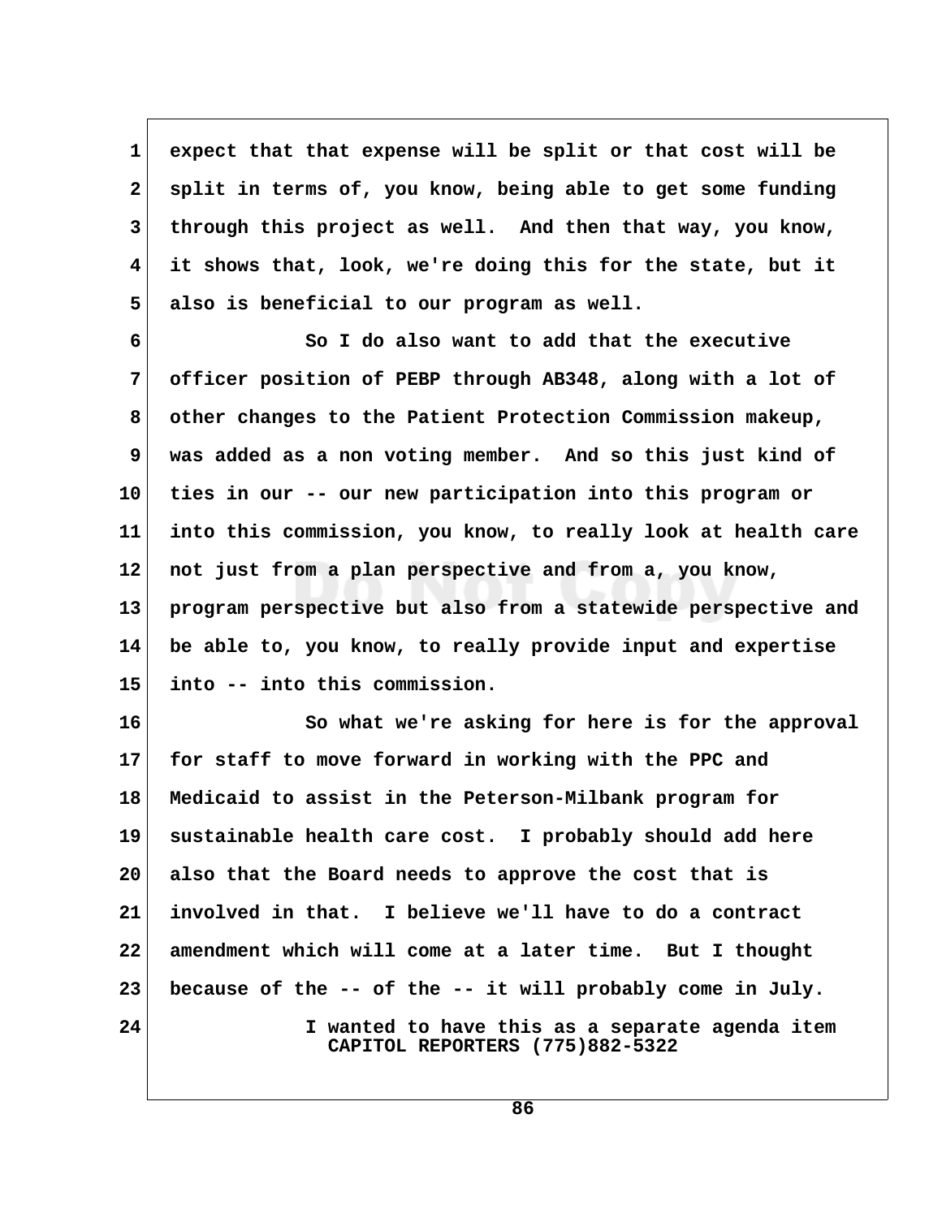expect that that expense will be split or that cost will be split in terms of, you know, being able to get some funding through this project as well. And then that way, you know, it shows that, look, we're doing this for the state, but it also is beneficial to our program as well.

So I do also want to add that the executive officer position of PEBP through AB348, along with a lot of other changes to the Patient Protection Commission makeup, was added as a non voting member. And so this just kind of ties in our -- our new participation into this program or into this commission, you know, to really look at health care not just from a plan perspective and from a, you know, program perspective but also from a statewide perspective and be able to, you know, to really provide input and expertise into -- into this commission.

So what we're asking for here is for the approval for staff to move forward in working with the PPC and Medicaid to assist in the Peterson-Milbank program for sustainable health care cost. I probably should add here also that the Board needs to approve the cost that is involved in that. I believe we'll have to do a contract amendment which will come at a later time. But I thought because of the -- of the -- it will probably come in July.

I wanted to have this as a separate agenda item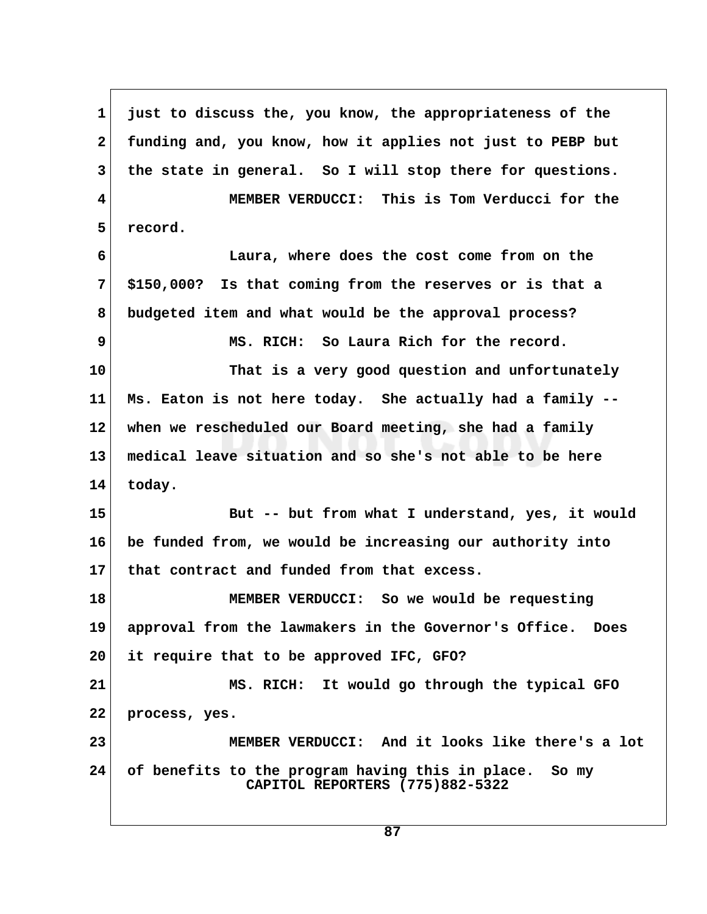just to discuss the, you know, the appropriateness of the funding and, you know, how it applies not just to PEBP but the state in general. So I will stop there for questions.

MEMBER VERDUCCI: This is Tom Verducci for the record.

Laura, where does the cost come from on the $150,000? Is that coming from the reserves or is that a budgeted item and what would be the approval process?

MS. RICH: So Laura Rich for the record.

That is a very good question and unfortunately Ms. Eaton is not here today. She actually had a family -- when we rescheduled our Board meeting, she had a family medical leave situation and so she's not able to be here today.

But -- but from what I understand, yes, it would be funded from, we would be increasing our authority into that contract and funded from that excess.

MEMBER VERDUCCI: So we would be requesting approval from the lawmakers in the Governor's Office. Does it require that to be approved IFC, GFO?

MS. RICH: It would go through the typical GFO process, yes.

MEMBER VERDUCCI: And it looks like there's a lot of benefits to the program having this in place. So my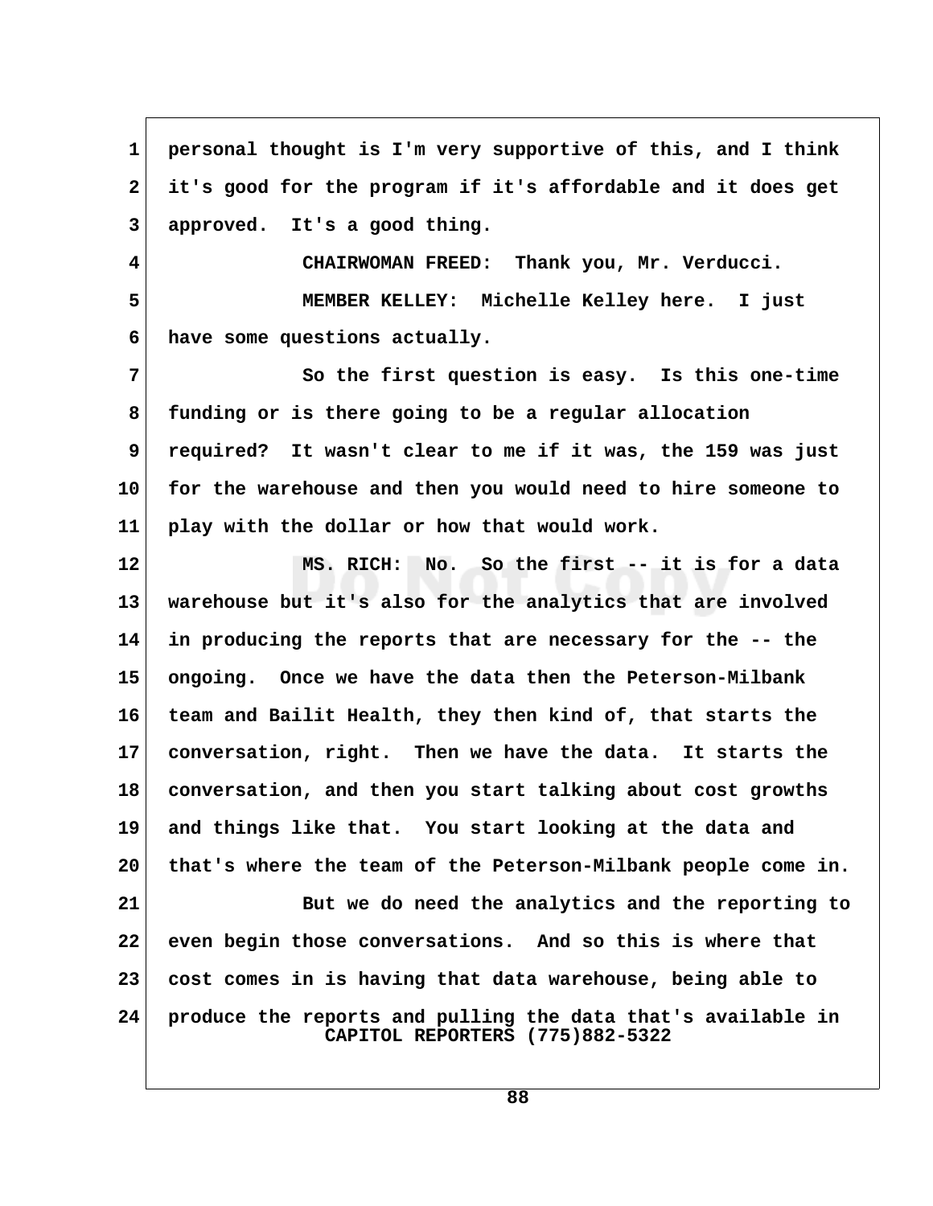personal thought is I'm very supportive of this, and I think it's good for the program if it's affordable and it does get approved. It's a good thing.

CHAIRWOMAN FREED: Thank you, Mr. Verducci.

MEMBER KELLEY: Michelle Kelley here. I just have some questions actually.

So the first question is easy. Is this one-time funding or is there going to be a regular allocation required? It wasn't clear to me if it was, the 159 was just for the warehouse and then you would need to hire someone to play with the dollar or how that would work.

MS. RICH: No. So the first -- it is for a data warehouse but it's also for the analytics that are involved in producing the reports that are necessary for the -- the ongoing. Once we have the data then the Peterson-Milbank team and Bailit Health, they then kind of, that starts the conversation, right. Then we have the data. It starts the conversation, and then you start talking about cost growths and things like that. You start looking at the data and that's where the team of the Peterson-Milbank people come in.

But we do need the analytics and the reporting to even begin those conversations. And so this is where that cost comes in is having that data warehouse, being able to produce the reports and pulling the data that's available in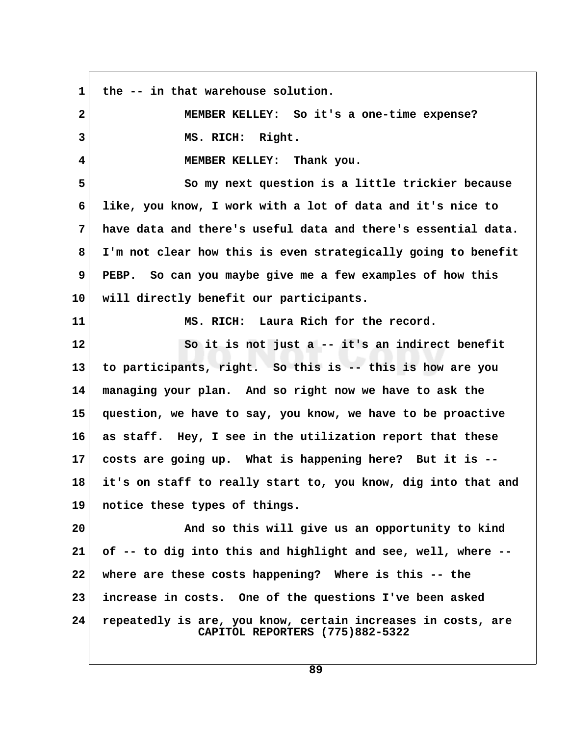1 the -- in that warehouse solution.

2 MEMBER KELLEY: So it's a one-time expense?

3 MS. RICH: Right.

4 MEMBER KELLEY: Thank you.

5 So my next question is a little trickier because
6 like, you know, I work with a lot of data and it's nice to
7 have data and there's useful data and there's essential data.
8 I'm not clear how this is even strategically going to benefit
9 PEBP. So can you maybe give me a few examples of how this
10 will directly benefit our participants.

11 MS. RICH: Laura Rich for the record.

12 So it is not just a -- it's an indirect benefit
13 to participants, right. So this is -- this is how are you
14 managing your plan. And so right now we have to ask the
15 question, we have to say, you know, we have to be proactive
16 as staff. Hey, I see in the utilization report that these
17 costs are going up. What is happening here? But it is --
18 it's on staff to really start to, you know, dig into that and
19 notice these types of things.

20 And so this will give us an opportunity to kind
21 of -- to dig into this and highlight and see, well, where --
22 where are these costs happening? Where is this -- the
23 increase in costs. One of the questions I've been asked
24 repeatedly is are, you know, certain increases in costs, are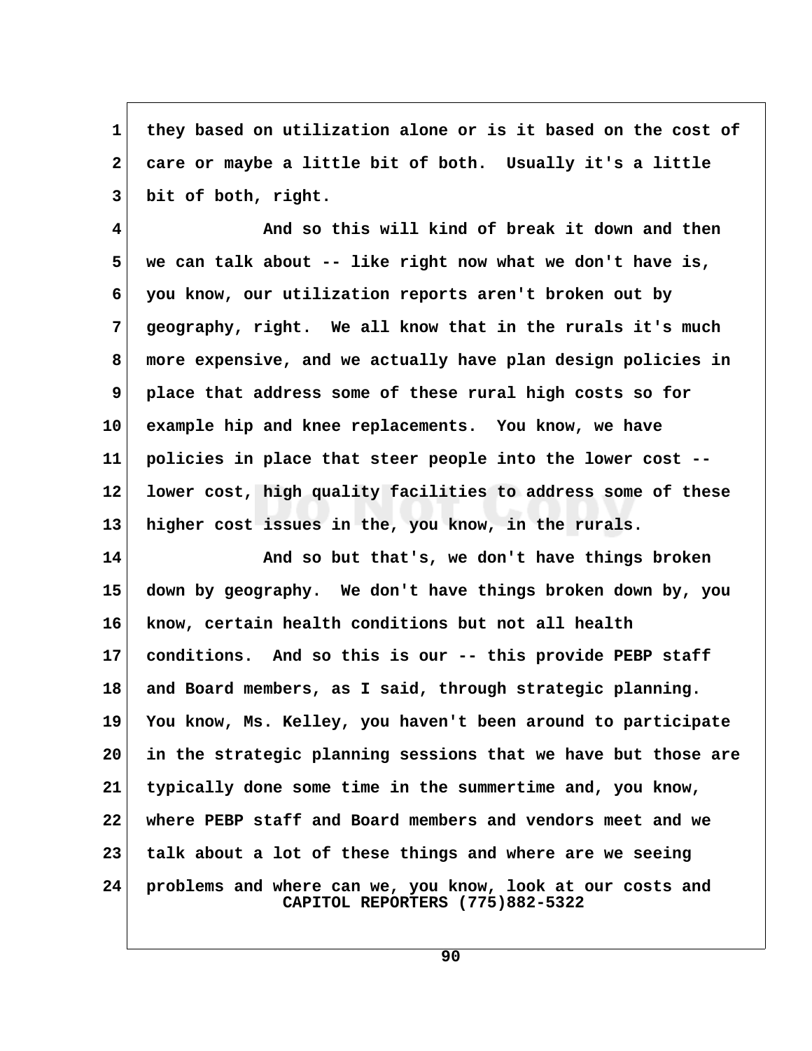they based on utilization alone or is it based on the cost of care or maybe a little bit of both. Usually it's a little bit of both, right.

And so this will kind of break it down and then we can talk about -- like right now what we don't have is, you know, our utilization reports aren't broken out by geography, right. We all know that in the rurals it's much more expensive, and we actually have plan design policies in place that address some of these rural high costs so for example hip and knee replacements. You know, we have policies in place that steer people into the lower cost -- lower cost, high quality facilities to address some of these higher cost issues in the, you know, in the rurals.

And so but that's, we don't have things broken down by geography. We don't have things broken down by, you know, certain health conditions but not all health conditions. And so this is our -- this provide PEBP staff and Board members, as I said, through strategic planning. You know, Ms. Kelley, you haven't been around to participate in the strategic planning sessions that we have but those are typically done some time in the summertime and, you know, where PEBP staff and Board members and vendors meet and we talk about a lot of these things and where are we seeing problems and where can we, you know, look at our costs and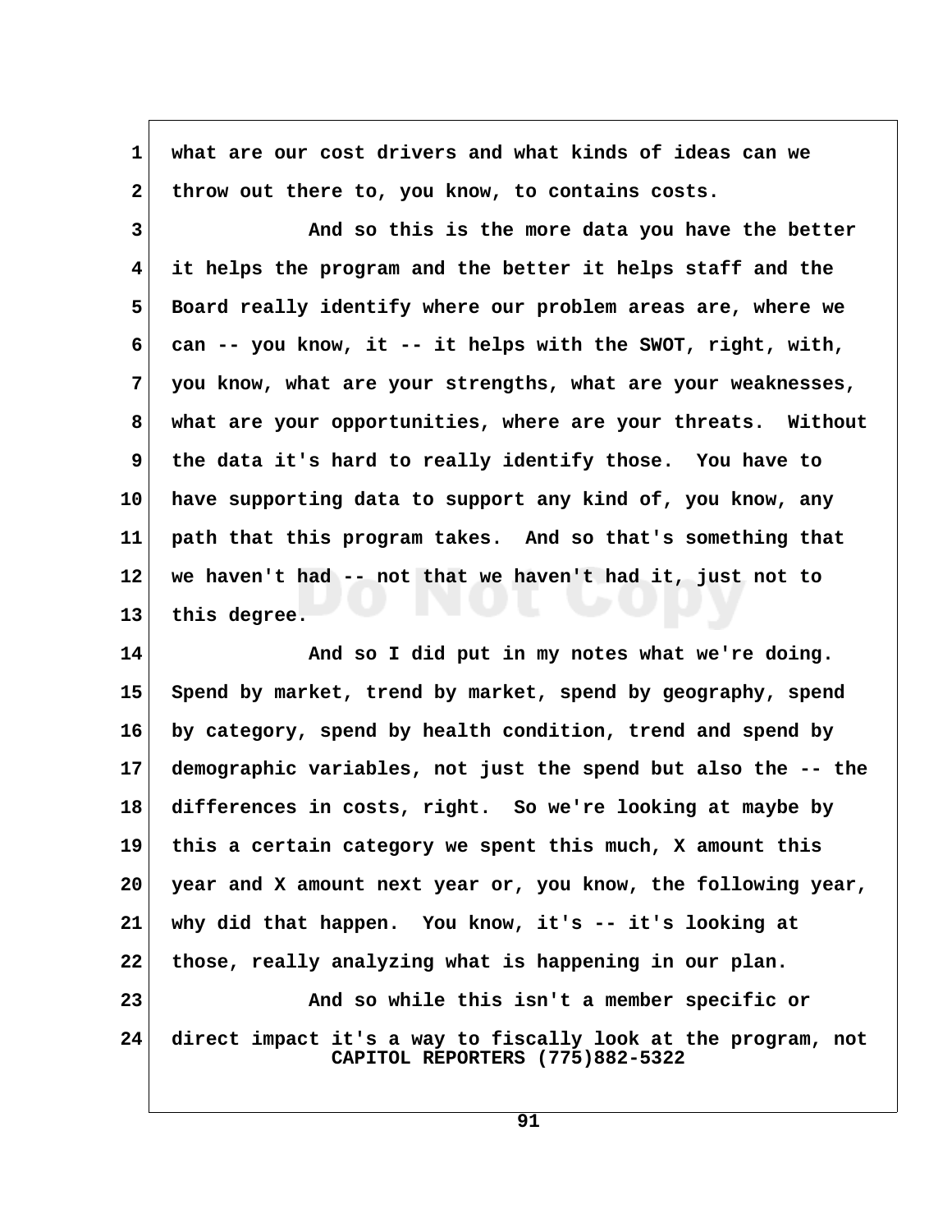1 what are our cost drivers and what kinds of ideas can we
2 throw out there to, you know, to contains costs.
3 And so this is the more data you have the better
4 it helps the program and the better it helps staff and the
5 Board really identify where our problem areas are, where we
6 can -- you know, it -- it helps with the SWOT, right, with,
7 you know, what are your strengths, what are your weaknesses,
8 what are your opportunities, where are your threats. Without
9 the data it's hard to really identify those. You have to
10 have supporting data to support any kind of, you know, any
11 path that this program takes. And so that's something that
12 we haven't had -- not that we haven't had it, just not to
13 this degree.
14 And so I did put in my notes what we're doing.
15 Spend by market, trend by market, spend by geography, spend
16 by category, spend by health condition, trend and spend by
17 demographic variables, not just the spend but also the -- the
18 differences in costs, right. So we're looking at maybe by
19 this a certain category we spent this much, X amount this
20 year and X amount next year or, you know, the following year,
21 why did that happen. You know, it's -- it's looking at
22 those, really analyzing what is happening in our plan.
23 And so while this isn't a member specific or
24 direct impact it's a way to fiscally look at the program, not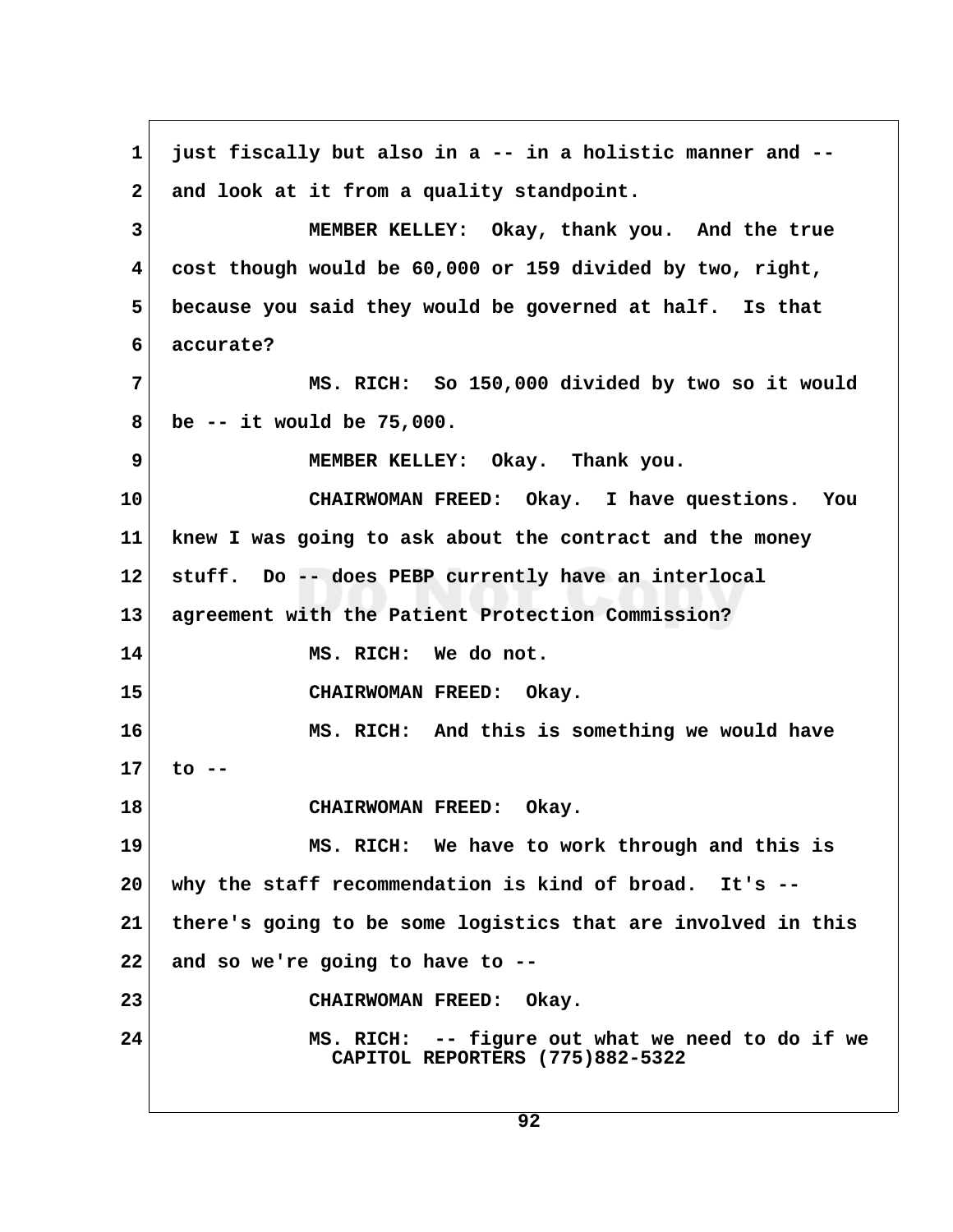just fiscally but also in a -- in a holistic manner and -- and look at it from a quality standpoint.

MEMBER KELLEY: Okay, thank you. And the true cost though would be 60,000 or 159 divided by two, right, because you said they would be governed at half. Is that accurate?

MS. RICH: So 150,000 divided by two so it would be -- it would be 75,000.

MEMBER KELLEY: Okay. Thank you.

CHAIRWOMAN FREED: Okay. I have questions. You knew I was going to ask about the contract and the money stuff. Do -- does PEBP currently have an interlocal agreement with the Patient Protection Commission?

MS. RICH: We do not.

CHAIRWOMAN FREED: Okay.

MS. RICH: And this is something we would have to --

CHAIRWOMAN FREED: Okay.

MS. RICH: We have to work through and this is why the staff recommendation is kind of broad. It's -- there's going to be some logistics that are involved in this and so we're going to have to --

CHAIRWOMAN FREED: Okay.

MS. RICH: -- figure out what we need to do if we

CAPITOL REPORTERS (775)882-5322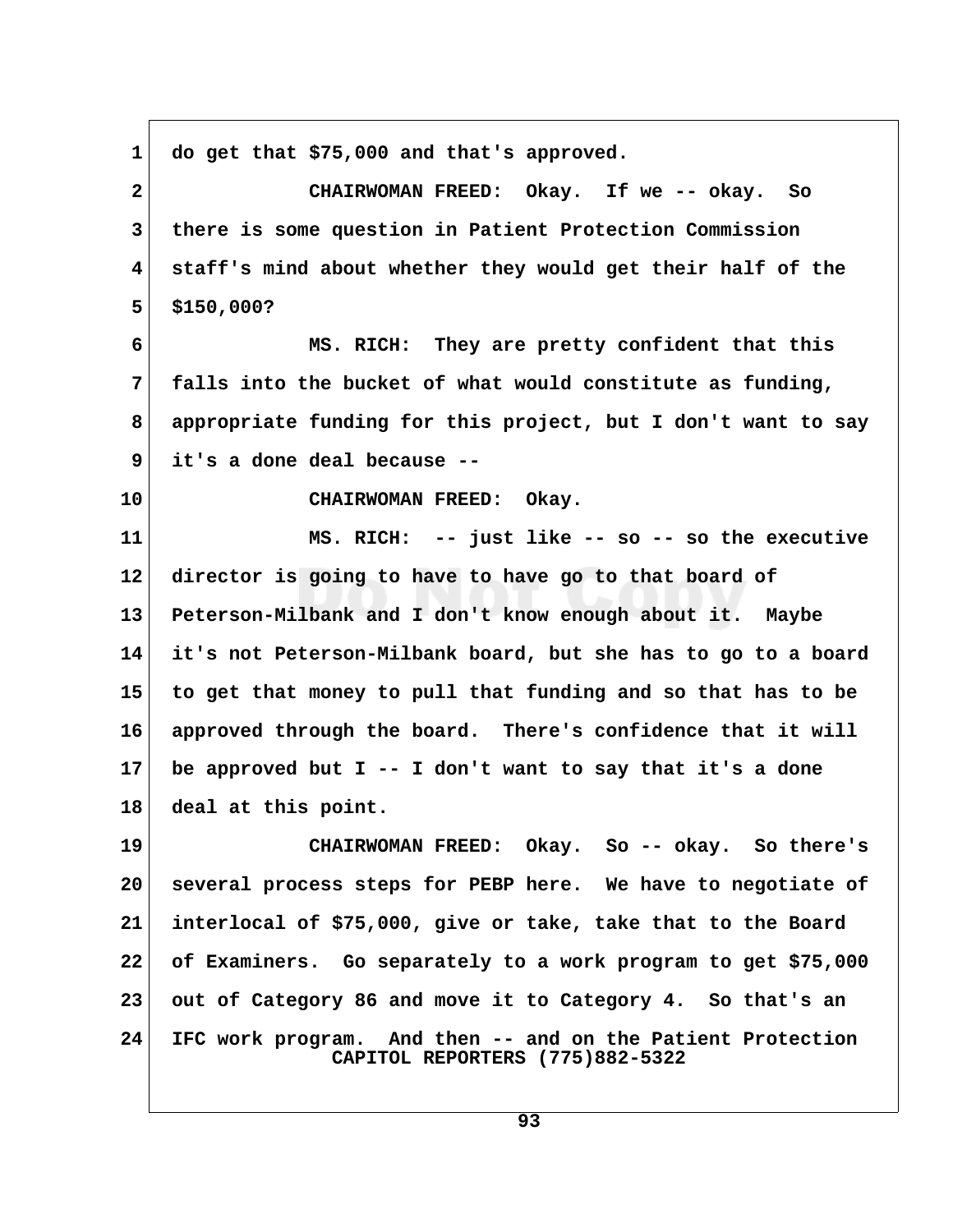1 do get that $75,000 and that's approved.

2 CHAIRWOMAN FREED: Okay. If we -- okay. So
3 there is some question in Patient Protection Commission
4 staff's mind about whether they would get their half of the
5 $150,000?

6 MS. RICH: They are pretty confident that this
7 falls into the bucket of what would constitute as funding,
8 appropriate funding for this project, but I don't want to say
9 it's a done deal because --

10 CHAIRWOMAN FREED: Okay.

11 MS. RICH: -- just like -- so -- so the executive
12 director is going to have to have go to that board of
13 Peterson-Milbank and I don't know enough about it. Maybe
14 it's not Peterson-Milbank board, but she has to go to a board
15 to get that money to pull that funding and so that has to be
16 approved through the board. There's confidence that it will
17 be approved but I -- I don't want to say that it's a done
18 deal at this point.

19 CHAIRWOMAN FREED: Okay. So -- okay. So there's
20 several process steps for PEBP here. We have to negotiate of
21 interlocal of $75,000, give or take, take that to the Board
22 of Examiners. Go separately to a work program to get $75,000
23 out of Category 86 and move it to Category 4. So that's an
24 IFC work program. And then -- and on the Patient Protection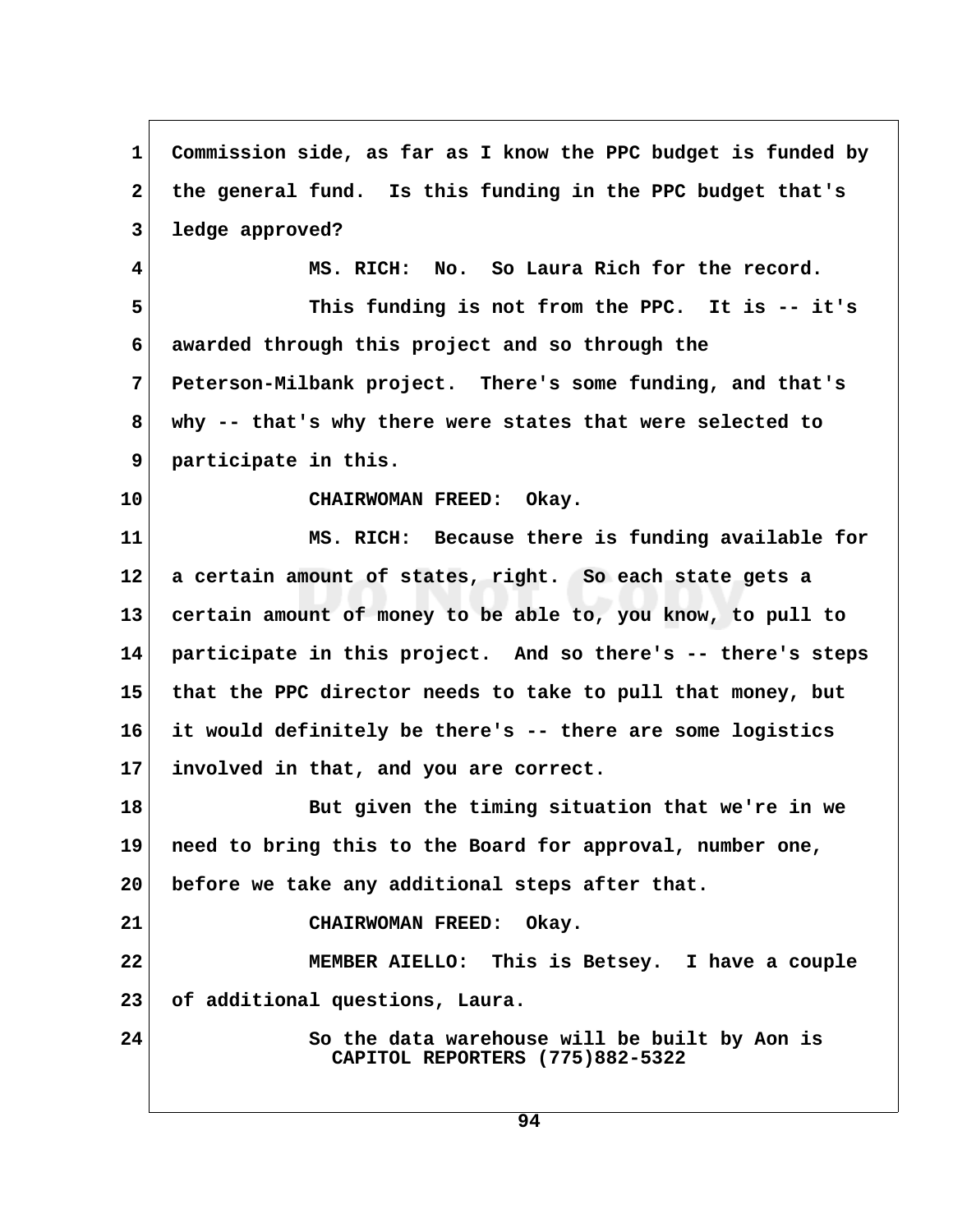Commission side, as far as I know the PPC budget is funded by the general fund. Is this funding in the PPC budget that's ledge approved?

MS. RICH: No. So Laura Rich for the record.

This funding is not from the PPC. It is -- it's awarded through this project and so through the Peterson-Milbank project. There's some funding, and that's why -- that's why there were states that were selected to participate in this.

CHAIRWOMAN FREED: Okay.

MS. RICH: Because there is funding available for a certain amount of states, right. So each state gets a certain amount of money to be able to, you know, to pull to participate in this project. And so there's -- there's steps that the PPC director needs to take to pull that money, but it would definitely be there's -- there are some logistics involved in that, and you are correct.

But given the timing situation that we're in we need to bring this to the Board for approval, number one, before we take any additional steps after that.

CHAIRWOMAN FREED: Okay.

MEMBER AIELLO: This is Betsey. I have a couple of additional questions, Laura.

So the data warehouse will be built by Aon is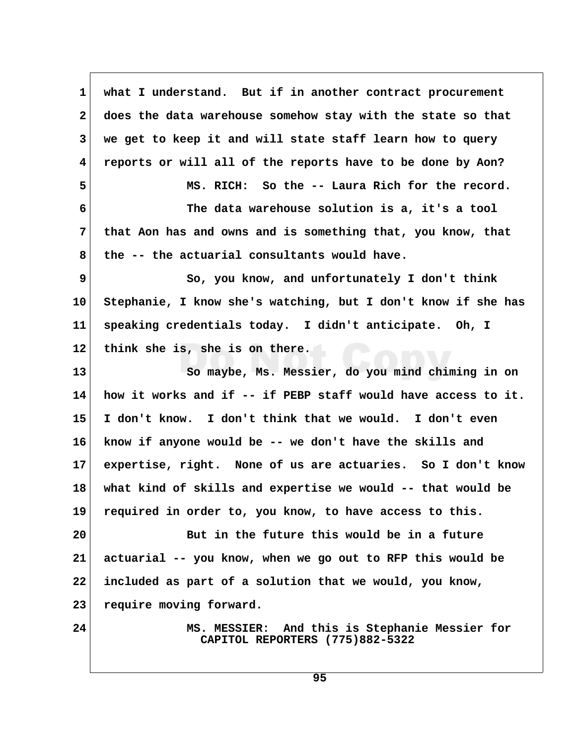what I understand. But if in another contract procurement does the data warehouse somehow stay with the state so that we get to keep it and will state staff learn how to query reports or will all of the reports have to be done by Aon?

MS. RICH: So the -- Laura Rich for the record.

The data warehouse solution is a, it's a tool that Aon has and owns and is something that, you know, that the -- the actuarial consultants would have.

So, you know, and unfortunately I don't think Stephanie, I know she's watching, but I don't know if she has speaking credentials today. I didn't anticipate. Oh, I think she is, she is on there.

So maybe, Ms. Messier, do you mind chiming in on how it works and if -- if PEBP staff would have access to it. I don't know. I don't think that we would. I don't even know if anyone would be -- we don't have the skills and expertise, right. None of us are actuaries. So I don't know what kind of skills and expertise we would -- that would be required in order to, you know, to have access to this.

But in the future this would be in a future actuarial -- you know, when we go out to RFP this would be included as part of a solution that we would, you know, require moving forward.

MS. MESSIER: And this is Stephanie Messier for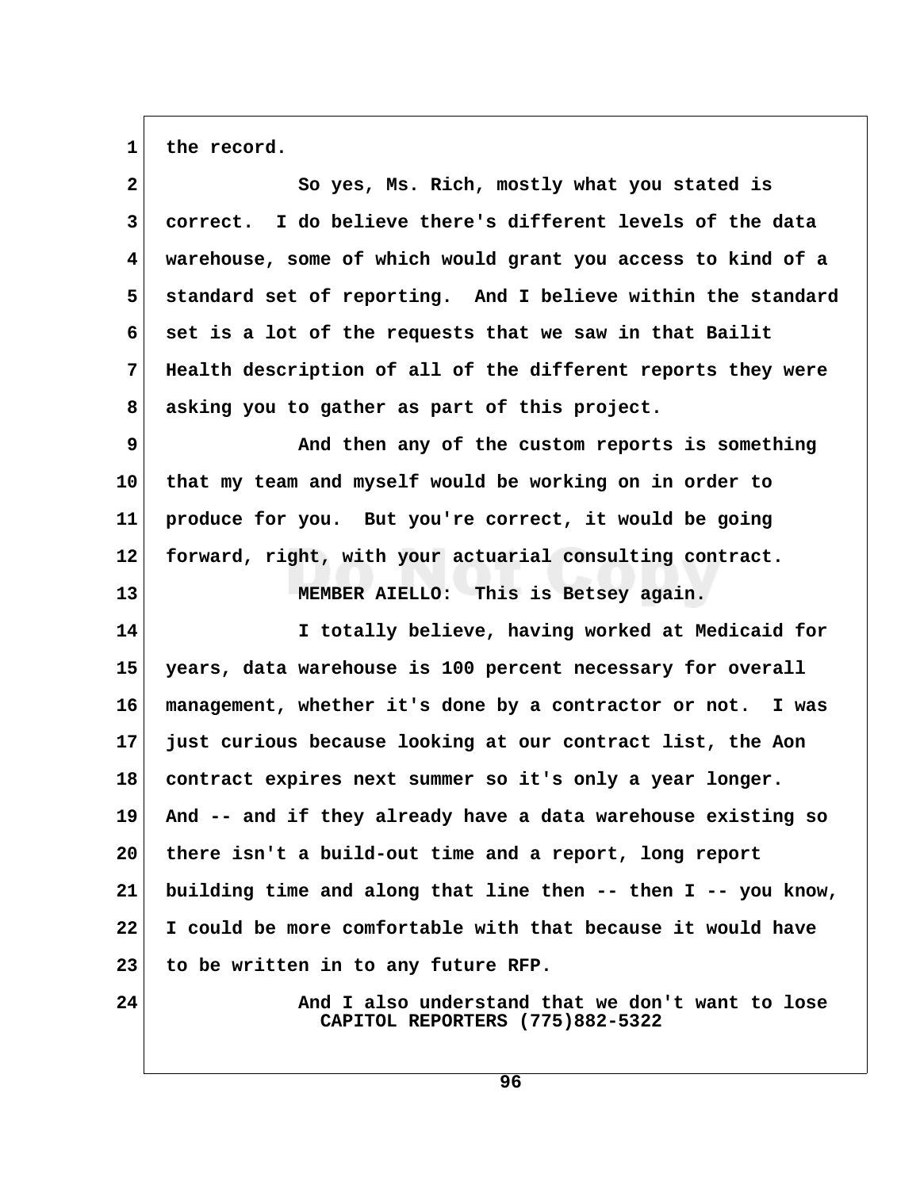the record.

So yes, Ms. Rich, mostly what you stated is correct. I do believe there's different levels of the data warehouse, some of which would grant you access to kind of a standard set of reporting. And I believe within the standard set is a lot of the requests that we saw in that Bailit Health description of all of the different reports they were asking you to gather as part of this project.

And then any of the custom reports is something that my team and myself would be working on in order to produce for you. But you're correct, it would be going forward, right, with your actuarial consulting contract.

MEMBER AIELLO: This is Betsey again.

I totally believe, having worked at Medicaid for years, data warehouse is 100 percent necessary for overall management, whether it's done by a contractor or not. I was just curious because looking at our contract list, the Aon contract expires next summer so it's only a year longer. And -- and if they already have a data warehouse existing so there isn't a build-out time and a report, long report building time and along that line then -- then I -- you know, I could be more comfortable with that because it would have to be written in to any future RFP.

And I also understand that we don't want to lose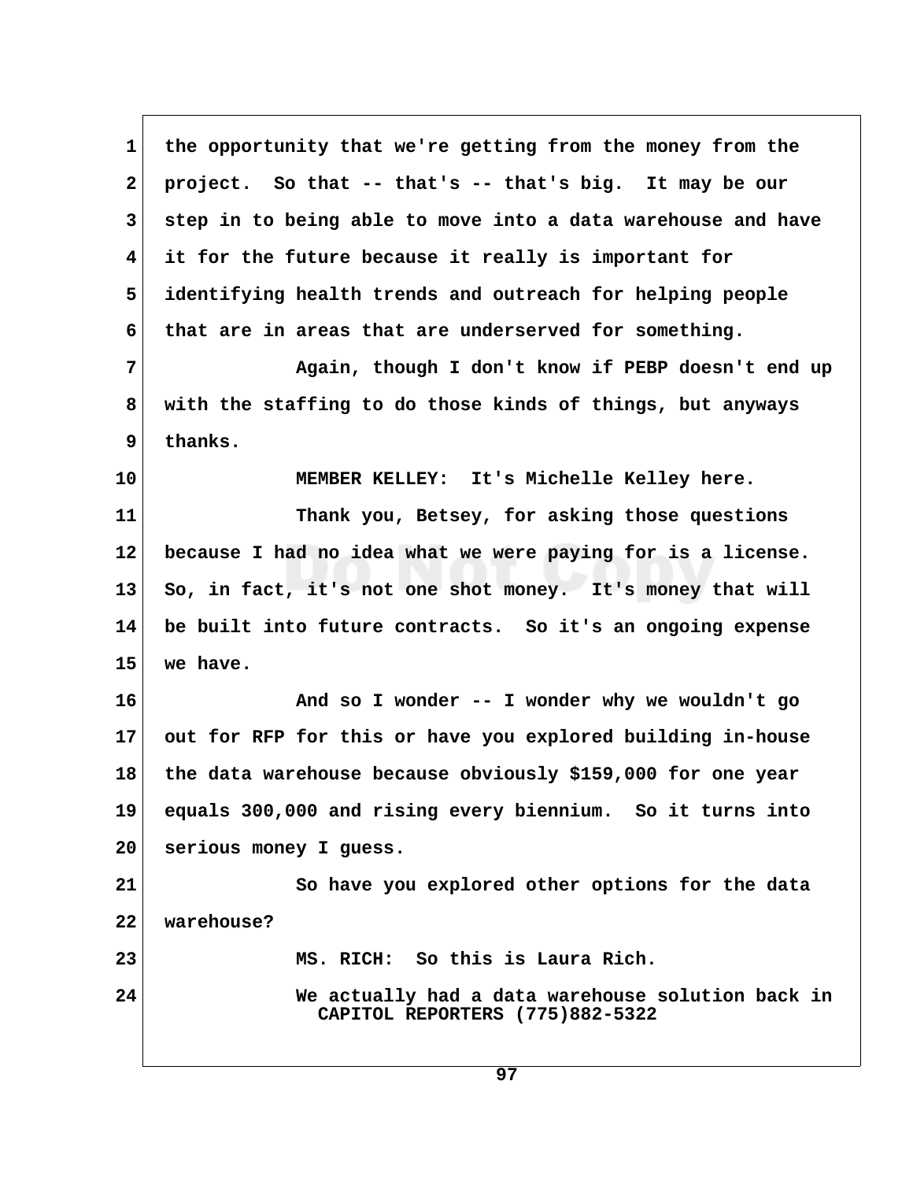1 the opportunity that we're getting from the money from the
2 project. So that -- that's -- that's big. It may be our
3 step in to being able to move into a data warehouse and have
4 it for the future because it really is important for
5 identifying health trends and outreach for helping people
6 that are in areas that are underserved for something.
7 Again, though I don't know if PEBP doesn't end up
8 with the staffing to do those kinds of things, but anyways
9 thanks.
10 MEMBER KELLEY: It's Michelle Kelley here.
11 Thank you, Betsey, for asking those questions
12 because I had no idea what we were paying for is a license.
13 So, in fact, it's not one shot money. It's money that will
14 be built into future contracts. So it's an ongoing expense
15 we have.
16 And so I wonder -- I wonder why we wouldn't go
17 out for RFP for this or have you explored building in-house
18 the data warehouse because obviously $159,000 for one year
19 equals 300,000 and rising every biennium. So it turns into
20 serious money I guess.
21 So have you explored other options for the data
22 warehouse?
23 MS. RICH: So this is Laura Rich.
24 We actually had a data warehouse solution back in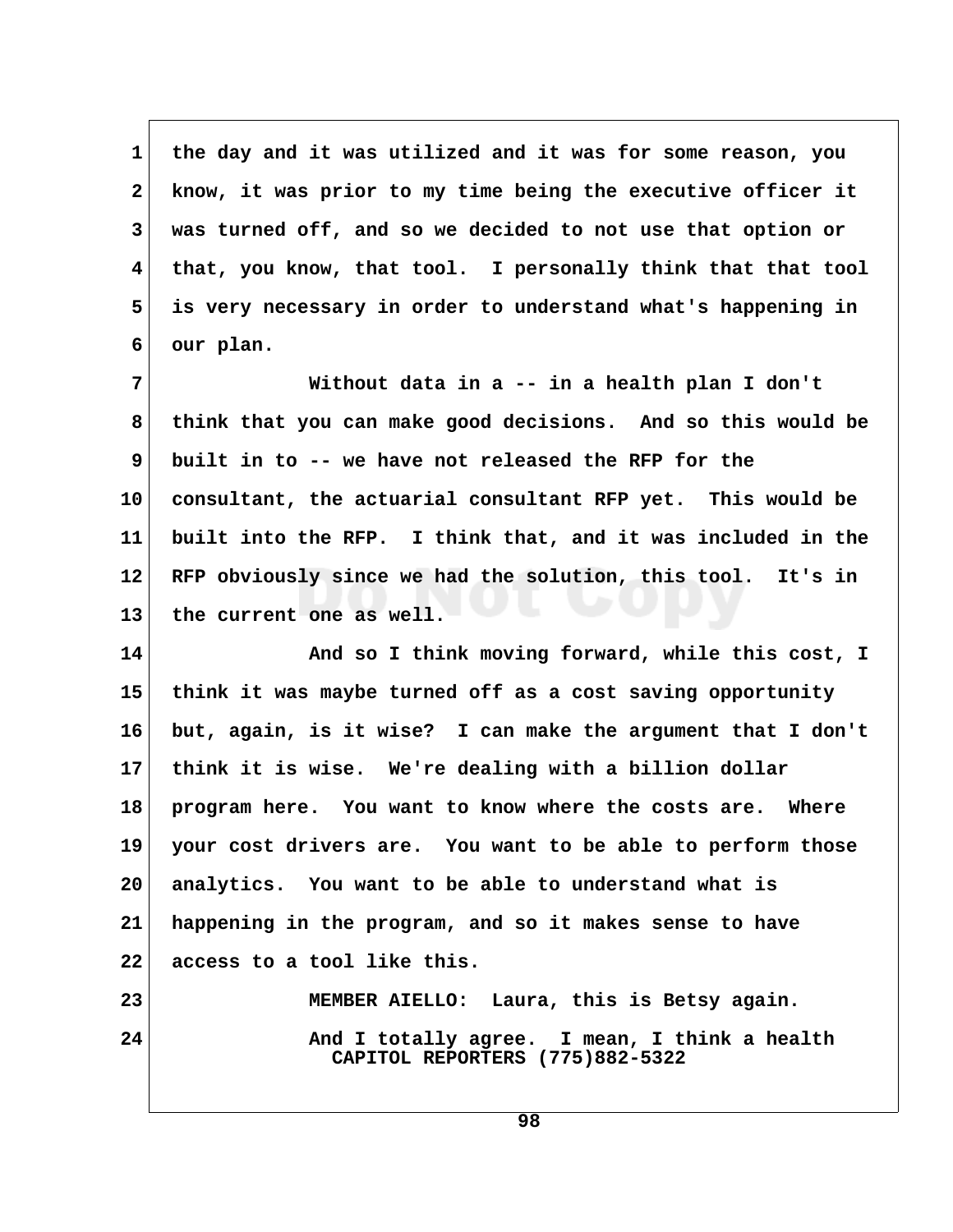the day and it was utilized and it was for some reason, you know, it was prior to my time being the executive officer it was turned off, and so we decided to not use that option or that, you know, that tool. I personally think that that tool is very necessary in order to understand what's happening in our plan.

Without data in a -- in a health plan I don't think that you can make good decisions. And so this would be built in to -- we have not released the RFP for the consultant, the actuarial consultant RFP yet. This would be built into the RFP. I think that, and it was included in the RFP obviously since we had the solution, this tool. It's in the current one as well.

And so I think moving forward, while this cost, I think it was maybe turned off as a cost saving opportunity but, again, is it wise? I can make the argument that I don't think it is wise. We're dealing with a billion dollar program here. You want to know where the costs are. Where your cost drivers are. You want to be able to perform those analytics. You want to be able to understand what is happening in the program, and so it makes sense to have access to a tool like this.

MEMBER AIELLO: Laura, this is Betsy again.

And I totally agree. I mean, I think a health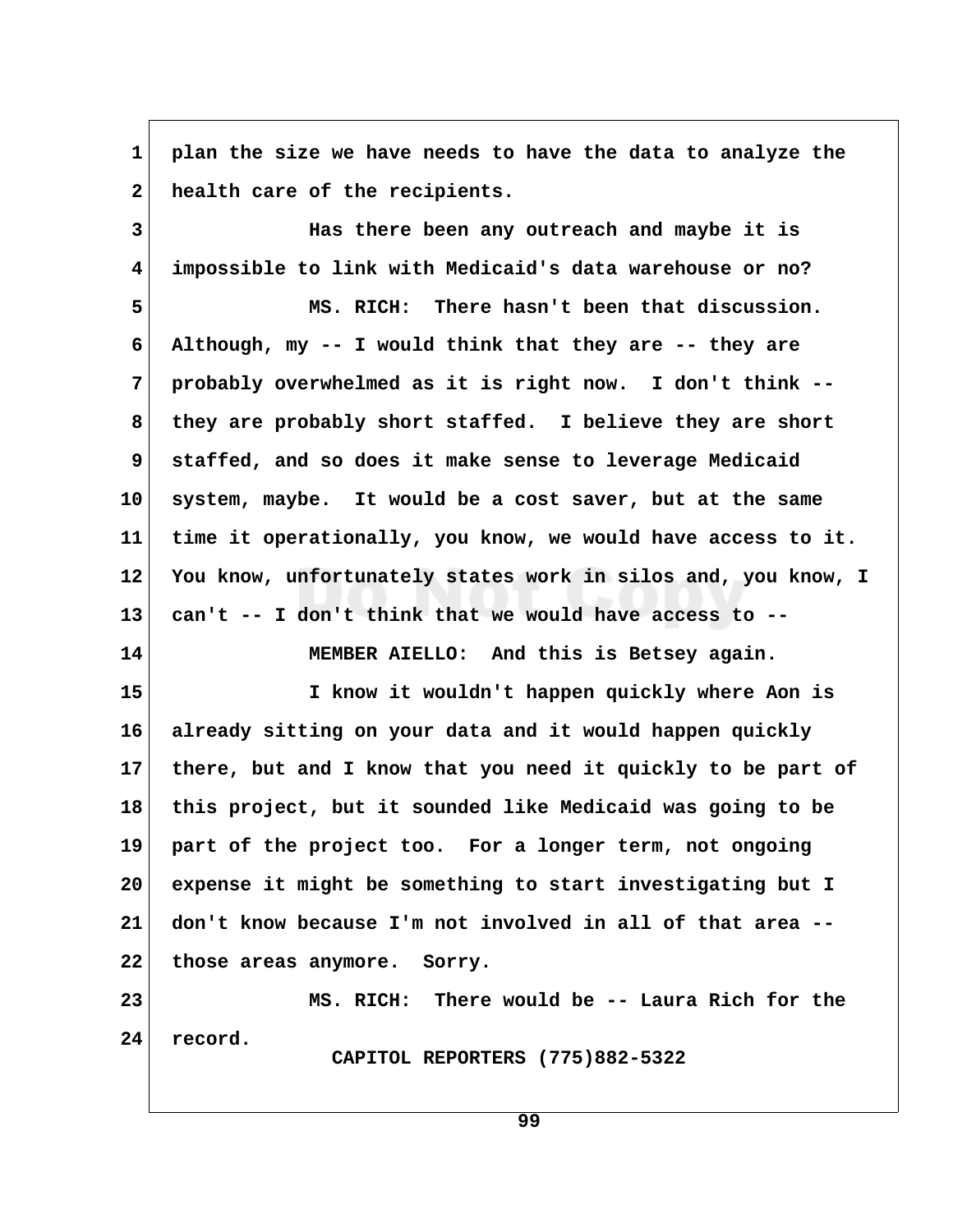plan the size we have needs to have the data to analyze the health care of the recipients.

Has there been any outreach and maybe it is impossible to link with Medicaid's data warehouse or no?

MS. RICH: There hasn't been that discussion. Although, my -- I would think that they are -- they are probably overwhelmed as it is right now. I don't think -- they are probably short staffed. I believe they are short staffed, and so does it make sense to leverage Medicaid system, maybe. It would be a cost saver, but at the same time it operationally, you know, we would have access to it. You know, unfortunately states work in silos and, you know, I can't -- I don't think that we would have access to --

MEMBER AIELLO: And this is Betsey again.

I know it wouldn't happen quickly where Aon is already sitting on your data and it would happen quickly there, but and I know that you need it quickly to be part of this project, but it sounded like Medicaid was going to be part of the project too. For a longer term, not ongoing expense it might be something to start investigating but I don't know because I'm not involved in all of that area -- those areas anymore. Sorry.

MS. RICH: There would be -- Laura Rich for the record.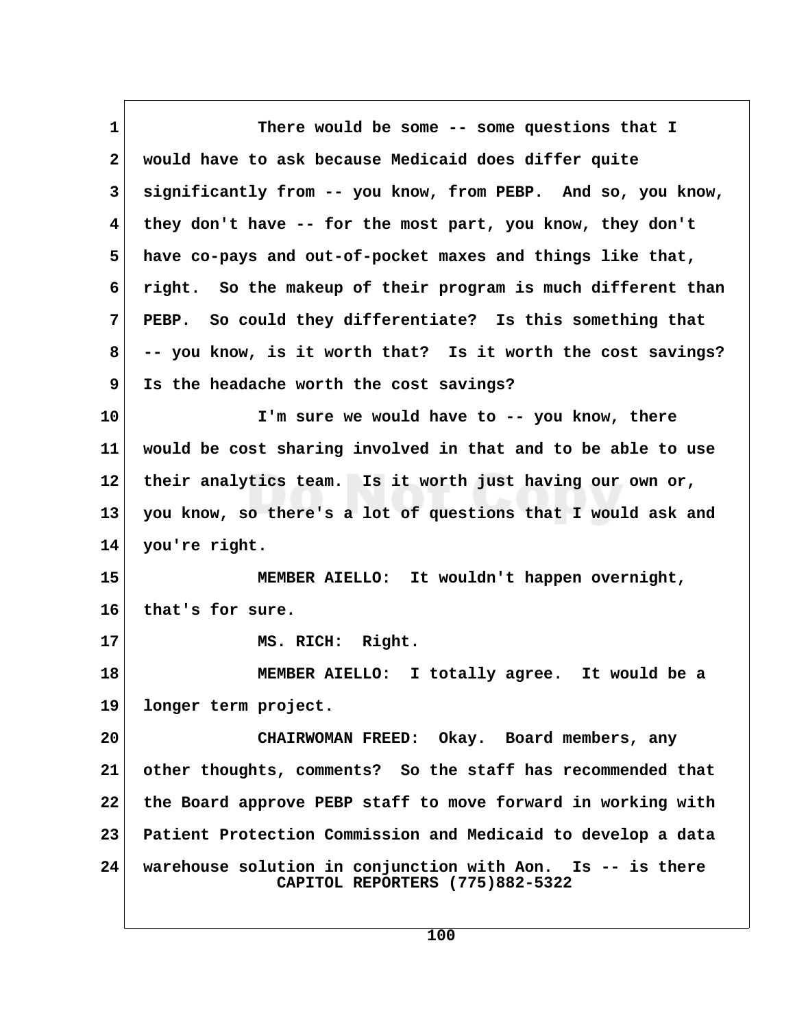There would be some -- some questions that I would have to ask because Medicaid does differ quite significantly from -- you know, from PEBP. And so, you know, they don't have -- for the most part, you know, they don't have co-pays and out-of-pocket maxes and things like that, right. So the makeup of their program is much different than PEBP. So could they differentiate? Is this something that -- you know, is it worth that? Is it worth the cost savings? Is the headache worth the cost savings?

I'm sure we would have to -- you know, there would be cost sharing involved in that and to be able to use their analytics team. Is it worth just having our own or, you know, so there's a lot of questions that I would ask and you're right.

MEMBER AIELLO: It wouldn't happen overnight, that's for sure.

MS. RICH: Right.

MEMBER AIELLO: I totally agree. It would be a longer term project.

CHAIRWOMAN FREED: Okay. Board members, any other thoughts, comments? So the staff has recommended that the Board approve PEBP staff to move forward in working with Patient Protection Commission and Medicaid to develop a data warehouse solution in conjunction with Aon. Is -- is there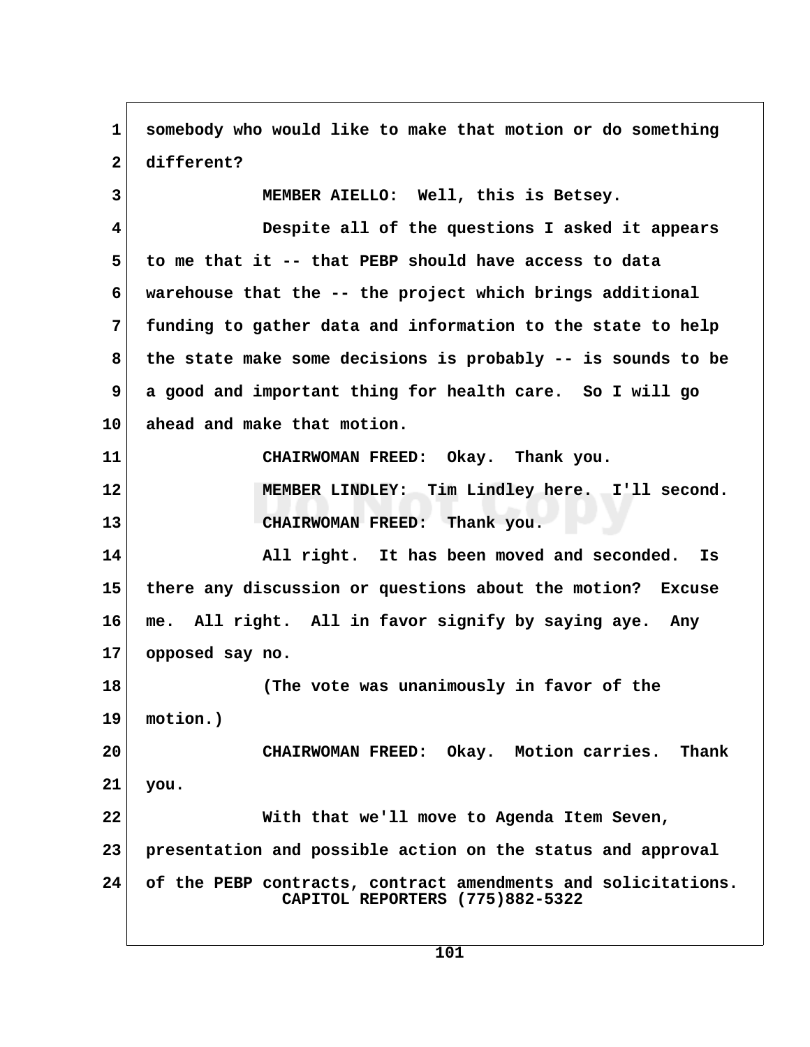somebody who would like to make that motion or do something different?

MEMBER AIELLO: Well, this is Betsey.

Despite all of the questions I asked it appears to me that it -- that PEBP should have access to data warehouse that the -- the project which brings additional funding to gather data and information to the state to help the state make some decisions is probably -- is sounds to be a good and important thing for health care. So I will go ahead and make that motion.

CHAIRWOMAN FREED: Okay. Thank you.

MEMBER LINDLEY: Tim Lindley here. I'll second.

CHAIRWOMAN FREED: Thank you.

All right. It has been moved and seconded. Is there any discussion or questions about the motion? Excuse me. All right. All in favor signify by saying aye. Any opposed say no.

(The vote was unanimously in favor of the motion.)

CHAIRWOMAN FREED: Okay. Motion carries. Thank you.

With that we'll move to Agenda Item Seven, presentation and possible action on the status and approval of the PEBP contracts, contract amendments and solicitations.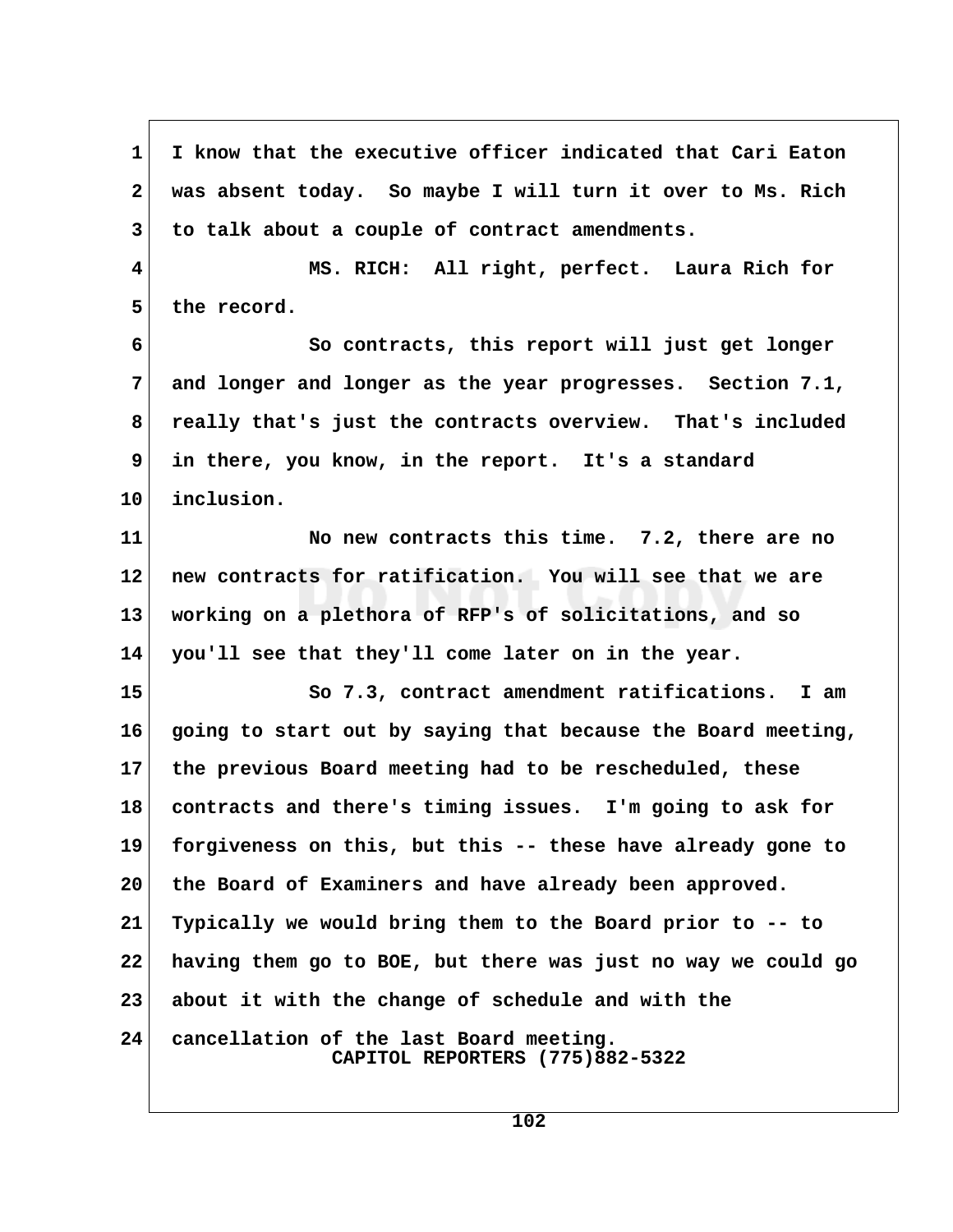I know that the executive officer indicated that Cari Eaton was absent today. So maybe I will turn it over to Ms. Rich to talk about a couple of contract amendments.

MS. RICH: All right, perfect. Laura Rich for the record.

So contracts, this report will just get longer and longer and longer as the year progresses. Section 7.1, really that's just the contracts overview. That's included in there, you know, in the report. It's a standard inclusion.

No new contracts this time. 7.2, there are no new contracts for ratification. You will see that we are working on a plethora of RFP's of solicitations, and so you'll see that they'll come later on in the year.

So 7.3, contract amendment ratifications. I am going to start out by saying that because the Board meeting, the previous Board meeting had to be rescheduled, these contracts and there's timing issues. I'm going to ask for forgiveness on this, but this -- these have already gone to the Board of Examiners and have already been approved. Typically we would bring them to the Board prior to -- to having them go to BOE, but there was just no way we could go about it with the change of schedule and with the cancellation of the last Board meeting.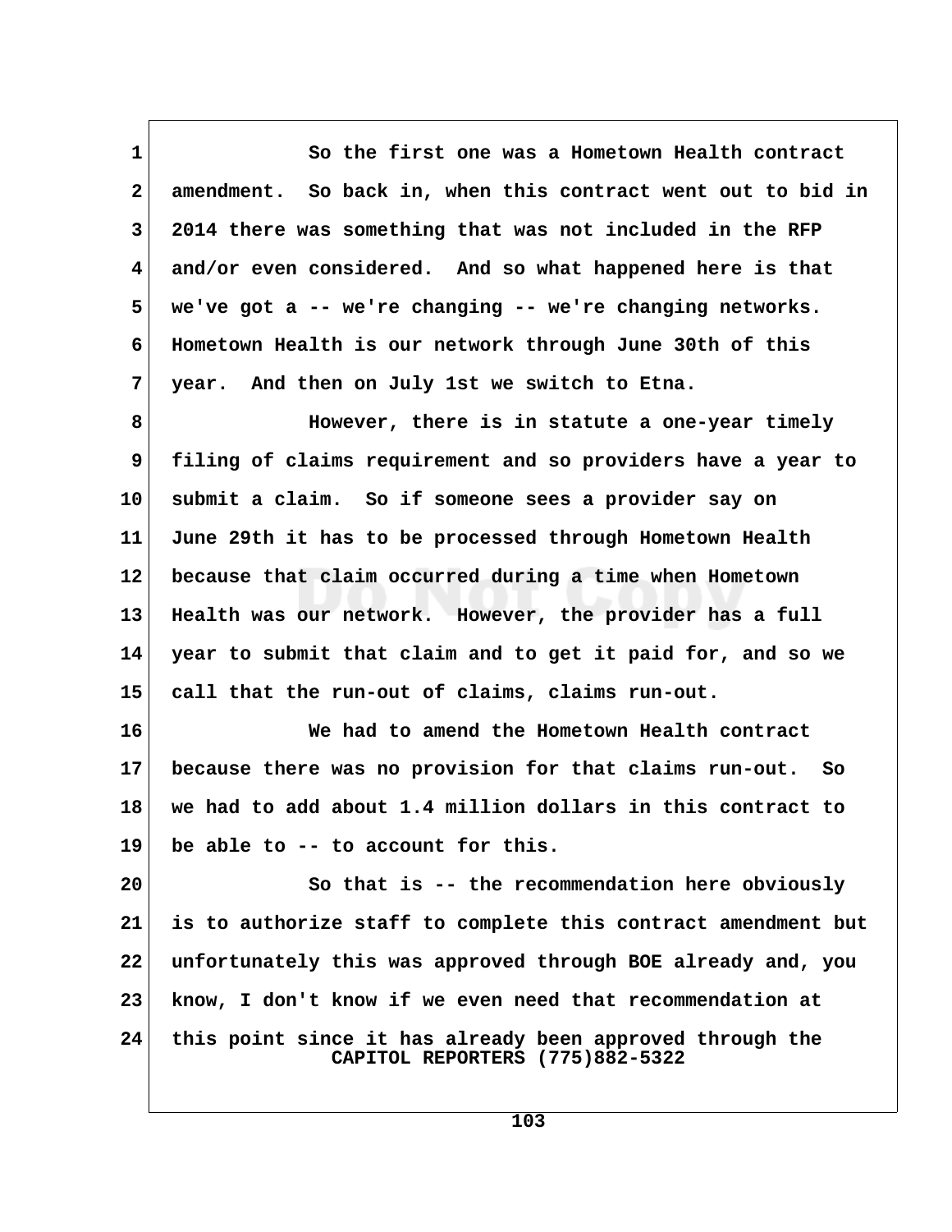So the first one was a Hometown Health contract amendment. So back in, when this contract went out to bid in 2014 there was something that was not included in the RFP and/or even considered. And so what happened here is that we've got a -- we're changing -- we're changing networks. Hometown Health is our network through June 30th of this year. And then on July 1st we switch to Etna.

However, there is in statute a one-year timely filing of claims requirement and so providers have a year to submit a claim. So if someone sees a provider say on June 29th it has to be processed through Hometown Health because that claim occurred during a time when Hometown Health was our network. However, the provider has a full year to submit that claim and to get it paid for, and so we call that the run-out of claims, claims run-out.

We had to amend the Hometown Health contract because there was no provision for that claims run-out. So we had to add about 1.4 million dollars in this contract to be able to -- to account for this.

So that is -- the recommendation here obviously is to authorize staff to complete this contract amendment but unfortunately this was approved through BOE already and, you know, I don't know if we even need that recommendation at this point since it has already been approved through the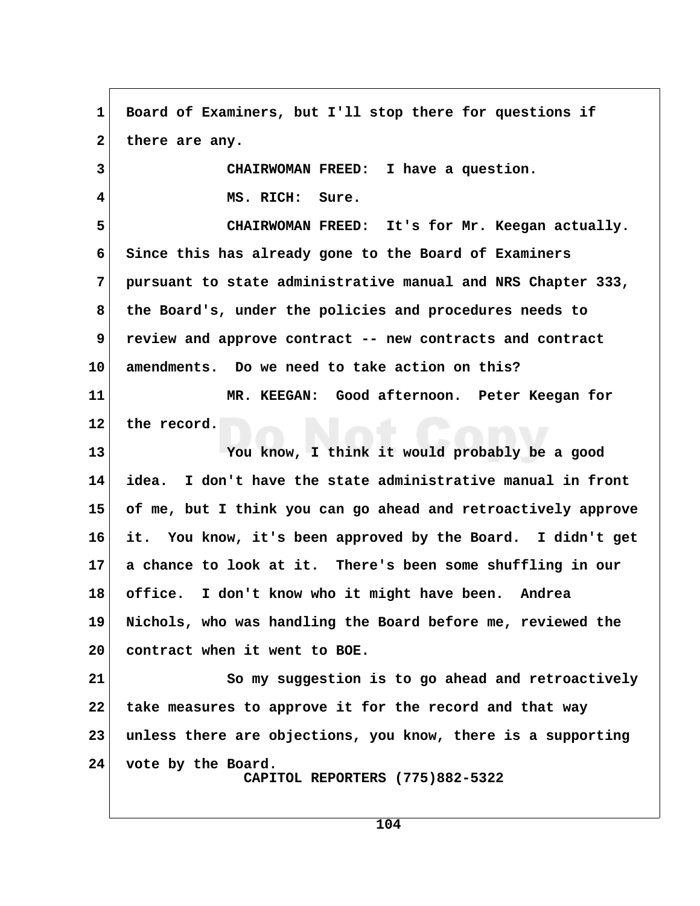Board of Examiners, but I'll stop there for questions if there are any.

CHAIRWOMAN FREED: I have a question.

MS. RICH: Sure.

CHAIRWOMAN FREED: It's for Mr. Keegan actually. Since this has already gone to the Board of Examiners pursuant to state administrative manual and NRS Chapter 333, the Board's, under the policies and procedures needs to review and approve contract -- new contracts and contract amendments. Do we need to take action on this?

MR. KEEGAN: Good afternoon. Peter Keegan for the record.

You know, I think it would probably be a good idea. I don't have the state administrative manual in front of me, but I think you can go ahead and retroactively approve it. You know, it's been approved by the Board. I didn't get a chance to look at it. There's been some shuffling in our office. I don't know who it might have been. Andrea Nichols, who was handling the Board before me, reviewed the contract when it went to BOE.

So my suggestion is to go ahead and retroactively take measures to approve it for the record and that way unless there are objections, you know, there is a supporting vote by the Board.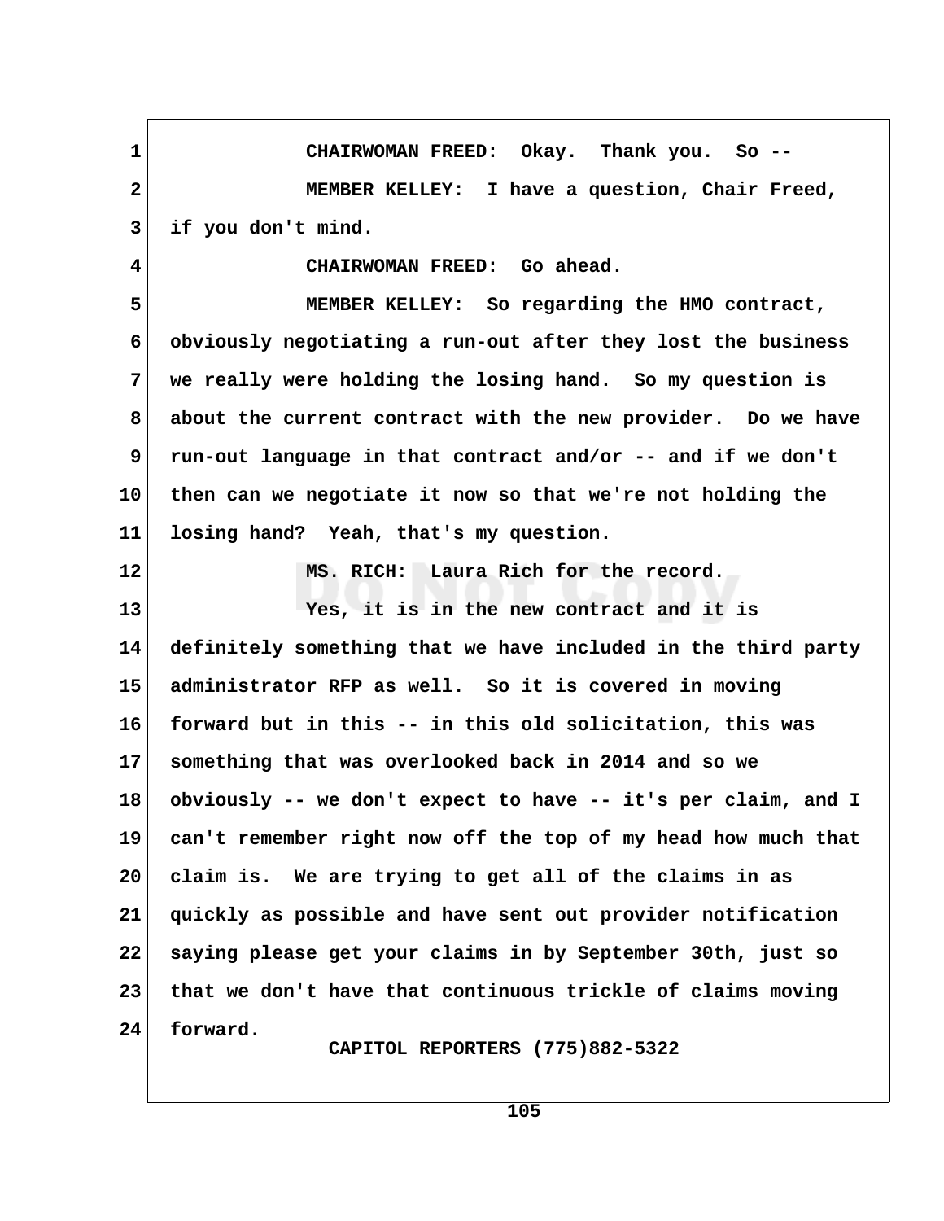CHAIRWOMAN FREED: Okay. Thank you. So --

MEMBER KELLEY: I have a question, Chair Freed, if you don't mind.

CHAIRWOMAN FREED: Go ahead.

MEMBER KELLEY: So regarding the HMO contract, obviously negotiating a run-out after they lost the business we really were holding the losing hand. So my question is about the current contract with the new provider. Do we have run-out language in that contract and/or -- and if we don't then can we negotiate it now so that we're not holding the losing hand? Yeah, that's my question.

MS. RICH: Laura Rich for the record.

Yes, it is in the new contract and it is definitely something that we have included in the third party administrator RFP as well. So it is covered in moving forward but in this -- in this old solicitation, this was something that was overlooked back in 2014 and so we obviously -- we don't expect to have -- it's per claim, and I can't remember right now off the top of my head how much that claim is. We are trying to get all of the claims in as quickly as possible and have sent out provider notification saying please get your claims in by September 30th, just so that we don't have that continuous trickle of claims moving forward.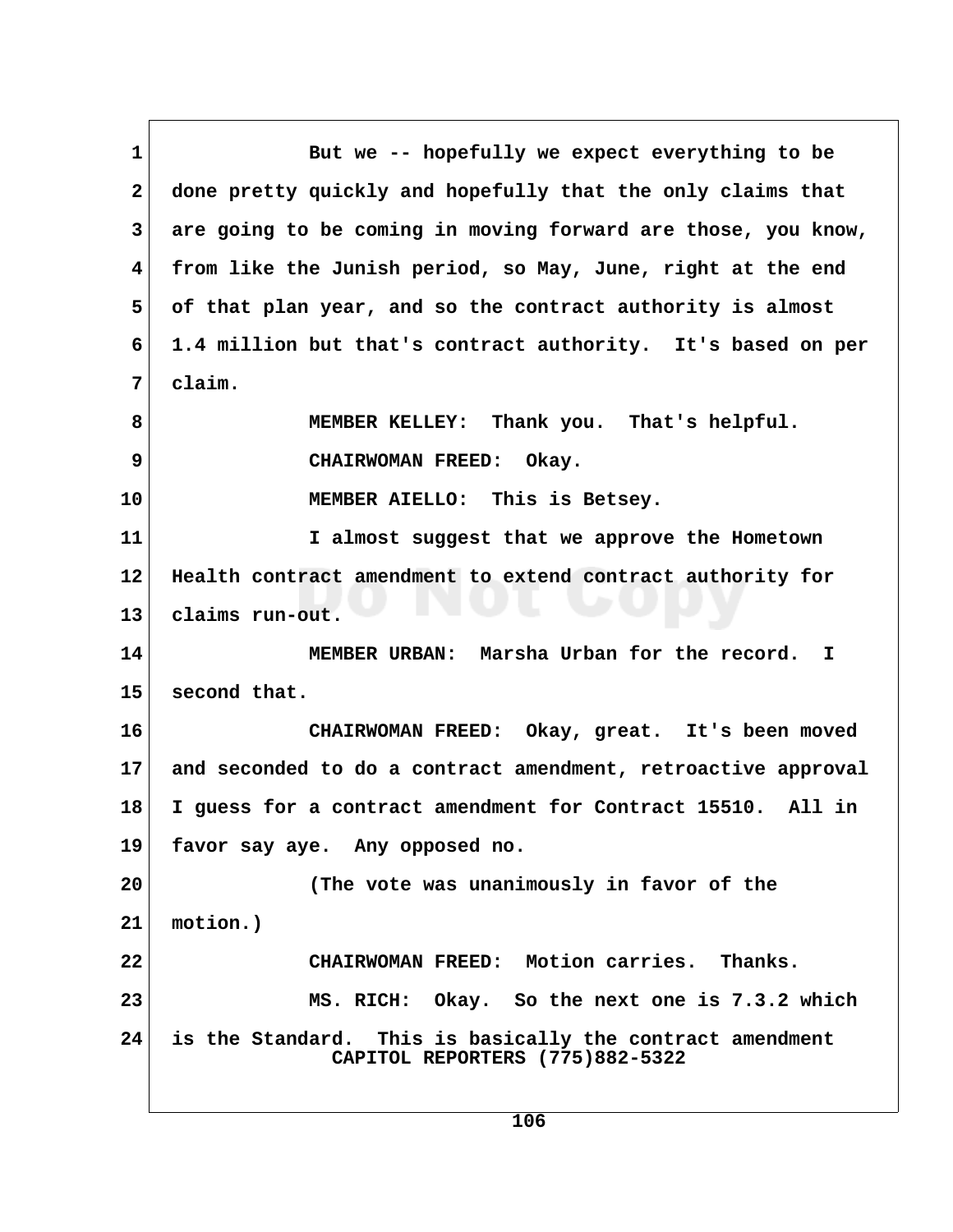1 But we -- hopefully we expect everything to be
2 done pretty quickly and hopefully that the only claims that
3 are going to be coming in moving forward are those, you know,
4 from like the Junish period, so May, June, right at the end
5 of that plan year, and so the contract authority is almost
6 1.4 million but that's contract authority. It's based on per
7 claim.

8 MEMBER KELLEY: Thank you. That's helpful.

9 CHAIRWOMAN FREED: Okay.

10 MEMBER AIELLO: This is Betsey.

11 I almost suggest that we approve the Hometown
12 Health contract amendment to extend contract authority for
13 claims run-out.

14 MEMBER URBAN: Marsha Urban for the record. I
15 second that.

16 CHAIRWOMAN FREED: Okay, great. It's been moved
17 and seconded to do a contract amendment, retroactive approval
18 I guess for a contract amendment for Contract 15510. All in
19 favor say aye. Any opposed no.

20 (The vote was unanimously in favor of the
21 motion.)

22 CHAIRWOMAN FREED: Motion carries. Thanks.

23 MS. RICH: Okay. So the next one is 7.3.2 which
24 is the Standard. This is basically the contract amendment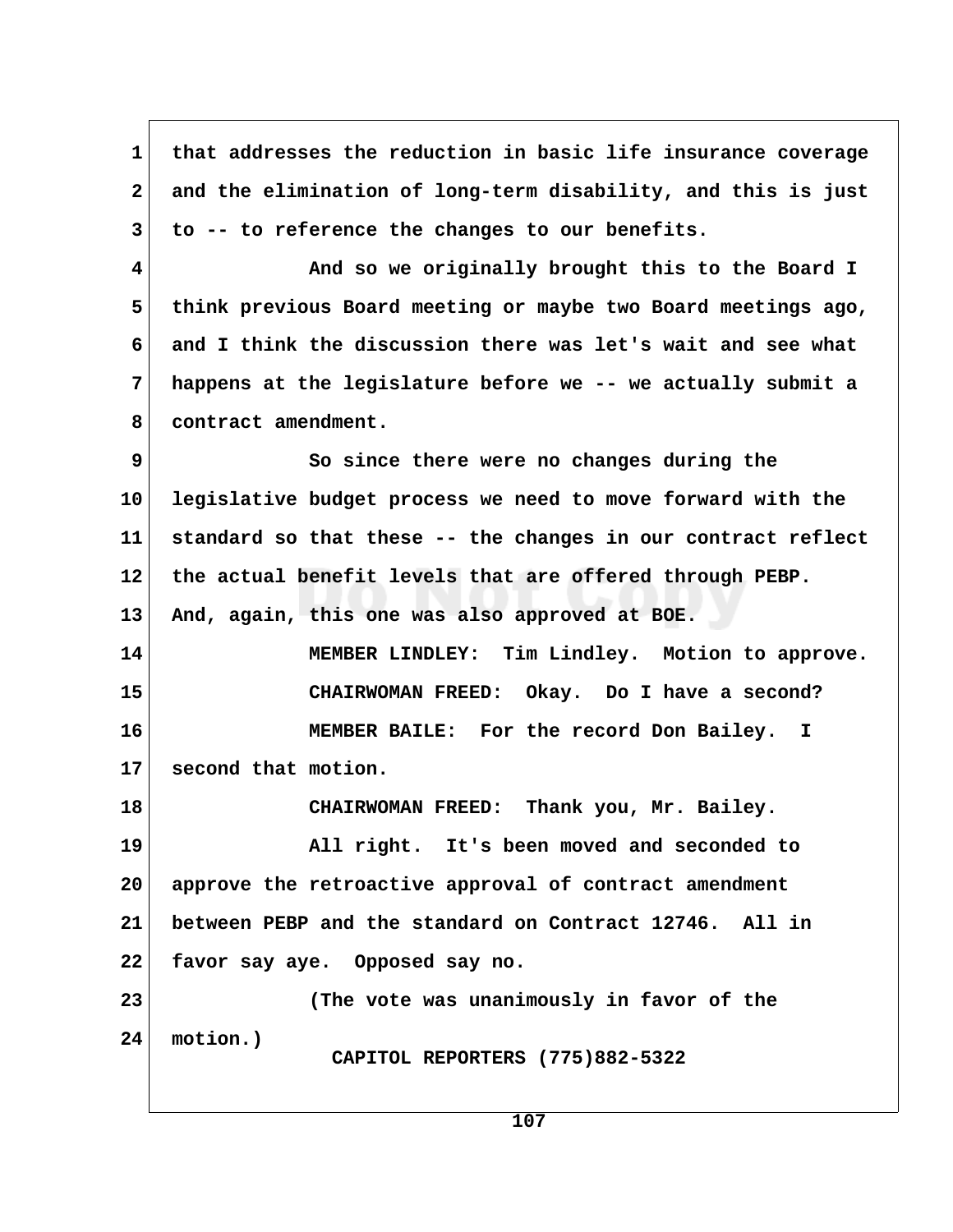that addresses the reduction in basic life insurance coverage and the elimination of long-term disability, and this is just to -- to reference the changes to our benefits.

And so we originally brought this to the Board I think previous Board meeting or maybe two Board meetings ago, and I think the discussion there was let's wait and see what happens at the legislature before we -- we actually submit a contract amendment.

So since there were no changes during the legislative budget process we need to move forward with the standard so that these -- the changes in our contract reflect the actual benefit levels that are offered through PEBP. And, again, this one was also approved at BOE.

MEMBER LINDLEY: Tim Lindley. Motion to approve.

CHAIRWOMAN FREED: Okay. Do I have a second?

MEMBER BAILE: For the record Don Bailey. I second that motion.

CHAIRWOMAN FREED: Thank you, Mr. Bailey.

All right. It's been moved and seconded to approve the retroactive approval of contract amendment between PEBP and the standard on Contract 12746. All in favor say aye. Opposed say no.

(The vote was unanimously in favor of the motion.)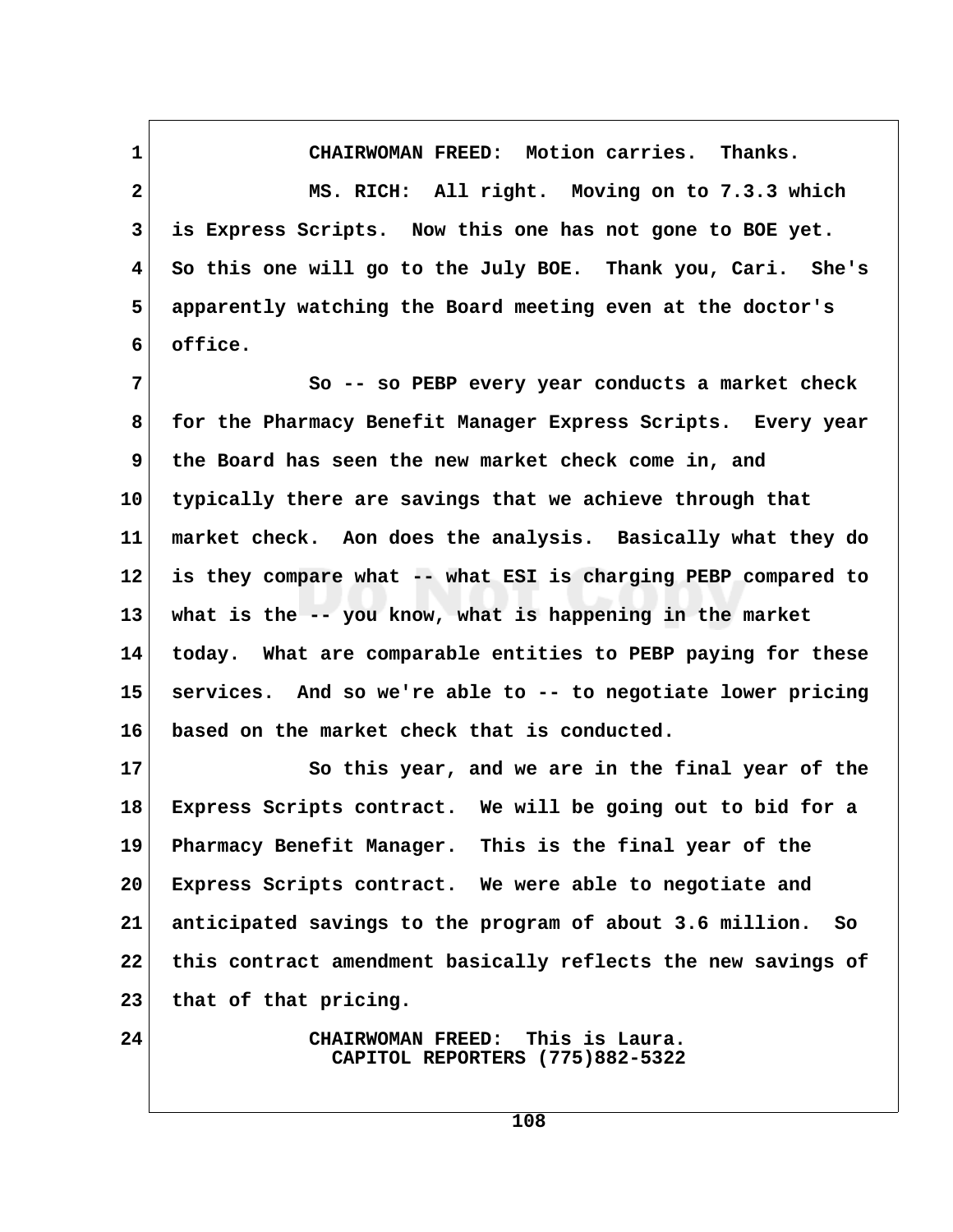CHAIRWOMAN FREED: Motion carries. Thanks.

MS. RICH: All right. Moving on to 7.3.3 which is Express Scripts. Now this one has not gone to BOE yet. So this one will go to the July BOE. Thank you, Cari. She's apparently watching the Board meeting even at the doctor's office.

So -- so PEBP every year conducts a market check for the Pharmacy Benefit Manager Express Scripts. Every year the Board has seen the new market check come in, and typically there are savings that we achieve through that market check. Aon does the analysis. Basically what they do is they compare what -- what ESI is charging PEBP compared to what is the -- you know, what is happening in the market today. What are comparable entities to PEBP paying for these services. And so we're able to -- to negotiate lower pricing based on the market check that is conducted.

So this year, and we are in the final year of the Express Scripts contract. We will be going out to bid for a Pharmacy Benefit Manager. This is the final year of the Express Scripts contract. We were able to negotiate and anticipated savings to the program of about 3.6 million. So this contract amendment basically reflects the new savings of that of that pricing.

CHAIRWOMAN FREED: This is Laura.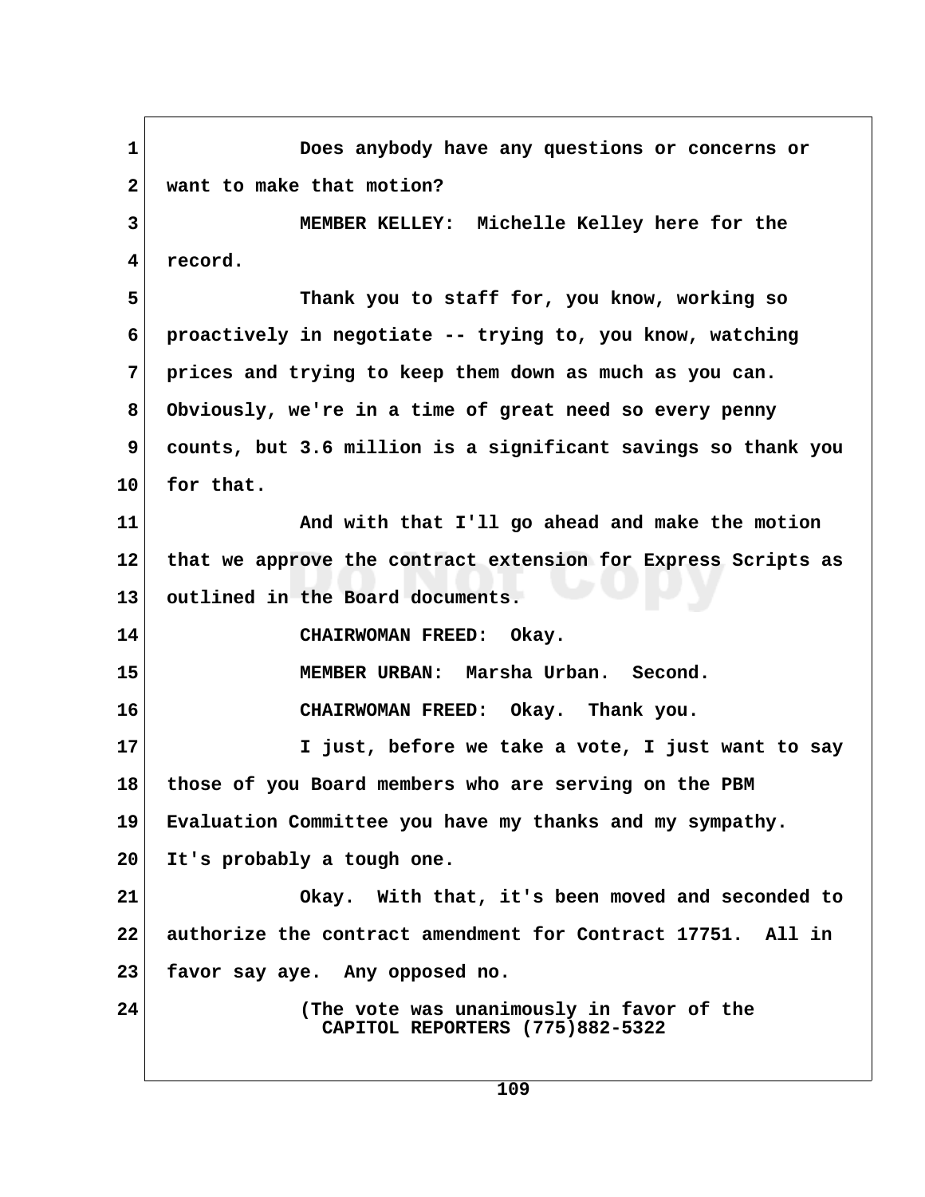Does anybody have any questions or concerns or want to make that motion?

MEMBER KELLEY: Michelle Kelley here for the record.

Thank you to staff for, you know, working so proactively in negotiate -- trying to, you know, watching prices and trying to keep them down as much as you can. Obviously, we're in a time of great need so every penny counts, but 3.6 million is a significant savings so thank you for that.

And with that I'll go ahead and make the motion that we approve the contract extension for Express Scripts as outlined in the Board documents.

CHAIRWOMAN FREED: Okay.

MEMBER URBAN: Marsha Urban. Second.

CHAIRWOMAN FREED: Okay. Thank you.

I just, before we take a vote, I just want to say those of you Board members who are serving on the PBM Evaluation Committee you have my thanks and my sympathy. It's probably a tough one.

Okay. With that, it's been moved and seconded to authorize the contract amendment for Contract 17751. All in favor say aye. Any opposed no.

(The vote was unanimously in favor of the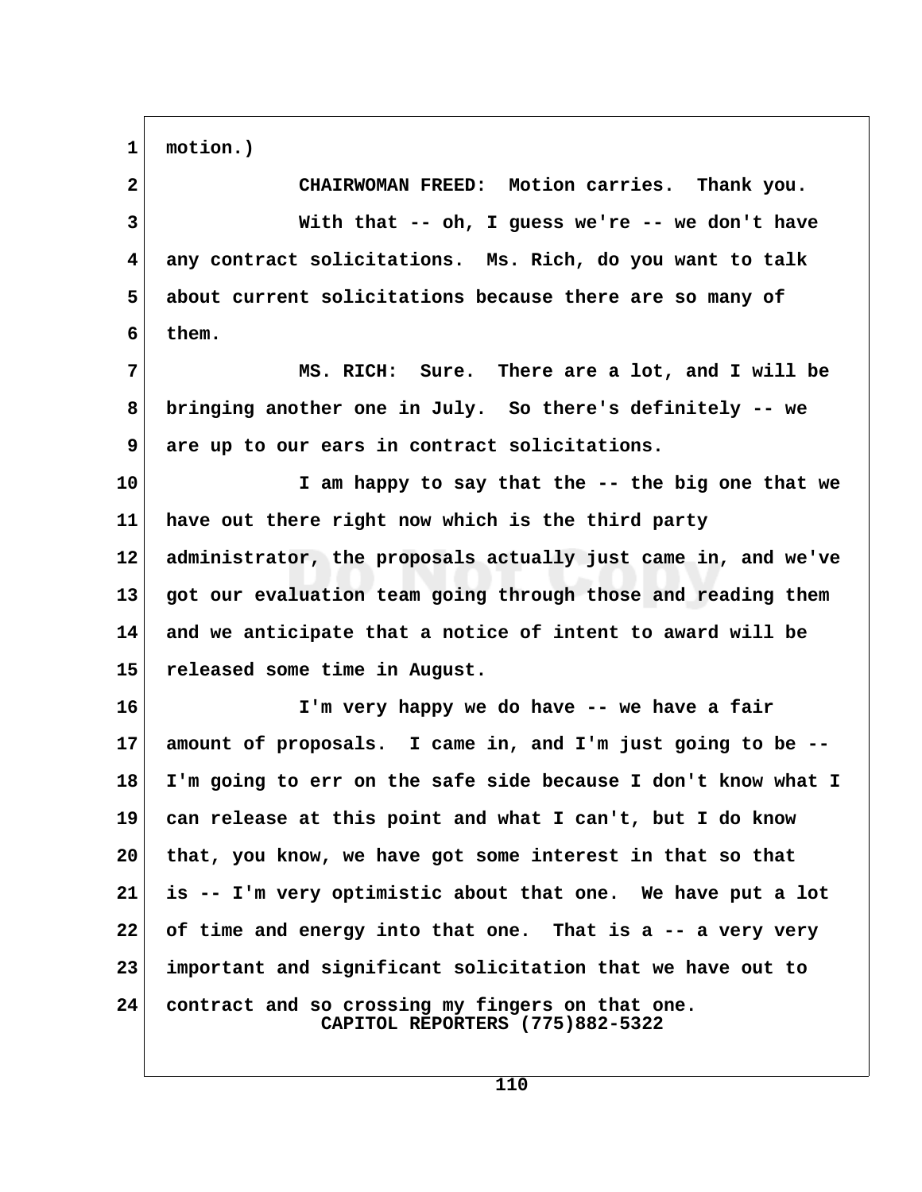motion.)

CHAIRWOMAN FREED: Motion carries. Thank you.

With that -- oh, I guess we're -- we don't have any contract solicitations. Ms. Rich, do you want to talk about current solicitations because there are so many of them.

MS. RICH: Sure. There are a lot, and I will be bringing another one in July. So there's definitely -- we are up to our ears in contract solicitations.

I am happy to say that the -- the big one that we have out there right now which is the third party administrator, the proposals actually just came in, and we've got our evaluation team going through those and reading them and we anticipate that a notice of intent to award will be released some time in August.

I'm very happy we do have -- we have a fair amount of proposals. I came in, and I'm just going to be -- I'm going to err on the safe side because I don't know what I can release at this point and what I can't, but I do know that, you know, we have got some interest in that so that is -- I'm very optimistic about that one. We have put a lot of time and energy into that one. That is a -- a very very important and significant solicitation that we have out to contract and so crossing my fingers on that one.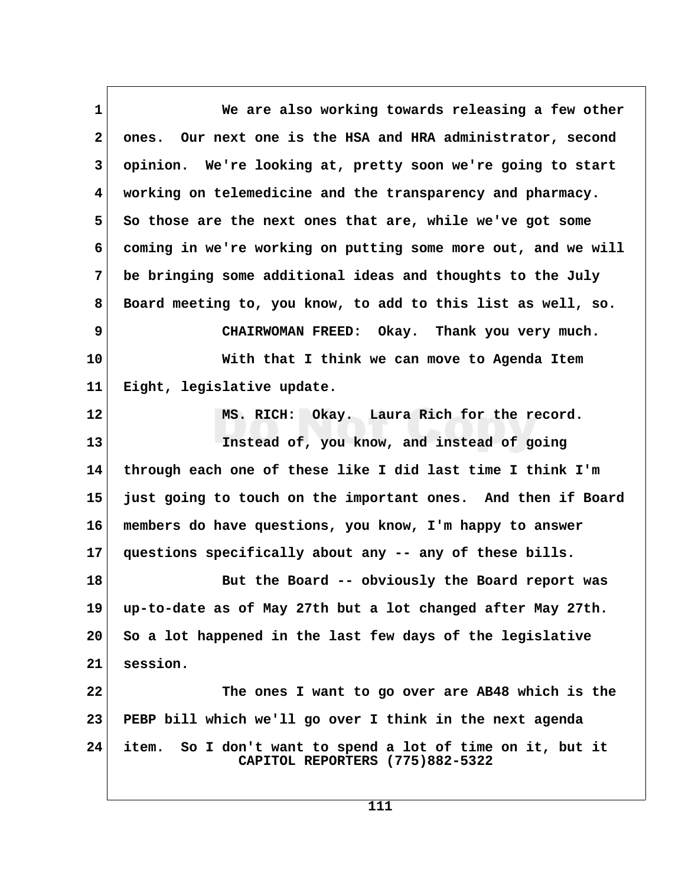1 We are also working towards releasing a few other
2 ones. Our next one is the HSA and HRA administrator, second
3 opinion. We're looking at, pretty soon we're going to start
4 working on telemedicine and the transparency and pharmacy.
5 So those are the next ones that are, while we've got some
6 coming in we're working on putting some more out, and we will
7 be bringing some additional ideas and thoughts to the July
8 Board meeting to, you know, to add to this list as well, so.
9 CHAIRWOMAN FREED: Okay. Thank you very much.
10 With that I think we can move to Agenda Item
11 Eight, legislative update.
12 MS. RICH: Okay. Laura Rich for the record.
13 Instead of, you know, and instead of going
14 through each one of these like I did last time I think I'm
15 just going to touch on the important ones. And then if Board
16 members do have questions, you know, I'm happy to answer
17 questions specifically about any -- any of these bills.
18 But the Board -- obviously the Board report was
19 up-to-date as of May 27th but a lot changed after May 27th.
20 So a lot happened in the last few days of the legislative
21 session.
22 The ones I want to go over are AB48 which is the
23 PEBP bill which we'll go over I think in the next agenda
24 item. So I don't want to spend a lot of time on it, but it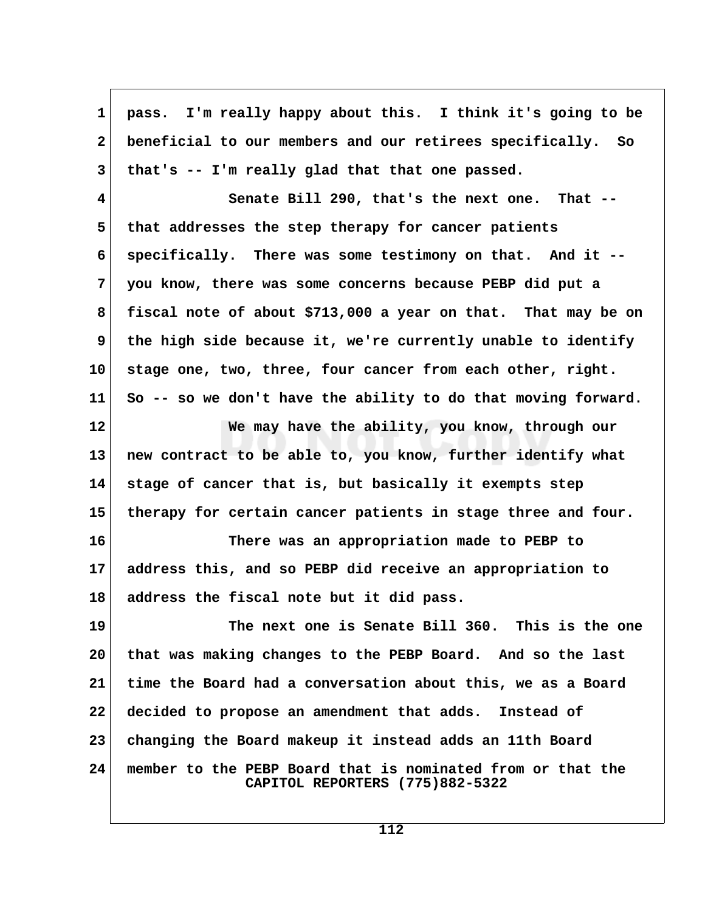pass. I'm really happy about this. I think it's going to be beneficial to our members and our retirees specifically. So that's -- I'm really glad that that one passed.

Senate Bill 290, that's the next one. That -- that addresses the step therapy for cancer patients specifically. There was some testimony on that. And it -- you know, there was some concerns because PEBP did put a fiscal note of about $713,000 a year on that. That may be on the high side because it, we're currently unable to identify stage one, two, three, four cancer from each other, right. So -- so we don't have the ability to do that moving forward.

We may have the ability, you know, through our new contract to be able to, you know, further identify what stage of cancer that is, but basically it exempts step therapy for certain cancer patients in stage three and four.

There was an appropriation made to PEBP to address this, and so PEBP did receive an appropriation to address the fiscal note but it did pass.

The next one is Senate Bill 360. This is the one that was making changes to the PEBP Board. And so the last time the Board had a conversation about this, we as a Board decided to propose an amendment that adds. Instead of changing the Board makeup it instead adds an 11th Board member to the PEBP Board that is nominated from or that the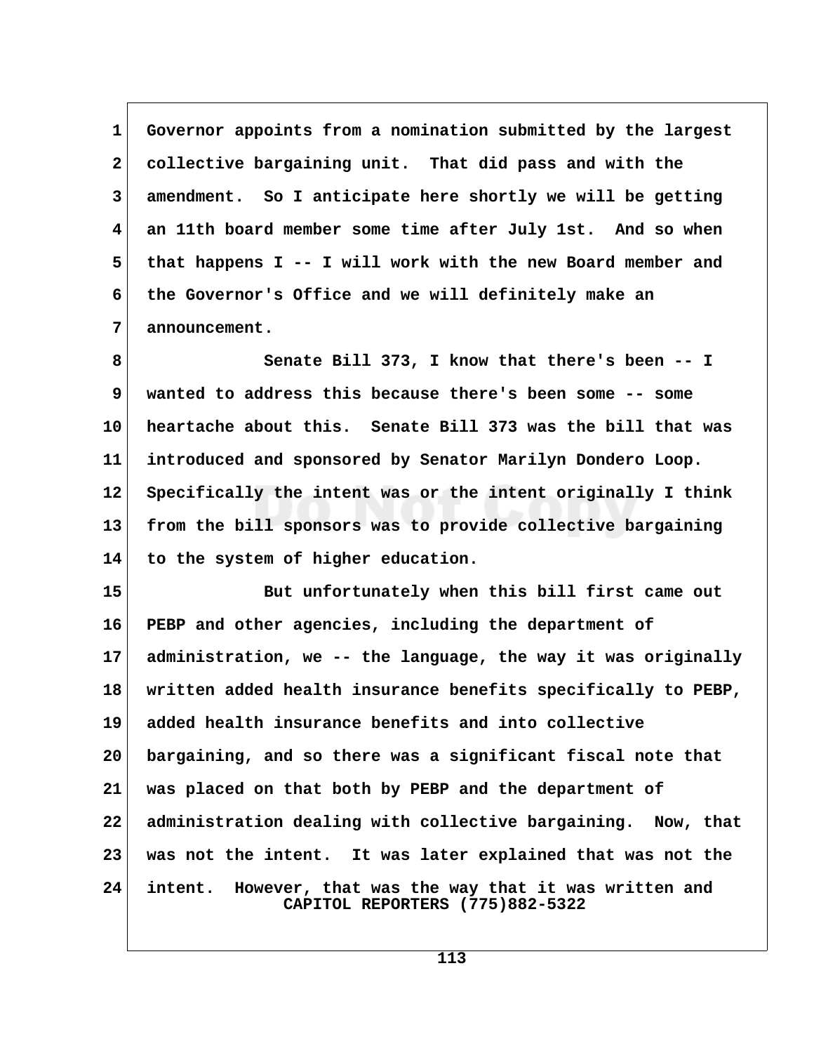Governor appoints from a nomination submitted by the largest collective bargaining unit. That did pass and with the amendment. So I anticipate here shortly we will be getting an 11th board member some time after July 1st. And so when that happens I -- I will work with the new Board member and the Governor's Office and we will definitely make an announcement.

Senate Bill 373, I know that there's been -- I wanted to address this because there's been some -- some heartache about this. Senate Bill 373 was the bill that was introduced and sponsored by Senator Marilyn Dondero Loop. Specifically the intent was or the intent originally I think from the bill sponsors was to provide collective bargaining to the system of higher education.

But unfortunately when this bill first came out PEBP and other agencies, including the department of administration, we -- the language, the way it was originally written added health insurance benefits specifically to PEBP, added health insurance benefits and into collective bargaining, and so there was a significant fiscal note that was placed on that both by PEBP and the department of administration dealing with collective bargaining. Now, that was not the intent. It was later explained that was not the intent. However, that was the way that it was written and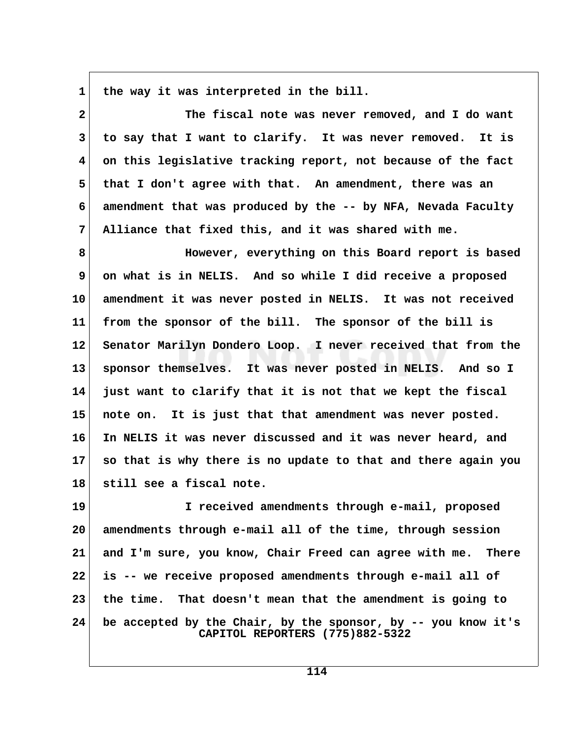the way it was interpreted in the bill.

The fiscal note was never removed, and I do want to say that I want to clarify. It was never removed. It is on this legislative tracking report, not because of the fact that I don't agree with that. An amendment, there was an amendment that was produced by the -- by NFA, Nevada Faculty Alliance that fixed this, and it was shared with me.

However, everything on this Board report is based on what is in NELIS. And so while I did receive a proposed amendment it was never posted in NELIS. It was not received from the sponsor of the bill. The sponsor of the bill is Senator Marilyn Dondero Loop. I never received that from the sponsor themselves. It was never posted in NELIS. And so I just want to clarify that it is not that we kept the fiscal note on. It is just that that amendment was never posted. In NELIS it was never discussed and it was never heard, and so that is why there is no update to that and there again you still see a fiscal note.

I received amendments through e-mail, proposed amendments through e-mail all of the time, through session and I'm sure, you know, Chair Freed can agree with me. There is -- we receive proposed amendments through e-mail all of the time. That doesn't mean that the amendment is going to be accepted by the Chair, by the sponsor, by -- you know it's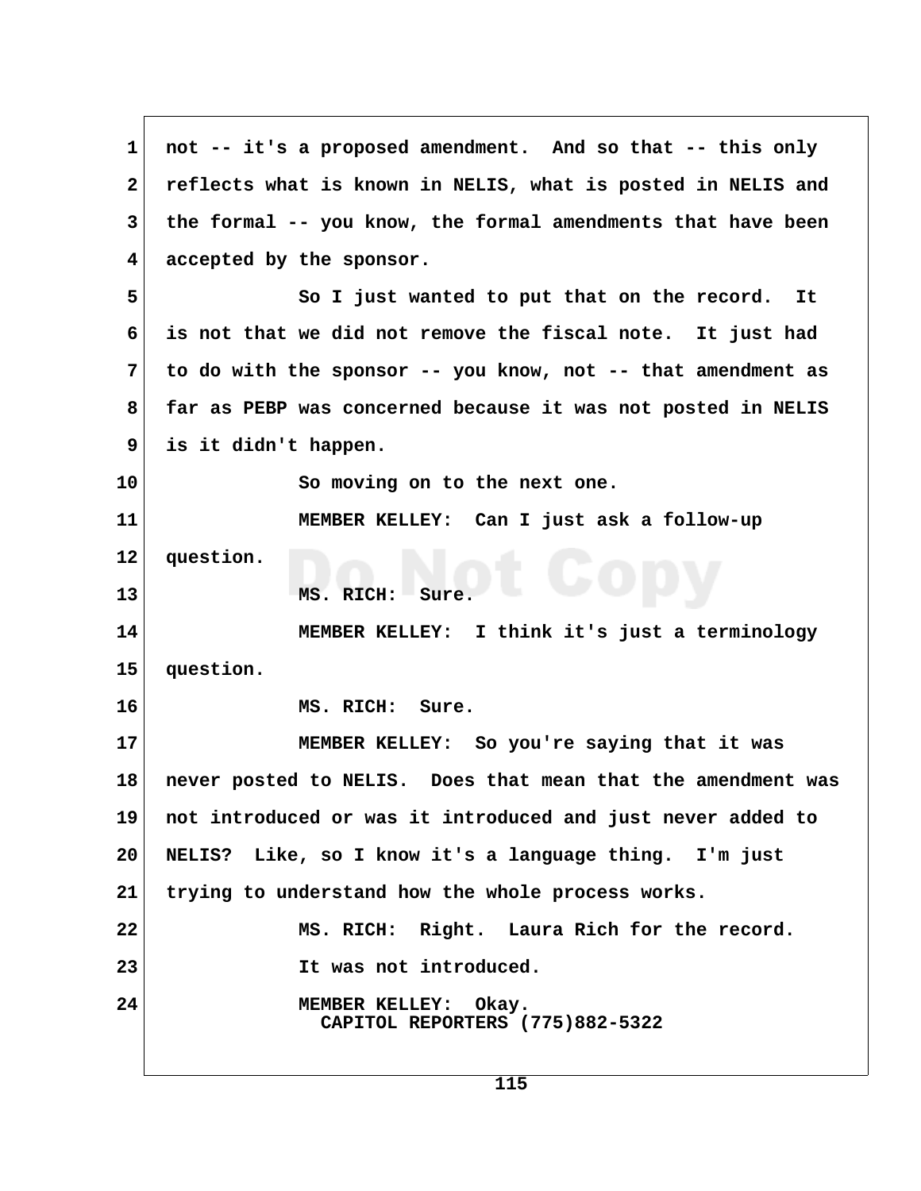not -- it's a proposed amendment. And so that -- this only reflects what is known in NELIS, what is posted in NELIS and the formal -- you know, the formal amendments that have been accepted by the sponsor.

So I just wanted to put that on the record. It is not that we did not remove the fiscal note. It just had to do with the sponsor -- you know, not -- that amendment as far as PEBP was concerned because it was not posted in NELIS is it didn't happen.

So moving on to the next one.

MEMBER KELLEY: Can I just ask a follow-up question.

MS. RICH: Sure.

MEMBER KELLEY: I think it's just a terminology question.

MS. RICH: Sure.

MEMBER KELLEY: So you're saying that it was never posted to NELIS. Does that mean that the amendment was not introduced or was it introduced and just never added to NELIS? Like, so I know it's a language thing. I'm just trying to understand how the whole process works.

MS. RICH: Right. Laura Rich for the record.

It was not introduced.

MEMBER KELLEY: Okay.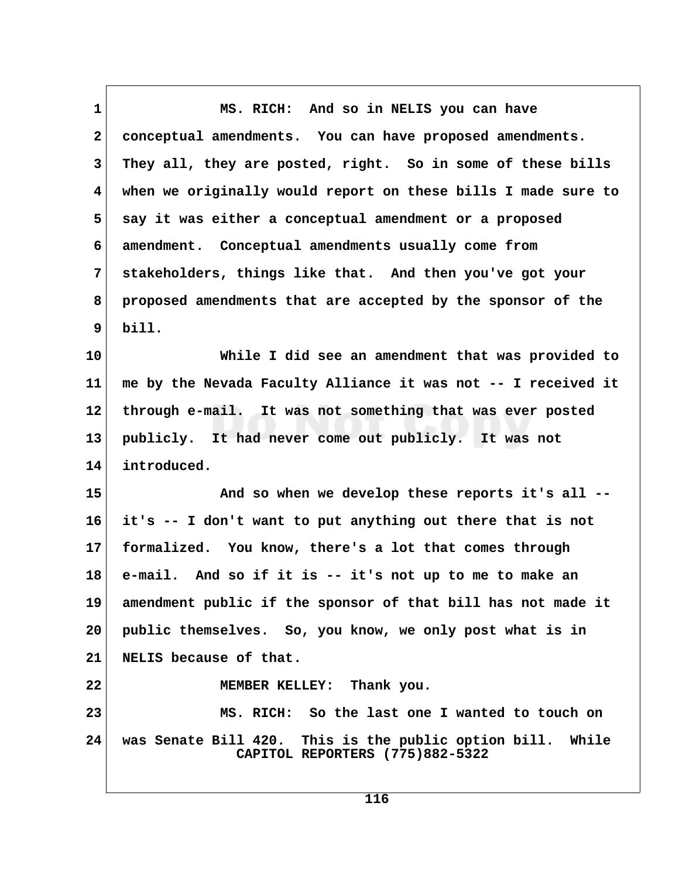MS. RICH: And so in NELIS you can have conceptual amendments. You can have proposed amendments. They all, they are posted, right. So in some of these bills when we originally would report on these bills I made sure to say it was either a conceptual amendment or a proposed amendment. Conceptual amendments usually come from stakeholders, things like that. And then you've got your proposed amendments that are accepted by the sponsor of the bill.

While I did see an amendment that was provided to me by the Nevada Faculty Alliance it was not -- I received it through e-mail. It was not something that was ever posted publicly. It had never come out publicly. It was not introduced.

And so when we develop these reports it's all -- it's -- I don't want to put anything out there that is not formalized. You know, there's a lot that comes through e-mail. And so if it is -- it's not up to me to make an amendment public if the sponsor of that bill has not made it public themselves. So, you know, we only post what is in NELIS because of that.

MEMBER KELLEY: Thank you.

MS. RICH: So the last one I wanted to touch on was Senate Bill 420. This is the public option bill. While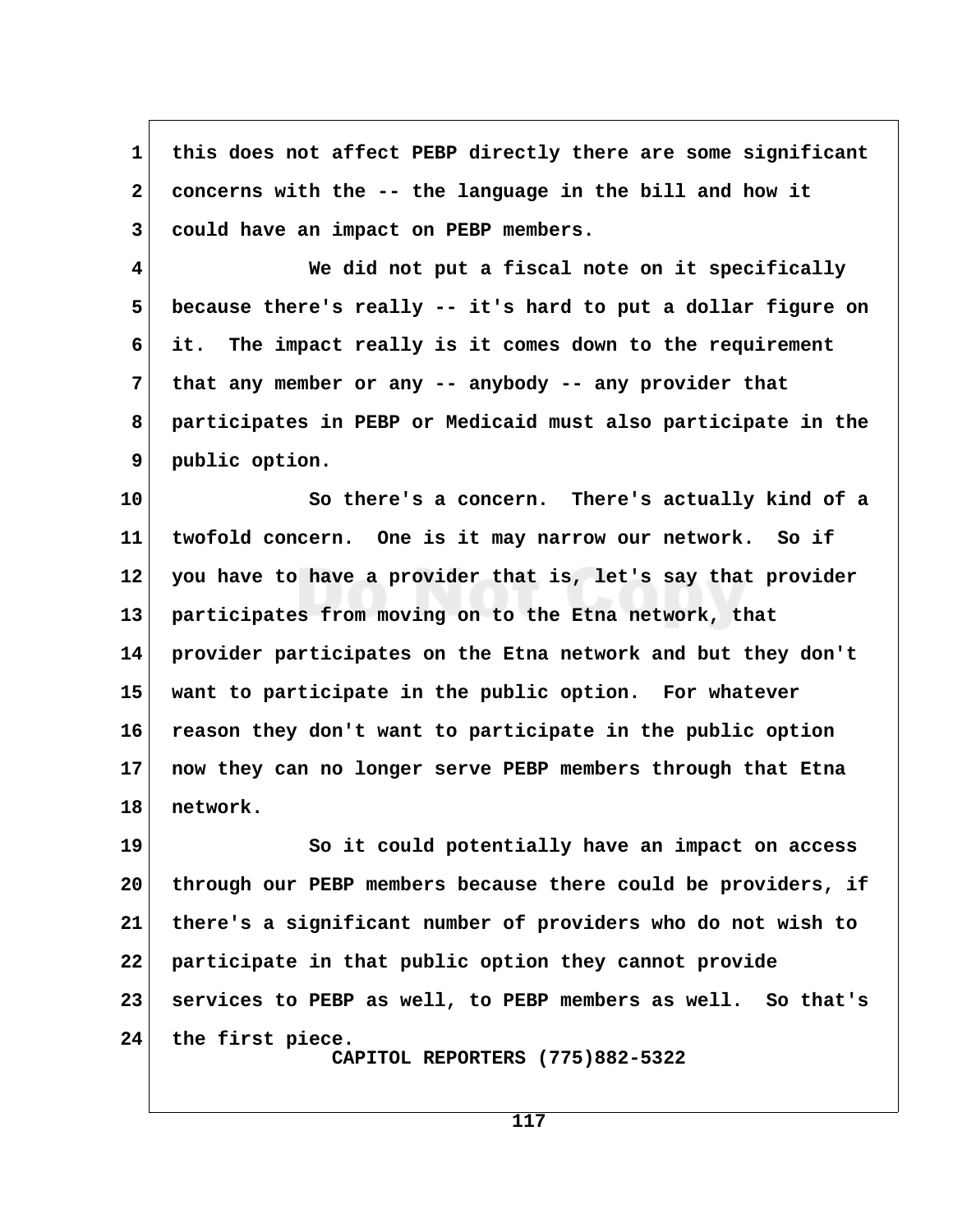this does not affect PEBP directly there are some significant concerns with the -- the language in the bill and how it could have an impact on PEBP members.

We did not put a fiscal note on it specifically because there's really -- it's hard to put a dollar figure on it. The impact really is it comes down to the requirement that any member or any -- anybody -- any provider that participates in PEBP or Medicaid must also participate in the public option.

So there's a concern. There's actually kind of a twofold concern. One is it may narrow our network. So if you have to have a provider that is, let's say that provider participates from moving on to the Etna network, that provider participates on the Etna network and but they don't want to participate in the public option. For whatever reason they don't want to participate in the public option now they can no longer serve PEBP members through that Etna network.

So it could potentially have an impact on access through our PEBP members because there could be providers, if there's a significant number of providers who do not wish to participate in that public option they cannot provide services to PEBP as well, to PEBP members as well. So that's the first piece.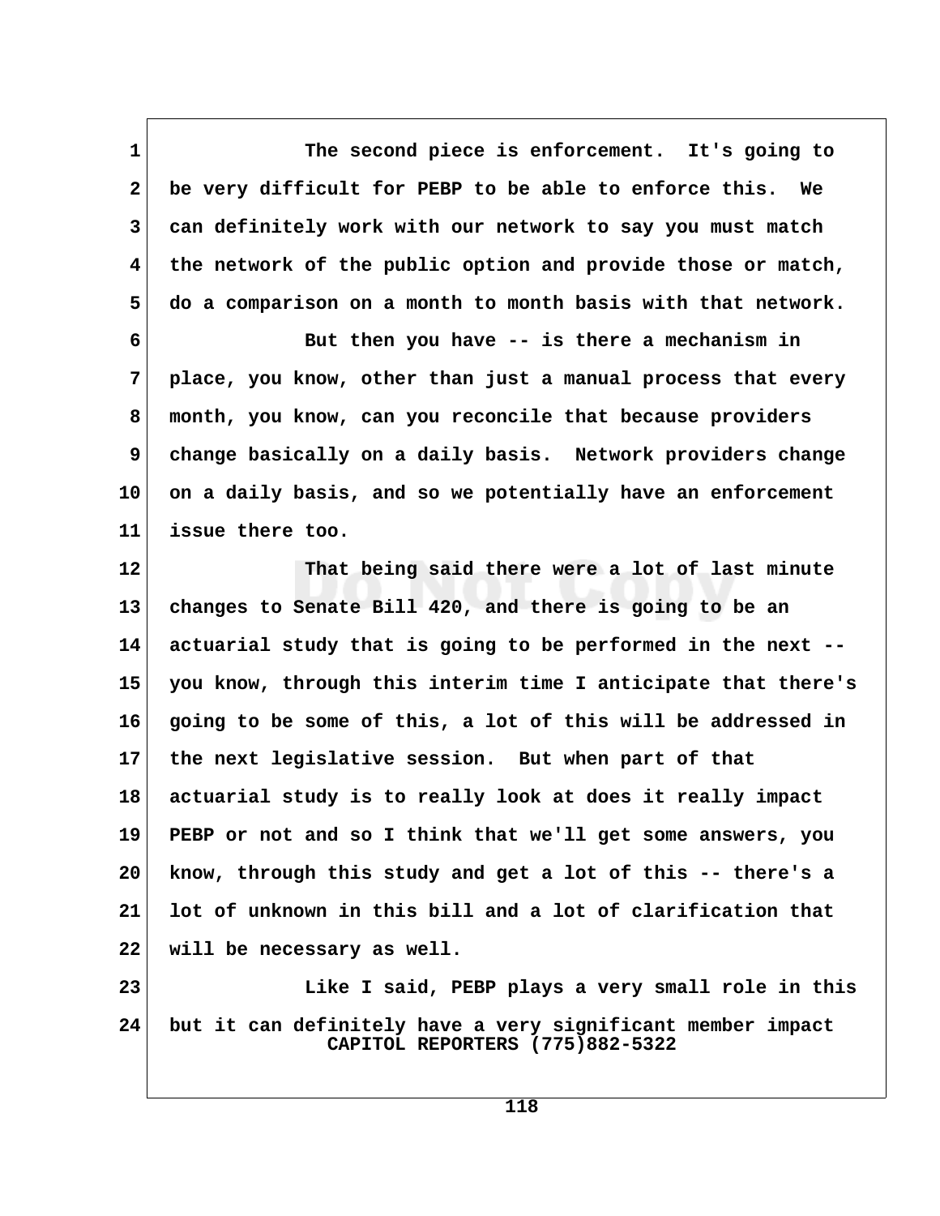The second piece is enforcement. It's going to be very difficult for PEBP to be able to enforce this. We can definitely work with our network to say you must match the network of the public option and provide those or match, do a comparison on a month to month basis with that network.

But then you have -- is there a mechanism in place, you know, other than just a manual process that every month, you know, can you reconcile that because providers change basically on a daily basis. Network providers change on a daily basis, and so we potentially have an enforcement issue there too.

That being said there were a lot of last minute changes to Senate Bill 420, and there is going to be an actuarial study that is going to be performed in the next -- you know, through this interim time I anticipate that there's going to be some of this, a lot of this will be addressed in the next legislative session. But when part of that actuarial study is to really look at does it really impact PEBP or not and so I think that we'll get some answers, you know, through this study and get a lot of this -- there's a lot of unknown in this bill and a lot of clarification that will be necessary as well.

Like I said, PEBP plays a very small role in this but it can definitely have a very significant member impact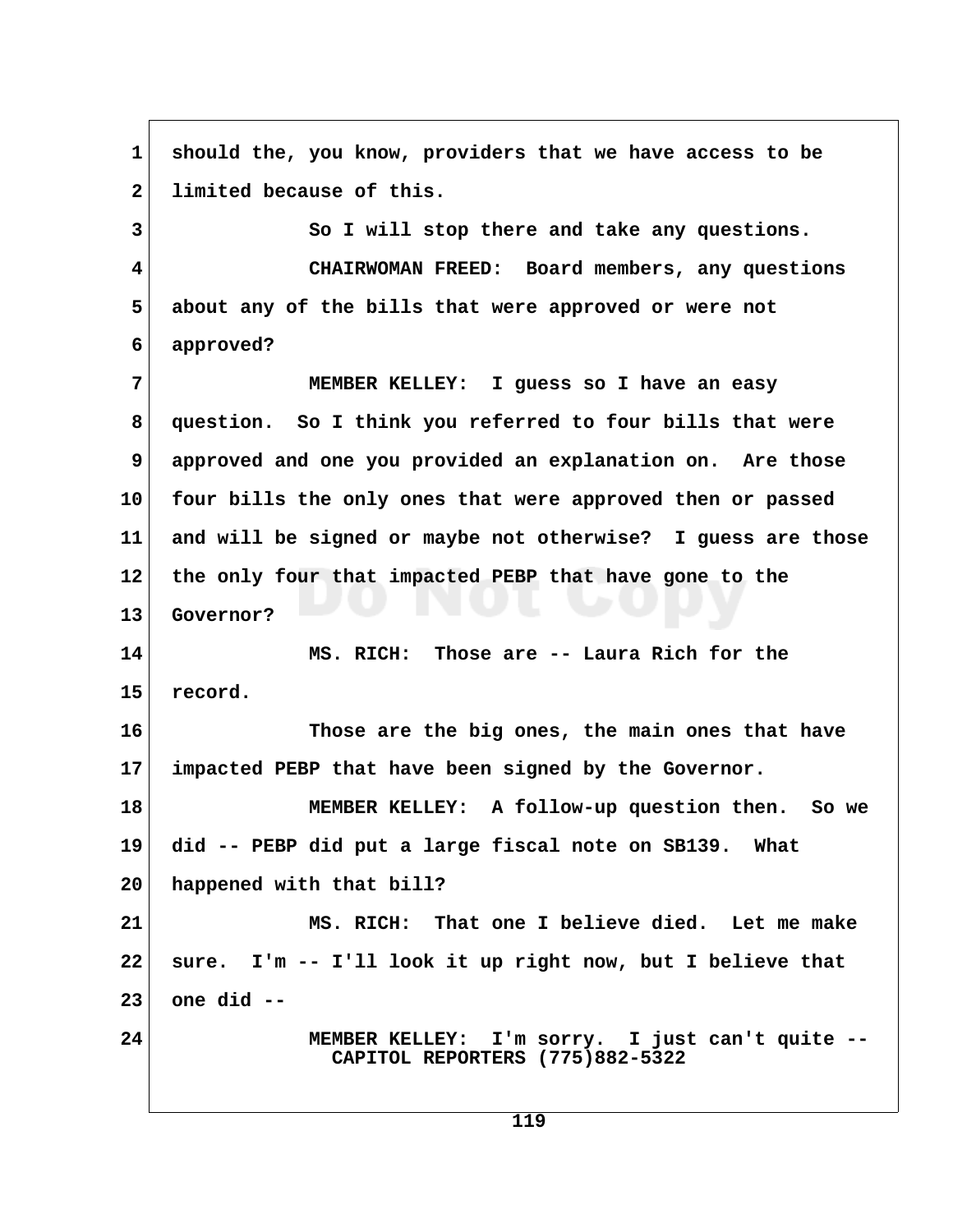should the, you know, providers that we have access to be limited because of this.

So I will stop there and take any questions.

CHAIRWOMAN FREED: Board members, any questions about any of the bills that were approved or were not approved?

MEMBER KELLEY: I guess so I have an easy question. So I think you referred to four bills that were approved and one you provided an explanation on. Are those four bills the only ones that were approved then or passed and will be signed or maybe not otherwise? I guess are those the only four that impacted PEBP that have gone to the Governor?

MS. RICH: Those are -- Laura Rich for the record.

Those are the big ones, the main ones that have impacted PEBP that have been signed by the Governor.

MEMBER KELLEY: A follow-up question then. So we did -- PEBP did put a large fiscal note on SB139. What happened with that bill?

MS. RICH: That one I believe died. Let me make sure. I'm -- I'll look it up right now, but I believe that one did --

MEMBER KELLEY: I'm sorry. I just can't quite --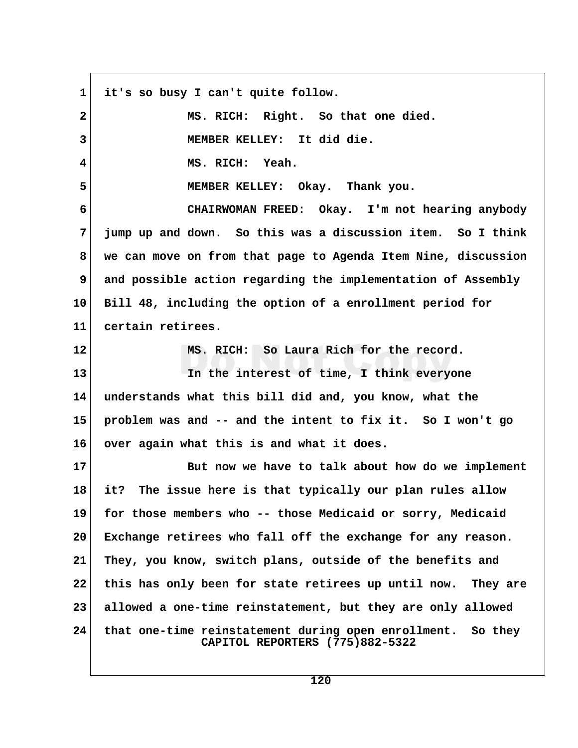1 it's so busy I can't quite follow.

2 MS. RICH: Right. So that one died.

3 MEMBER KELLEY: It did die.

4 MS. RICH: Yeah.

5 MEMBER KELLEY: Okay. Thank you.

6 CHAIRWOMAN FREED: Okay. I'm not hearing anybody
7 jump up and down. So this was a discussion item. So I think
8 we can move on from that page to Agenda Item Nine, discussion
9 and possible action regarding the implementation of Assembly
10 Bill 48, including the option of a enrollment period for
11 certain retirees.

12 MS. RICH: So Laura Rich for the record.

13 In the interest of time, I think everyone
14 understands what this bill did and, you know, what the
15 problem was and -- and the intent to fix it. So I won't go
16 over again what this is and what it does.

17 But now we have to talk about how do we implement
18 it? The issue here is that typically our plan rules allow
19 for those members who -- those Medicaid or sorry, Medicaid
20 Exchange retirees who fall off the exchange for any reason.
21 They, you know, switch plans, outside of the benefits and
22 this has only been for state retirees up until now. They are
23 allowed a one-time reinstatement, but they are only allowed
24 that one-time reinstatement during open enrollment. So they

CAPITOL REPORTERS (775)882-5322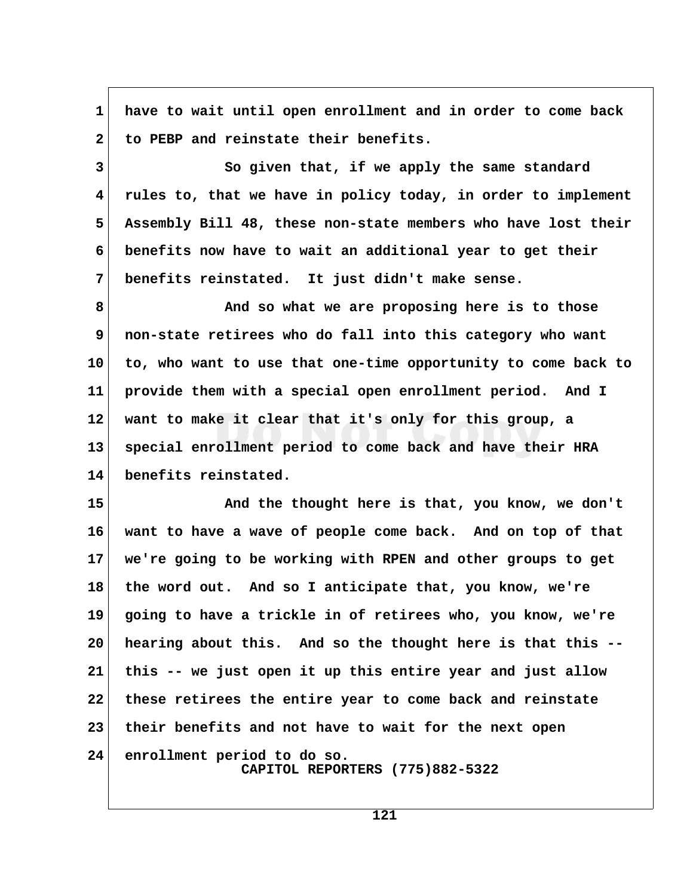have to wait until open enrollment and in order to come back to PEBP and reinstate their benefits.

So given that, if we apply the same standard rules to, that we have in policy today, in order to implement Assembly Bill 48, these non-state members who have lost their benefits now have to wait an additional year to get their benefits reinstated. It just didn't make sense.

And so what we are proposing here is to those non-state retirees who do fall into this category who want to, who want to use that one-time opportunity to come back to provide them with a special open enrollment period. And I want to make it clear that it's only for this group, a special enrollment period to come back and have their HRA benefits reinstated.

And the thought here is that, you know, we don't want to have a wave of people come back. And on top of that we're going to be working with RPEN and other groups to get the word out. And so I anticipate that, you know, we're going to have a trickle in of retirees who, you know, we're hearing about this. And so the thought here is that this -- this -- we just open it up this entire year and just allow these retirees the entire year to come back and reinstate their benefits and not have to wait for the next open enrollment period to do so.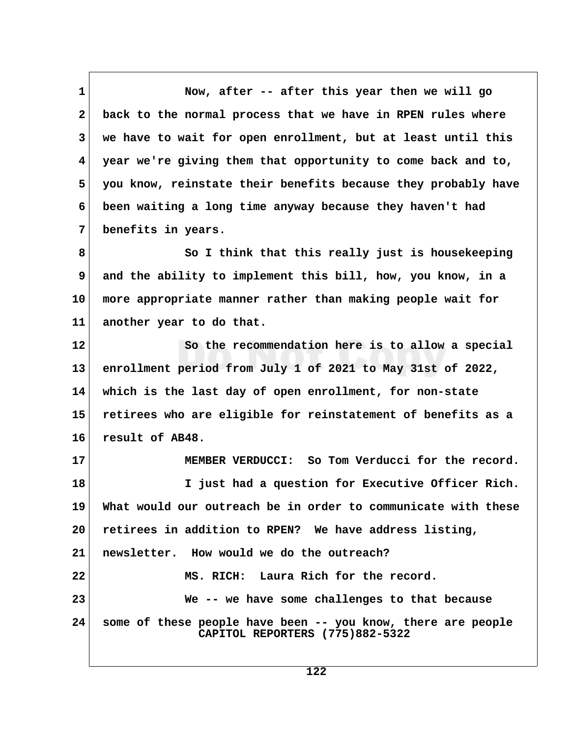Now, after -- after this year then we will go back to the normal process that we have in RPEN rules where we have to wait for open enrollment, but at least until this year we're giving them that opportunity to come back and to, you know, reinstate their benefits because they probably have been waiting a long time anyway because they haven't had benefits in years.

So I think that this really just is housekeeping and the ability to implement this bill, how, you know, in a more appropriate manner rather than making people wait for another year to do that.

So the recommendation here is to allow a special enrollment period from July 1 of 2021 to May 31st of 2022, which is the last day of open enrollment, for non-state retirees who are eligible for reinstatement of benefits as a result of AB48.

MEMBER VERDUCCI: So Tom Verducci for the record.

I just had a question for Executive Officer Rich. What would our outreach be in order to communicate with these retirees in addition to RPEN? We have address listing, newsletter. How would we do the outreach?

MS. RICH: Laura Rich for the record.

We -- we have some challenges to that because some of these people have been -- you know, there are people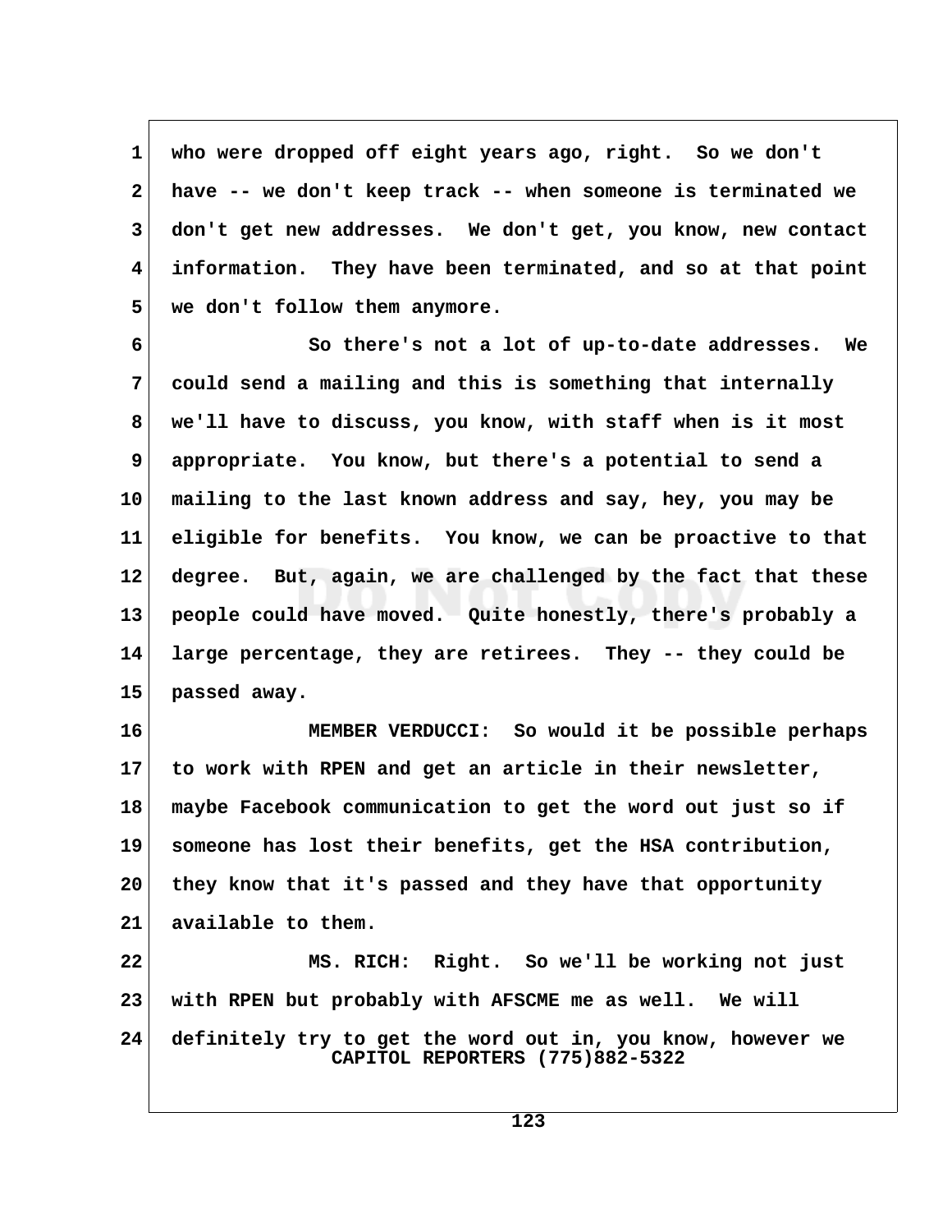who were dropped off eight years ago, right. So we don't have -- we don't keep track -- when someone is terminated we don't get new addresses. We don't get, you know, new contact information. They have been terminated, and so at that point we don't follow them anymore.

So there's not a lot of up-to-date addresses. We could send a mailing and this is something that internally we'll have to discuss, you know, with staff when is it most appropriate. You know, but there's a potential to send a mailing to the last known address and say, hey, you may be eligible for benefits. You know, we can be proactive to that degree. But, again, we are challenged by the fact that these people could have moved. Quite honestly, there's probably a large percentage, they are retirees. They -- they could be passed away.

MEMBER VERDUCCI: So would it be possible perhaps to work with RPEN and get an article in their newsletter, maybe Facebook communication to get the word out just so if someone has lost their benefits, get the HSA contribution, they know that it's passed and they have that opportunity available to them.

MS. RICH: Right. So we'll be working not just with RPEN but probably with AFSCME me as well. We will definitely try to get the word out in, you know, however we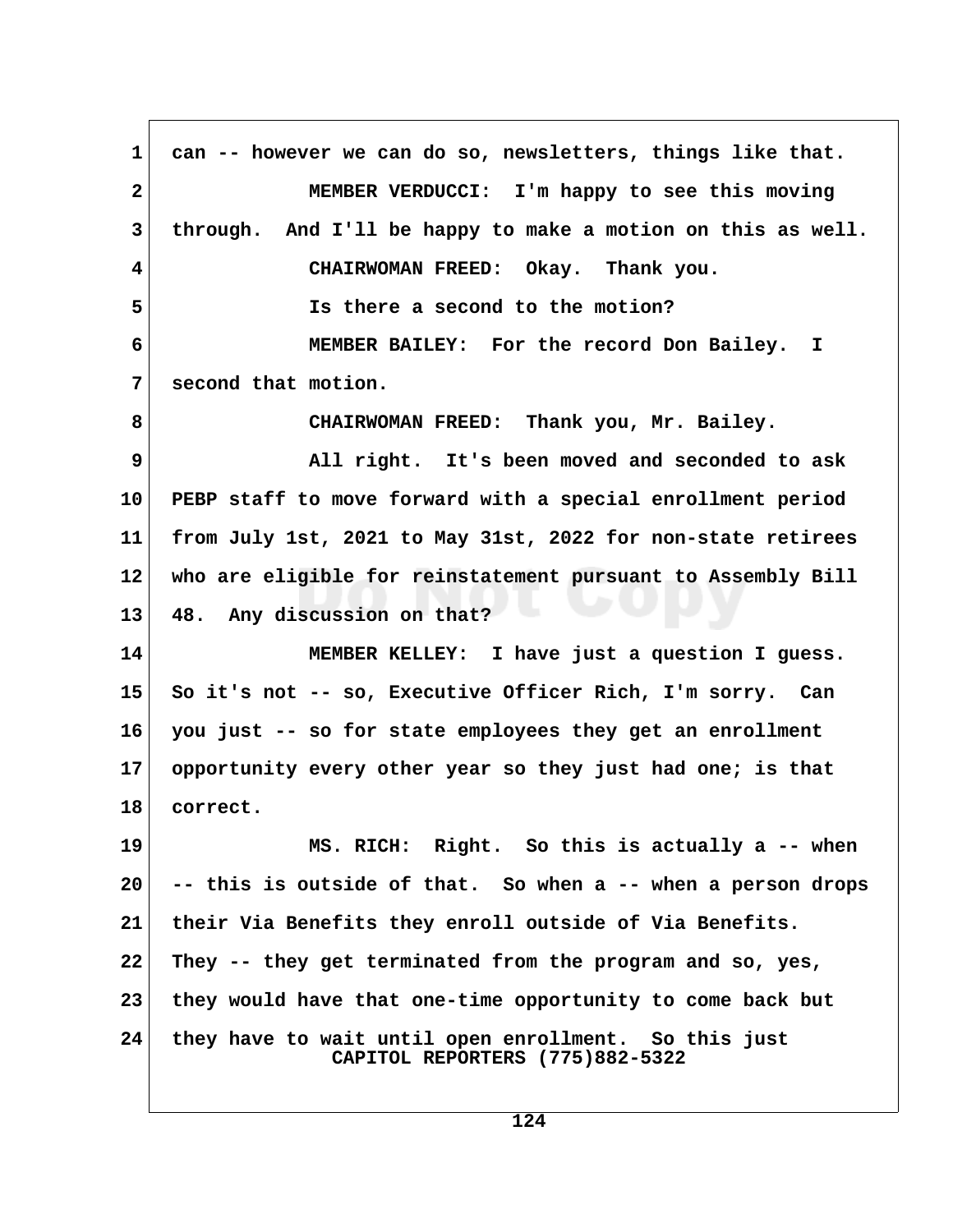1 can -- however we can do so, newsletters, things like that.

2 MEMBER VERDUCCI: I'm happy to see this moving

3 through. And I'll be happy to make a motion on this as well.

4 CHAIRWOMAN FREED: Okay. Thank you.

5 Is there a second to the motion?

6 MEMBER BAILEY: For the record Don Bailey. I

7 second that motion.

8 CHAIRWOMAN FREED: Thank you, Mr. Bailey.

9 All right. It's been moved and seconded to ask

10 PEBP staff to move forward with a special enrollment period

11 from July 1st, 2021 to May 31st, 2022 for non-state retirees

12 who are eligible for reinstatement pursuant to Assembly Bill

13 48. Any discussion on that?

14 MEMBER KELLEY: I have just a question I guess.

15 So it's not -- so, Executive Officer Rich, I'm sorry. Can

16 you just -- so for state employees they get an enrollment

17 opportunity every other year so they just had one; is that

18 correct.

19 MS. RICH: Right. So this is actually a -- when

20 -- this is outside of that. So when a -- when a person drops

21 their Via Benefits they enroll outside of Via Benefits.

22 They -- they get terminated from the program and so, yes,

23 they would have that one-time opportunity to come back but

24 they have to wait until open enrollment. So this just

CAPITOL REPORTERS (775)882-5322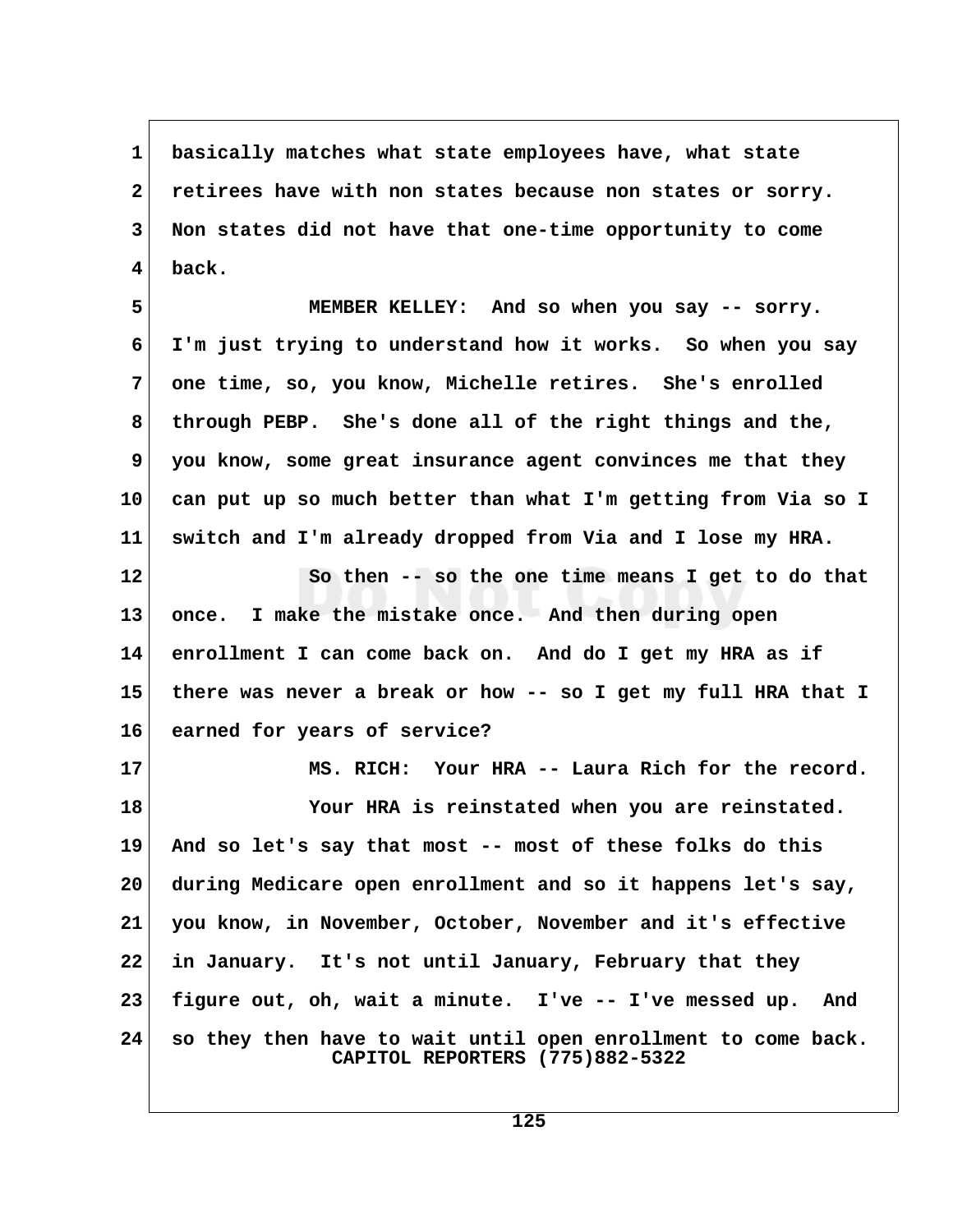basically matches what state employees have, what state retirees have with non states because non states or sorry. Non states did not have that one-time opportunity to come back.

MEMBER KELLEY: And so when you say -- sorry. I'm just trying to understand how it works. So when you say one time, so, you know, Michelle retires. She's enrolled through PEBP. She's done all of the right things and the, you know, some great insurance agent convinces me that they can put up so much better than what I'm getting from Via so I switch and I'm already dropped from Via and I lose my HRA.

So then -- so the one time means I get to do that once. I make the mistake once. And then during open enrollment I can come back on. And do I get my HRA as if there was never a break or how -- so I get my full HRA that I earned for years of service?

MS. RICH: Your HRA -- Laura Rich for the record.

Your HRA is reinstated when you are reinstated. And so let's say that most -- most of these folks do this during Medicare open enrollment and so it happens let's say, you know, in November, October, November and it's effective in January. It's not until January, February that they figure out, oh, wait a minute. I've -- I've messed up. And so they then have to wait until open enrollment to come back.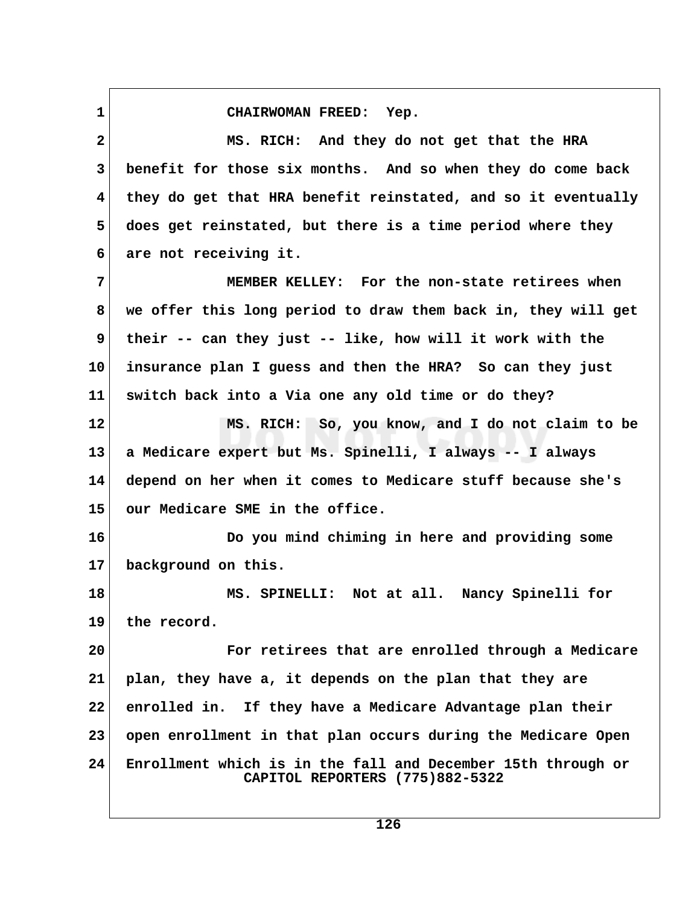CHAIRWOMAN FREED: Yep.

MS. RICH: And they do not get that the HRA benefit for those six months. And so when they do come back they do get that HRA benefit reinstated, and so it eventually does get reinstated, but there is a time period where they are not receiving it.

MEMBER KELLEY: For the non-state retirees when we offer this long period to draw them back in, they will get their -- can they just -- like, how will it work with the insurance plan I guess and then the HRA? So can they just switch back into a Via one any old time or do they?

MS. RICH: So, you know, and I do not claim to be a Medicare expert but Ms. Spinelli, I always -- I always depend on her when it comes to Medicare stuff because she's our Medicare SME in the office.

Do you mind chiming in here and providing some background on this.

MS. SPINELLI: Not at all. Nancy Spinelli for the record.

For retirees that are enrolled through a Medicare plan, they have a, it depends on the plan that they are enrolled in. If they have a Medicare Advantage plan their open enrollment in that plan occurs during the Medicare Open Enrollment which is in the fall and December 15th through or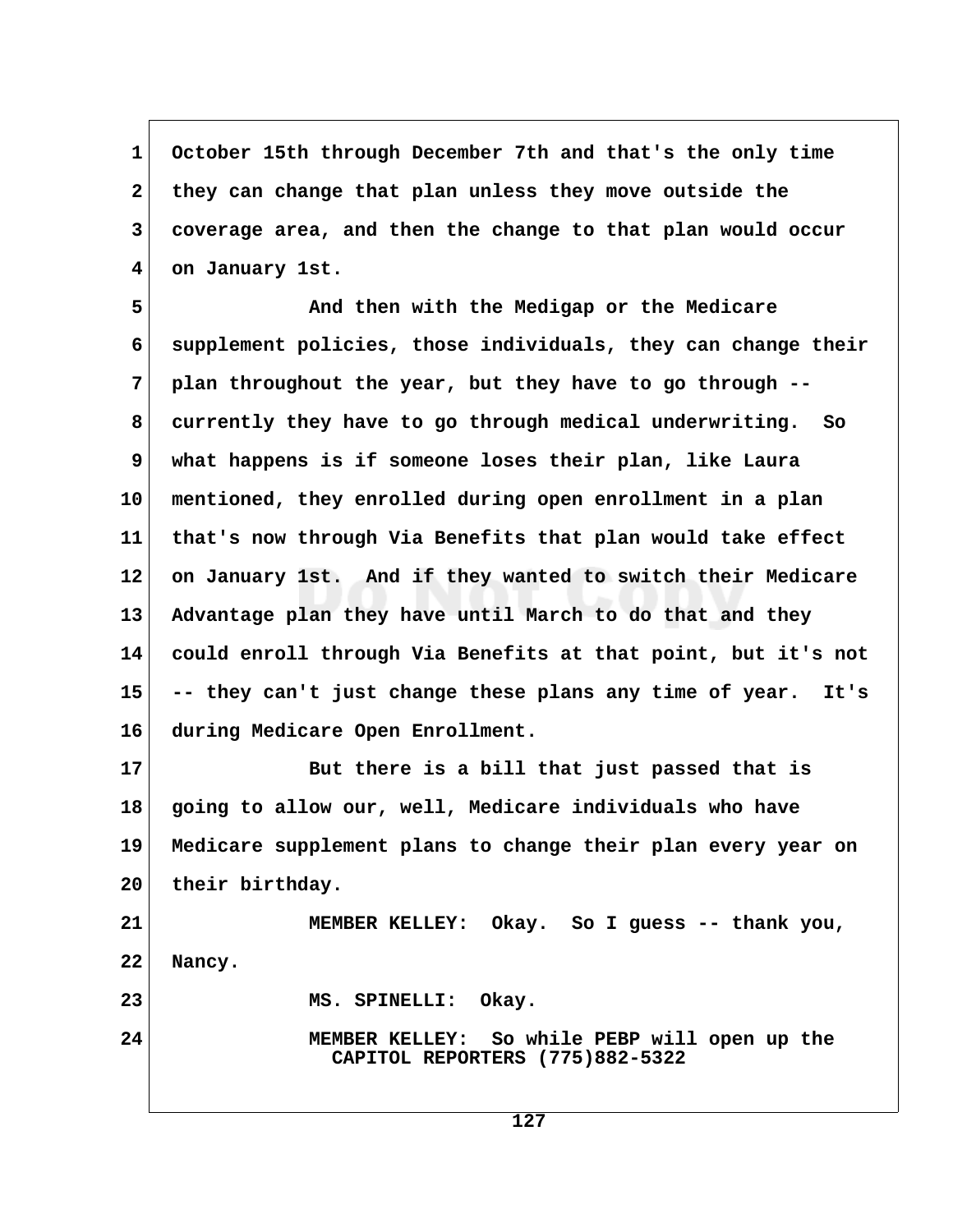October 15th through December 7th and that's the only time they can change that plan unless they move outside the coverage area, and then the change to that plan would occur on January 1st.

And then with the Medigap or the Medicare supplement policies, those individuals, they can change their plan throughout the year, but they have to go through -- currently they have to go through medical underwriting. So what happens is if someone loses their plan, like Laura mentioned, they enrolled during open enrollment in a plan that's now through Via Benefits that plan would take effect on January 1st. And if they wanted to switch their Medicare Advantage plan they have until March to do that and they could enroll through Via Benefits at that point, but it's not -- they can't just change these plans any time of year. It's during Medicare Open Enrollment.

But there is a bill that just passed that is going to allow our, well, Medicare individuals who have Medicare supplement plans to change their plan every year on their birthday.

MEMBER KELLEY: Okay. So I guess -- thank you, Nancy.

MS. SPINELLI: Okay.

MEMBER KELLEY: So while PEBP will open up the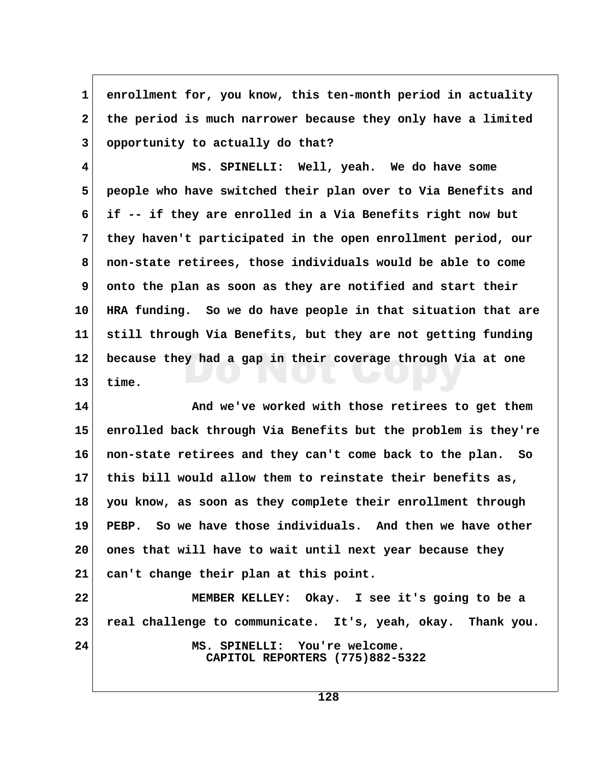enrollment for, you know, this ten-month period in actuality the period is much narrower because they only have a limited opportunity to actually do that?

MS. SPINELLI: Well, yeah. We do have some people who have switched their plan over to Via Benefits and if -- if they are enrolled in a Via Benefits right now but they haven't participated in the open enrollment period, our non-state retirees, those individuals would be able to come onto the plan as soon as they are notified and start their HRA funding. So we do have people in that situation that are still through Via Benefits, but they are not getting funding because they had a gap in their coverage through Via at one time.

And we've worked with those retirees to get them enrolled back through Via Benefits but the problem is they're non-state retirees and they can't come back to the plan. So this bill would allow them to reinstate their benefits as, you know, as soon as they complete their enrollment through PEBP. So we have those individuals. And then we have other ones that will have to wait until next year because they can't change their plan at this point.

MEMBER KELLEY: Okay. I see it's going to be a real challenge to communicate. It's, yeah, okay. Thank you.

MS. SPINELLI: You're welcome.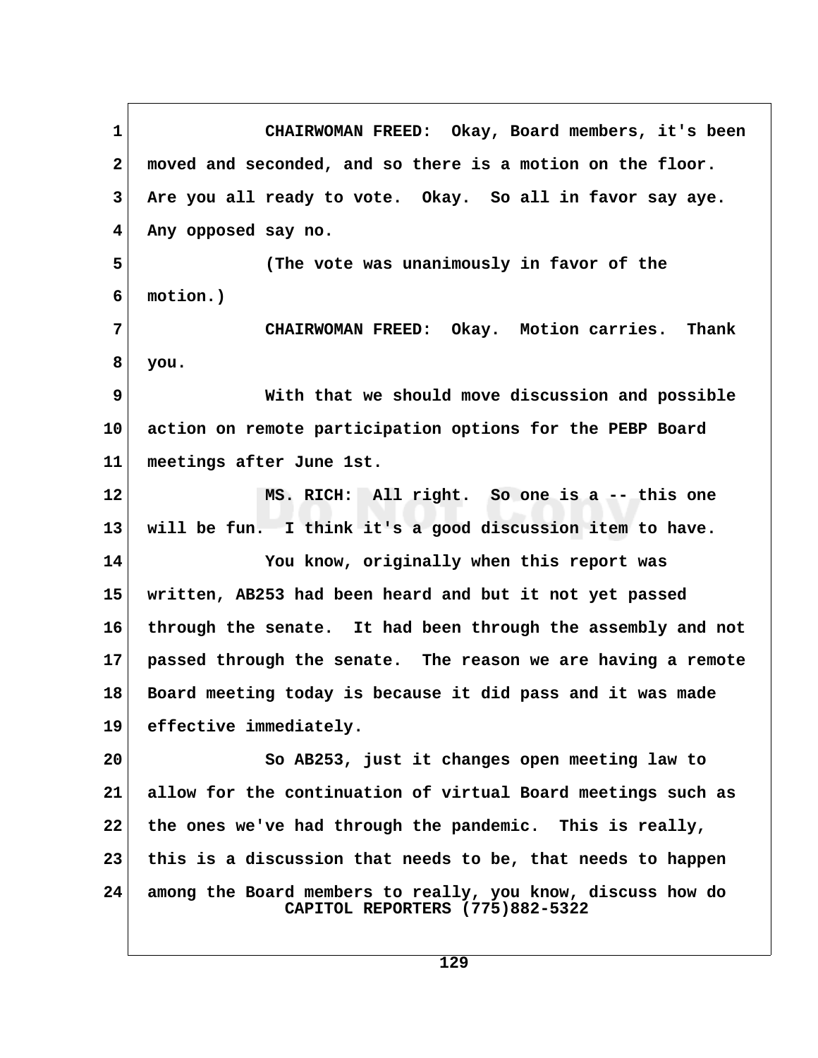CHAIRWOMAN FREED: Okay, Board members, it's been moved and seconded, and so there is a motion on the floor. Are you all ready to vote. Okay. So all in favor say aye. Any opposed say no.

(The vote was unanimously in favor of the motion.)

CHAIRWOMAN FREED: Okay. Motion carries. Thank you.

With that we should move discussion and possible action on remote participation options for the PEBP Board meetings after June 1st.

MS. RICH: All right. So one is a -- this one will be fun. I think it's a good discussion item to have.

You know, originally when this report was written, AB253 had been heard and but it not yet passed through the senate. It had been through the assembly and not passed through the senate. The reason we are having a remote Board meeting today is because it did pass and it was made effective immediately.

So AB253, just it changes open meeting law to allow for the continuation of virtual Board meetings such as the ones we've had through the pandemic. This is really, this is a discussion that needs to be, that needs to happen among the Board members to really, you know, discuss how do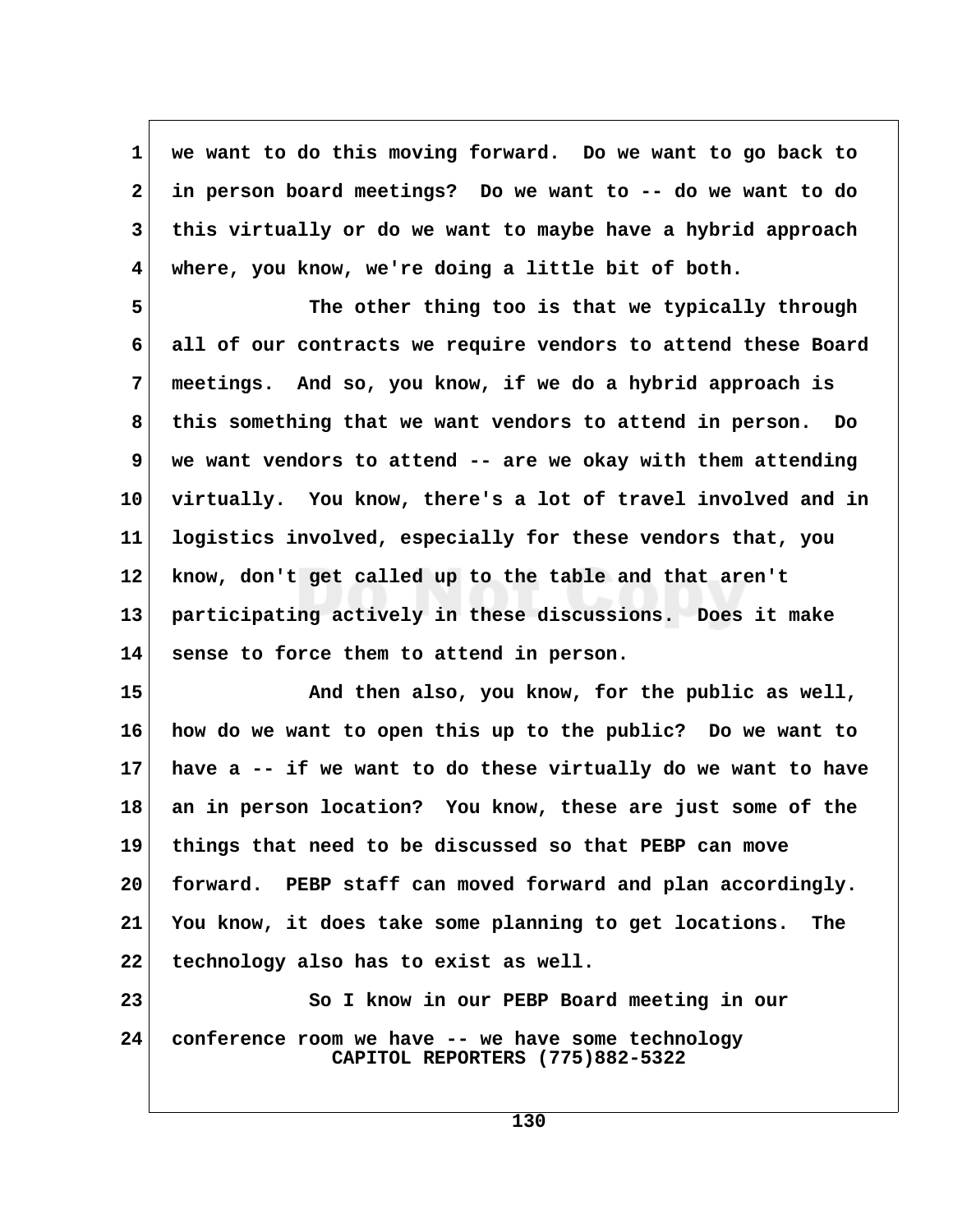we want to do this moving forward. Do we want to go back to in person board meetings? Do we want to -- do we want to do this virtually or do we want to maybe have a hybrid approach where, you know, we're doing a little bit of both.

The other thing too is that we typically through all of our contracts we require vendors to attend these Board meetings. And so, you know, if we do a hybrid approach is this something that we want vendors to attend in person. Do we want vendors to attend -- are we okay with them attending virtually. You know, there's a lot of travel involved and in logistics involved, especially for these vendors that, you know, don't get called up to the table and that aren't participating actively in these discussions. Does it make sense to force them to attend in person.

And then also, you know, for the public as well, how do we want to open this up to the public? Do we want to have a -- if we want to do these virtually do we want to have an in person location? You know, these are just some of the things that need to be discussed so that PEBP can move forward. PEBP staff can moved forward and plan accordingly. You know, it does take some planning to get locations. The technology also has to exist as well.

So I know in our PEBP Board meeting in our conference room we have -- we have some technology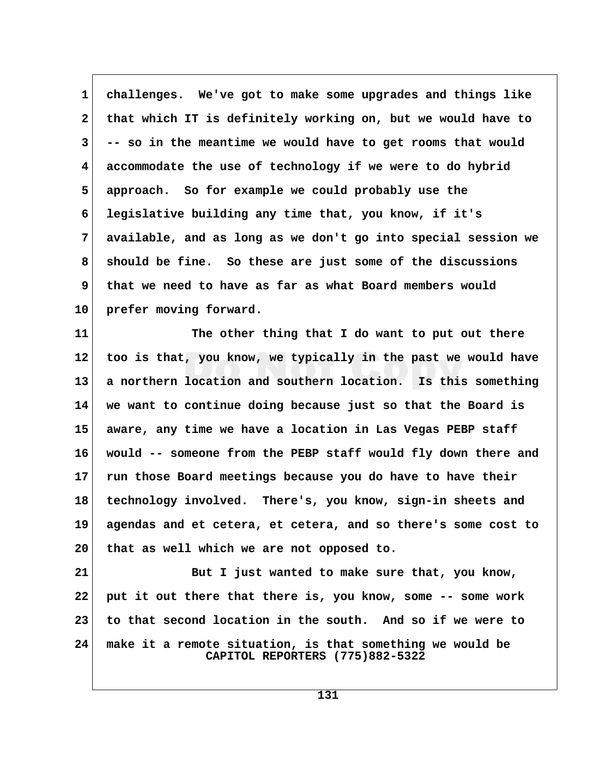challenges. We've got to make some upgrades and things like that which IT is definitely working on, but we would have to -- so in the meantime we would have to get rooms that would accommodate the use of technology if we were to do hybrid approach. So for example we could probably use the legislative building any time that, you know, if it's available, and as long as we don't go into special session we should be fine. So these are just some of the discussions that we need to have as far as what Board members would prefer moving forward.

The other thing that I do want to put out there too is that, you know, we typically in the past we would have a northern location and southern location. Is this something we want to continue doing because just so that the Board is aware, any time we have a location in Las Vegas PEBP staff would -- someone from the PEBP staff would fly down there and run those Board meetings because you do have to have their technology involved. There's, you know, sign-in sheets and agendas and et cetera, et cetera, and so there's some cost to that as well which we are not opposed to.

But I just wanted to make sure that, you know, put it out there that there is, you know, some -- some work to that second location in the south. And so if we were to make it a remote situation, is that something we would be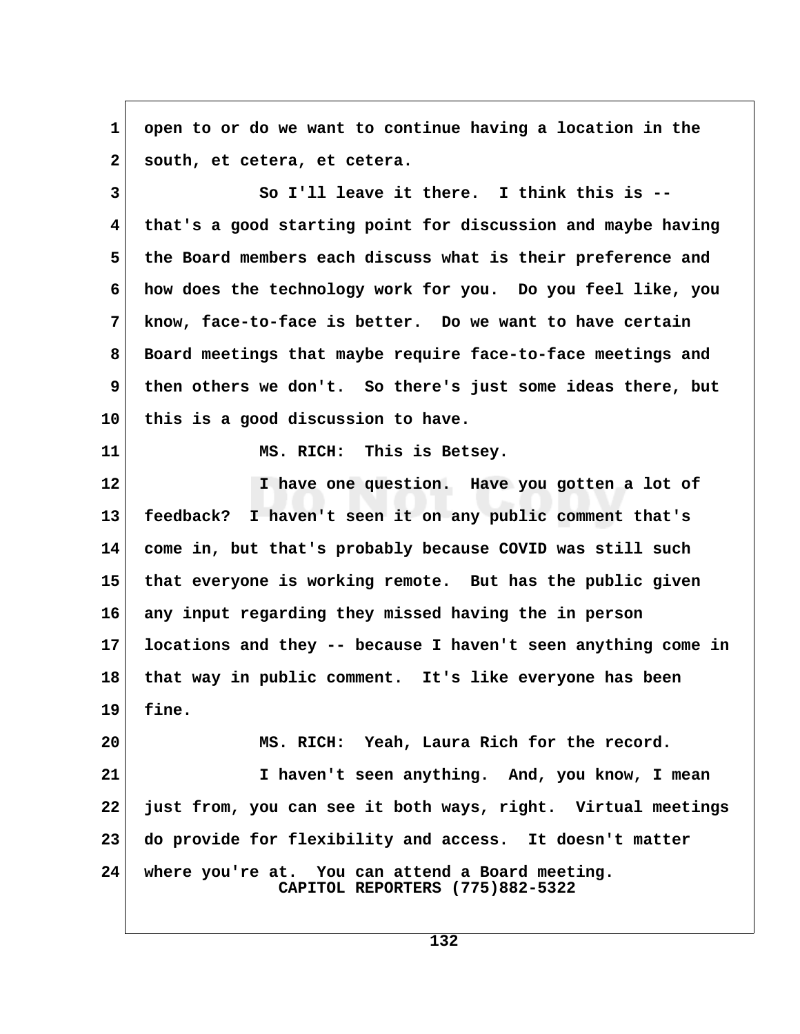open to or do we want to continue having a location in the south, et cetera, et cetera.

So I'll leave it there. I think this is -- that's a good starting point for discussion and maybe having the Board members each discuss what is their preference and how does the technology work for you. Do you feel like, you know, face-to-face is better. Do we want to have certain Board meetings that maybe require face-to-face meetings and then others we don't. So there's just some ideas there, but this is a good discussion to have.

MS. RICH: This is Betsey.

I have one question. Have you gotten a lot of feedback? I haven't seen it on any public comment that's come in, but that's probably because COVID was still such that everyone is working remote. But has the public given any input regarding they missed having the in person locations and they -- because I haven't seen anything come in that way in public comment. It's like everyone has been fine.

MS. RICH: Yeah, Laura Rich for the record.

I haven't seen anything. And, you know, I mean just from, you can see it both ways, right. Virtual meetings do provide for flexibility and access. It doesn't matter where you're at. You can attend a Board meeting.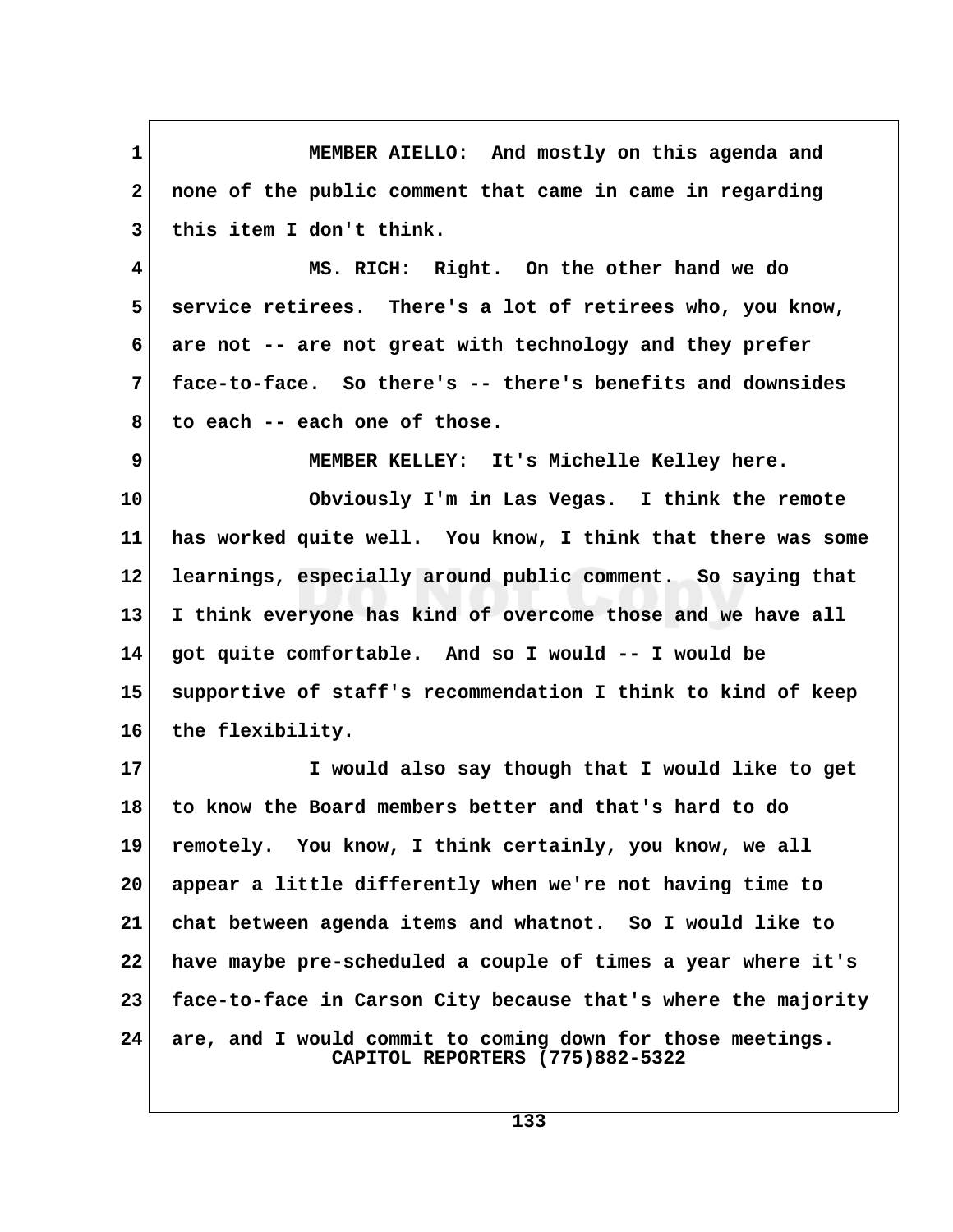MEMBER AIELLO: And mostly on this agenda and none of the public comment that came in came in regarding this item I don't think.

MS. RICH: Right. On the other hand we do service retirees. There's a lot of retirees who, you know, are not -- are not great with technology and they prefer face-to-face. So there's -- there's benefits and downsides to each -- each one of those.

MEMBER KELLEY: It's Michelle Kelley here.

Obviously I'm in Las Vegas. I think the remote has worked quite well. You know, I think that there was some learnings, especially around public comment. So saying that I think everyone has kind of overcome those and we have all got quite comfortable. And so I would -- I would be supportive of staff's recommendation I think to kind of keep the flexibility.

I would also say though that I would like to get to know the Board members better and that's hard to do remotely. You know, I think certainly, you know, we all appear a little differently when we're not having time to chat between agenda items and whatnot. So I would like to have maybe pre-scheduled a couple of times a year where it's face-to-face in Carson City because that's where the majority are, and I would commit to coming down for those meetings.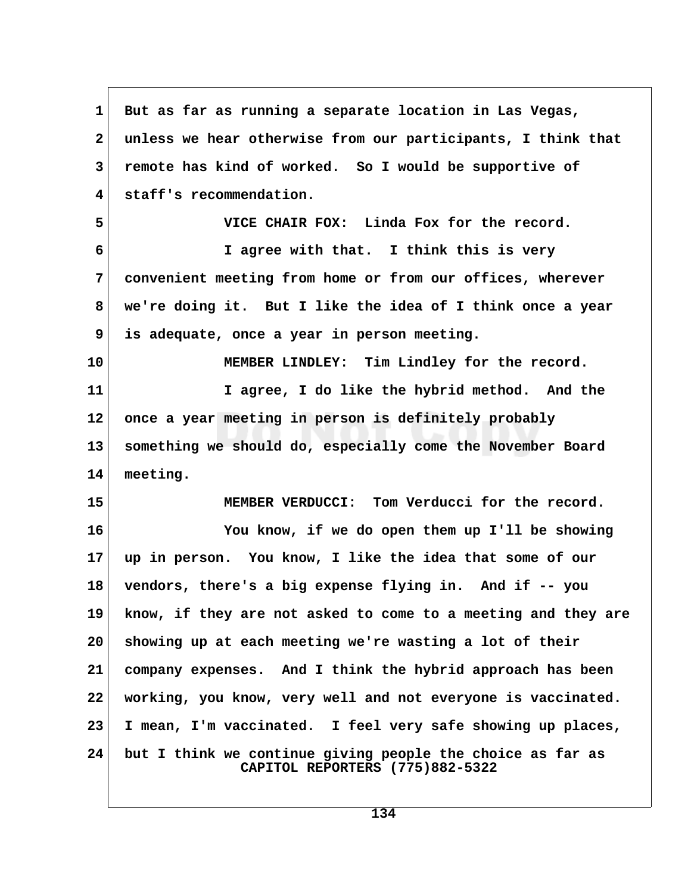But as far as running a separate location in Las Vegas, unless we hear otherwise from our participants, I think that remote has kind of worked. So I would be supportive of staff's recommendation.

VICE CHAIR FOX: Linda Fox for the record.

I agree with that. I think this is very convenient meeting from home or from our offices, wherever we're doing it. But I like the idea of I think once a year is adequate, once a year in person meeting.

MEMBER LINDLEY: Tim Lindley for the record.

I agree, I do like the hybrid method. And the once a year meeting in person is definitely probably something we should do, especially come the November Board meeting.

MEMBER VERDUCCI: Tom Verducci for the record.

You know, if we do open them up I'll be showing up in person. You know, I like the idea that some of our vendors, there's a big expense flying in. And if -- you know, if they are not asked to come to a meeting and they are showing up at each meeting we're wasting a lot of their company expenses. And I think the hybrid approach has been working, you know, very well and not everyone is vaccinated. I mean, I'm vaccinated. I feel very safe showing up places, but I think we continue giving people the choice as far as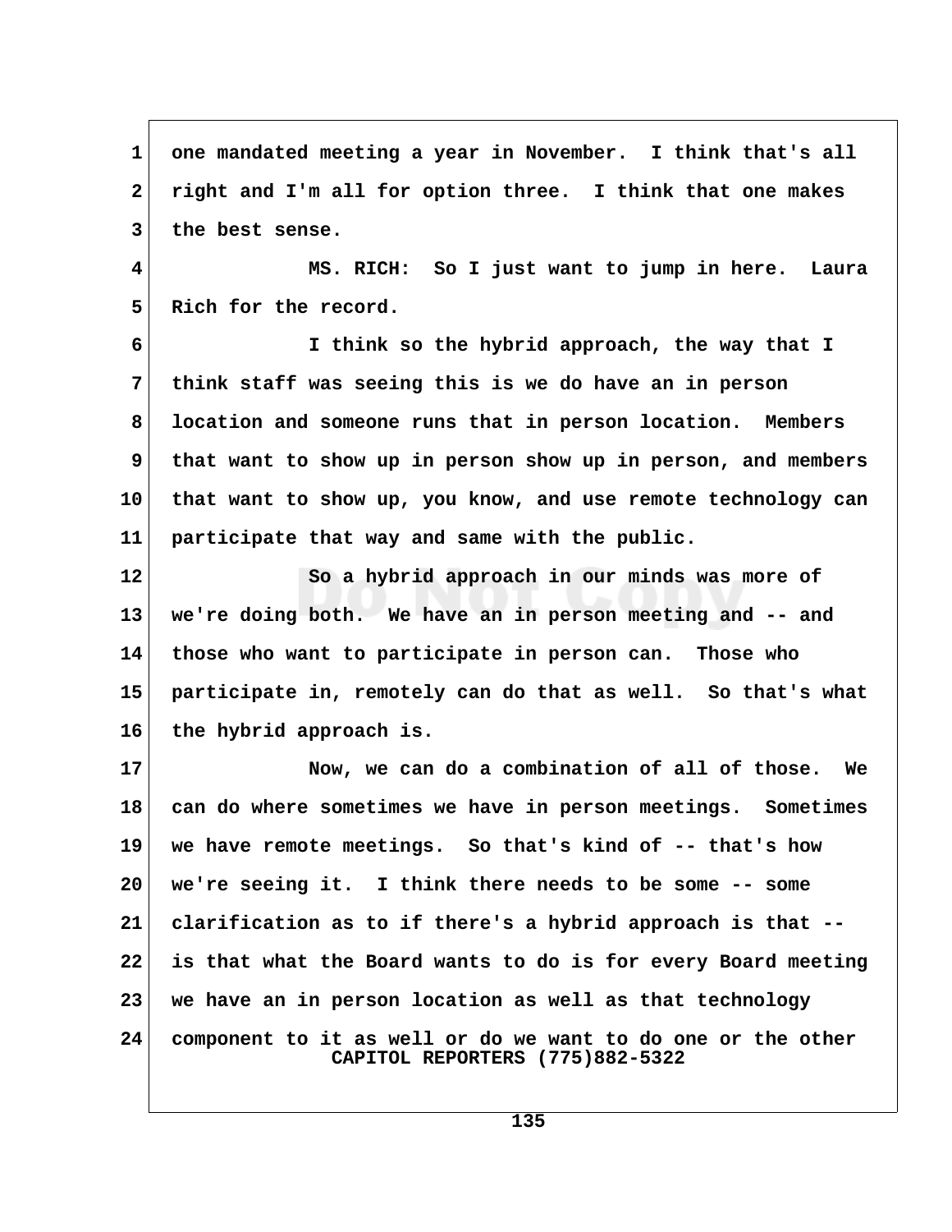1 one mandated meeting a year in November. I think that's all
2 right and I'm all for option three. I think that one makes
3 the best sense.

4 MS. RICH: So I just want to jump in here. Laura
5 Rich for the record.

6 I think so the hybrid approach, the way that I
7 think staff was seeing this is we do have an in person
8 location and someone runs that in person location. Members
9 that want to show up in person show up in person, and members
10 that want to show up, you know, and use remote technology can
11 participate that way and same with the public.

12 So a hybrid approach in our minds was more of
13 we're doing both. We have an in person meeting and -- and
14 those who want to participate in person can. Those who
15 participate in, remotely can do that as well. So that's what
16 the hybrid approach is.

17 Now, we can do a combination of all of those. We
18 can do where sometimes we have in person meetings. Sometimes
19 we have remote meetings. So that's kind of -- that's how
20 we're seeing it. I think there needs to be some -- some
21 clarification as to if there's a hybrid approach is that --
22 is that what the Board wants to do is for every Board meeting
23 we have an in person location as well as that technology
24 component to it as well or do we want to do one or the other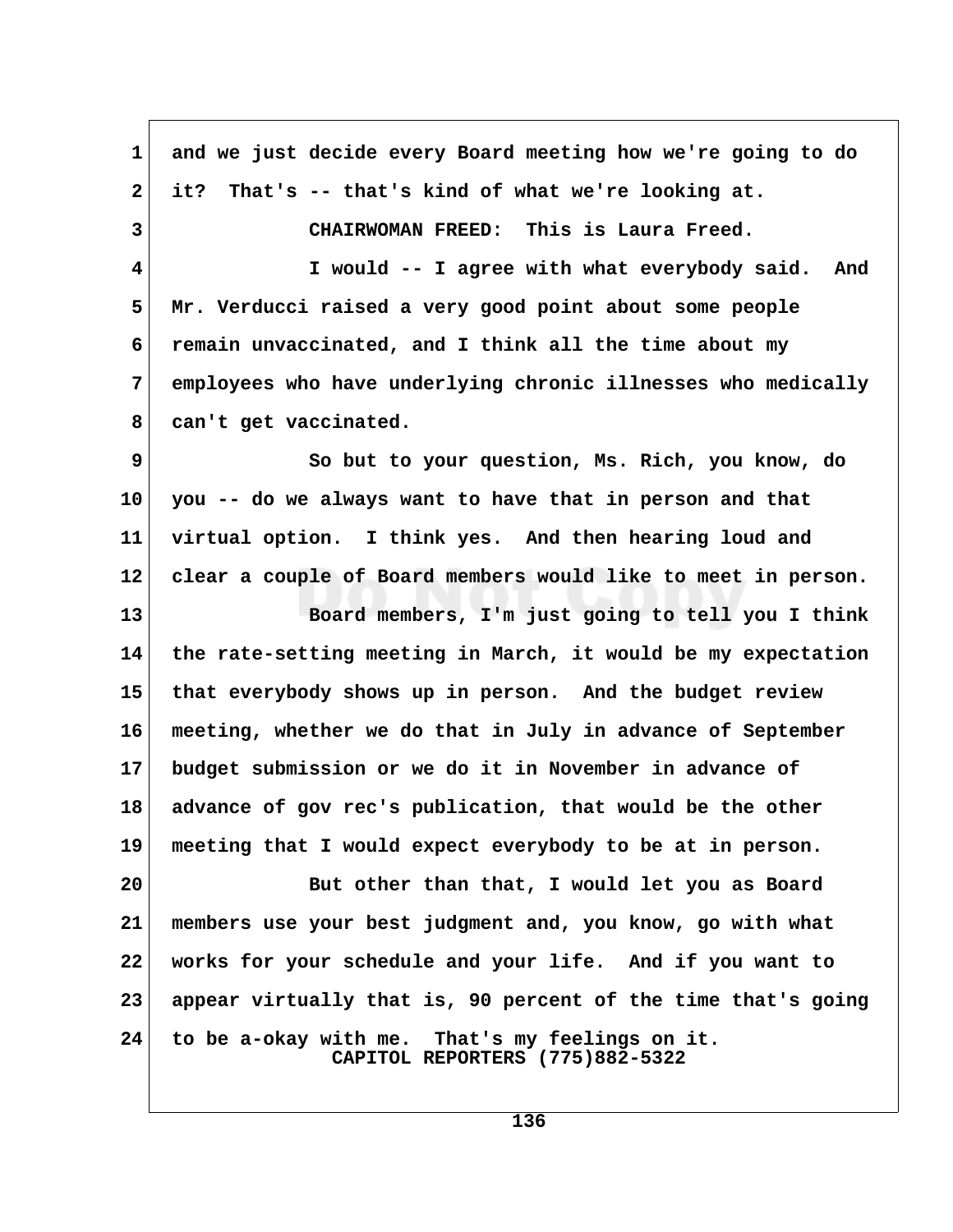and we just decide every Board meeting how we're going to do it? That's -- that's kind of what we're looking at.

CHAIRWOMAN FREED: This is Laura Freed.

I would -- I agree with what everybody said. And Mr. Verducci raised a very good point about some people remain unvaccinated, and I think all the time about my employees who have underlying chronic illnesses who medically can't get vaccinated.

So but to your question, Ms. Rich, you know, do you -- do we always want to have that in person and that virtual option. I think yes. And then hearing loud and clear a couple of Board members would like to meet in person.

Board members, I'm just going to tell you I think the rate-setting meeting in March, it would be my expectation that everybody shows up in person. And the budget review meeting, whether we do that in July in advance of September budget submission or we do it in November in advance of advance of gov rec's publication, that would be the other meeting that I would expect everybody to be at in person.

But other than that, I would let you as Board members use your best judgment and, you know, go with what works for your schedule and your life. And if you want to appear virtually that is, 90 percent of the time that's going to be a-okay with me. That's my feelings on it.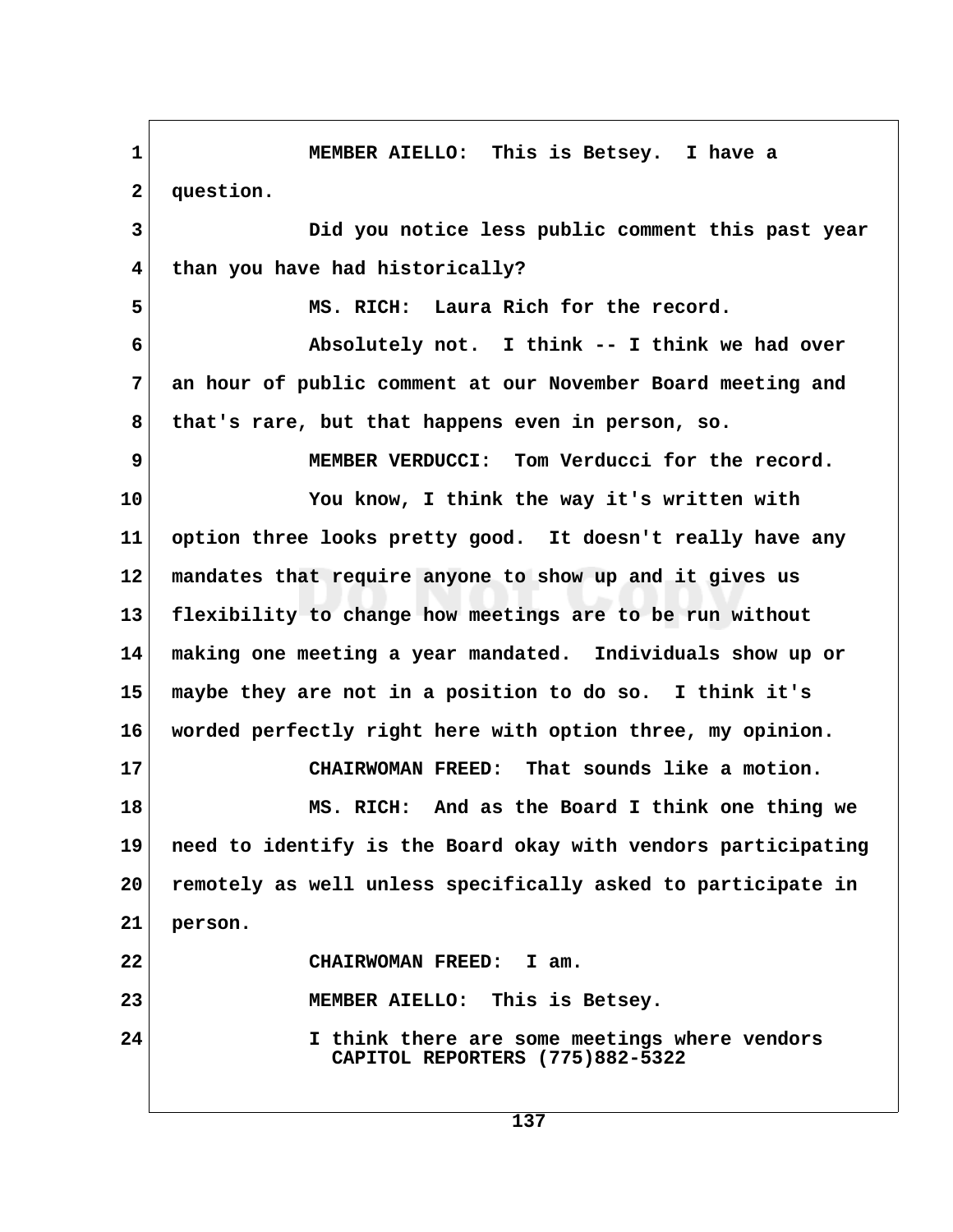MEMBER AIELLO: This is Betsey. I have a question.

Did you notice less public comment this past year than you have had historically?

MS. RICH: Laura Rich for the record.

Absolutely not. I think -- I think we had over an hour of public comment at our November Board meeting and that's rare, but that happens even in person, so.

MEMBER VERDUCCI: Tom Verducci for the record.

You know, I think the way it's written with option three looks pretty good. It doesn't really have any mandates that require anyone to show up and it gives us flexibility to change how meetings are to be run without making one meeting a year mandated. Individuals show up or maybe they are not in a position to do so. I think it's worded perfectly right here with option three, my opinion.

CHAIRWOMAN FREED: That sounds like a motion.

MS. RICH: And as the Board I think one thing we need to identify is the Board okay with vendors participating remotely as well unless specifically asked to participate in person.

CHAIRWOMAN FREED: I am.

MEMBER AIELLO: This is Betsey.

I think there are some meetings where vendors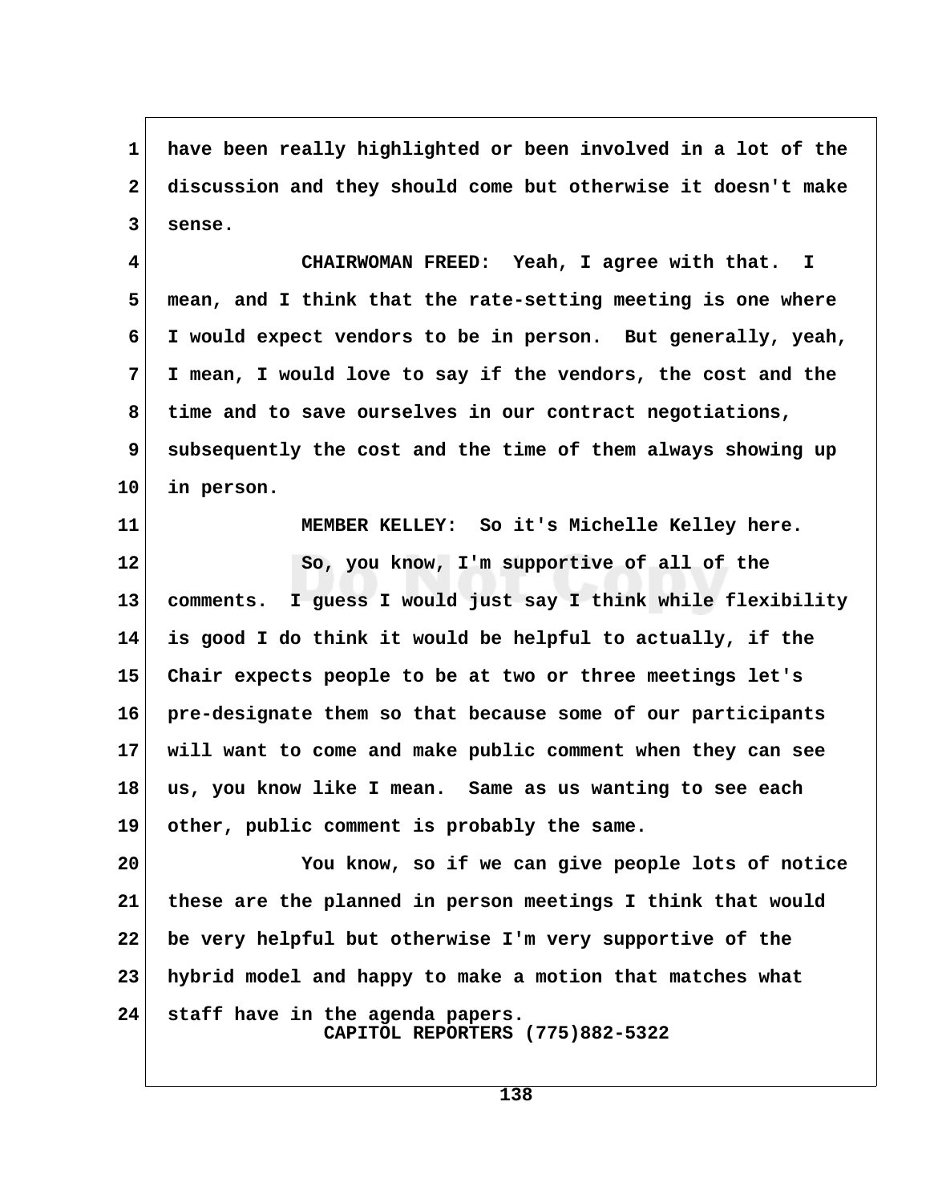have been really highlighted or been involved in a lot of the discussion and they should come but otherwise it doesn't make sense.

CHAIRWOMAN FREED: Yeah, I agree with that. I mean, and I think that the rate-setting meeting is one where I would expect vendors to be in person. But generally, yeah, I mean, I would love to say if the vendors, the cost and the time and to save ourselves in our contract negotiations, subsequently the cost and the time of them always showing up in person.

MEMBER KELLEY: So it's Michelle Kelley here.

So, you know, I'm supportive of all of the comments. I guess I would just say I think while flexibility is good I do think it would be helpful to actually, if the Chair expects people to be at two or three meetings let's pre-designate them so that because some of our participants will want to come and make public comment when they can see us, you know like I mean. Same as us wanting to see each other, public comment is probably the same.

You know, so if we can give people lots of notice these are the planned in person meetings I think that would be very helpful but otherwise I'm very supportive of the hybrid model and happy to make a motion that matches what staff have in the agenda papers.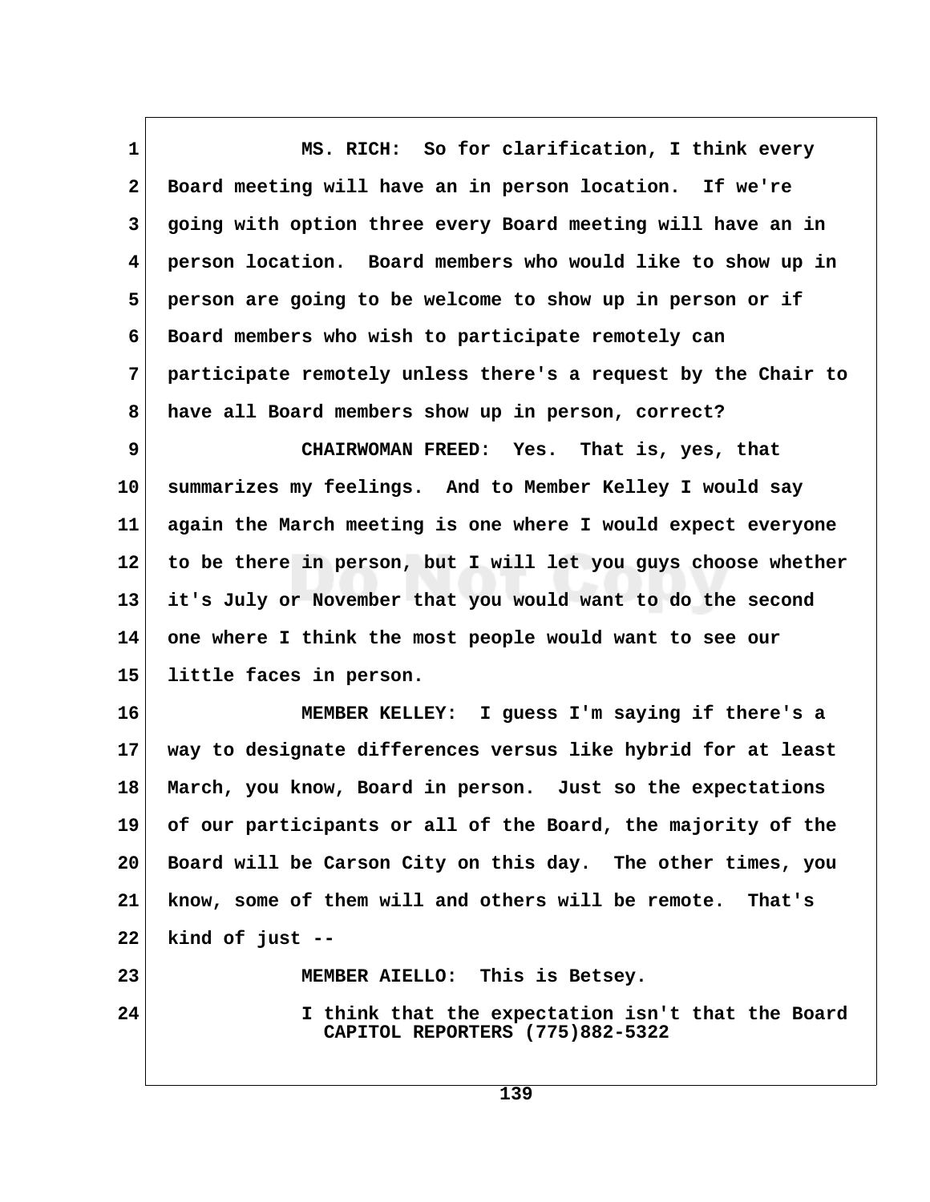MS. RICH: So for clarification, I think every Board meeting will have an in person location. If we're going with option three every Board meeting will have an in person location. Board members who would like to show up in person are going to be welcome to show up in person or if Board members who wish to participate remotely can participate remotely unless there's a request by the Chair to have all Board members show up in person, correct?

CHAIRWOMAN FREED: Yes. That is, yes, that summarizes my feelings. And to Member Kelley I would say again the March meeting is one where I would expect everyone to be there in person, but I will let you guys choose whether it's July or November that you would want to do the second one where I think the most people would want to see our little faces in person.

MEMBER KELLEY: I guess I'm saying if there's a way to designate differences versus like hybrid for at least March, you know, Board in person. Just so the expectations of our participants or all of the Board, the majority of the Board will be Carson City on this day. The other times, you know, some of them will and others will be remote. That's kind of just --

MEMBER AIELLO: This is Betsey.

I think that the expectation isn't that the Board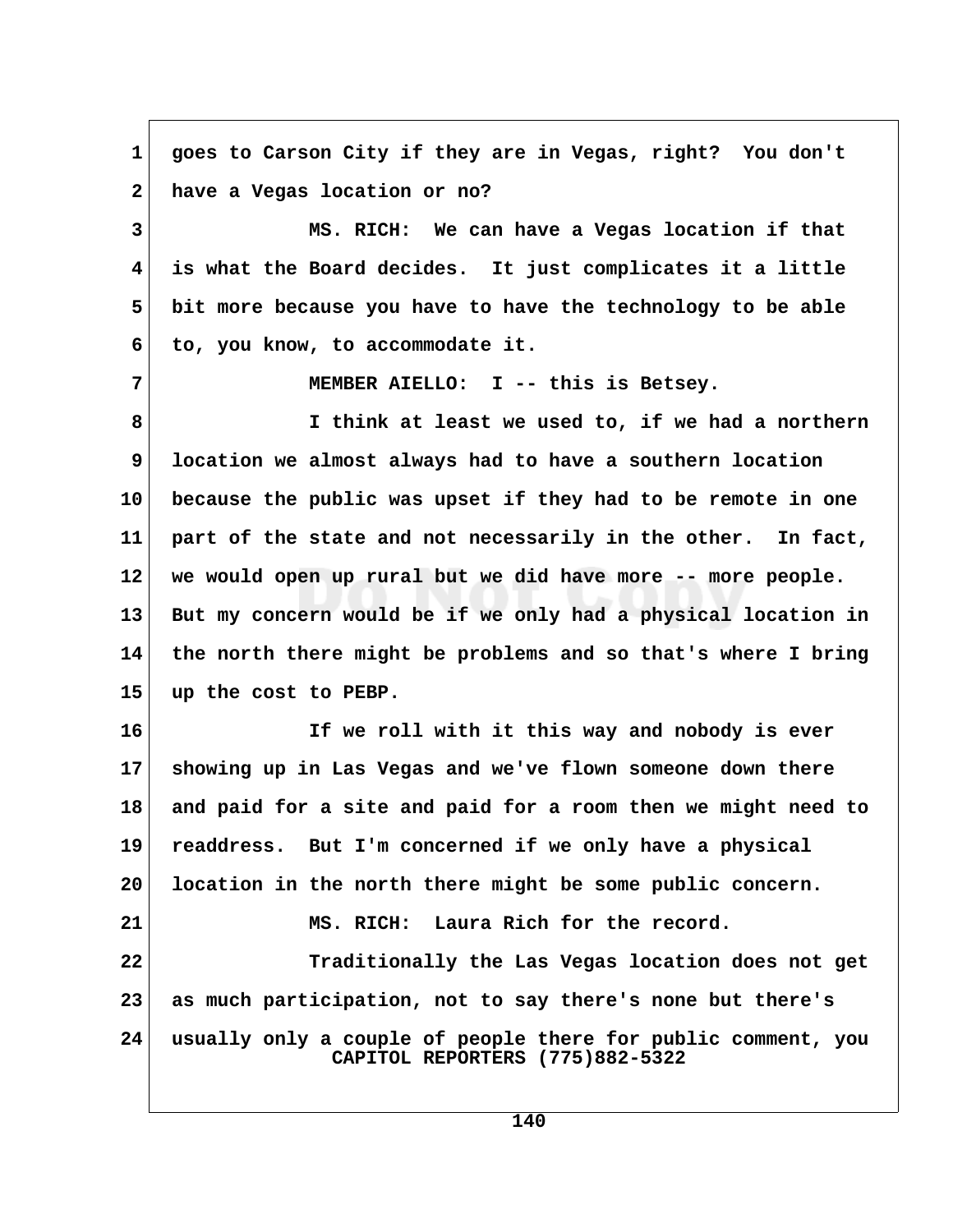goes to Carson City if they are in Vegas, right? You don't have a Vegas location or no?

MS. RICH: We can have a Vegas location if that is what the Board decides. It just complicates it a little bit more because you have to have the technology to be able to, you know, to accommodate it.

MEMBER AIELLO: I -- this is Betsey.

I think at least we used to, if we had a northern location we almost always had to have a southern location because the public was upset if they had to be remote in one part of the state and not necessarily in the other. In fact, we would open up rural but we did have more -- more people. But my concern would be if we only had a physical location in the north there might be problems and so that's where I bring up the cost to PEBP.

If we roll with it this way and nobody is ever showing up in Las Vegas and we've flown someone down there and paid for a site and paid for a room then we might need to readdress. But I'm concerned if we only have a physical location in the north there might be some public concern.

MS. RICH: Laura Rich for the record.

Traditionally the Las Vegas location does not get as much participation, not to say there's none but there's usually only a couple of people there for public comment, you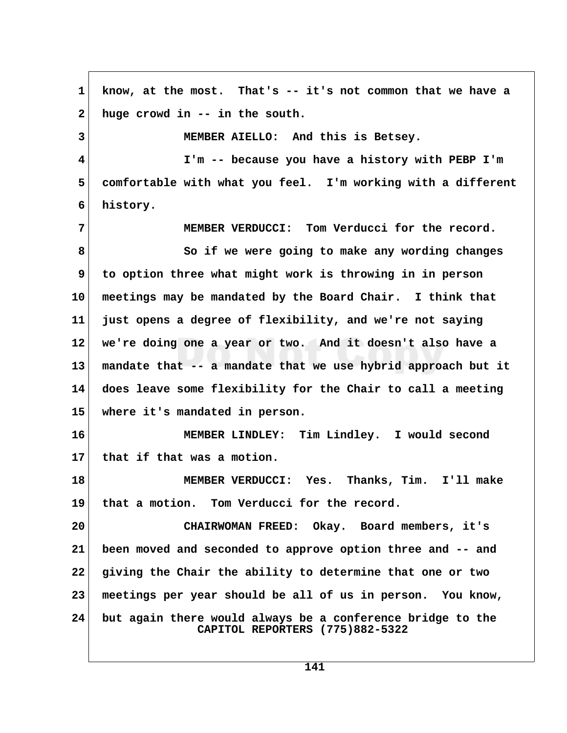know, at the most. That's -- it's not common that we have a huge crowd in -- in the south.

MEMBER AIELLO: And this is Betsey.

I'm -- because you have a history with PEBP I'm comfortable with what you feel. I'm working with a different history.

MEMBER VERDUCCI: Tom Verducci for the record.

So if we were going to make any wording changes to option three what might work is throwing in in person meetings may be mandated by the Board Chair. I think that just opens a degree of flexibility, and we're not saying we're doing one a year or two. And it doesn't also have a mandate that -- a mandate that we use hybrid approach but it does leave some flexibility for the Chair to call a meeting where it's mandated in person.

MEMBER LINDLEY: Tim Lindley. I would second that if that was a motion.

MEMBER VERDUCCI: Yes. Thanks, Tim. I'll make that a motion. Tom Verducci for the record.

CHAIRWOMAN FREED: Okay. Board members, it's been moved and seconded to approve option three and -- and giving the Chair the ability to determine that one or two meetings per year should be all of us in person. You know, but again there would always be a conference bridge to the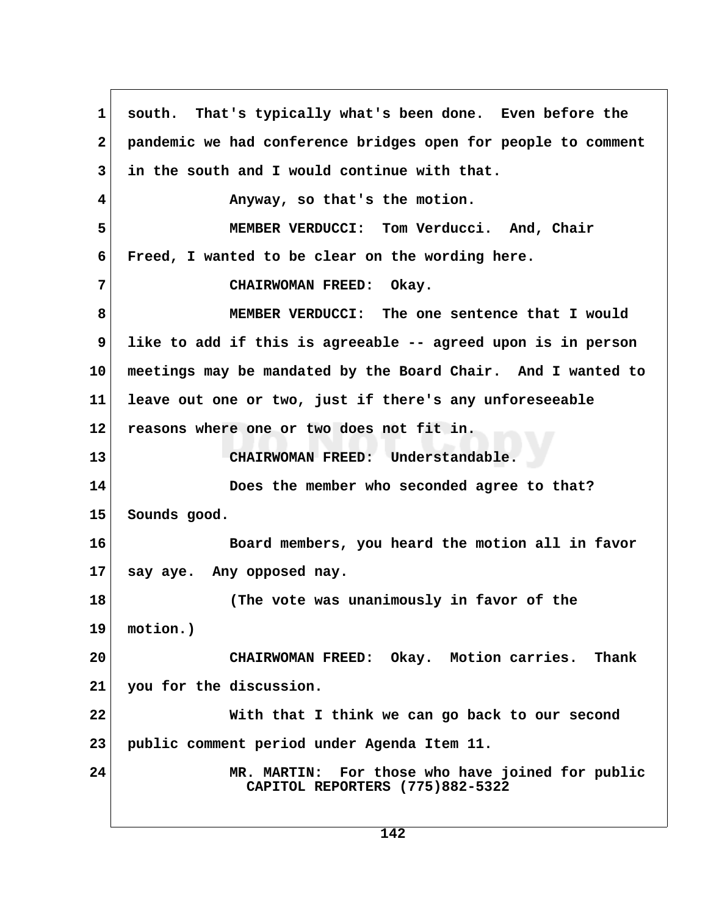south. That's typically what's been done. Even before the pandemic we had conference bridges open for people to comment in the south and I would continue with that.

Anyway, so that's the motion.

MEMBER VERDUCCI: Tom Verducci. And, Chair Freed, I wanted to be clear on the wording here.

CHAIRWOMAN FREED: Okay.

MEMBER VERDUCCI: The one sentence that I would like to add if this is agreeable -- agreed upon is in person meetings may be mandated by the Board Chair. And I wanted to leave out one or two, just if there's any unforeseeable reasons where one or two does not fit in.

CHAIRWOMAN FREED: Understandable.

Does the member who seconded agree to that? Sounds good.

Board members, you heard the motion all in favor say aye. Any opposed nay.

(The vote was unanimously in favor of the motion.)

CHAIRWOMAN FREED: Okay. Motion carries. Thank you for the discussion.

With that I think we can go back to our second public comment period under Agenda Item 11.

MR. MARTIN: For those who have joined for public

CAPITOL REPORTERS (775)882-5322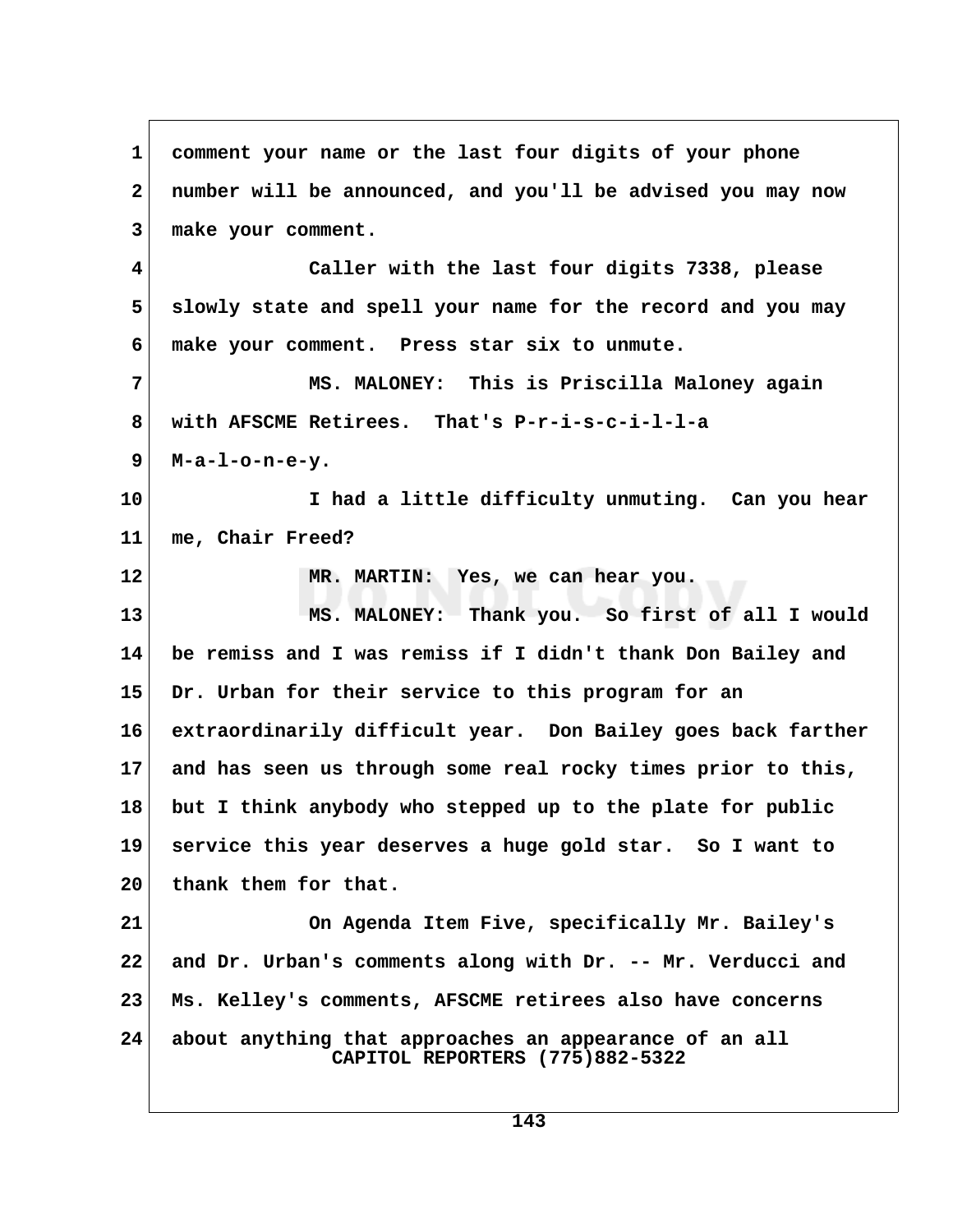comment your name or the last four digits of your phone number will be announced, and you'll be advised you may now make your comment.

Caller with the last four digits 7338, please slowly state and spell your name for the record and you may make your comment. Press star six to unmute.

MS. MALONEY: This is Priscilla Maloney again with AFSCME Retirees. That's P-r-i-s-c-i-l-l-a M-a-l-o-n-e-y.

I had a little difficulty unmuting. Can you hear me, Chair Freed?

MR. MARTIN: Yes, we can hear you.

MS. MALONEY: Thank you. So first of all I would be remiss and I was remiss if I didn't thank Don Bailey and Dr. Urban for their service to this program for an extraordinarily difficult year. Don Bailey goes back farther and has seen us through some real rocky times prior to this, but I think anybody who stepped up to the plate for public service this year deserves a huge gold star. So I want to thank them for that.

On Agenda Item Five, specifically Mr. Bailey's and Dr. Urban's comments along with Dr. -- Mr. Verducci and Ms. Kelley's comments, AFSCME retirees also have concerns about anything that approaches an appearance of an all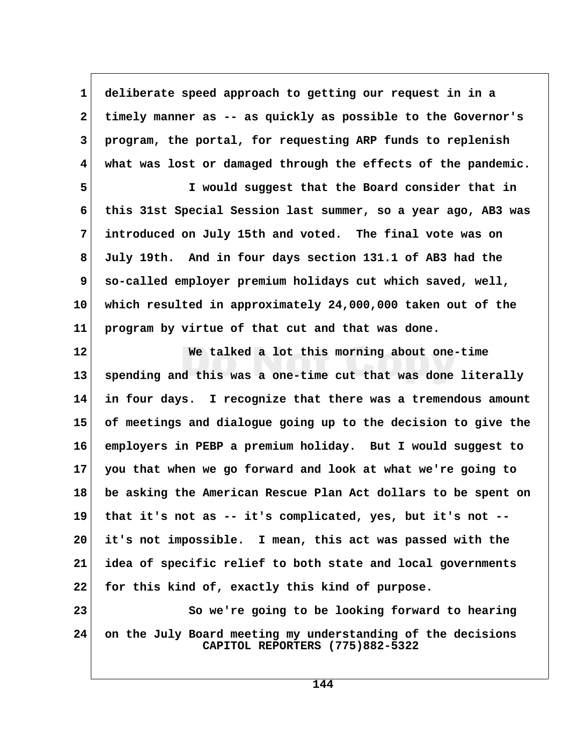deliberate speed approach to getting our request in in a timely manner as -- as quickly as possible to the Governor's program, the portal, for requesting ARP funds to replenish what was lost or damaged through the effects of the pandemic.

I would suggest that the Board consider that in this 31st Special Session last summer, so a year ago, AB3 was introduced on July 15th and voted. The final vote was on July 19th. And in four days section 131.1 of AB3 had the so-called employer premium holidays cut which saved, well, which resulted in approximately 24,000,000 taken out of the program by virtue of that cut and that was done.

We talked a lot this morning about one-time spending and this was a one-time cut that was done literally in four days. I recognize that there was a tremendous amount of meetings and dialogue going up to the decision to give the employers in PEBP a premium holiday. But I would suggest to you that when we go forward and look at what we're going to be asking the American Rescue Plan Act dollars to be spent on that it's not as -- it's complicated, yes, but it's not -- it's not impossible. I mean, this act was passed with the idea of specific relief to both state and local governments for this kind of, exactly this kind of purpose.

So we're going to be looking forward to hearing on the July Board meeting my understanding of the decisions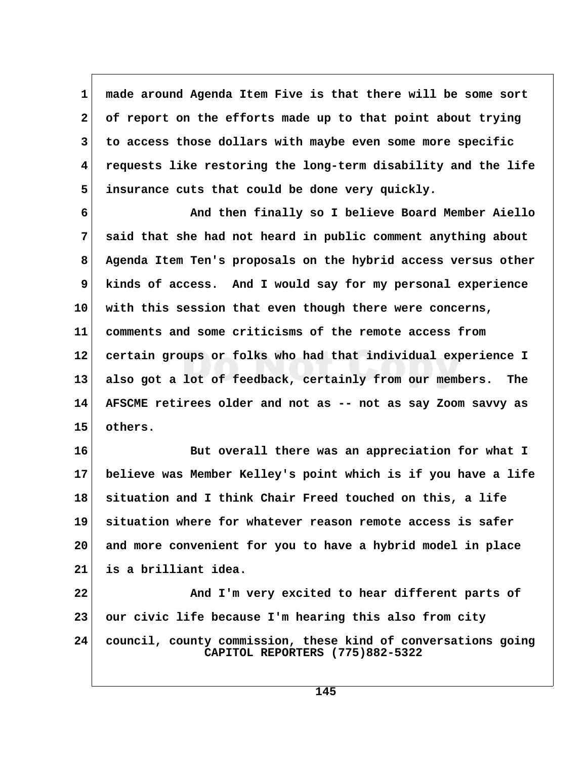made around Agenda Item Five is that there will be some sort of report on the efforts made up to that point about trying to access those dollars with maybe even some more specific requests like restoring the long-term disability and the life insurance cuts that could be done very quickly.

And then finally so I believe Board Member Aiello said that she had not heard in public comment anything about Agenda Item Ten's proposals on the hybrid access versus other kinds of access. And I would say for my personal experience with this session that even though there were concerns, comments and some criticisms of the remote access from certain groups or folks who had that individual experience I also got a lot of feedback, certainly from our members. The AFSCME retirees older and not as -- not as say Zoom savvy as others.

But overall there was an appreciation for what I believe was Member Kelley's point which is if you have a life situation and I think Chair Freed touched on this, a life situation where for whatever reason remote access is safer and more convenient for you to have a hybrid model in place is a brilliant idea.

And I'm very excited to hear different parts of our civic life because I'm hearing this also from city council, county commission, these kind of conversations going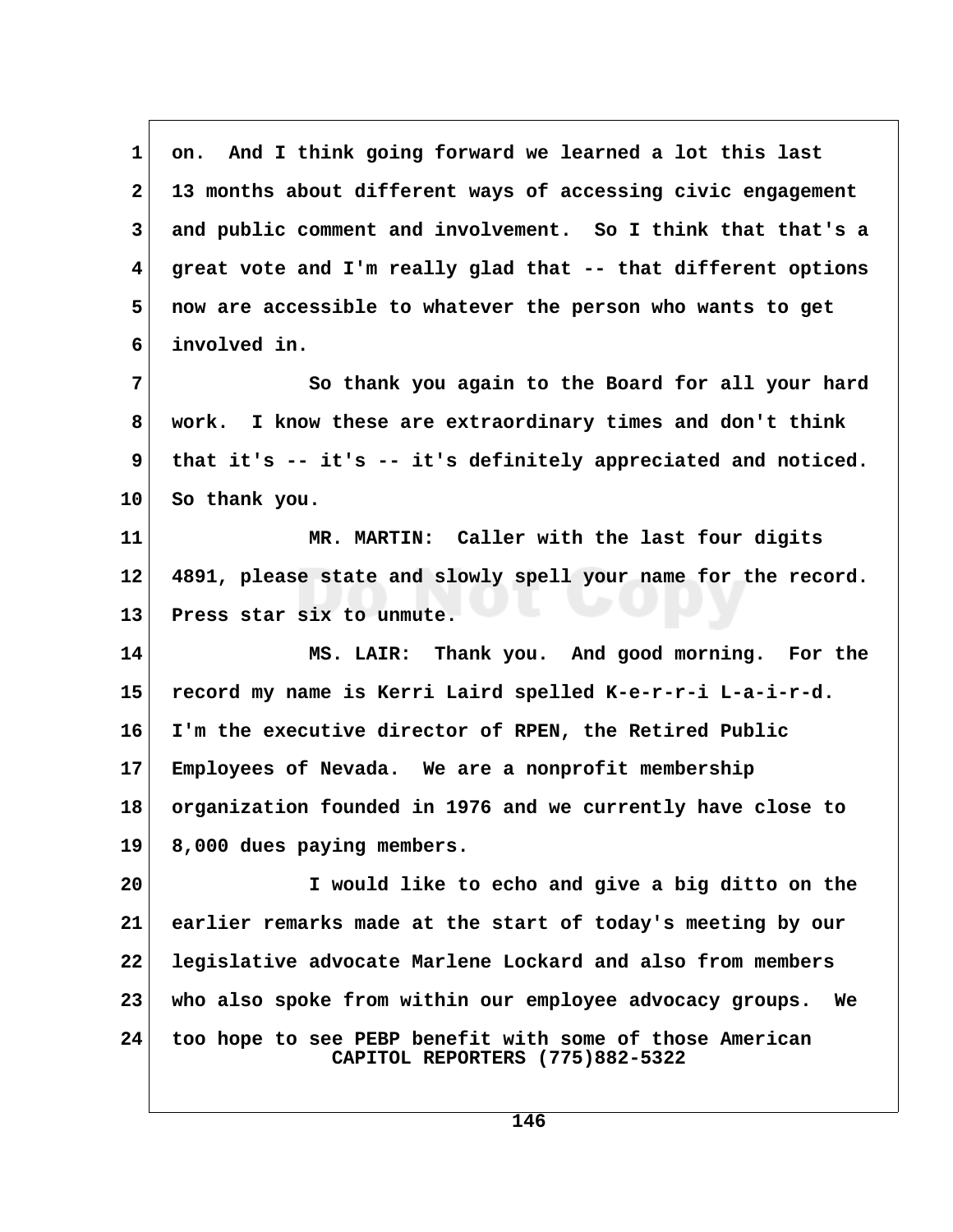on. And I think going forward we learned a lot this last 13 months about different ways of accessing civic engagement and public comment and involvement. So I think that that's a great vote and I'm really glad that -- that different options now are accessible to whatever the person who wants to get involved in.

So thank you again to the Board for all your hard work. I know these are extraordinary times and don't think that it's -- it's -- it's definitely appreciated and noticed. So thank you.

MR. MARTIN: Caller with the last four digits 4891, please state and slowly spell your name for the record. Press star six to unmute.

MS. LAIR: Thank you. And good morning. For the record my name is Kerri Laird spelled K-e-r-r-i L-a-i-r-d. I'm the executive director of RPEN, the Retired Public Employees of Nevada. We are a nonprofit membership organization founded in 1976 and we currently have close to 8,000 dues paying members.

I would like to echo and give a big ditto on the earlier remarks made at the start of today's meeting by our legislative advocate Marlene Lockard and also from members who also spoke from within our employee advocacy groups. We too hope to see PEBP benefit with some of those American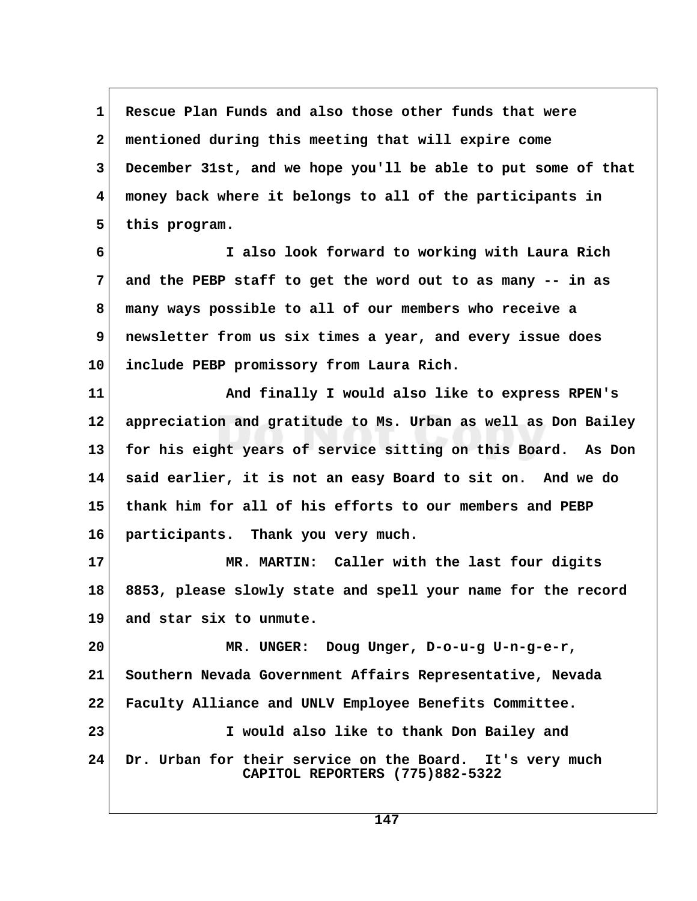1 Rescue Plan Funds and also those other funds that were
2 mentioned during this meeting that will expire come
3 December 31st, and we hope you'll be able to put some of that
4 money back where it belongs to all of the participants in
5 this program.

6 I also look forward to working with Laura Rich
7 and the PEBP staff to get the word out to as many -- in as
8 many ways possible to all of our members who receive a
9 newsletter from us six times a year, and every issue does
10 include PEBP promissory from Laura Rich.

11 And finally I would also like to express RPEN's
12 appreciation and gratitude to Ms. Urban as well as Don Bailey
13 for his eight years of service sitting on this Board. As Don
14 said earlier, it is not an easy Board to sit on. And we do
15 thank him for all of his efforts to our members and PEBP
16 participants. Thank you very much.

17 MR. MARTIN: Caller with the last four digits
18 8853, please slowly state and spell your name for the record
19 and star six to unmute.

20 MR. UNGER: Doug Unger, D-o-u-g U-n-g-e-r,
21 Southern Nevada Government Affairs Representative, Nevada
22 Faculty Alliance and UNLV Employee Benefits Committee.

23 I would also like to thank Don Bailey and
24 Dr. Urban for their service on the Board. It's very much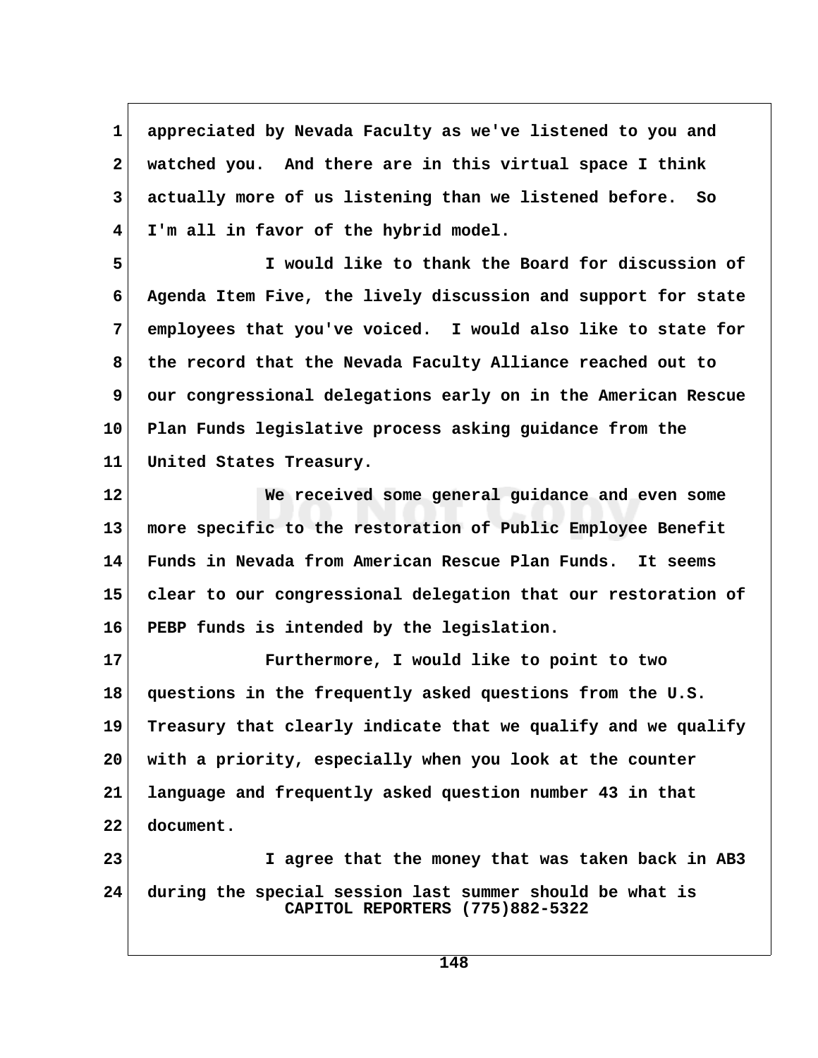appreciated by Nevada Faculty as we've listened to you and watched you. And there are in this virtual space I think actually more of us listening than we listened before. So I'm all in favor of the hybrid model.

I would like to thank the Board for discussion of Agenda Item Five, the lively discussion and support for state employees that you've voiced. I would also like to state for the record that the Nevada Faculty Alliance reached out to our congressional delegations early on in the American Rescue Plan Funds legislative process asking guidance from the United States Treasury.

We received some general guidance and even some more specific to the restoration of Public Employee Benefit Funds in Nevada from American Rescue Plan Funds. It seems clear to our congressional delegation that our restoration of PEBP funds is intended by the legislation.

Furthermore, I would like to point to two questions in the frequently asked questions from the U.S. Treasury that clearly indicate that we qualify and we qualify with a priority, especially when you look at the counter language and frequently asked question number 43 in that document.

I agree that the money that was taken back in AB3 during the special session last summer should be what is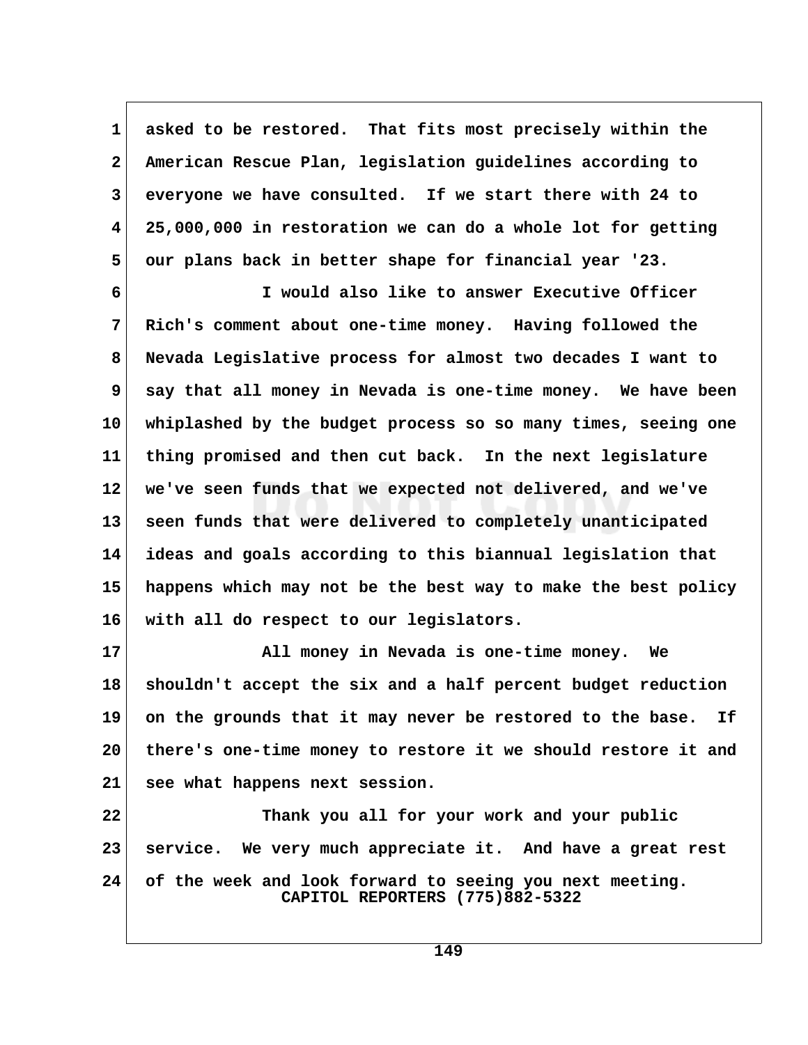asked to be restored. That fits most precisely within the American Rescue Plan, legislation guidelines according to everyone we have consulted. If we start there with 24 to 25,000,000 in restoration we can do a whole lot for getting our plans back in better shape for financial year '23.

I would also like to answer Executive Officer Rich's comment about one-time money. Having followed the Nevada Legislative process for almost two decades I want to say that all money in Nevada is one-time money. We have been whiplashed by the budget process so so many times, seeing one thing promised and then cut back. In the next legislature we've seen funds that we expected not delivered, and we've seen funds that were delivered to completely unanticipated ideas and goals according to this biannual legislation that happens which may not be the best way to make the best policy with all do respect to our legislators.

All money in Nevada is one-time money. We shouldn't accept the six and a half percent budget reduction on the grounds that it may never be restored to the base. If there's one-time money to restore it we should restore it and see what happens next session.

Thank you all for your work and your public service. We very much appreciate it. And have a great rest of the week and look forward to seeing you next meeting.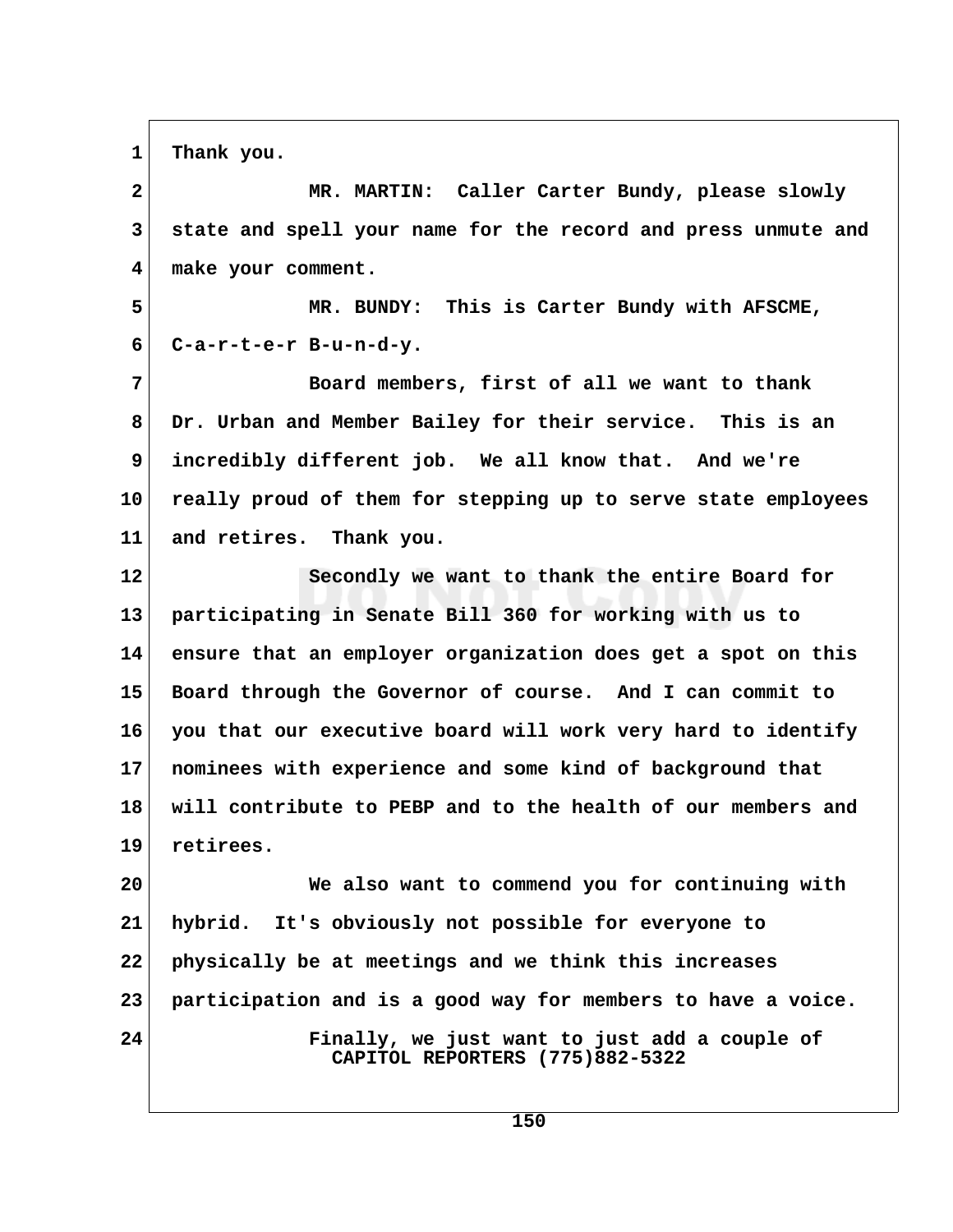1 Thank you.

2 MR. MARTIN: Caller Carter Bundy, please slowly
3 state and spell your name for the record and press unmute and
4 make your comment.

5 MR. BUNDY: This is Carter Bundy with AFSCME,
6 C-a-r-t-e-r B-u-n-d-y.

7 Board members, first of all we want to thank
8 Dr. Urban and Member Bailey for their service. This is an
9 incredibly different job. We all know that. And we're
10 really proud of them for stepping up to serve state employees
11 and retires. Thank you.

12 Secondly we want to thank the entire Board for
13 participating in Senate Bill 360 for working with us to
14 ensure that an employer organization does get a spot on this
15 Board through the Governor of course. And I can commit to
16 you that our executive board will work very hard to identify
17 nominees with experience and some kind of background that
18 will contribute to PEBP and to the health of our members and
19 retirees.

20 We also want to commend you for continuing with
21 hybrid. It's obviously not possible for everyone to
22 physically be at meetings and we think this increases
23 participation and is a good way for members to have a voice.

24 Finally, we just want to just add a couple of

CAPITOL REPORTERS (775)882-5322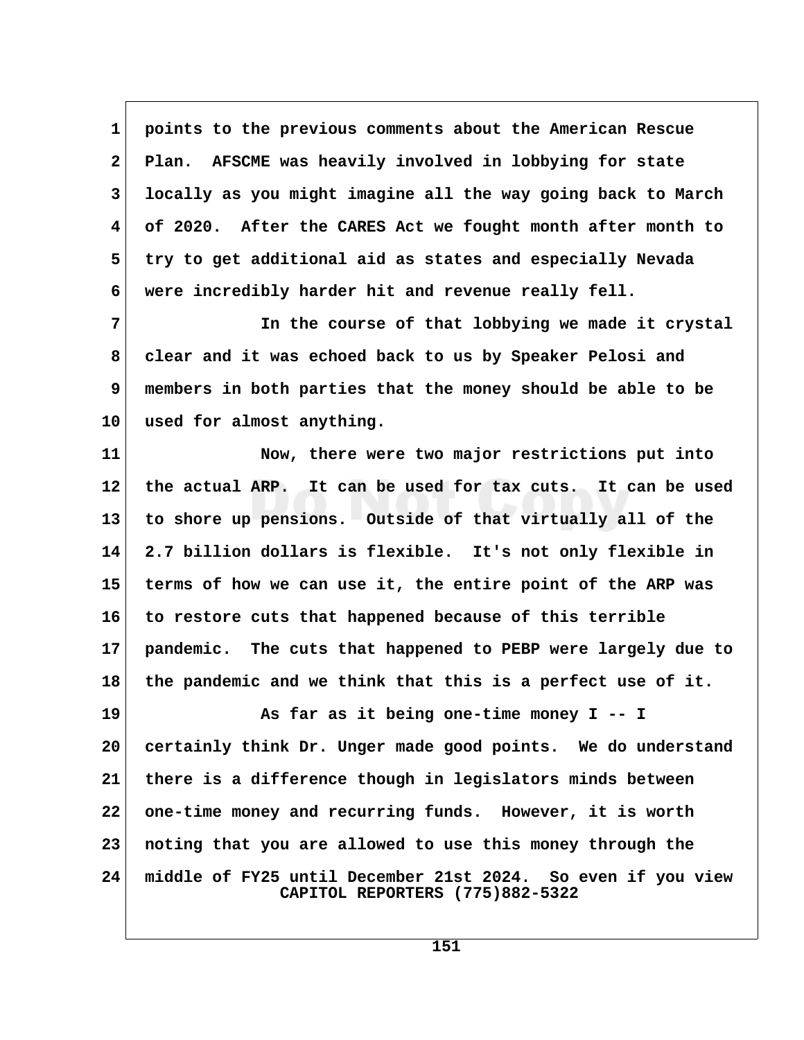points to the previous comments about the American Rescue Plan. AFSCME was heavily involved in lobbying for state locally as you might imagine all the way going back to March of 2020. After the CARES Act we fought month after month to try to get additional aid as states and especially Nevada were incredibly harder hit and revenue really fell.

In the course of that lobbying we made it crystal clear and it was echoed back to us by Speaker Pelosi and members in both parties that the money should be able to be used for almost anything.

Now, there were two major restrictions put into the actual ARP. It can be used for tax cuts. It can be used to shore up pensions. Outside of that virtually all of the 2.7 billion dollars is flexible. It's not only flexible in terms of how we can use it, the entire point of the ARP was to restore cuts that happened because of this terrible pandemic. The cuts that happened to PEBP were largely due to the pandemic and we think that this is a perfect use of it.

As far as it being one-time money I -- I certainly think Dr. Unger made good points. We do understand there is a difference though in legislators minds between one-time money and recurring funds. However, it is worth noting that you are allowed to use this money through the middle of FY25 until December 21st 2024. So even if you view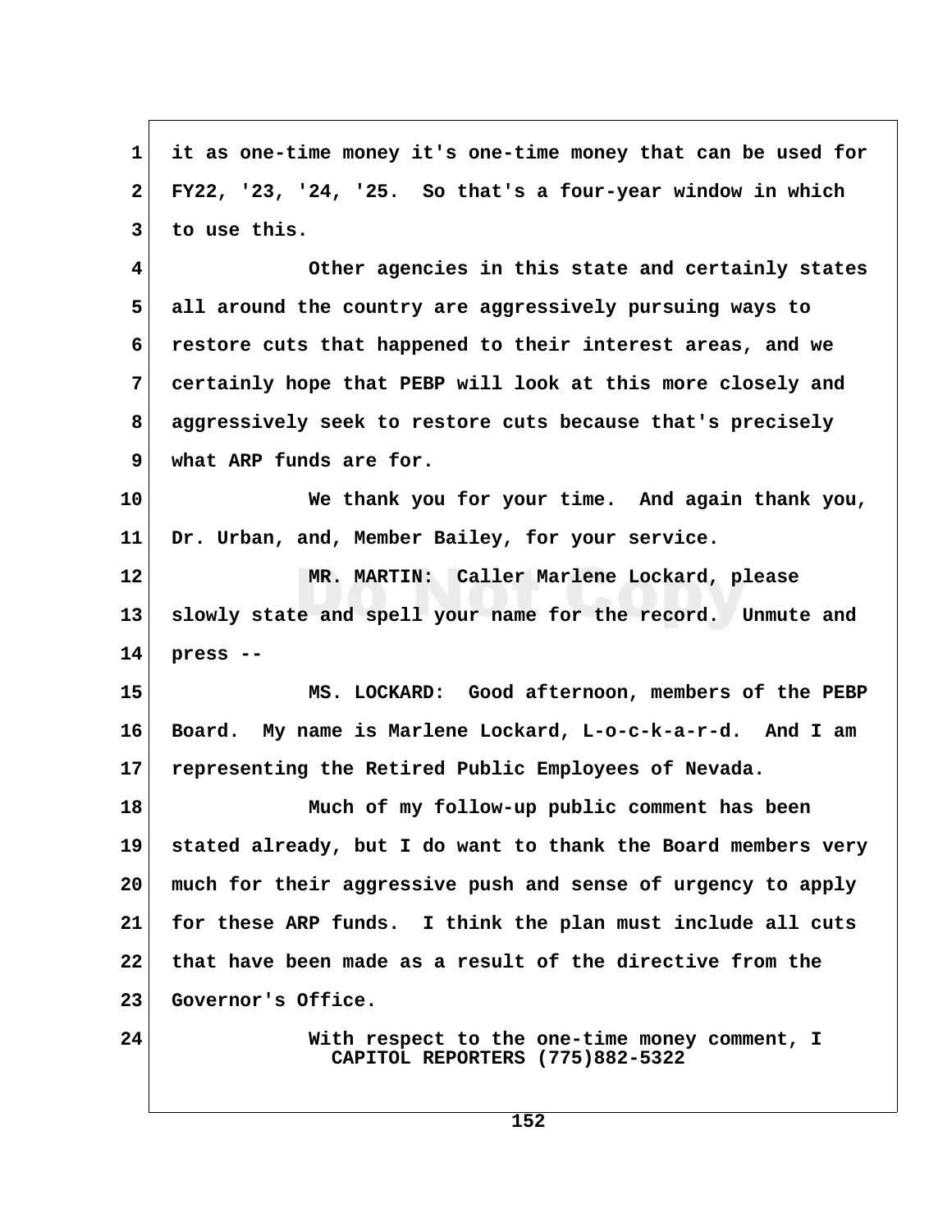1 it as one-time money it's one-time money that can be used for
2 FY22, '23, '24, '25. So that's a four-year window in which
3 to use this.

4 Other agencies in this state and certainly states
5 all around the country are aggressively pursuing ways to
6 restore cuts that happened to their interest areas, and we
7 certainly hope that PEBP will look at this more closely and
8 aggressively seek to restore cuts because that's precisely
9 what ARP funds are for.

10 We thank you for your time. And again thank you,
11 Dr. Urban, and, Member Bailey, for your service.

12 MR. MARTIN: Caller Marlene Lockard, please
13 slowly state and spell your name for the record. Unmute and
14 press --

15 MS. LOCKARD: Good afternoon, members of the PEBP
16 Board. My name is Marlene Lockard, L-o-c-k-a-r-d. And I am
17 representing the Retired Public Employees of Nevada.

18 Much of my follow-up public comment has been
19 stated already, but I do want to thank the Board members very
20 much for their aggressive push and sense of urgency to apply
21 for these ARP funds. I think the plan must include all cuts
22 that have been made as a result of the directive from the
23 Governor's Office.

24 With respect to the one-time money comment, I

CAPITOL REPORTERS (775)882-5322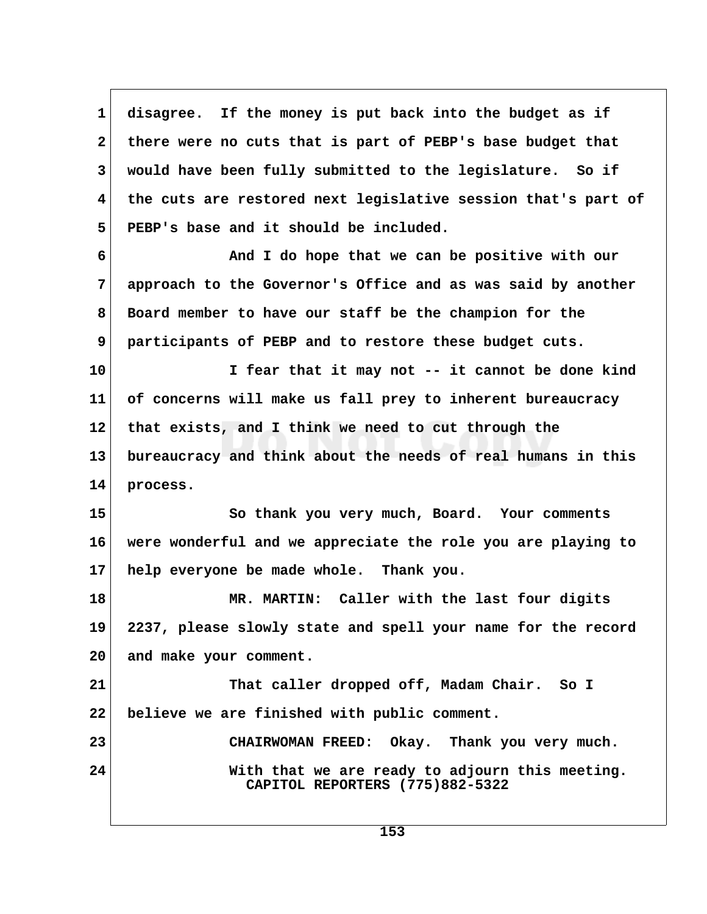disagree. If the money is put back into the budget as if there were no cuts that is part of PEBP's base budget that would have been fully submitted to the legislature. So if the cuts are restored next legislative session that's part of PEBP's base and it should be included.

And I do hope that we can be positive with our approach to the Governor's Office and as was said by another Board member to have our staff be the champion for the participants of PEBP and to restore these budget cuts.

I fear that it may not -- it cannot be done kind of concerns will make us fall prey to inherent bureaucracy that exists, and I think we need to cut through the bureaucracy and think about the needs of real humans in this process.

So thank you very much, Board. Your comments were wonderful and we appreciate the role you are playing to help everyone be made whole. Thank you.

MR. MARTIN: Caller with the last four digits 2237, please slowly state and spell your name for the record and make your comment.

That caller dropped off, Madam Chair. So I believe we are finished with public comment.

CHAIRWOMAN FREED: Okay. Thank you very much.

With that we are ready to adjourn this meeting.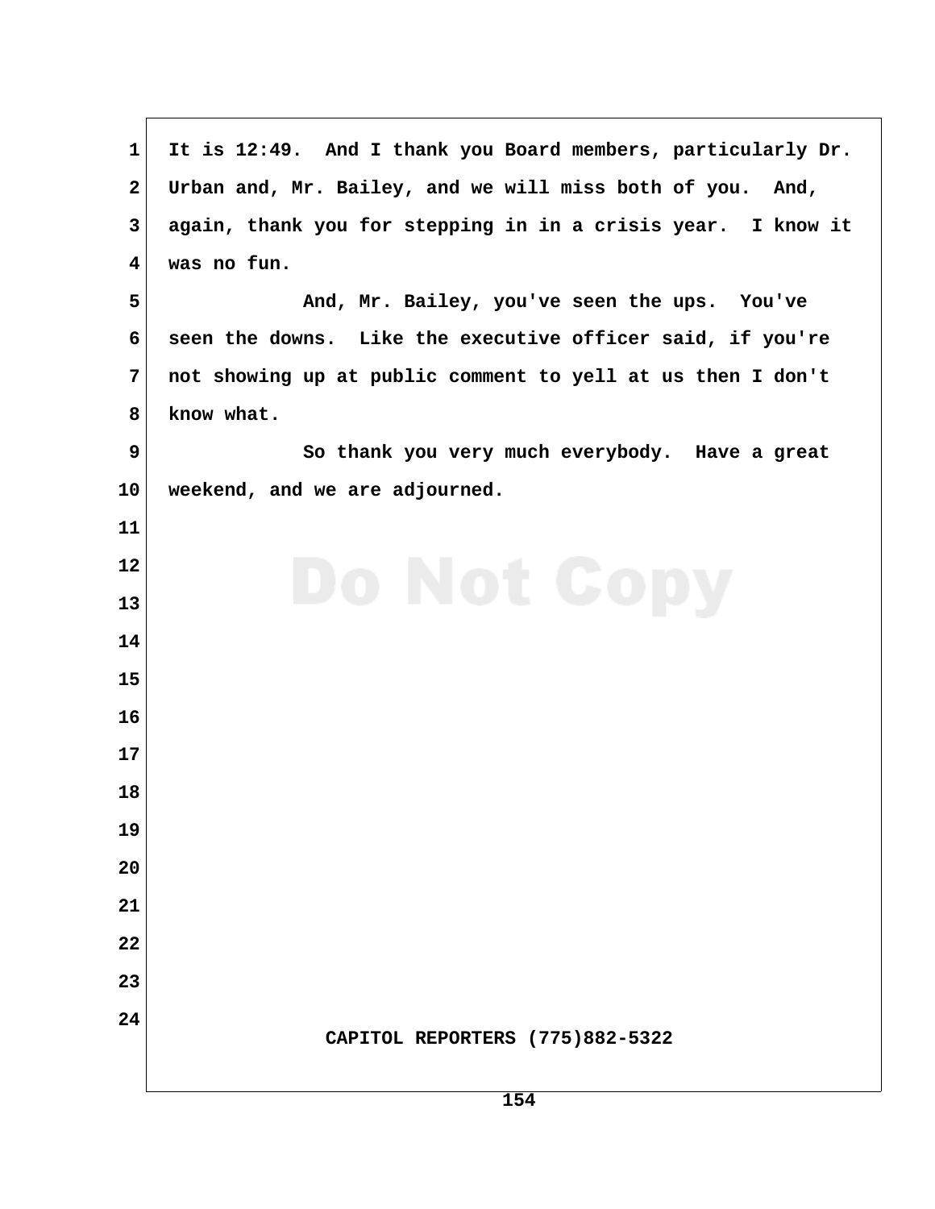It is 12:49. And I thank you Board members, particularly Dr. Urban and, Mr. Bailey, and we will miss both of you. And, again, thank you for stepping in in a crisis year. I know it was no fun.

And, Mr. Bailey, you've seen the ups. You've seen the downs. Like the executive officer said, if you're not showing up at public comment to yell at us then I don't know what.

So thank you very much everybody. Have a great weekend, and we are adjourned.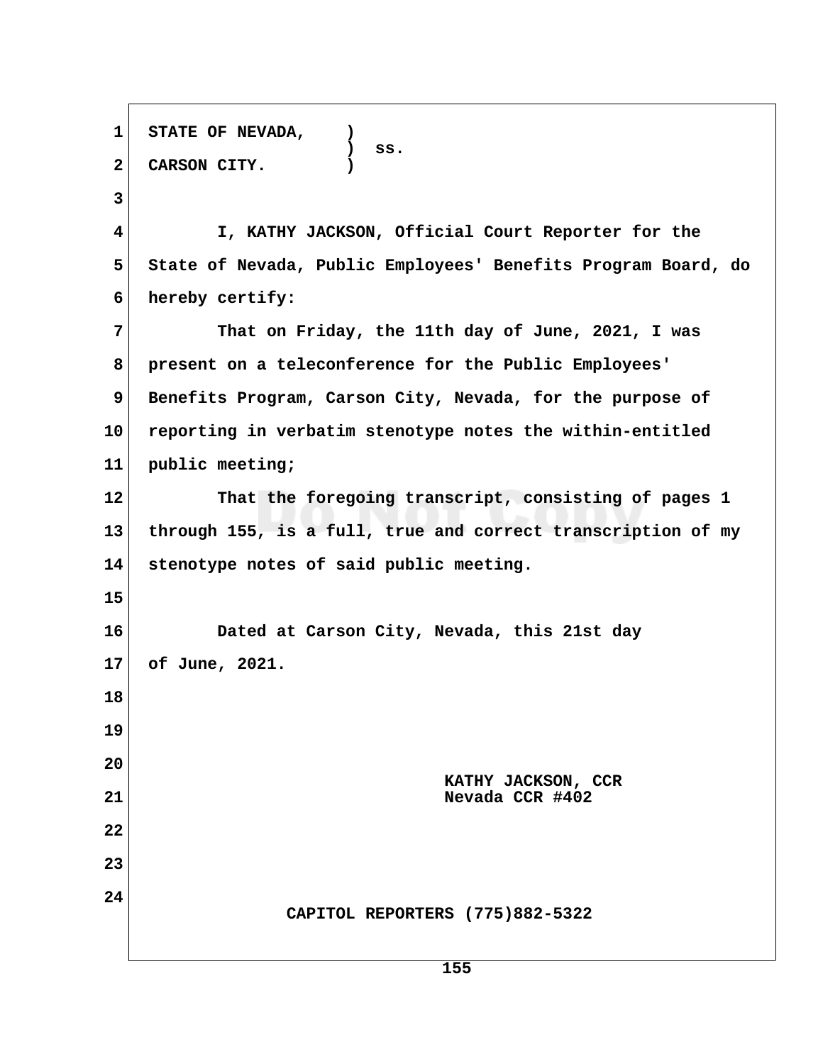STATE OF NEVADA, )
) ss.
CARSON CITY. )

I, KATHY JACKSON, Official Court Reporter for the State of Nevada, Public Employees' Benefits Program Board, do hereby certify:

That on Friday, the 11th day of June, 2021, I was present on a teleconference for the Public Employees' Benefits Program, Carson City, Nevada, for the purpose of reporting in verbatim stenotype notes the within-entitled public meeting;

That the foregoing transcript, consisting of pages 1 through 155, is a full, true and correct transcription of my stenotype notes of said public meeting.

Dated at Carson City, Nevada, this 21st day of June, 2021.

KATHY JACKSON, CCR
Nevada CCR #402

CAPITOL REPORTERS (775)882-5322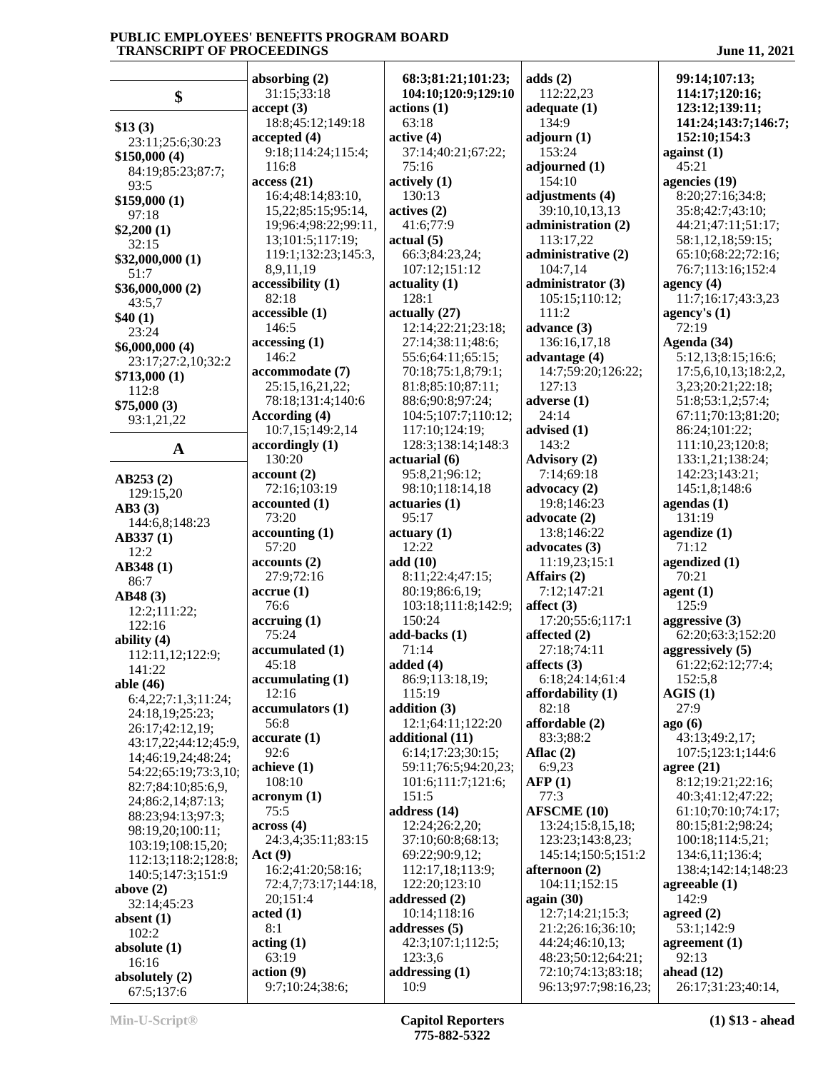## $

**$13 (3)**
23:11;25:6;30:23
**$150,000 (4)**
84:19;85:23;87:7;
93:5
**$159,000 (1)**
97:18
**$2,200 (1)**
32:15
**$32,000,000 (1)**
51:7
**$36,000,000 (2)**
43:5,7
**$40 (1)**
23:24
**$6,000,000 (4)**
23:17;27:2,10;32:2
**$713,000 (1)**
112:8
**$75,000 (3)**
93:1,21,22

## A

**AB253 (2)**
129:15,20
**AB3 (3)**
144:6,8;148:23
**AB337 (1)**
12:2
**AB348 (1)**
86:7
**AB48 (3)**
12:2;111:22;
122:16
**ability (4)**
112:11,12;122:9;
141:22
**able (46)**
6:4,22;7:1,3;11:24;
24:18,19;25:23;
26:17;42:12,19;
43:17,22;44:12;45:9,
14;46:19,24;48:24;
54:22;65:19;73:3,10;
82:7;84:10;85:6,9,
24;86:2,14;87:13;
88:23;94:13;97:3;
98:19,20;100:11;
103:19;108:15,20;
112:13;118:2;128:8;
140:5;147:3;151:9
**above (2)**
32:14;45:23
**absent (1)**
102:2
**absolute (1)**
16:16
**absolutely (2)**
67:5;137:6
**absorbing (2)**
31:15;33:18
**accept (3)**
18:8;45:12;149:18
**accepted (4)**
9:18;114:24;115:4;
116:8
**access (21)**
16:4;48:14;83:10,
15,22;85:15;95:14,
19;96:4;98:22;99:11,
13;101:5;117:19;
119:1;132:23;145:3,
8,9,11,19
**accessibility (1)**
82:18
**accessible (1)**
146:5
**accessing (1)**
146:2
**accommodate (7)**
25:15,16,21,22;
78:18;131:4;140:6
**According (4)**
10:7,15;149:2,14
**accordingly (1)**
130:20
**account (2)**
72:16;103:19
**accounted (1)**
73:20
**accounting (1)**
57:20
**accounts (2)**
27:9;72:16
**accrue (1)**
76:6
**accruing (1)**
75:24
**accumulated (1)**
45:18
**accumulating (1)**
12:16
**accumulators (1)**
56:8
**accurate (1)**
92:6
**achieve (1)**
108:10
**acronym (1)**
75:5
**across (4)**
24:3,4;35:11;83:15
**Act (9)**
16:2;41:20;58:16;
72:4,7;73:17;144:18,
20;151:4
**acted (1)**
8:1
**acting (1)**
63:19
**action (9)**
9:7;10:24;38:6;
68:3;81:21;101:23;
104:10;120:9;129:10
**actions (1)**
63:18
**active (4)**
37:14;40:21;67:22;
75:16
**actively (1)**
130:13
**actives (2)**
41:6;77:9
**actual (5)**
66:3;84:23,24;
107:12;151:12
**actuality (1)**
128:1
**actually (27)**
12:14;22:21;23:18;
27:14;38:11;48:6;
55:6;64:11;65:15;
70:18;75:1,8;79:1;
81:8;85:10;87:11;
88:6;90:8;97:24;
104:5;107:7;110:12;
117:10;124:19;
128:3;138:14;148:3
**actuarial (6)**
95:8,21;96:12;
98:10;118:14,18
**actuaries (1)**
95:17
**actuary (1)**
12:22
**add (10)**
8:11;22:4;47:15;
80:19;86:6,19;
103:18;111:8;142:9;
150:24
**add-backs (1)**
71:14
**added (4)**
86:9;113:18,19;
115:19
**addition (3)**
12:1;64:11;122:20
**additional (11)**
6:14;17:23;30:15;
59:11;76:5;94:20,23;
101:6;111:7;121:6;
151:5
**address (14)**
12:24;26:2,20;
37:10;60:8;68:13;
69:22;90:9,12;
112:17,18;113:9;
122:20;123:10
**addressed (2)**
10:14;118:16
**addresses (5)**
42:3;107:1;112:5;
123:3,6
**addressing (1)**
10:9
**adds (2)**
112:22,23
**adequate (1)**
134:9
**adjourn (1)**
153:24
**adjourned (1)**
154:10
**adjustments (4)**
39:10,10,13,13
**administration (2)**
113:17,22
**administrative (2)**
104:7,14
**administrator (3)**
105:15;110:12;
111:2
**advance (3)**
136:16,17,18
**advantage (4)**
14:7;59:20;126:22;
127:13
**adverse (1)**
24:14
**advised (1)**
143:2
**Advisory (2)**
7:14;69:18
**advocacy (2)**
19:8;146:23
**advocate (2)**
13:8;146:22
**advocates (3)**
11:19,23;15:1
**Affairs (2)**
7:12;147:21
**affect (3)**
17:20;55:6;117:1
**affected (2)**
27:18;74:11
**affects (3)**
6:18;24:14;61:4
**affordability (1)**
82:18
**affordable (2)**
83:3;88:2
**Aflac (2)**
6:9,23
**AFP (1)**
77:3
**AFSCME (10)**
13:24;15:8,15,18;
123:23;143:8,23;
145:14;150:5;151:2
**afternoon (2)**
104:11;152:15
**again (30)**
12:7;14:21;15:3;
21:2;26:16;36:10;
44:24;46:10,13;
48:23;50:12;64:21;
72:10;74:13;83:18;
96:13;97:7;98:16,23;
99:14;107:13;
114:17;120:16;
123:12;139:11;
141:24;143:7;146:7;
152:10;154:3
**against (1)**
45:21
**agencies (19)**
8:20;27:16;34:8;
35:8;42:7;43:10;
44:21;47:11;51:17;
58:1,12,18;59:15;
65:10;68:22;72:16;
76:7;113:16;152:4
**agency (4)**
11:7;16:17;43:3,23
**agency's (1)**
72:19
**Agenda (34)**
5:12,13;8:15;16:6;
17:5,6,10,13;18:2,2,
3,23;20:21;22:18;
51:8;53:1,2;57:4;
67:11;70:13;81:20;
86:24;101:22;
111:10,23;120:8;
133:1,21;138:24;
142:23;143:21;
145:1,8;148:6
**agendas (1)**
131:19
**agendize (1)**
71:12
**agendized (1)**
70:21
**agent (1)**
125:9
**aggressive (3)**
62:20;63:3;152:20
**aggressively (5)**
61:22;62:12;77:4;
152:5,8
**AGIS (1)**
27:9
**ago (6)**
43:13;49:2,17;
107:5;123:1;144:6
**agree (21)**
8:12;19:21;22:16;
40:3;41:12;47:22;
61:10;70:10;74:17;
80:15;81:2;98:24;
100:18;114:5,21;
134:6,11;136:4;
138:4;142:14;148:23
**agreeable (1)**
142:9
**agreed (2)**
53:1;142:9
**agreement (1)**
92:13
**ahead (12)**
26:17;31:23;40:14,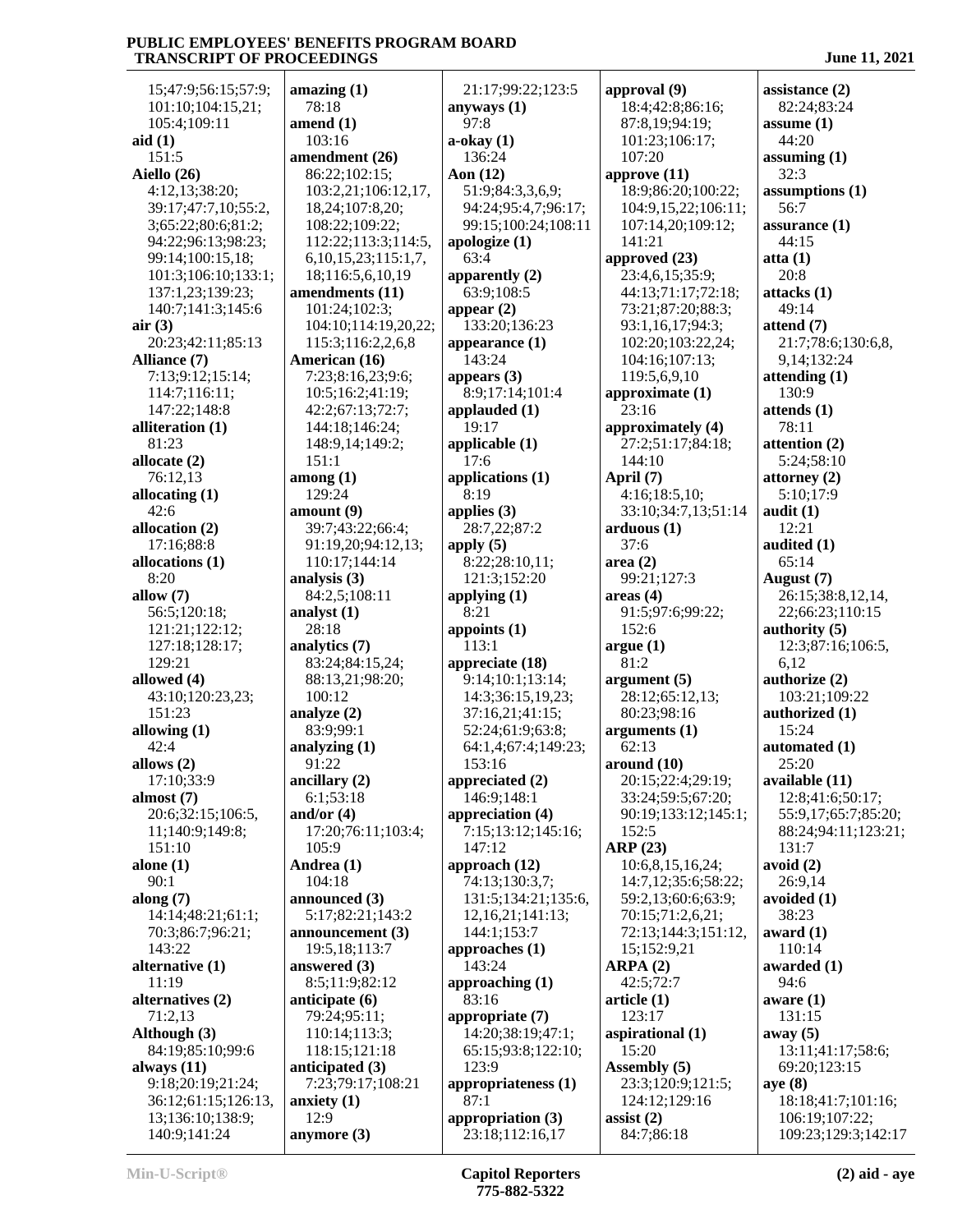15;47:9;56:15;57:9;
101:10;104:15,21;
105:4;109:11

**aid (1)**
151:5

**Aiello (26)**
4:12,13;38:20;
39:17;47:7,10;55:2,
3;65:22;80:6;81:2;
94:22;96:13;98:23;
99:14;100:15,18;
101:3;106:10;133:1;
137:1,23;139:23;
140:7;141:3;145:6

**air (3)**
20:23;42:11;85:13

**Alliance (7)**
7:13;9:12;15:14;
114:7;116:11;
147:22;148:8

**alliteration (1)**
81:23

**allocate (2)**
76:12,13

**allocating (1)**
42:6

**allocation (2)**
17:16;88:8

**allocations (1)**
8:20

**allow (7)**
56:5;120:18;
121:21;122:12;
127:18;128:17;
129:21

**allowed (4)**
43:10;120:23,23;
151:23

**allowing (1)**
42:4

**allows (2)**
17:10;33:9

**almost (7)**
20:6;32:15;106:5,
11;140:9;149:8;
151:10

**alone (1)**
90:1

**along (7)**
14:14;48:21;61:1;
70:3;86:7;96:21;
143:22

**alternative (1)**
11:19

**alternatives (2)**
71:2,13

**Although (3)**
84:19;85:10;99:6

**always (11)**
9:18;20:19;21:24;
36:12;61:15;126:13,
13;136:10;138:9;
140:9;141:24

**amazing (1)**
78:18

**amend (1)**
103:16

**amendment (26)**
86:22;102:15;
103:2,21;106:12,17,
18,24;107:8,20;
108:22;109:22;
112:22;113:3;114:5,
6,10,15,23;115:1,7,
18;116:5,6,10,19

**amendments (11)**
101:24;102:3;
104:10;114:19,20,22;
115:3;116:2,2,6,8

**American (16)**
7:23;8:16,23;9:6;
10:5;16:2;41:19;
42:2;67:13;72:7;
144:18;146:24;
148:9,14;149:2;
151:1

**among (1)**
129:24

**amount (9)**
39:7;43:22;66:4;
91:19,20;94:12,13;
110:17;144:14

**analysis (3)**
84:2,5;108:11

**analyst (1)**
28:18

**analytics (7)**
83:24;84:15,24;
88:13,21;98:20;
100:12

**analyze (2)**
83:9;99:1

**analyzing (1)**
91:22

**ancillary (2)**
6:1;53:18

**and/or (4)**
17:20;76:11;103:4;
105:9

**Andrea (1)**
104:18

**announced (3)**
5:17;82:21;143:2

**announcement (3)**
19:5,18;113:7

**answered (3)**
8:5;11:9;82:12

**anticipate (6)**
79:24;95:11;
110:14;113:3;
118:15;121:18

**anticipated (3)**
7:23;79:17;108:21

**anxiety (1)**
12:9

**anymore (3)**
21:17;99:22;123:5

**anyways (1)**
97:8

**a-okay (1)**
136:24

**Aon (12)**
51:9;84:3,3,6,9;
94:24;95:4,7;96:17;
99:15;100:24;108:11

**apologize (1)**
63:4

**apparently (2)**
63:9;108:5

**appear (2)**
133:20;136:23

**appearance (1)**
143:24

**appears (3)**
8:9;17:14;101:4

**applauded (1)**
19:17

**applicable (1)**
17:6

**applications (1)**
8:19

**applies (3)**
28:7,22;87:2

**apply (5)**
8:22;28:10,11;
121:3;152:20

**applying (1)**
8:21

**appoints (1)**
113:1

**appreciate (18)**
9:14;10:1;13:14;
14:3;36:15,19,23;
37:16,21;41:15;
52:24;61:9;63:8;
64:1,4;67:4;149:23;
153:16

**appreciated (2)**
146:9;148:1

**appreciation (4)**
7:15;13:12;145:16;
147:12

**approach (12)**
74:13;130:3,7;
131:5;134:21;135:6,
12,16,21;141:13;
144:1;153:7

**approaches (1)**
143:24

**approaching (1)**
83:16

**appropriate (7)**
14:20;38:19;47:1;
65:15;93:8;122:10;
123:9

**appropriateness (1)**
87:1

**appropriation (3)**
23:18;112:16,17

**approval (9)**
18:4;42:8;86:16;
87:8,19;94:19;
101:23;106:17;
107:20

**approve (11)**
18:9;86:20;100:22;
104:9,15,22;106:11;
107:14,20;109:12;
141:21

**approved (23)**
23:4,6,15;35:9;
44:13;71:17;72:18;
73:21;87:20;88:3;
93:1,16,17;94:3;
102:20;103:22,24;
104:16;107:13;
119:5,6,9,10

**approximate (1)**
23:16

**approximately (4)**
27:2;51:17;84:18;
144:10

**April (7)**
4:16;18:5,10;
33:10;34:7,13;51:14

**arduous (1)**
37:6

**area (2)**
99:21;127:3

**areas (4)**
91:5;97:6;99:22;
152:6

**argue (1)**
81:2

**argument (5)**
28:12;65:12,13;
80:23;98:16

**arguments (1)**
62:13

**around (10)**
20:15;22:4;29:19;
33:24;59:5;67:20;
90:19;133:12;145:1;
152:5

**ARP (23)**
10:6,8,15,16,24;
14:7,12;35:6;58:22;
59:2,13;60:6;63:9;
70:15;71:2,6,21;
72:13;144:3;151:12,
15;152:9,21

**ARPA (2)**
42:5;72:7

**article (1)**
123:17

**aspirational (1)**
15:20

**Assembly (5)**
23:3;120:9;121:5;
124:12;129:16

**assist (2)**
84:7;86:18

**assistance (2)**
82:24;83:24

**assume (1)**
44:20

**assuming (1)**
32:3

**assumptions (1)**
56:7

**assurance (1)**
44:15

**atta (1)**
20:8

**attacks (1)**
49:14

**attend (7)**
21:7;78:6;130:6,8,
9,14;132:24

**attending (1)**
130:9

**attends (1)**
78:11

**attention (2)**
5:24;58:10

**attorney (2)**
5:10;17:9

**audit (1)**
12:21

**audited (1)**
65:14

**August (7)**
26:15;38:8,12,14,
22;66:23;110:15

**authority (5)**
12:3;87:16;106:5,
6,12

**authorize (2)**
103:21;109:22

**authorized (1)**
15:24

**automated (1)**
25:20

**available (11)**
12:8;41:6;50:17;
55:9,17;65:7;85:20;
88:24;94:11;123:21;
131:7

**avoid (2)**
26:9,14

**avoided (1)**
38:23

**award (1)**
110:14

**awarded (1)**
94:6

**aware (1)**
131:15

**away (5)**
13:11;41:17;58:6;
69:20;123:15

**aye (8)**
18:18;41:7;101:16;
106:19;107:22;
109:23;129:3;142:17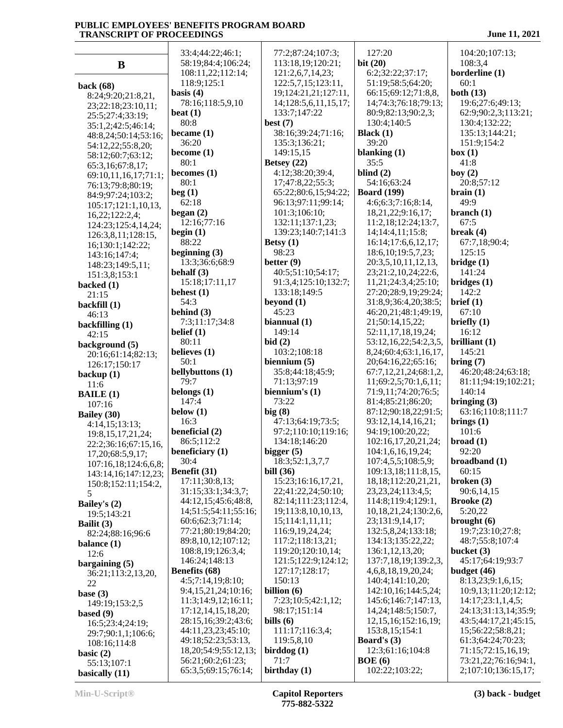## B

**back (68)**
8:24;9:20;21:8,21,23;22:18;23:10,11;25:5;27:4;33:19;35:1,2;42:5;46:14;48:8,24;50:14;53:16;54:12,22;55:8,20;58:12;60:7;63:12;65:3,16;67:8,17;69:10,11,16,17;71:1;76:13;79:8;80:19;84:9;97:24;103:2;105:17;121:1,10,13,16,22;122:2,4;124:23;125:4,14,24;126:3,8,11;128:15,16;130:1;142:22;143:16;147:4;148:23;149:5,11;151:3,8;153:1

**backed (1)**
21:15

**backfill (1)**
46:13

**backfilling (1)**
42:15

**background (5)**
20:16;61:14;82:13;126:17;150:17

**backup (1)**
11:6

**BAILE (1)**
107:16

**Bailey (30)**
4:14,15;13:13;19:8,15,17,21,24;22:2;36:16;67:15,16,17,20;68:5,9,17;107:16,18;124:6,6,8;143:14,16;147:12,23;150:8;152:11;154:2,5

**Bailey's (2)**
19:5;143:21

**Bailit (3)**
82:24;88:16;96:6

**balance (1)**
12:6

**bargaining (5)**
36:21;113:2,13,20,22

**base (3)**
149:19;153:2,5

**based (9)**
16:5;23:4;24:19;29:7;90:1,1;106:6;108:16;114:8

**basic (2)**
55:13;107:1

**basically (11)**
33:4;44:22;46:1;58:19;84:4;106:24;108:11,22;112:14;118:9;125:1

**basis (4)**
78:16;118:5,9,10

**beat (1)**
80:8

**became (1)**
36:20

**become (1)**
80:1

**becomes (1)**
80:1

**beg (1)**
62:18

**began (2)**
12:16;77:16

**begin (1)**
88:22

**beginning (3)**
13:3;36:6;68:9

**behalf (3)**
15:18;17:11,17

**behest (1)**
54:3

**behind (3)**
7:3;11:17;34:8

**belief (1)**
80:11

**believes (1)**
50:1

**bellybuttons (1)**
79:7

**belongs (1)**
147:4

**below (1)**
16:3

**beneficial (2)**
86:5;112:2

**beneficiary (1)**
30:4

**Benefit (31)**
17:11;30:8,13;31:15;33:1;34:3,7;44:12,15;45:6;48:8,14;51:5;54:11;55:16;60:6;62:3;71:14;77:21;80:19;84:20;89:8,10,12;107:12;108:8,19;126:3,4;146:24;148:13

**Benefits (68)**
4:5;7:14,19;8:10;9:4,15,21,24;10:16;11:3;14:9,12;16:11;17:12,14,15,18,20;28:15,16;39:2;43:6;44:11,23,23;45:10;49:18;52:23;53:13,18,20;54:9;55:12,13;56:21;60:2;61:23;65:3,5;69:15;76:14;77:2;87:24;107:3;113:18,19;120:21;121:2,6,7,14,23;122:5,7,15;123:11,19;124:21,21;127:11,14;128:5,6,11,15,17;133:7;147:22

**best (7)**
38:16;39:24;71:16;135:3;136:21;149:15,15

**Betsey (22)**
4:12;38:20;39:4,17;47:8,22;55:3;65:22;80:6,15;94:22;96:13;97:11;99:14;101:3;106:10;132:11;137:1,23;139:23;140:7;141:3

**Betsy (1)**
98:23

**better (9)**
40:5;51:10;54:17;91:3,4;125:10;132:7;133:18;149:5

**beyond (1)**
45:23

**biannual (1)**
149:14

**bid (2)**
103:2;108:18

**biennium (5)**
35:8;44:18;45:9;71:13;97:19

**biennium's (1)**
73:22

**big (8)**
47:13;64:19;73:5;97:2;110:10;119:16;134:18;146:20

**bigger (5)**
18:3;52:1,3,7,7

**bill (36)**
15:23;16:16,17,21,22;41:22,24;50:10;82:14;111:23;112:4,19;113:8,10,10,13,15;114:1,11,11;116:9,19,24,24;117:2;118:13,21;119:20;120:10,14;121:5;122:9;124:12;127:17;128:17;150:13

**billion (6)**
7:23;10:5;42:1,12;98:17;151:14

**bills (6)**
111:17;116:3,4;119:5,8,10

**birddog (1)**
71:7

**birthday (1)**
127:20

**bit (20)**
6:2;32:22;37:17;51:19;58:5;64:20;66:15;69:12;71:8,8,14;74:3;76:18;79:13;80:9;82:13;90:2,3;130:4;140:5

**Black (1)**
39:20

**blanking (1)**
35:5

**blind (2)**
54:16;63:24

**Board (199)**
4:6;6:3;7:16;8:14,18,21,22;9:16,17;11:2,18;12:24;13:7,14;14:4,11;15:8;16:14;17:6,6,12,17;18:6,10;19:5,7,23;20:3,5,10,11,12,13,23;21:2,10,24;22:6,11,21;24:3,4;25:10;27:20;28:9,19;29:24;31:8,9;36:4,20;38:5;46:20,21;48:1;49:19,21;50:14,15,22;52:11,17,18,19,24;53:12,16,22;54:2,3,5,8,24;60:4;63:1,16,17,20;64:16,22;65:16;67:7,12,21,24;68:1,2,11;69:2,5;70:1,6,11;71:9,11;74:20;76:5;81:4;85:21;86:20;87:12;90:18,22;91:5;93:12,14,14,16,21;94:19;100:20,22;102:16,17,20,21,24;104:1,6,16,19,24;107:4,5,5;108:5,9;109:13,18;111:8,15,18,18;112:20,21,23,23,24;113:4,5;114:8;119:4;129:1,10,18,21,24;130:2,6,23;131:9,14,17;132:5,8,24;133:18;134:13;135:22,22;136:1,12,13,20;137:7,18,19;139:2,3,4,6,8,18,19,20,24;140:4;141:10,20;142:10,16;144:5,24;145:6;146:7;147:13,14,24;148:5;150:7,12,15,16;152:16,19;153:8,15;154:1

**Board's (3)**
12:3;61:16;104:8

**BOE (6)**
102:22;103:22;104:20;107:13;108:3,4

**borderline (1)**
60:1

**both (13)**
19:6;27:6;49:13;62:9;90:2,3;113:21;130:4;132:22;135:13;144:21;151:9;154:2

**box (1)**
41:8

**boy (2)**
20:8;57:12

**brain (1)**
49:9

**branch (1)**
67:5

**break (4)**
67:7,18;90:4;125:15

**bridge (1)**
141:24

**bridges (1)**
142:2

**brief (1)**
67:10

**briefly (1)**
16:12

**brilliant (1)**
145:21

**bring (7)**
46:20;48:24;63:18;81:11;94:19;102:21;140:14

**bringing (3)**
63:16;110:8;111:7

**brings (1)**
101:6

**broad (1)**
92:20

**broadband (1)**
60:15

**broken (3)**
90:6,14,15

**Brooke (2)**
5:20,22

**brought (6)**
19:7;23:10;27:8;48:7;55:8;107:4

**bucket (3)**
45:17;64:19;93:7

**budget (46)**
8:13,23;9:1,6,15;10:9,13;11:20;12:12;14:17;23:1,1,4,5;24:13;31:13,14;35:9;43:5;44:17,21;45:15,15;56:22;58:8,21;61:3;64:24;70:23;71:15;72:15,16,19;73:21,22;76:16;94:1,2;107:10;136:15,17;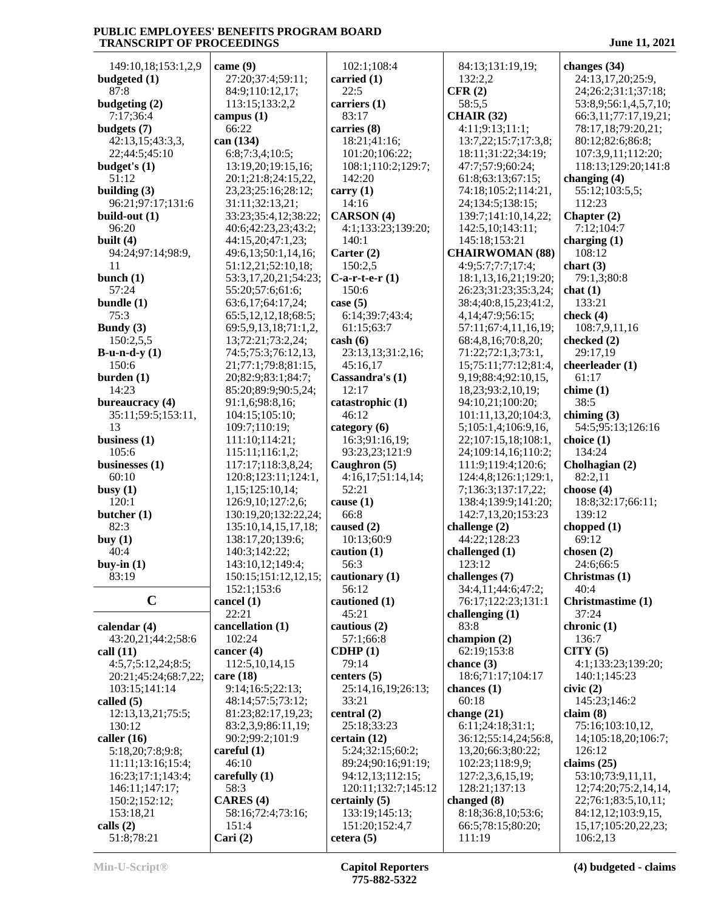149:10,18;153:1,2,9
**budgeted (1)**
87:8
**budgeting (2)**
7:17;36:4
**budgets (7)**
42:13,15;43:3,3,22;44:5;45:10
**budget's (1)**
51:12
**building (3)**
96:21;97:17;131:6
**build-out (1)**
96:20
**built (4)**
94:24;97:14;98:9,11
**bunch (1)**
57:24
**bundle (1)**
75:3
**Bundy (3)**
150:2,5,5
**B-u-n-d-y (1)**
150:6
**burden (1)**
14:23
**bureaucracy (4)**
35:11;59:5;153:11,13
**business (1)**
105:6
**businesses (1)**
60:10
**busy (1)**
120:1
**butcher (1)**
82:3
**buy (1)**
40:4
**buy-in (1)**
83:19

## C

**calendar (4)**
43:20,21;44:2;58:6
**call (11)**
4:5,7;5:12,24;8:5;20:21;45:24;68:7,22;103:15;141:14
**called (5)**
12:13,13,21;75:5;130:12
**caller (16)**
5:18,20;7:8;9:8;11:11;13:16;15:4;16:23;17:1;143:4;146:11;147:17;150:2;152:12;153:18,21
**calls (2)**
51:8;78:21
**came (9)**
27:20;37:4;59:11;84:9;110:12,17;113:15;133:2,2
**campus (1)**
66:22
**can (134)**
6:8;7:3,4;10:5;13:19,20;19:15,16;20:1;21:8;24:15,22,23,23;25:16;28:12;31:11;32:13,21;33:23;35:4,12;38:22;40:6;42:23,23;43:2;44:15,20;47:1,23;49:6,13;50:1,14,16;51:12,21;52:10,18;53:3,17,20,21;54:23;55:20;57:6;61:6;63:6,17;64:17,24;65:5,12,12,18;68:5;69:5,9,13,18;71:1,2,13;72:21;73:2,24;74:5;75:3;76:12,13,21;77:1;79:8;81:15,20;82:9;83:1;84:7;85:20;89:9;90:5,24;91:1,6;98:8,16;104:15;105:10;109:7;110:19;111:10;114:21;115:11;116:1,2;117:17;118:3,8,24;120:8;123:11;124:1,1,15;125:10,14;126:9,10;127:2,6;130:19,20;132:22,24;135:10,14,15,17,18;138:17,20;139:6;140:3;142:22;143:10,12;149:4;150:15;151:12,12,15;152:1;153:6
**cancel (1)**
22:21
**cancellation (1)**
102:24
**cancer (4)**
112:5,10,14,15
**care (18)**
9:14;16:5;22:13;48:14;57:5;73:12;81:23;82:17,19,23;83:2,3,9;86:11,19;90:2;99:2;101:9
**careful (1)**
46:10
**carefully (1)**
58:3
**CARES (4)**
58:16;72:4;73:16;151:4
**Cari (2)**
102:1;108:4
**carried (1)**
22:5
**carriers (1)**
83:17
**carries (8)**
18:21;41:16;101:20;106:22;108:1;110:2;129:7;142:20
**carry (1)**
14:16
**CARSON (4)**
4:1;133:23;139:20;140:1
**Carter (2)**
150:2,5
**C-a-r-t-e-r (1)**
150:6
**case (5)**
6:14;39:7;43:4;61:15;63:7
**cash (6)**
23:13,13;31:2,16;45:16,17
**Cassandra's (1)**
12:17
**catastrophic (1)**
46:12
**category (6)**
16:3;91:16,19;93:23,23;121:9
**Caughron (5)**
4:16,17;51:14,14;52:21
**cause (1)**
66:8
**caused (2)**
10:13;60:9
**caution (1)**
56:3
**cautionary (1)**
56:12
**cautioned (1)**
45:21
**cautious (2)**
57:1;66:8
**CDHP (1)**
79:14
**centers (5)**
25:14,16,19;26:13;33:21
**central (2)**
25:18;33:23
**certain (12)**
5:24;32:15;60:2;89:24;90:16;91:19;94:12,13;112:15;120:11;132:7;145:12
**certainly (5)**
133:19;145:13;151:20;152:4,7
**cetera (5)**
84:13;131:19,19;132:2,2
**CFR (2)**
58:5,5
**CHAIR (32)**
4:11;9:13;11:1;13:7,22;15:7;17:3,8;18:11;31:22;34:19;47:7;57:9;60:24;61:8;63:13;67:15;74:18;105:2;114:21,24;134:5;138:15;139:7;141:10,14,22;142:5,10;143:11;145:18;153:21
**CHAIRWOMAN (88)**
4:9;5:7;7:7;17:4;18:1,13,16,21;19:20;26:23;31:23;35:3,24;38:4;40:8,15,23;41:2,4,14;47:9;56:15;57:11;67:4,11,16,19;68:4,8,16;70:8,20;71:22;72:1,3;73:1,15;75:11;77:12;81:4,9,19;88:4;92:10,15,18,23;93:2,10,19;94:10,21;100:20;101:11,13,20;104:3,5;105:1,4;106:9,16,22;107:15,18;108:1,24;109:14,16;110:2;111:9;119:4;120:6;124:4,8;126:1;129:1,7;136:3;137:17,22;138:4;139:9;141:20;142:7,13,20;153:23
**challenge (2)**
44:22;128:23
**challenged (1)**
123:12
**challenges (7)**
34:4,11;44:6;47:2;76:17;122:23;131:1
**challenging (1)**
83:8
**champion (2)**
62:19;153:8
**chance (3)**
18:6;71:17;104:17
**chances (1)**
60:18
**change (21)**
6:11;24:18;31:1;36:12;55:14,24;56:8,13,20;66:3;80:22;102:23;118:9,9;127:2,3,6,15,19;128:21;137:13
**changed (8)**
8:18;36:8,10;53:6;66:5;78:15;80:20;111:19
**changes (34)**
24:13,17,20;25:9,24;26:2;31:1;37:18;53:8,9;56:1,4,5,7,10;66:3,11;77:17,19,21;78:17,18;79:20,21;80:12;82:6;86:8;107:3,9,11;112:20;118:13;129:20;141:8
**changing (4)**
55:12;103:5,5;112:23
**Chapter (2)**
7:12;104:7
**charging (1)**
108:12
**chart (3)**
79:1,3;80:8
**chat (1)**
133:21
**check (4)**
108:7,9,11,16
**checked (2)**
29:17,19
**cheerleader (1)**
61:17
**chime (1)**
38:5
**chiming (3)**
54:5;95:13;126:16
**choice (1)**
134:24
**Cholhagian (2)**
82:2,11
**choose (4)**
18:8;32:17;66:11;139:12
**chopped (1)**
69:12
**chosen (2)**
24:6;66:5
**Christmas (1)**
40:4
**Christmastime (1)**
37:24
**chronic (1)**
136:7
**CITY (5)**
4:1;133:23;139:20;140:1;145:23
**civic (2)**
145:23;146:2
**claim (8)**
75:16;103:10,12,14;105:18,20;106:7;126:12
**claims (25)**
53:10;73:9,11,11,12;74:20;75:2,14,14,22;76:1;83:5,10,11;84:12,12;103:9,15,15,17;105:20,22,23;106:2,13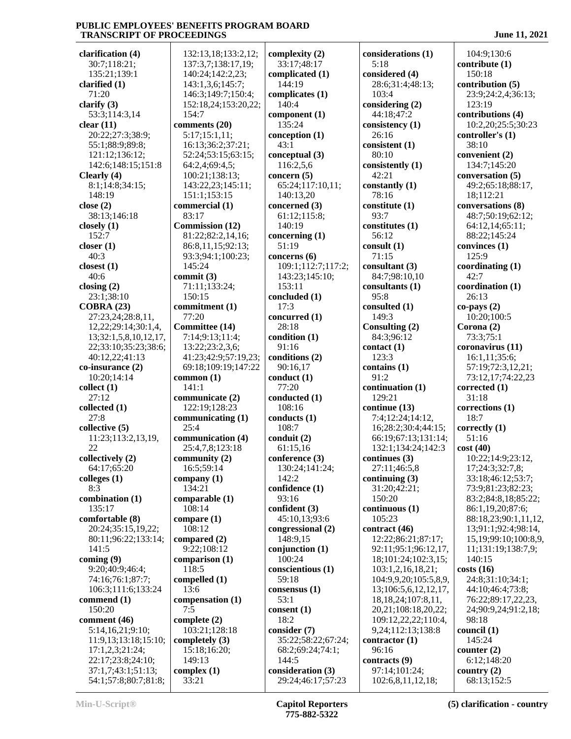**clarification (4)**
30:7;118:21;
135:21;139:1
**clarified (1)**
71:20
**clarify (3)**
53:3;114:3,14
**clear (11)**
20:22;27:3;38:9;
55:1;88:9;89:8;
121:12;136:12;
142:6;148:15;151:8
**Clearly (4)**
8:1;14:8;34:15;
148:19
**close (2)**
38:13;146:18
**closely (1)**
152:7
**closer (1)**
40:3
**closest (1)**
40:6
**closing (2)**
23:1;38:10
**COBRA (23)**
27:23,24;28:8,11,
12,22;29:14;30:1,4,
13;32:1,5,8,10,12,17,
22;33:10;35:23;38:6;
40:12,22;41:13
**co-insurance (2)**
10:20;14:14
**collect (1)**
27:12
**collected (1)**
27:8
**collective (5)**
11:23;113:2,13,19,
22
**collectively (2)**
64:17;65:20
**colleges (1)**
8:3
**combination (1)**
135:17
**comfortable (8)**
20:24;35:15,19,22;
80:11;96:22;133:14;
141:5
**coming (9)**
9:20;40:9;46:4;
74:16;76:1;87:7;
106:3;111:6;133:24
**commend (1)**
150:20
**comment (46)**
5:14,16,21;9:10;
11:9,13;13:18;15:10;
17:1,2,3;21:24;
22:17;23:8;24:10;
37:1,7;43:1;51:13;
54:1;57:8;80:7;81:8;
132:13,18;133:2,12;
137:3,7;138:17,19;
140:24;142:2,23;
143:1,3,6;145:7;
146:3;149:7;150:4;
152:18,24;153:20,22;
154:7
**comments (20)**
5:17;15:1,11;
16:13;36:2;37:21;
52:24;53:15;63:15;
64:2,4;69:4,5;
100:21;138:13;
143:22,23;145:11;
151:1;153:15
**commercial (1)**
83:17
**Commission (12)**
81:22;82:2,14,16;
86:8,11,15;92:13;
93:3;94:1;100:23;
145:24
**commit (3)**
71:11;133:24;
150:15
**commitment (1)**
77:20
**Committee (14)**
7:14;9:13;11:4;
13:22;23:2,3,6;
41:23;42:9;57:19,23;
69:18;109:19;147:22
**common (1)**
141:1
**communicate (2)**
122:19;128:23
**communicating (1)**
25:4
**communication (4)**
25:4,7,8;123:18
**community (2)**
16:5;59:14
**company (1)**
134:21
**comparable (1)**
108:14
**compare (1)**
108:12
**compared (2)**
9:22;108:12
**comparison (1)**
118:5
**compelled (1)**
13:6
**compensation (1)**
7:5
**complete (2)**
103:21;128:18
**completely (3)**
15:18;16:20;
149:13
**complex (1)**
33:21
**complexity (2)**
33:17;48:17
**complicated (1)**
144:19
**complicates (1)**
140:4
**component (1)**
135:24
**conception (1)**
43:1
**conceptual (3)**
116:2,5,6
**concern (5)**
65:24;117:10,11;
140:13,20
**concerned (3)**
61:12;115:8;
140:19
**concerning (1)**
51:19
**concerns (6)**
109:1;112:7;117:2;
143:23;145:10;
153:11
**concluded (1)**
17:3
**concurred (1)**
28:18
**condition (1)**
91:16
**conditions (2)**
90:16,17
**conduct (1)**
77:20
**conducted (1)**
108:16
**conducts (1)**
108:7
**conduit (2)**
61:15,16
**conference (3)**
130:24;141:24;
142:2
**confidence (1)**
93:16
**confident (3)**
45:10,13;93:6
**congressional (2)**
148:9,15
**conjunction (1)**
100:24
**conscientious (1)**
59:18
**consensus (1)**
53:1
**consent (1)**
18:2
**consider (7)**
35:22;58:22;67:24;
68:2;69:24;74:1;
144:5
**consideration (3)**
29:24;46:17;57:23
**considerations (1)**
5:18
**considered (4)**
28:6;31:4;48:13;
103:4
**considering (2)**
44:18;47:2
**consistency (1)**
26:16
**consistent (1)**
80:10
**consistently (1)**
42:21
**constantly (1)**
78:16
**constitute (1)**
93:7
**constitutes (1)**
56:12
**consult (1)**
71:15
**consultant (3)**
84:7;98:10,10
**consultants (1)**
95:8
**consulted (1)**
149:3
**Consulting (2)**
84:3;96:12
**contact (1)**
123:3
**contains (1)**
91:2
**continuation (1)**
129:21
**continue (13)**
7:4;12:24;14:12,
16;28:2;30:4;44:15;
66:19;67:13;131:14;
132:1;134:24;142:3
**continues (3)**
27:11;46:5,8
**continuing (3)**
31:20;42:21;
150:20
**continuous (1)**
105:23
**contract (46)**
12:22;86:21;87:17;
92:11;95:1;96:12,17,
18;101:24;102:3,15;
103:1,2,16,18,21;
104:9,9,20;105:5,8,9,
13;106:5,6,12,12,17,
18,18,24;107:8,11,
20,21;108:18,20,22;
109:12,22,22;110:4,
9,24;112:13;138:8
**contractor (1)**
96:16
**contracts (9)**
97:14;101:24;
102:6,8,11,12,18;
104:9;130:6
**contribute (1)**
150:18
**contribution (5)**
23:9;24:2,4;36:13;
123:19
**contributions (4)**
10:2,20;25:5;30:23
**controller's (1)**
38:10
**convenient (2)**
134:7;145:20
**conversation (5)**
49:2;65:18;88:17,
18;112:21
**conversations (8)**
48:7;50:19;62:12;
64:12,14;65:11;
88:22;145:24
**convinces (1)**
125:9
**coordinating (1)**
42:7
**coordination (1)**
26:13
**co-pays (2)**
10:20;100:5
**Corona (2)**
73:3;75:1
**coronavirus (11)**
16:1,11;35:6;
57:19;72:3,12,21;
73:12,17;74:22,23
**corrected (1)**
31:18
**corrections (1)**
18:7
**correctly (1)**
51:16
**cost (40)**
10:22;14:9;23:12,
17;24:3;32:7,8;
33:18;46:12;53:7;
73:9;81:23;82:23;
83:2;84:8,18;85:22;
86:1,19,20;87:6;
88:18,23;90:1,11,12,
13;91:1;92:4;98:14,
15,19;99:10;100:8,9,
11;131:19;138:7,9;
140:15
**costs (16)**
24:8;31:10;34:1;
44:10;46:4;73:8;
76:22;89:17,22,23,
24;90:9,24;91:2,18;
98:18
**council (1)**
145:24
**counter (2)**
6:12;148:20
**country (2)**
68:13;152:5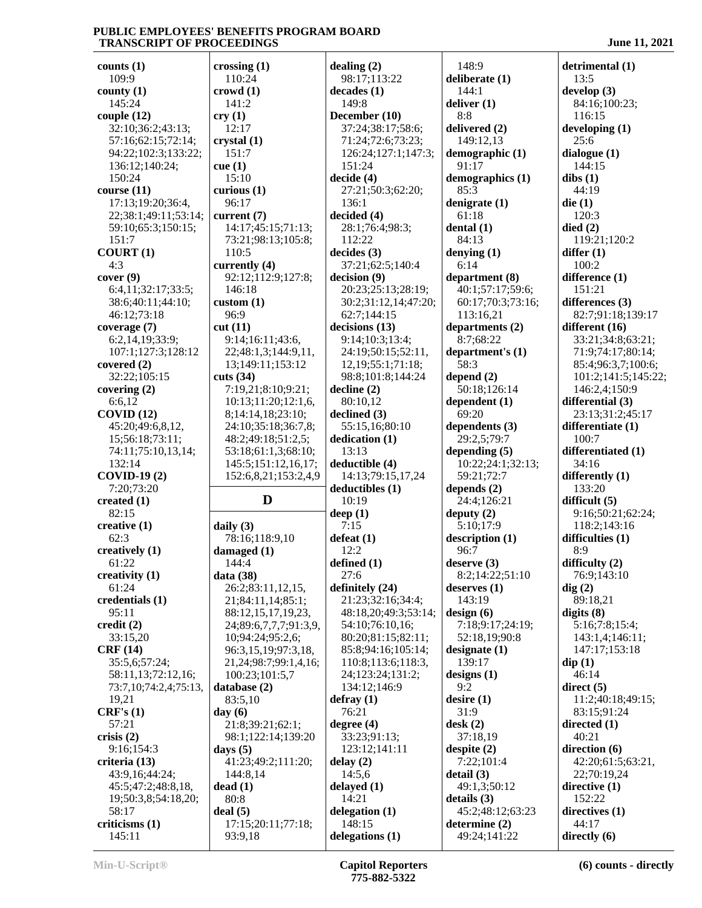**counts (1)**
109:9
**county (1)**
145:24
**couple (12)**
32:10;36:2;43:13;57:16;62:15;72:14;94:22;102:3;133:22;136:12;140:24;150:24
**course (11)**
17:13;19:20;36:4,22;38:1;49:11;53:14;59:10;65:3;150:15;151:7
**COURT (1)**
4:3
**cover (9)**
6:4,11;32:17;33:5;38:6;40:11;44:10;46:12;73:18
**coverage (7)**
6:2,14,19;33:9;107:1;127:3;128:12
**covered (2)**
32:22;105:15
**covering (2)**
6:6,12
**COVID (12)**
45:20;49:6,8,12,15;56:18;73:11;74:11;75:10,13,14;132:14
**COVID-19 (2)**
7:20;73:20
**created (1)**
82:15
**creative (1)**
62:3
**creatively (1)**
61:22
**creativity (1)**
61:24
**credentials (1)**
95:11
**credit (2)**
33:15,20
**CRF (14)**
35:5,6;57:24;58:11,13;72:12,16;73:7,10;74:2,4;75:13,19,21
**CRF's (1)**
57:21
**crisis (2)**
9:16;154:3
**criteria (13)**
43:9,16;44:24;45:5;47:2;48:8,18,19;50:3,8;54:18,20;58:17
**criticisms (1)**
145:11
**crossing (1)**
110:24
**crowd (1)**
141:2
**cry (1)**
12:17
**crystal (1)**
151:7
**cue (1)**
15:10
**curious (1)**
96:17
**current (7)**
14:17;45:15;71:13;73:21;98:13;105:8;110:5
**currently (4)**
92:12;112:9;127:8;146:18
**custom (1)**
96:9
**cut (11)**
9:14;16:11;43:6,22;48:1,3;144:9,11,13;149:11;153:12
**cuts (34)**
7:19,21;8:10;9:21;10:13;11:20;12:1,6,8;14:14,18;23:10;24:10;35:18;36:7,8;48:2;49:18;51:2,5;53:18;61:1,3;68:10;145:5;151:12,16,17;152:6,8,21;153:2,4,9

## D

**daily (3)**
78:16;118:9,10
**damaged (1)**
144:4
**data (38)**
26:2;83:11,12,15,21;84:11,14;85:1;88:12,15,17,19,23,24;89:6,7,7,7;91:3,9,10;94:24;95:2,6;96:3,15,19;97:3,18,21,24;98:7;99:1,4,16;100:23;101:5,7
**database (2)**
83:5,10
**day (6)**
21:8;39:21;62:1;98:1;122:14;139:20
**days (5)**
41:23;49:2;111:20;144:8,14
**dead (1)**
80:8
**deal (5)**
17:15;20:11;77:18;93:9,18
**dealing (2)**
98:17;113:22
**decades (1)**
149:8
**December (10)**
37:24;38:17;58:6;71:24;72:6;73:23;126:24;127:1;147:3;151:24
**decide (4)**
27:21;50:3;62:20;136:1
**decided (4)**
28:1;76:4;98:3;112:22
**decides (3)**
37:21;62:5;140:4
**decision (9)**
20:23;25:13;28:19;30:2;31:12,14;47:20;62:7;144:15
**decisions (13)**
9:14;10:3;13:4;24:19;50:15;52:11,12,19;55:1;71:18;98:8;101:8;144:24
**decline (2)**
80:10,12
**declined (3)**
55:15,16;80:10
**dedication (1)**
13:13
**deductible (4)**
14:13;79:15,17,24
**deductibles (1)**
10:19
**deep (1)**
7:15
**defeat (1)**
12:2
**defined (1)**
27:6
**definitely (24)**
21:23;32:16;34:4;48:18,20;49:3;53:14;54:10;76:10,16;80:20;81:15;82:11;85:8;94:16;105:14;110:8;113:6;118:3,24;123:24;131:2;134:12;146:9
**defray (1)**
76:21
**degree (4)**
33:23;91:13;123:12;141:11
**delay (2)**
14:5,6
**delayed (1)**
14:21
**delegation (1)**
148:15
**delegations (1)**
148:9
**deliberate (1)**
144:1
**deliver (1)**
8:8
**delivered (2)**
149:12,13
**demographic (1)**
91:17
**demographics (1)**
85:3
**denigrate (1)**
61:18
**dental (1)**
84:13
**denying (1)**
6:14
**department (8)**
40:1;57:17;59:6;60:17;70:3;73:16;113:16,21
**departments (2)**
8:7;68:22
**department's (1)**
58:3
**depend (2)**
50:18;126:14
**dependent (1)**
69:20
**dependents (3)**
29:2,5;79:7
**depending (5)**
10:22;24:1;32:13;59:21;72:7
**depends (2)**
24:4;126:21
**deputy (2)**
5:10;17:9
**description (1)**
96:7
**deserve (3)**
8:2;14:22;51:10
**deserves (1)**
143:19
**design (6)**
7:18;9:17;24:19;52:18,19;90:8
**designate (1)**
139:17
**designs (1)**
9:2
**desire (1)**
31:9
**desk (2)**
37:18,19
**despite (2)**
7:22;101:4
**detail (3)**
49:1,3;50:12
**details (3)**
45:2;48:12;63:23
**determine (2)**
49:24;141:22
**detrimental (1)**
13:5
**develop (3)**
84:16;100:23;116:15
**developing (1)**
25:6
**dialogue (1)**
144:15
**dibs (1)**
44:19
**die (1)**
120:3
**died (2)**
119:21;120:2
**differ (1)**
100:2
**difference (1)**
151:21
**differences (3)**
82:7;91:18;139:17
**different (16)**
33:21;34:8;63:21;71:9;74:17;80:14;85:4;96:3,7;100:6;101:2;141:5;145:22;146:2,4;150:9
**differential (3)**
23:13;31:2;45:17
**differentiate (1)**
100:7
**differentiated (1)**
34:16
**differently (1)**
133:20
**difficult (5)**
9:16;50:21;62:24;118:2;143:16
**difficulties (1)**
8:9
**difficulty (2)**
76:9;143:10
**dig (2)**
89:18,21
**digits (8)**
5:16;7:8;15:4;143:1,4;146:11;147:17;153:18
**dip (1)**
46:14
**direct (5)**
11:2;40:18;49:15;83:15;91:24
**directed (1)**
40:21
**direction (6)**
42:20;61:5;63:21,22;70:19,24
**directive (1)**
152:22
**directives (1)**
44:17
**directly (6)**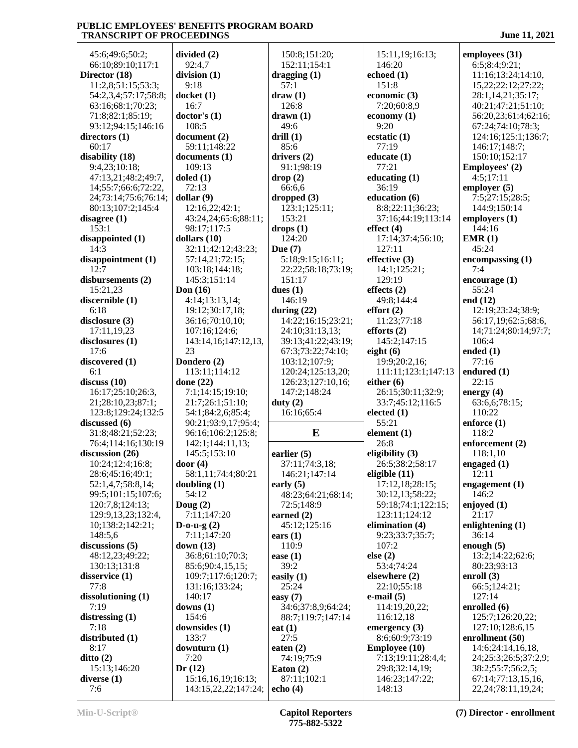45:6;49:6;50:2;
66:10;89:10;117:1
**Director (18)**
11:2,8;51:15;53:3;
54:2,3,4;57:17;58:8;
63:16;68:1;70:23;
71:8;82:1;85:19;
93:12;94:15;146:16
**directors (1)**
60:17
**disability (18)**
9:4,23;10:18;
47:13,21;48:2;49:7,
14;55:7;66:6;72:22,
24;73:14;75:6;76:14;
80:13;107:2;145:4
**disagree (1)**
153:1
**disappointed (1)**
14:3
**disappointment (1)**
12:7
**disbursements (2)**
15:21,23
**discernible (1)**
6:18
**disclosure (3)**
17:11,19,23
**disclosures (1)**
17:6
**discovered (1)**
6:1
**discuss (10)**
16:17;25:10;26:3,
21;28:10,23;87:1;
123:8;129:24;132:5
**discussed (6)**
31:8;48:21;52:23;
76:4;114:16;130:19
**discussion (26)**
10:24;12:4;16:8;
28:6;45:16;49:1;
52:1,4,7;58:8,14;
99:5;101:15;107:6;
120:7,8;124:13;
129:9,13,23;132:4,
10;138:2;142:21;
148:5,6
**discussions (5)**
48:12,23;49:22;
130:13;131:8
**disservice (1)**
77:8
**dissolutioning (1)**
7:19
**distressing (1)**
7:18
**distributed (1)**
8:17
**ditto (2)**
15:13;146:20
**diverse (1)**
7:6
**divided (2)**
92:4,7
**division (1)**
9:18
**docket (1)**
16:7
**doctor's (1)**
108:5
**document (2)**
59:11;148:22
**documents (1)**
109:13
**doled (1)**
72:13
**dollar (9)**
12:16,22;42:1;
43:24,24;65:6;88:11;
98:17;117:5
**dollars (10)**
32:11;42:12;43:23;
57:14,21;72:15;
103:18;144:18;
145:3;151:14
**Don (16)**
4:14;13:13,14;
19:12;30:17,18;
36:16;70:10,10;
107:16;124:6;
143:14,16;147:12,13,
23
**Dondero (2)**
113:11;114:12
**done (22)**
7:1;14:15;19:10;
21:7;26:1;51:10;
54:1;84:2,6;85:4;
90:21;93:9,17;95:4;
96:16;106:2;125:8;
142:1;144:11,13;
145:5;153:10
**door (4)**
58:1,11;74:4;80:21
**doubling (1)**
54:12
**Doug (2)**
7:11;147:20
**D-o-u-g (2)**
7:11;147:20
**down (13)**
36:8;61:10;70:3;
85:6;90:4,15,15;
109:7;117:6;120:7;
131:16;133:24;
140:17
**downs (1)**
154:6
**downsides (1)**
133:7
**downturn (1)**
7:20
**Dr (12)**
15:16,16,19;16:13;
143:15,22,22;147:24;
150:8;151:20;
152:11;154:1
**dragging (1)**
57:1
**draw (1)**
126:8
**drawn (1)**
49:6
**drill (1)**
85:6
**drivers (2)**
91:1;98:19
**drop (2)**
66:6,6
**dropped (3)**
123:1;125:11;
153:21
**drops (1)**
124:20
**Due (7)**
5:18;9:15;16:11;
22:22;58:18;73:19;
151:17
**dues (1)**
146:19
**during (22)**
14:22;16:15;23:21;
24:10;31:13,13;
39:13;41:22;43:19;
67:3;73:22;74:10;
103:12;107:9;
120:24;125:13,20;
126:23;127:10,16;
147:2;148:24
**duty (2)**
16:16;65:4

## E

**earlier (5)**
37:11;74:3,18;
146:21;147:14
**early (5)**
48:23;64:21;68:14;
72:5;148:9
**earned (2)**
45:12;125:16
**ears (1)**
110:9
**ease (1)**
39:2
**easily (1)**
25:24
**easy (7)**
34:6;37:8,9;64:24;
88:7;119:7;147:14
**eat (1)**
27:5
**eaten (2)**
74:19;75:9
**Eaton (2)**
87:11;102:1
**echo (4)**
15:11,19;16:13;
146:20
**echoed (1)**
151:8
**economic (3)**
7:20;60:8,9
**economy (1)**
9:20
**ecstatic (1)**
77:19
**educate (1)**
77:21
**educating (1)**
36:19
**education (6)**
8:8;22:11;36:23;
37:16;44:19;113:14
**effect (4)**
17:14;37:4;56:10;
127:11
**effective (3)**
14:1;125:21;
129:19
**effects (2)**
49:8;144:4
**effort (2)**
11:23;77:18
**efforts (2)**
145:2;147:15
**eight (6)**
19:9;20:2,16;
111:11;123:1;147:13
**either (6)**
26:15;30:11;32:9;
33:7;45:12;116:5
**elected (1)**
55:21
**element (1)**
26:8
**eligibility (3)**
26:5;38:2;58:17
**eligible (11)**
17:12,18;28:15;
30:12,13;58:22;
59:18;74:1;122:15;
123:11;124:12
**elimination (4)**
9:23;33:7;35:7;
107:2
**else (2)**
53:4;74:24
**elsewhere (2)**
22:10;55:18
**e-mail (5)**
114:19,20,22;
116:12,18
**emergency (3)**
8:6;60:9;73:19
**Employee (10)**
7:13;19:11;28:4,4;
29:8;32:14,19;
146:23;147:22;
148:13
**employees (31)**
6:5;8:4;9:21;
11:16;13:24;14:10,
15,22;22:12;27:22;
28:1,14,21;35:17;
40:21;47:21;51:10;
56:20,23;61:4;62:16;
67:24;74:10;78:3;
124:16;125:1;136:7;
146:17;148:7;
150:10;152:17
**Employees' (2)**
4:5;17:11
**employer (5)**
7:5;27:15;28:5;
144:9;150:14
**employers (1)**
144:16
**EMR (1)**
45:24
**encompassing (1)**
7:4
**encourage (1)**
55:24
**end (12)**
12:19;23:24;38:9;
56:17,19;62:5;68:6,
14;71:24;80:14;97:7;
106:4
**ended (1)**
77:16
**endured (1)**
22:15
**energy (4)**
63:6,6;78:15;
110:22
**enforce (1)**
118:2
**enforcement (2)**
118:1,10
**engaged (1)**
12:11
**engagement (1)**
146:2
**enjoyed (1)**
21:17
**enlightening (1)**
36:14
**enough (5)**
13:2;14:22;62:6;
80:23;93:13
**enroll (3)**
66:5;124:21;
127:14
**enrolled (6)**
125:7;126:20,22;
127:10;128:6,15
**enrollment (50)**
14:6;24:14,16,18,
24;25:3;26:5;37:2,9;
38:2;55:7;56:2,5;
67:14;77:13,15,16,
22,24;78:11,19,24;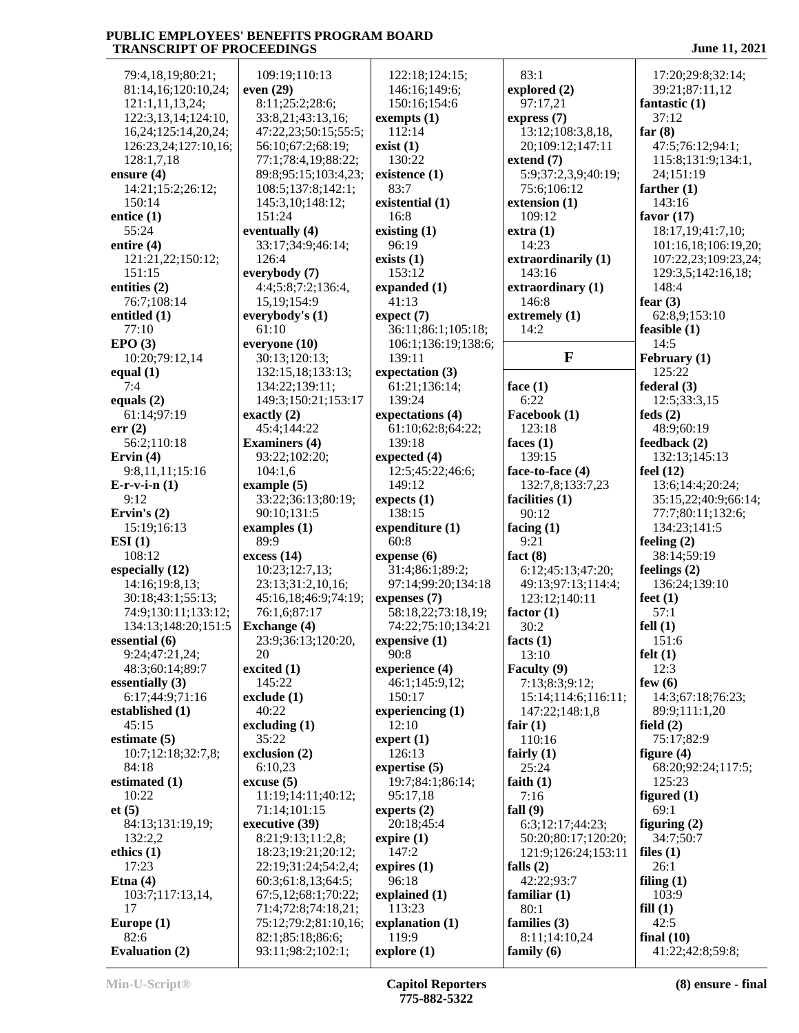79:4,18,19;80:21;
81:14,16;120:10,24;
121:1,11,13,24;
122:3,13,14;124:10,
16,24;125:14,20,24;
126:23,24;127:10,16;
128:1,7,18

**ensure (4)**
14:21;15:2;26:12;
150:14

**entice (1)**
55:24

**entire (4)**
121:21,22;150:12;
151:15

**entities (2)**
76:7;108:14

**entitled (1)**
77:10

**EPO (3)**
10:20;79:12,14

**equal (1)**
7:4

**equals (2)**
61:14;97:19

**err (2)**
56:2;110:18

**Ervin (4)**
9:8,11,11;15:16

**E-r-v-i-n (1)**
9:12

**Ervin's (2)**
15:19;16:13

**ESI (1)**
108:12

**especially (12)**
14:16;19:8,13;
30:18;43:1;55:13;
74:9;130:11;133:12;
134:13;148:20;151:5

**essential (6)**
9:24;47:21,24;
48:3;60:14;89:7

**essentially (3)**
6:17;44:9;71:16

**established (1)**
45:15

**estimate (5)**
10:7;12:18;32:7,8;
84:18

**estimated (1)**
10:22

**et (5)**
84:13;131:19,19;
132:2,2

**ethics (1)**
17:23

**Etna (4)**
103:7;117:13,14,
17

**Europe (1)**
82:6

**Evaluation (2)**
109:19;110:13

**even (29)**
8:11;25:2;28:6;
33:8,21;43:13,16;
47:22,23;50:15;55:5;
56:10;67:2;68:19;
77:1;78:4,19;88:22;
89:8;95:15;103:4,23;
108:5;137:8;142:1;
145:3,10;148:12;
151:24

**eventually (4)**
33:17;34:9;46:14;
126:4

**everybody (7)**
4:4;5:8;7:2;136:4,
15,19;154:9

**everybody's (1)**
61:10

**everyone (10)**
30:13;120:13;
132:15,18;133:13;
134:22;139:11;
149:3;150:21;153:17

**exactly (2)**
45:4;144:22

**Examiners (4)**
93:22;102:20;
104:1,6

**example (5)**
33:22;36:13;80:19;
90:10;131:5

**examples (1)**
89:9

**excess (14)**
10:23;12:7,13;
23:13;31:2,10,16;
45:16,18;46:9;74:19;
76:1,6;87:17

**Exchange (4)**
23:9;36:13;120:20,
20

**excited (1)**
145:22

**exclude (1)**
40:22

**excluding (1)**
35:22

**exclusion (2)**
6:10,23

**excuse (5)**
11:19;14:11;40:12;
71:14;101:15

**executive (39)**
8:21;9:13;11:2,8;
18:23;19:21;20:12;
22:19;31:24;54:2,4;
60:3;61:8,13;64:5;
67:5,12;68:1;70:22;
71:4;72:8;74:18,21;
75:12;79:2;81:10,16;
82:1;85:18;86:6;
93:11;98:2;102:1;
122:18;124:15;
146:16;149:6;
150:16;154:6

**exempts (1)**
112:14

**exist (1)**
130:22

**existence (1)**
83:7

**existential (1)**
16:8

**existing (1)**
96:19

**exists (1)**
153:12

**expanded (1)**
41:13

**expect (7)**
36:11;86:1;105:18;
106:1;136:19;138:6;
139:11

**expectation (3)**
61:21;136:14;
139:24

**expectations (4)**
61:10;62:8;64:22;
139:18

**expected (4)**
12:5;45:22;46:6;
149:12

**expects (1)**
138:15

**expenditure (1)**
60:8

**expense (6)**
31:4;86:1;89:2;
97:14;99:20;134:18

**expenses (7)**
58:18,22;73:18,19;
74:22;75:10;134:21

**expensive (1)**
90:8

**experience (4)**
46:1;145:9,12;
150:17

**experiencing (1)**
12:10

**expert (1)**
126:13

**expertise (5)**
19:7;84:1;86:14;
95:17,18

**experts (2)**
20:18;45:4

**expire (1)**
147:2

**expires (1)**
96:18

**explained (1)**
113:23

**explanation (1)**
119:9

**explore (1)**
83:1

**explored (2)**
97:17,21

**express (7)**
13:12;108:3,8,18,
20;109:12;147:11

**extend (7)**
5:9;37:2,3,9;40:19;
75:6;106:12

**extension (1)**
109:12

**extra (1)**
14:23

**extraordinarily (1)**
143:16

**extraordinary (1)**
146:8

**extremely (1)**
14:2

## F

**face (1)**
6:22

**Facebook (1)**
123:18

**faces (1)**
139:15

**face-to-face (4)**
132:7,8;133:7,23

**facilities (1)**
90:12

**facing (1)**
9:21

**fact (8)**
6:12;45:13;47:20;
49:13;97:13;114:4;
123:12;140:11

**factor (1)**
30:2

**facts (1)**
13:10

**Faculty (9)**
7:13;8:3;9:12;
15:14;114:6;116:11;
147:22;148:1,8

**fair (1)**
110:16

**fairly (1)**
25:24

**faith (1)**
7:16

**fall (9)**
6:3;12:17;44:23;
50:20;80:17;120:20;
121:9;126:24;153:11

**falls (2)**
42:22;93:7

**familiar (1)**
80:1

**families (3)**
8:11;14:10,24

**family (6)**
17:20;29:8;32:14;
39:21;87:11,12

**fantastic (1)**
37:12

**far (8)**
47:5;76:12;94:1;
115:8;131:9;134:1,
24;151:19

**farther (1)**
143:16

**favor (17)**
18:17,19;41:7,10;
101:16,18;106:19,20;
107:22,23;109:23,24;
129:3,5;142:16,18;
148:4

**fear (3)**
62:8,9;153:10

**feasible (1)**
14:5

**February (1)**
125:22

**federal (3)**
12:5;33:3,15

**feds (2)**
48:9;60:19

**feedback (2)**
132:13;145:13

**feel (12)**
13:6;14:4;20:24;
35:15,22;40:9;66:14;
77:7;80:11;132:6;
134:23;141:5

**feeling (2)**
38:14;59:19

**feelings (2)**
136:24;139:10

**feet (1)**
57:1

**fell (1)**
151:6

**felt (1)**
12:3

**few (6)**
14:3;67:18;76:23;
89:9;111:1,20

**field (2)**
75:17;82:9

**figure (4)**
68:20;92:24;117:5;
125:23

**figured (1)**
69:1

**figuring (2)**
34:7;50:7

**files (1)**
26:1

**filing (1)**
103:9

**fill (1)**
42:5

**final (10)**
41:22;42:8;59:8;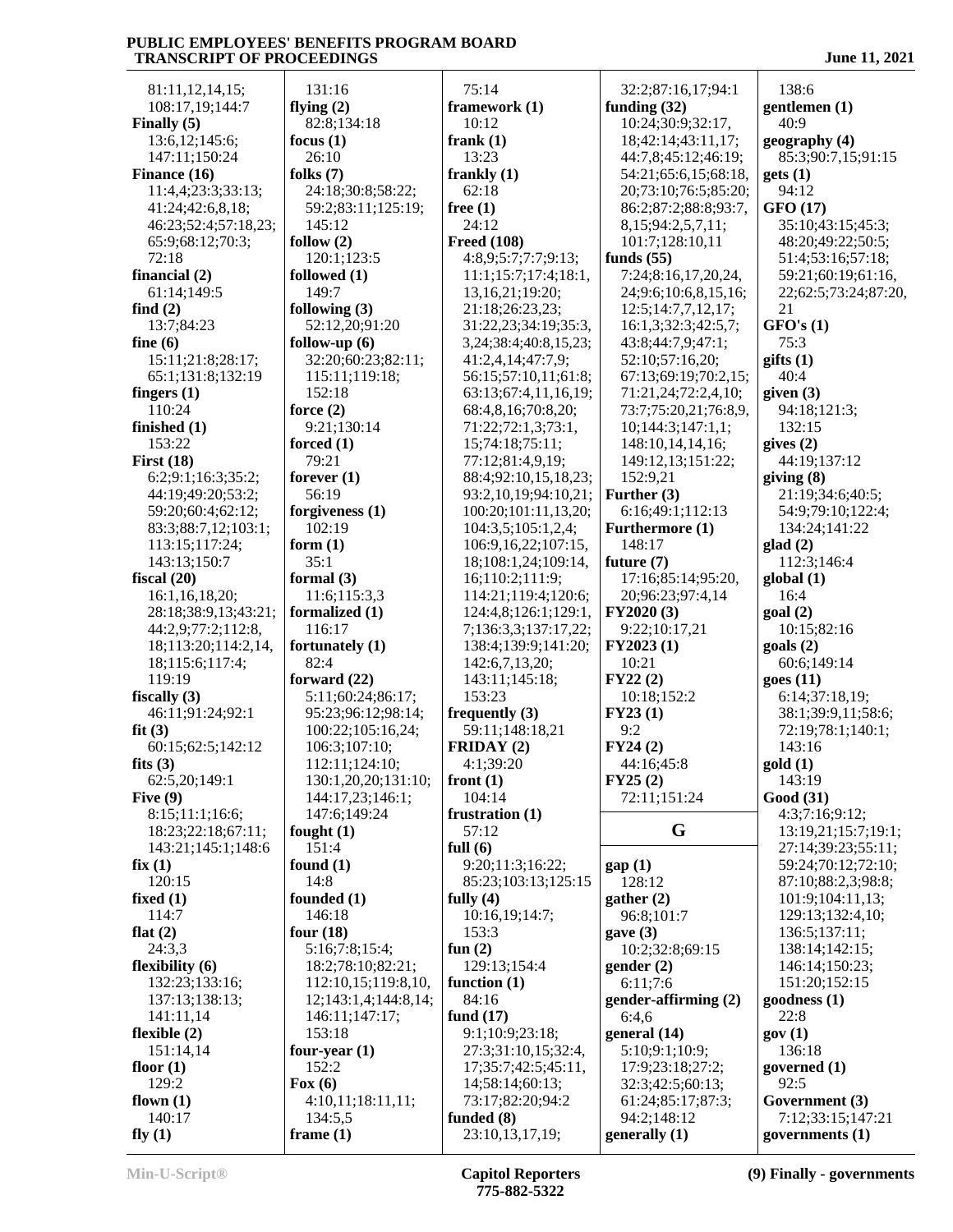81:11,12,14,15;
108:17,19;144:7

**Finally (5)**
13:6,12;145:6;
147:11;150:24

**Finance (16)**
11:4,4;23:3;33:13;
41:24;42:6,8,18;
46:23;52:4;57:18,23;
65:9;68:12;70:3;
72:18

**financial (2)**
61:14;149:5

**find (2)**
13:7;84:23

**fine (6)**
15:11;21:8;28:17;
65:1;131:8;132:19

**fingers (1)**
110:24

**finished (1)**
153:22

**First (18)**
6:2;9:1;16:3;35:2;
44:19;49:20;53:2;
59:20;60:4;62:12;
83:3;88:7,12;103:1;
113:15;117:24;
143:13;150:7

**fiscal (20)**
16:1,16,18,20;
28:18;38:9,13;43:21;
44:2,9;77:2;112:8,
18;113:20;114:2,14,
18;115:6;117:4;
119:19

**fiscally (3)**
46:11;91:24;92:1

**fit (3)**
60:15;62:5;142:12

**fits (3)**
62:5,20;149:1

**Five (9)**
8:15;11:1;16:6;
18:23;22:18;67:11;
143:21;145:1;148:6

**fix (1)**
120:15

**fixed (1)**
114:7

**flat (2)**
24:3,3

**flexibility (6)**
132:23;133:16;
137:13;138:13;
141:11,14

**flexible (2)**
151:14,14

**floor (1)**
129:2

**flown (1)**
140:17

**fly (1)**
131:16

**flying (2)**
82:8;134:18

**focus (1)**
26:10

**folks (7)**
24:18;30:8;58:22;
59:2;83:11;125:19;
145:12

**follow (2)**
120:1;123:5

**followed (1)**
149:7

**following (3)**
52:12,20;91:20

**follow-up (6)**
32:20;60:23;82:11;
115:11;119:18;
152:18

**force (2)**
9:21;130:14

**forced (1)**
79:21

**forever (1)**
56:19

**forgiveness (1)**
102:19

**form (1)**
35:1

**formal (3)**
11:6;115:3,3

**formalized (1)**
116:17

**fortunately (1)**
82:4

**forward (22)**
5:11;60:24;86:17;
95:23;96:12;98:14;
100:22;105:16,24;
106:3;107:10;
112:11;124:10;
130:1,20,20;131:10;
144:17,23;146:1;
147:6;149:24

**fought (1)**
151:4

**found (1)**
14:8

**founded (1)**
146:18

**four (18)**
5:16;7:8;15:4;
18:2;78:10;82:21;
112:10,15;119:8,10,
12;143:1,4;144:8,14;
146:11;147:17;
153:18

**four-year (1)**
152:2

**Fox (6)**
4:10,11;18:11,11;
134:5,5

**frame (1)**
75:14

**framework (1)**
10:12

**frank (1)**
13:23

**frankly (1)**
62:18

**free (1)**
24:12

**Freed (108)**
4:8,9;5:7;7:7;9:13;
11:1;15:7;17:4;18:1,
13,16,21;19:20;
21:18;26:23,23;
31:22,23;34:19;35:3,
3,24;38:4;40:8,15,23;
41:2,4,14;47:7,9;
56:15;57:10,11;61:8;
63:13;67:4,11,16,19;
68:4,8,16;70:8,20;
71:22;72:1,3;73:1,
15;74:18;75:11;
77:12;81:4,9,19;
88:4;92:10,15,18,23;
93:2,10,19;94:10,21;
100:20;101:11,13,20;
104:3,5;105:1,2,4;
106:9,16,22;107:15,
18;108:1,24;109:14,
16;110:2;111:9;
114:21;119:4;120:6;
124:4,8;126:1;129:1,
7;136:3,3;137:17,22;
138:4;139:9;141:20;
142:6,7,13,20;
143:11;145:18;
153:23

**frequently (3)**
59:11;148:18,21

**FRIDAY (2)**
4:1;39:20

**front (1)**
104:14

**frustration (1)**
57:12

**full (6)**
9:20;11:3;16:22;
85:23;103:13;125:15

**fully (4)**
10:16,19;14:7;
153:3

**fun (2)**
129:13;154:4

**function (1)**
84:16

**fund (17)**
9:1;10:9;23:18;
27:3;31:10,15;32:4,
17;35:7;42:5;45:11,
14;58:14;60:13;
73:17;82:20;94:2

**funded (8)**
23:10,13,17,19;
32:2;87:16,17;94:1

**funding (32)**
10:24;30:9;32:17,
18;42:14;43:11,17;
44:7,8;45:12;46:19;
54:21;65:6,15;68:18,
20;73:10;76:5;85:20;
86:2;87:2;88:8;93:7,
8,15;94:2,5,7,11;
101:7;128:10,11

**funds (55)**
7:24;8:16,17,20,24,
24;9:6;10:6,8,15,16;
12:5;14:7,7,12,17;
16:1,3;32:3;42:5,7;
43:8;44:7,9;47:1;
52:10;57:16,20;
67:13;69:19;70:2,15;
71:21,24;72:2,4,10;
73:7;75:20,21;76:8,9,
10;144:3;147:1,1;
148:10,14,14,16;
149:12,13;151:22;
152:9,21

**Further (3)**
6:16;49:1;112:13

**Furthermore (1)**
148:17

**future (7)**
17:16;85:14;95:20,
20;96:23;97:4,14

**FY2020 (3)**
9:22;10:17,21

**FY2023 (1)**
10:21

**FY22 (2)**
10:18;152:2

**FY23 (1)**
9:2

**FY24 (2)**
44:16;45:8

**FY25 (2)**
72:11;151:24

## G

**gap (1)**
128:12

**gather (2)**
96:8;101:7

**gave (3)**
10:2;32:8;69:15

**gender (2)**
6:11;7:6

**gender-affirming (2)**
6:4,6

**general (14)**
5:10;9:1;10:9;
17:9;23:18;27:2;
32:3;42:5;60:13;
61:24;85:17;87:3;
94:2;148:12

**generally (1)**
138:6

**gentlemen (1)**
40:9

**geography (4)**
85:3;90:7,15;91:15

**gets (1)**
94:12

**GFO (17)**
35:10;43:15;45:3;
48:20;49:22;50:5;
51:4;53:16;57:18;
59:21;60:19;61:16,
22;62:5;73:24;87:20,
21

**GFO's (1)**
75:3

**gifts (1)**
40:4

**given (3)**
94:18;121:3;
132:15

**gives (2)**
44:19;137:12

**giving (8)**
21:19;34:6;40:5;
54:9;79:10;122:4;
134:24;141:22

**glad (2)**
112:3;146:4

**global (1)**
16:4

**goal (2)**
10:15;82:16

**goals (2)**
60:6;149:14

**goes (11)**
6:14;37:18,19;
38:1;39:9,11;58:6;
72:19;78:1;140:1;
143:16

**gold (1)**
143:19

**Good (31)**
4:3;7:16;9:12;
13:19,21;15:7;19:1;
27:14;39:23;55:11;
59:24;70:12;72:10;
87:10;88:2,3;98:8;
101:9;104:11,13;
129:13;132:4,10;
136:5;137:11;
138:14;142:15;
146:14;150:23;
151:20;152:15

**goodness (1)**
22:8

**gov (1)**
136:18

**governed (1)**
92:5

**Government (3)**
7:12;33:15;147:21

**governments (1)**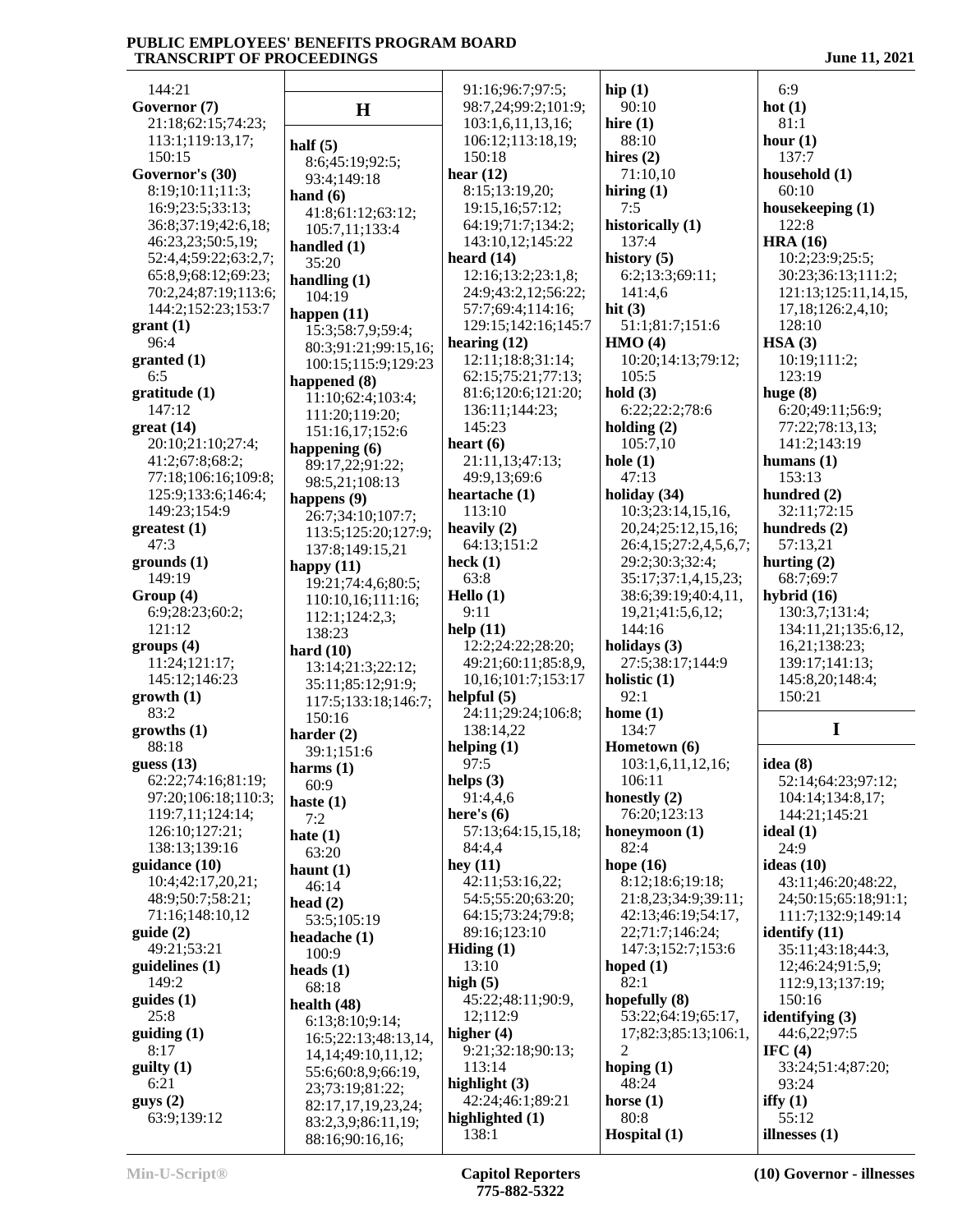144:21
**Governor (7)**
21:18;62:15;74:23;
113:1;119:13,17;
150:15
**Governor's (30)**
8:19;10:11;11:3;
16:9;23:5;33:13;
36:8;37:19;42:6,18;
46:23,23;50:5,19;
52:4,4;59:22;63:2,7;
65:8,9;68:12;69:23;
70:2,24;87:19;113:6;
144:2;152:23;153:7
**grant (1)**
96:4
**granted (1)**
6:5
**gratitude (1)**
147:12
**great (14)**
20:10;21:10;27:4;
41:2;67:8;68:2;
77:18;106:16;109:8;
125:9;133:6;146:4;
149:23;154:9
**greatest (1)**
47:3
**grounds (1)**
149:19
**Group (4)**
6:9;28:23;60:2;
121:12
**groups (4)**
11:24;121:17;
145:12;146:23
**growth (1)**
83:2
**growths (1)**
88:18
**guess (13)**
62:22;74:16;81:19;
97:20;106:18;110:3;
119:7,11;124:14;
126:10;127:21;
138:13;139:16
**guidance (10)**
10:4;42:17,20,21;
48:9;50:7;58:21;
71:16;148:10,12
**guide (2)**
49:21;53:21
**guidelines (1)**
149:2
**guides (1)**
25:8
**guiding (1)**
8:17
**guilty (1)**
6:21
**guys (2)**
63:9;139:12

## H

**half (5)**
8:6;45:19;92:5;
93:4;149:18
**hand (6)**
41:8;61:12;63:12;
105:7,11;133:4
**handled (1)**
35:20
**handling (1)**
104:19
**happen (11)**
15:3;58:7,9;59:4;
80:3;91:21;99:15,16;
100:15;115:9;129:23
**happened (8)**
11:10;62:4;103:4;
111:20;119:20;
151:16,17;152:6
**happening (6)**
89:17,22;91:22;
98:5,21;108:13
**happens (9)**
26:7;34:10;107:7;
113:5;125:20;127:9;
137:8;149:15,21
**happy (11)**
19:21;74:4,6;80:5;
110:10,16;111:16;
112:1;124:2,3;
138:23
**hard (10)**
13:14;21:3;22:12;
35:11;85:12;91:9;
117:5;133:18;146:7;
150:16
**harder (2)**
39:1;151:6
**harms (1)**
60:9
**haste (1)**
7:2
**hate (1)**
63:20
**haunt (1)**
46:14
**head (2)**
53:5;105:19
**headache (1)**
100:9
**heads (1)**
68:18
**health (48)**
6:13;8:10;9:14;
16:5;22:13;48:13,14,
14,14;49:10,11,12;
55:6;60:8,9;66:19,
23;73:19;81:22;
82:17,17,19,23,24;
83:2,3,9;86:11,19;
88:16;90:16,16;
91:16;96:7;97:5;
98:7,24;99:2;101:9;
103:1,6,11,13,16;
106:12;113:18,19;
150:18
**hear (12)**
8:15;13:19,20;
19:15,16;57:12;
64:19;71:7;134:2;
143:10,12;145:22
**heard (14)**
12:16;13:2;23:1,8;
24:9;43:2,12;56:22;
57:7;69:4;114:16;
129:15;142:16;145:7
**hearing (12)**
12:11;18:8;31:14;
62:15;75:21;77:13;
81:6;120:6;121:20;
136:11;144:23;
145:23
**heart (6)**
21:11,13;47:13;
49:9,13;69:6
**heartache (1)**
113:10
**heavily (2)**
64:13;151:2
**heck (1)**
63:8
**Hello (1)**
9:11
**help (11)**
12:2;24:22;28:20;
49:21;60:11;85:8,9,
10,16;101:7;153:17
**helpful (5)**
24:11;29:24;106:8;
138:14,22
**helping (1)**
97:5
**helps (3)**
91:4,4,6
**here's (6)**
57:13;64:15,15,18;
84:4,4
**hey (11)**
42:11;53:16,22;
54:5;55:20;63:20;
64:15;73:24;79:8;
89:16;123:10
**Hiding (1)**
13:10
**high (5)**
45:22;48:11;90:9,
12;112:9
**higher (4)**
9:21;32:18;90:13;
113:14
**highlight (3)**
42:24;46:1;89:21
**highlighted (1)**
138:1
**hip (1)**
90:10
**hire (1)**
88:10
**hires (2)**
71:10,10
**hiring (1)**
7:5
**historically (1)**
137:4
**history (5)**
6:2;13:3;69:11;
141:4,6
**hit (3)**
51:1;81:7;151:6
**HMO (4)**
10:20;14:13;79:12;
105:5
**hold (3)**
6:22;22:2;78:6
**holding (2)**
105:7,10
**hole (1)**
47:13
**holiday (34)**
10:3;23:14,15,16,
20,24;25:12,15,16;
26:4,15;27:2,4,5,6,7;
29:2;30:3;32:4;
35:17;37:1,4,15,23;
38:6;39:19;40:4,11,
19,21;41:5,6,12;
144:16
**holidays (3)**
27:5;38:17;144:9
**holistic (1)**
92:1
**home (1)**
134:7
**Hometown (6)**
103:1,6,11,12,16;
106:11
**honestly (2)**
76:20;123:13
**honeymoon (1)**
82:4
**hope (16)**
8:12;18:6;19:18;
21:8,23;34:9;39:11;
42:13;46:19;54:17,
22;71:7;146:24;
147:3;152:7;153:6
**hoped (1)**
82:1
**hopefully (8)**
53:22;64:19;65:17,
17;82:3;85:13;106:1,
2
**hoping (1)**
48:24
**horse (1)**
80:8
**Hospital (1)**
6:9
**hot (1)**
81:1
**hour (1)**
137:7
**household (1)**
60:10
**housekeeping (1)**
122:8
**HRA (16)**
10:2;23:9;25:5;
30:23;36:13;111:2;
121:13;125:11,14,15,
17,18;126:2,4,10;
128:10
**HSA (3)**
10:19;111:2;
123:19
**huge (8)**
6:20;49:11;56:9;
77:22;78:13,13;
141:2;143:19
**humans (1)**
153:13
**hundred (2)**
32:11;72:15
**hundreds (2)**
57:13,21
**hurting (2)**
68:7;69:7
**hybrid (16)**
130:3,7;131:4;
134:11,21;135:6,12,
16,21;138:23;
139:17;141:13;
145:8,20;148:4;
150:21

## I

**idea (8)**
52:14;64:23;97:12;
104:14;134:8,17;
144:21;145:21
**ideal (1)**
24:9
**ideas (10)**
43:11;46:20;48:22,
24;50:15;65:18;91:1;
111:7;132:9;149:14
**identify (11)**
35:11;43:18;44:3,
12;46:24;91:5,9;
112:9,13;137:19;
150:16
**identifying (3)**
44:6,22;97:5
**IFC (4)**
33:24;51:4;87:20;
93:24
**iffy (1)**
55:12
**illnesses (1)**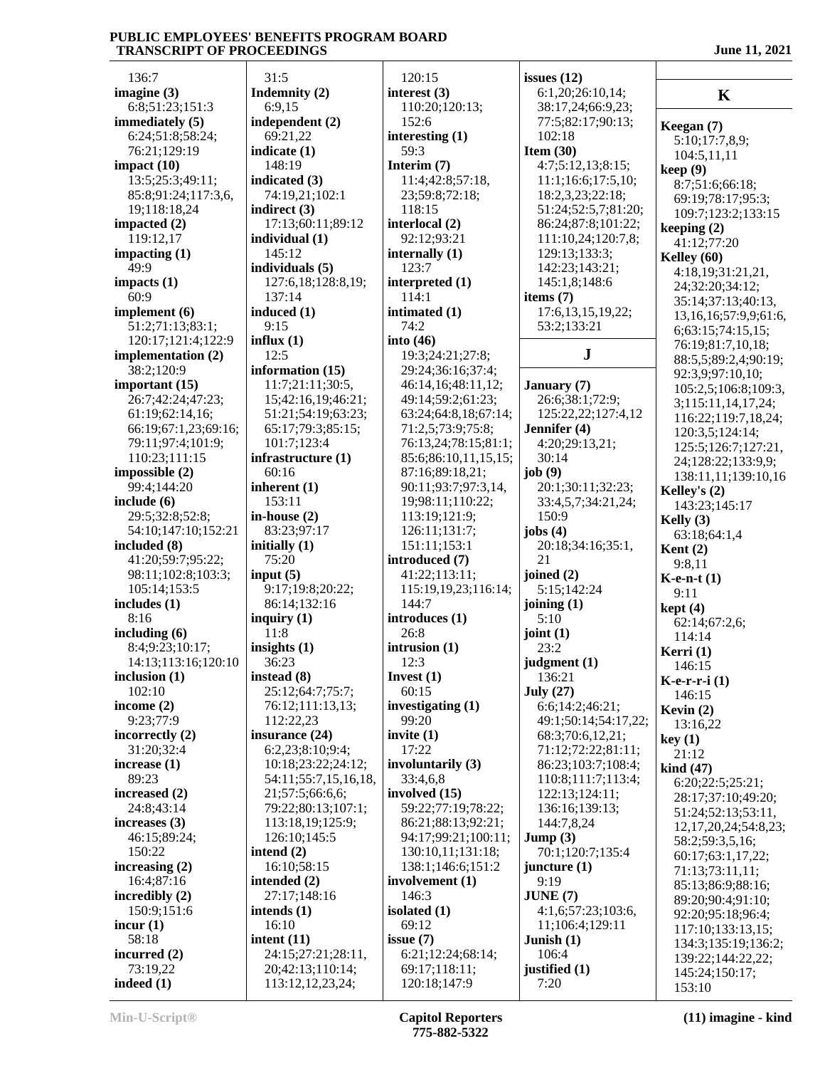136:7
**imagine (3)**
6:8;51:23;151:3
**immediately (5)**
6:24;51:8;58:24;
76:21;129:19
**impact (10)**
13:5;25:3;49:11;
85:8;91:24;117:3,6,
19;118:18,24
**impacted (2)**
119:12,17
**impacting (1)**
49:9
**impacts (1)**
60:9
**implement (6)**
51:2;71:13;83:1;
120:17;121:4;122:9
**implementation (2)**
38:2;120:9
**important (15)**
26:7;42:24;47:23;
61:19;62:14,16;
66:19;67:1,23;69:16;
79:11;97:4;101:9;
110:23;111:15
**impossible (2)**
99:4;144:20
**include (6)**
29:5;32:8;52:8;
54:10;147:10;152:21
**included (8)**
41:20;59:7;95:22;
98:11;102:8;103:3;
105:14;153:5
**includes (1)**
8:16
**including (6)**
8:4;9:23;10:17;
14:13;113:16;120:10
**inclusion (1)**
102:10
**income (2)**
9:23;77:9
**incorrectly (2)**
31:20;32:4
**increase (1)**
89:23
**increased (2)**
24:8;43:14
**increases (3)**
46:15;89:24;
150:22
**increasing (2)**
16:4;87:16
**incredibly (2)**
150:9;151:6
**incur (1)**
58:18
**incurred (2)**
73:19,22
**indeed (1)**
31:5
**Indemnity (2)**
6:9,15
**independent (2)**
69:21,22
**indicate (1)**
148:19
**indicated (3)**
74:19,21;102:1
**indirect (3)**
17:13;60:11;89:12
**individual (1)**
145:12
**individuals (5)**
127:6,18;128:8,19;
137:14
**induced (1)**
9:15
**influx (1)**
12:5
**information (15)**
11:7;21:11;30:5,
15;42:16,19;46:21;
51:21;54:19;63:23;
65:17;79:3;85:15;
101:7;123:4
**infrastructure (1)**
60:16
**inherent (1)**
153:11
**in-house (2)**
83:23;97:17
**initially (1)**
75:20
**input (5)**
9:17;19:8;20:22;
86:14;132:16
**inquiry (1)**
11:8
**insights (1)**
36:23
**instead (8)**
25:12;64:7;75:7;
76:12;111:13,13;
112:22,23
**insurance (24)**
6:2,23;8:10;9:4;
10:18;23:22;24:12;
54:11;55:7,15,16,18,
21;57:5;66:6,6;
79:22;80:13;107:1;
113:18,19;125:9;
126:10;145:5
**intend (2)**
16:10;58:15
**intended (2)**
27:17;148:16
**intends (1)**
16:10
**intent (11)**
24:15;27:21;28:11,
20;42:13;110:14;
113:12,12,23,24;
120:15
**interest (3)**
110:20;120:13;
152:6
**interesting (1)**
59:3
**Interim (7)**
11:4;42:8;57:18,
23;59:8;72:18;
118:15
**interlocal (2)**
92:12;93:21
**internally (1)**
123:7
**interpreted (1)**
114:1
**intimated (1)**
74:2
**into (46)**
19:3;24:21;27:8;
29:24;36:16;37:4;
46:14,16;48:11,12;
49:14;59:2;61:23;
63:24;64:8,18;67:14;
71:2,5;73:9;75:8;
76:13,24;78:15;81:1;
85:6;86:10,11,15,15;
87:16;89:18,21;
90:11;93:7;97:3,14,
19;98:11;110:22;
113:19;121:9;
126:11;131:7;
151:11;153:1
**introduced (7)**
41:22;113:11;
115:19,19,23;116:14;
144:7
**introduces (1)**
26:8
**intrusion (1)**
12:3
**Invest (1)**
60:15
**investigating (1)**
99:20
**invite (1)**
17:22
**involuntarily (3)**
33:4,6,8
**involved (15)**
59:22;77:19;78:22;
86:21;88:13;92:21;
94:17;99:21;100:11;
130:10,11;131:18;
138:1;146:6;151:2
**involvement (1)**
146:3
**isolated (1)**
69:12
**issue (7)**
6:21;12:24;68:14;
69:17;118:11;
120:18;147:9
**issues (12)**
6:1,20;26:10,14;
38:17,24;66:9,23;
77:5;82:17;90:13;
102:18
**Item (30)**
4:7;5:12,13;8:15;
11:1;16:6;17:5,10;
18:2,3,23;22:18;
51:24;52:5,7;81:20;
86:24;87:8;101:22;
111:10,24;120:7,8;
129:13;133:3;
142:23;143:21;
145:1,8;148:6
**items (7)**
17:6,13,15,19,22;
53:2;133:21

## J

**January (7)**
26:6;38:1;72:9;
125:22,22;127:4,12
**Jennifer (4)**
4:20;29:13,21;
30:14
**job (9)**
20:1;30:11;32:23;
33:4,5,7;34:21,24;
150:9
**jobs (4)**
20:18;34:16;35:1,
21
**joined (2)**
5:15;142:24
**joining (1)**
5:10
**joint (1)**
23:2
**judgment (1)**
136:21
**July (27)**
6:6;14:2;46:21;
49:1;50:14;54:17,22;
68:3;70:6,12,21;
71:12;72:22;81:11;
86:23;103:7;108:4;
110:8;111:7;113:4;
122:13;124:11;
136:16;139:13;
144:7,8,24
**Jump (3)**
70:1;120:7;135:4
**juncture (1)**
9:19
**JUNE (7)**
4:1,6;57:23;103:6,
11;106:4;129:11
**Junish (1)**
106:4
**justified (1)**
7:20

## K

**Keegan (7)**
5:10;17:7,8,9;
104:5,11,11
**keep (9)**
8:7;51:6;66:18;
69:19;78:17;95:3;
109:7;123:2;133:15
**keeping (2)**
41:12;77:20
**Kelley (60)**
4:18,19;31:21,21,
24;32:20;34:12;
35:14;37:13;40:13,
13,16,16;57:9,9;61:6,
6;63:15;74:15,15;
76:19;81:7,10,18;
88:5,5;89:2,4;90:19;
92:3,9;97:10,10;
105:2,5;106:8;109:3,
3;115:11,14,17,24;
116:22;119:7,18,24;
120:3,5;124:14;
125:5;126:7;127:21,
24;128:22;133:9,9;
138:11,11;139:10,16
**Kelley's (2)**
143:23;145:17
**Kelly (3)**
63:18;64:1,4
**Kent (2)**
9:8,11
**K-e-n-t (1)**
9:11
**kept (4)**
62:14;67:2,6;
114:14
**Kerri (1)**
146:15
**K-e-r-r-i (1)**
146:15
**Kevin (2)**
13:16,22
**key (1)**
21:12
**kind (47)**
6:20;22:5;25:21;
28:17;37:10;49:20;
51:24;52:13;53:11,
12,17,20,24;54:8,23;
58:2;59:3,5,16;
60:17;63:1,17,22;
71:13;73:11,11;
85:13;86:9;88:16;
89:20;90:4;91:10;
92:20;95:18;96:4;
117:10;133:13,15;
134:3;135:19;136:2;
139:22;144:22,22;
145:24;150:17;
153:10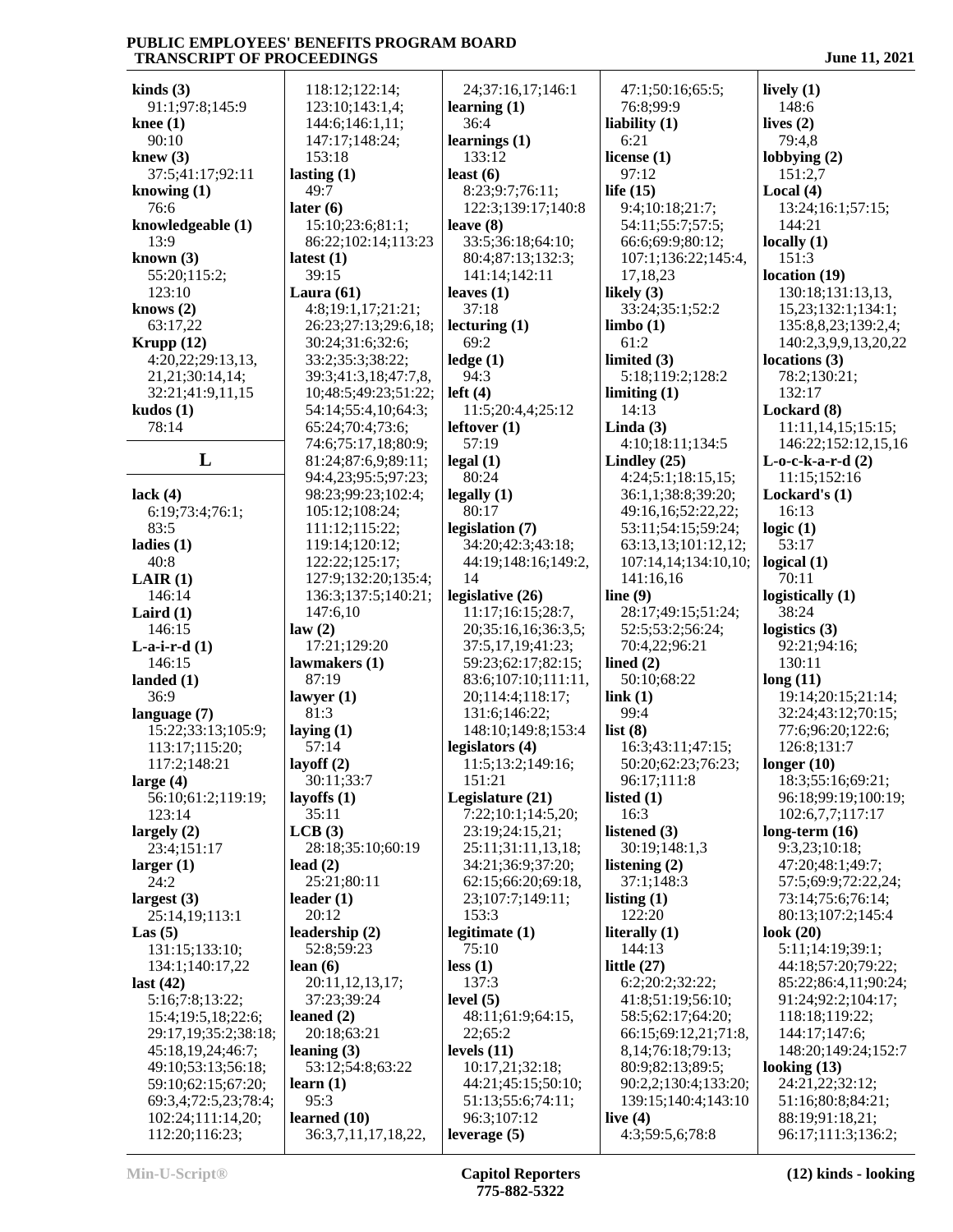**kinds (3)**
91:1;97:8;145:9
**knee (1)**
90:10
**knew (3)**
37:5;41:17;92:11
**knowing (1)**
76:6
**knowledgeable (1)**
13:9
**known (3)**
55:20;115:2;
123:10
**knows (2)**
63:17,22
**Krupp (12)**
4:20,22;29:13,13,
21,21;30:14,14;
32:21;41:9,11,15
**kudos (1)**
78:14

## L

**lack (4)**
6:19;73:4;76:1;
83:5
**ladies (1)**
40:8
**LAIR (1)**
146:14
**Laird (1)**
146:15
**L-a-i-r-d (1)**
146:15
**landed (1)**
36:9
**language (7)**
15:22;33:13;105:9;
113:17;115:20;
117:2;148:21
**large (4)**
56:10;61:2;119:19;
123:14
**largely (2)**
23:4;151:17
**larger (1)**
24:2
**largest (3)**
25:14,19;113:1
**Las (5)**
131:15;133:10;
134:1;140:17,22
**last (42)**
5:16;7:8;13:22;
15:4;19:5,18;22:6;
29:17,19;35:2;38:18;
45:18,19,24;46:7;
49:10;53:13;56:18;
59:10;62:15;67:20;
69:3,4;72:5,23;78:4;
102:24;111:14,20;
112:20;116:23;
118:12;122:14;
123:10;143:1,4;
144:6;146:1,11;
147:17;148:24;
153:18
**lasting (1)**
49:7
**later (6)**
15:10;23:6;81:1;
86:22;102:14;113:23
**latest (1)**
39:15
**Laura (61)**
4:8;19:1,17;21:21;
26:23;27:13;29:6,18;
30:24;31:6;32:6;
33:2;35:3;38:22;
39:3;41:3,18;47:7,8,
10;48:5;49:23;51:22;
54:14;55:4,10;64:3;
65:24;70:4;73:6;
74:6,7;75:17,18;80:9;
81:24;87:6,9;89:11;
94:4,23;95:5;97:23;
98:23;99:23;102:4;
105:12;108:24;
111:12;115:22;
119:14;120:12;
122:22;125:17;
127:9;132:20;135:4;
136:3;137:5;140:21;
147:6,10
**law (2)**
17:21;129:20
**lawmakers (1)**
87:19
**lawyer (1)**
81:3
**laying (1)**
57:14
**layoff (2)**
30:11;33:7
**layoffs (1)**
35:11
**LCB (3)**
28:18;35:10;60:19
**lead (2)**
25:21;80:11
**leader (1)**
20:12
**leadership (2)**
52:8;59:23
**lean (6)**
20:11,12,13,17;
37:23;39:24
**leaned (2)**
20:18;63:21
**leaning (3)**
53:12;54:8;63:22
**learn (1)**
95:3
**learned (10)**
36:3,7,11,17,18,22,
24;37:16,17;146:1
**learning (1)**
36:4
**learnings (1)**
133:12
**least (6)**
8:23;9:7;76:11;
122:3;139:17;140:8
**leave (8)**
33:5;36:18;64:10;
80:4;87:13;132:3;
141:14;142:11
**leaves (1)**
37:18
**lecturing (1)**
69:2
**ledge (1)**
94:3
**left (4)**
11:5;20:4,4;25:12
**leftover (1)**
57:19
**legal (1)**
80:24
**legally (1)**
80:17
**legislation (7)**
34:20;42:3;43:18;
44:19;148:16;149:2,
14
**legislative (26)**
11:17;16:15;28:7,
20;35:16,16;36:3,5;
37:5,17,19;41:23;
59:23;62:17;82:15;
83:6;107:10;111:11,
20;114:4;118:17;
131:6;146:22;
148:10;149:8;153:4
**legislators (4)**
11:5;13:2;149:16;
151:21
**Legislature (21)**
7:22;10:1;14:5,20;
23:19;24:15,21;
25:11;31:11,13,18;
34:21;36:9;37:20;
62:15;66:20;69:18,
23;107:7;149:11;
153:3
**legitimate (1)**
75:10
**less (1)**
137:3
**level (5)**
48:11;61:9;64:15,
22;65:2
**levels (11)**
10:17,21;32:18;
44:21;45:15;50:10;
51:13;55:6;74:11;
96:3;107:12
**leverage (5)**
47:1;50:16;65:5;
76:8;99:9
**liability (1)**
6:21
**license (1)**
97:12
**life (15)**
9:4;10:18;21:7;
54:11;55:7;57:5;
66:6;69:9;80:12;
107:1;136:22;145:4,
17,18,23
**likely (3)**
33:24;35:1;52:2
**limbo (1)**
61:2
**limited (3)**
5:18;119:2;128:2
**limiting (1)**
14:13
**Linda (3)**
4:10;18:11;134:5
**Lindley (25)**
4:24;5:1;18:15,15;
36:1,1;38:8;39:20;
49:16,16;52:22,22;
53:11;54:15;59:24;
63:13,13;101:12,12;
107:14,14;134:10,10;
141:16,16
**line (9)**
28:17;49:15;51:24;
52:5;53:2;56:24;
70:4,22;96:21
**lined (2)**
50:10;68:22
**link (1)**
99:4
**list (8)**
16:3;43:11;47:15;
50:20;62:23;76:23;
96:17;111:8
**listed (1)**
16:3
**listened (3)**
30:19;148:1,3
**listening (2)**
37:1;148:3
**listing (1)**
122:20
**literally (1)**
144:13
**little (27)**
6:2;20:2;32:22;
41:8;51:19;56:10;
58:5;62:17;64:20;
66:15;69:12,21;71:8,
8,14;76:18;79:13;
80:9;82:13;89:5;
90:2,2;130:4;133:20;
139:15;140:4;143:10
**live (4)**
4:3;59:5,6;78:8
**lively (1)**
148:6
**lives (2)**
79:4,8
**lobbying (2)**
151:2,7
**Local (4)**
13:24;16:1;57:15;
144:21
**locally (1)**
151:3
**location (19)**
130:18;131:13,13,
15,23;132:1;134:1;
135:8,8,23;139:2,4;
140:2,3,9,9,13,20,22
**locations (3)**
78:2;130:21;
132:17
**Lockard (8)**
11:11,14,15;15:15;
146:22;152:12,15,16
**L-o-c-k-a-r-d (2)**
11:15;152:16
**Lockard's (1)**
16:13
**logic (1)**
53:17
**logical (1)**
70:11
**logistically (1)**
38:24
**logistics (3)**
92:21;94:16;
130:11
**long (11)**
19:14;20:15;21:14;
32:24;43:12;70:15;
77:6;96:20;122:6;
126:8;131:7
**longer (10)**
18:3;55:16;69:21;
96:18;99:19;100:19;
102:6,7,7;117:17
**long-term (16)**
9:3,23;10:18;
47:20;48:1;49:7;
57:5;69:9;72:22,24;
73:14;75:6;76:14;
80:13;107:2;145:4
**look (20)**
5:11;14:19;39:1;
44:18;57:20;79:22;
85:22;86:4,11;90:24;
91:24;92:2;104:17;
118:18;119:22;
144:17;147:6;
148:20;149:24;152:7
**looking (13)**
24:21,22;32:12;
51:16;80:8;84:21;
88:19;91:18,21;
96:17;111:3;136:2;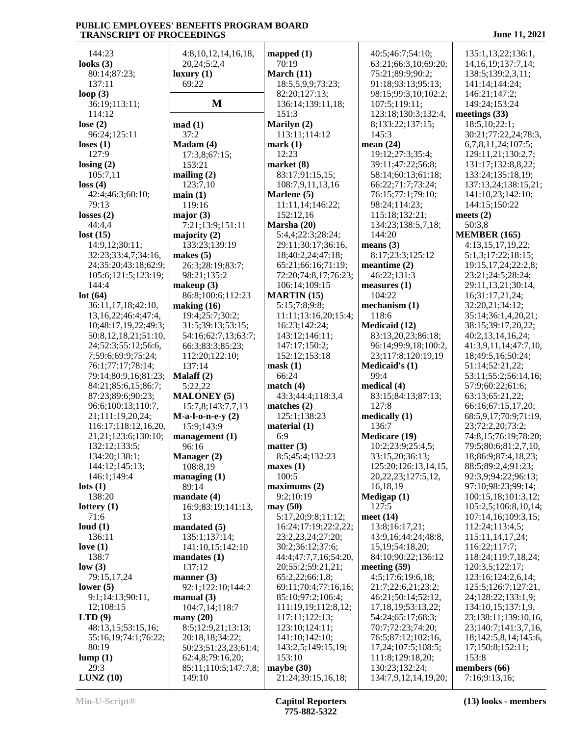144:23
**looks (3)**
80:14;87:23;
137:11
**loop (3)**
36:19;113:11;
114:12
**lose (2)**
96:24;125:11
**loses (1)**
127:9
**losing (2)**
105:7,11
**loss (4)**
42:4;46:3;60:10;
79:13
**losses (2)**
44:4,4
**lost (15)**
14:9,12;30:11;
32:23;33:4,7;34:16,
24;35:20;43:18;62:9;
105:6;121:5;123:19;
144:4
**lot (64)**
36:11,17,18;42:10,
13,16,22;46:4;47:4,
10;48:17,19,22;49:3;
50:8,12,18,21;51:10,
24;52:3;55:12;56:6,
7;59:6;69:9;75:24;
76:1;77:17;78:14;
79:14;80:9,16;81:23;
84:21;85:6,15;86:7;
87:23;89:6;90:23;
96:6;100:13;110:7,
21;111:19,20,24;
116:17;118:12,16,20,
21,21;123:6;130:10;
132:12;133:5;
134:20;138:1;
144:12;145:13;
146:1;149:4
**lots (1)**
138:20
**lottery (1)**
71:6
**loud (1)**
136:11
**love (1)**
138:7
**low (3)**
79:15,17,24
**lower (5)**
9:1;14:13;90:11,
12;108:15
**LTD (9)**
48:13,15;53:15,16;
55:16,19;74:1;76:22;
80:19
**lump (1)**
29:3
**LUNZ (10)**
4:8,10,12,14,16,18,
20,24;5:2,4
**luxury (1)**
69:22

## M

**mad (1)**
37:2
**Madam (4)**
17:3,8;67:15;
153:21
**mailing (2)**
123:7,10
**main (1)**
119:16
**major (3)**
7:21;13:9;151:11
**majority (2)**
133:23;139:19
**makes (5)**
26:3;28:19;83:7;
98:21;135:2
**makeup (3)**
86:8;100:6;112:23
**making (16)**
19:4;25:7;30:2;
31:5;39:13;53:15;
54:16;62:7,13;63:7;
66:3;83:3;85:23;
112:20;122:10;
137:14
**Malaff (2)**
5:22,22
**MALONEY (5)**
15:7,8;143:7,7,13
**M-a-l-o-n-e-y (2)**
15:9;143:9
**management (1)**
96:16
**Manager (2)**
108:8,19
**managing (1)**
89:14
**mandate (4)**
16:9;83:19;141:13,
13
**mandated (5)**
135:1;137:14;
141:10,15;142:10
**mandates (1)**
137:12
**manner (3)**
92:1;122:10;144:2
**manual (3)**
104:7,14;118:7
**many (20)**
8:5;12:9,21;13:13;
20:18,18;34:22;
50:23;51:23,23;61:4;
62:4,8;79:16,20;
85:11;110:5;147:7,8;
149:10
**mapped (1)**
70:19
**March (11)**
18:5,5,9,9;73:23;
82:20;127:13;
136:14;139:11,18;
151:3
**Marilyn (2)**
113:11;114:12
**mark (1)**
12:23
**market (8)**
83:17;91:15,15;
108:7,9,11,13,16
**Marlene (5)**
11:11,14;146:22;
152:12,16
**Marsha (20)**
5:4,4;22:3;28:24;
29:11;30:17;36:16,
18;40:2,24;47:18;
65:21;66:16;71:19;
72:20;74:8,17;76:23;
106:14;109:15
**MARTIN (15)**
5:15;7:8;9:8;
11:11;13:16,20;15:4;
16:23;142:24;
143:12;146:11;
147:17;150:2;
152:12;153:18
**mask (1)**
66:24
**match (4)**
43:3;44:4;118:3,4
**matches (2)**
125:1;138:23
**material (1)**
6:9
**matter (3)**
8:5;45:4;132:23
**maxes (1)**
100:5
**maximums (2)**
9:2;10:19
**may (50)**
5:17,20;9:8;11:12;
16:24;17:19;22:2,22;
23:2,23,24;27:20;
30:2;36:12;37:6;
44:4;47:7,7,16;54:20,
20;55:2;59:21,21;
65:2,22;66:1,8;
69:11;70:4;77:16,16;
85:10;97:2;106:4;
111:19,19;112:8,12;
117:11;122:13;
123:10;124:11;
141:10;142:10;
143:2,5;149:15,19;
153:10
**maybe (30)**
21:24;39:15,16,18;
40:5;46:7;54:10;
63:21;66:3,10;69:20;
75:21;89:9;90:2;
91:18;93:13;95:13;
98:15;99:3,10;102:2;
107:5;119:11;
123:18;130:3;132:4,
8;133:22;137:15;
145:3
**mean (24)**
19:12;27:3;35:4;
39:11;47:22;56:8;
58:14;60:13;61:18;
66:22;71:7;73:24;
76:15;77:1;79:10;
98:24;114:23;
115:18;132:21;
134:23;138:5,7,18;
144:20
**means (3)**
8:17;23:3;125:12
**meantime (2)**
46:22;131:3
**measures (1)**
104:22
**mechanism (1)**
118:6
**Medicaid (12)**
83:13,20,23;86:18;
96:14;99:9,18;100:2,
23;117:8;120:19,19
**Medicaid's (1)**
99:4
**medical (4)**
83:15;84:13;87:13;
127:8
**medically (1)**
136:7
**Medicare (19)**
10:2;23:9;25:4,5;
33:15,20;36:13;
125:20;126:13,14,15,
20,22,23;127:5,12,
16,18,19
**Medigap (1)**
127:5
**meet (14)**
13:8;16:17,21;
43:9,16;44:24;48:8,
15,19;54:18,20;
84:10;90:22;136:12
**meeting (59)**
4:5;17:6;19:6,18;
21:7;22:6,21;23:2;
46:21;50:14;52:12,
17,18,19;53:13,22;
54:24;65:17;68:3;
70:7;72:23;74:20;
76:5;87:12;102:16,
17,24;107:5;108:5;
111:8;129:18,20;
130:23;132:24;
134:7,9,12,14,19,20;
135:1,13,22;136:1,
14,16,19;137:7,14;
138:5;139:2,3,11;
141:14;144:24;
146:21;147:2;
149:24;153:24
**meetings (33)**
18:5,10;22:1;
30:21;77:22,24;78:3,
6,7,8,11,24;107:5;
129:11,21;130:2,7;
131:17;132:8,8,22;
133:24;135:18,19;
137:13,24;138:15,21;
141:10,23;142:10;
144:15;150:22
**meets (2)**
50:3,8
**MEMBER (165)**
4:13,15,17,19,22;
5:1,3;17:22;18:15;
19:15,17,24;22:2,8;
23:21;24:5;28:24;
29:11,13,21;30:14,
16;31:17,21,24;
32:20,21;34:12;
35:14;36:1,4,20,21;
38:15;39:17,20,22;
40:2,13,14,16,24;
41:3,9,11,14;47:7,10,
18;49:5,16;50:24;
51:14;52:21,22;
53:11;55:2;56:14,16;
57:9;60:22;61:6;
63:13;65:21,22;
66:16;67:15,17,20;
68:5,9,17;70:9;71:19,
23;72:2,20;73:2;
74:8,15;76:19;78:20;
79:5;80:6;81:2,7,10,
18;86:9;87:4,18,23;
88:5;89:2,4;91:23;
92:3,9;94:22;96:13;
97:10;98:23;99:14;
100:15,18;101:3,12;
105:2,5;106:8,10,14;
107:14,16;109:3,15;
112:24;113:4,5;
115:11,14,17,24;
116:22;117:7;
118:24;119:7,18,24;
120:3,5;122:17;
123:16;124:2,6,14;
125:5;126:7;127:21,
24;128:22;133:1,9;
134:10,15;137:1,9,
23;138:11;139:10,16,
23;140:7;141:3,7,16,
18;142:5,8,14;145:6,
17;150:8;152:11;
153:8
**members (66)**
7:16;9:13,16;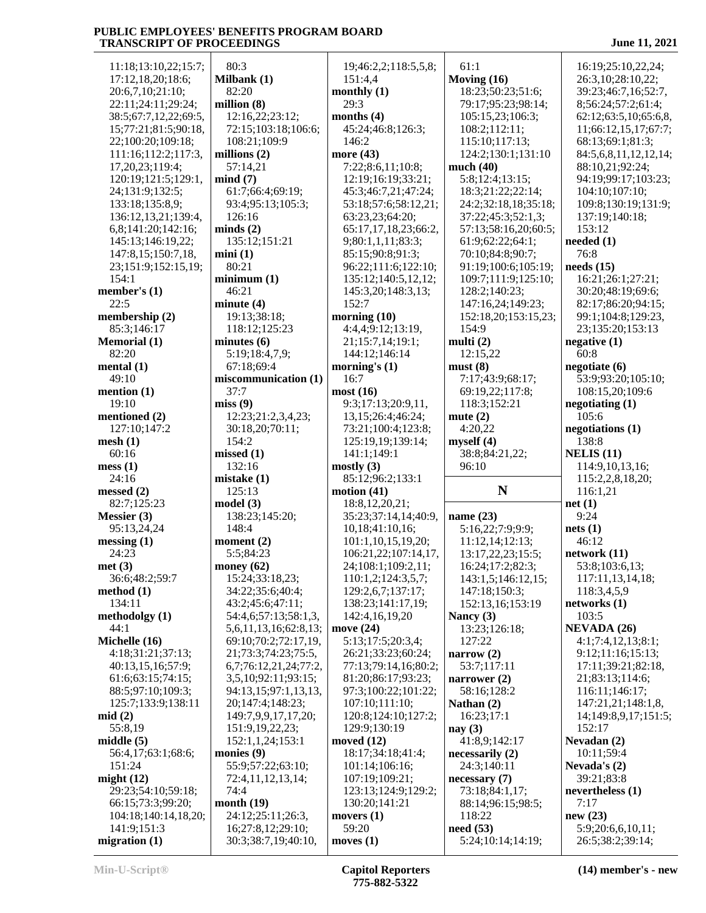11:18;13:10,22;15:7;
17:12,18,20;18:6;
20:6,7,10;21:10;
22:11;24:11;29:24;
38:5;67:7,12,22;69:5,
15;77:21;81:5;90:18,
22;100:20;109:18;
111:16;112:2;117:3,
17,20,23;119:4;
120:19;121:5;129:1,
24;131:9;132:5;
133:18;135:8,9;
136:12,13,21;139:4,
6,8;141:20;142:16;
145:13;146:19,22;
147:8,15;150:7,18,
23;151:9;152:15,19;
154:1

**member's (1)**
22:5

**membership (2)**
85:3;146:17

**Memorial (1)**
82:20

**mental (1)**
49:10

**mention (1)**
19:10

**mentioned (2)**
127:10;147:2

**mesh (1)**
60:16

**mess (1)**
24:16

**messed (2)**
82:7;125:23

**Messier (3)**
95:13,24,24

**messing (1)**
24:23

**met (3)**
36:6;48:2;59:7

**method (1)**
134:11

**methodolgy (1)**
44:1

**Michelle (16)**
4:18;31:21;37:13;
40:13,15,16;57:9;
61:6;63:15;74:15;
88:5;97:10;109:3;
125:7;133:9;138:11

**mid (2)**
55:8,19

**middle (5)**
56:4,17;63:1;68:6;
151:24

**might (12)**
29:23;54:10;59:18;
66:15;73:3;99:20;
104:18;140:14,18,20;
141:9;151:3

**migration (1)**
80:3

**Milbank (1)**
82:20

**million (8)**
12:16,22;23:12;
72:15;103:18;106:6;
108:21;109:9

**millions (2)**
57:14,21

**mind (7)**
61:7;66:4;69:19;
93:4;95:13;105:3;
126:16

**minds (2)**
135:12;151:21

**mini (1)**
80:21

**minimum (1)**
46:21

**minute (4)**
19:13;38:18;
118:12;125:23

**minutes (6)**
5:19;18:4,7,9;
67:18;69:4

**miscommunication (1)**
37:7

**miss (9)**
12:23;21:2,3,4,23;
30:18,20;70:11;
154:2

**missed (1)**
132:16

**mistake (1)**
125:13

**model (3)**
138:23;145:20;
148:4

**moment (2)**
5:5;84:23

**money (62)**
15:24;33:18,23;
34:22;35:6;40:4;
43:2;45:6;47:11;
54:4,6;57:13;58:1,3,
5,6,11,13,16;62:8,13;
69:10;70:2;72:17,19,
21;73:3;74:23;75:5,
6,7;76:12,21,24;77:2,
3,5,10;92:11;93:15;
94:13,15;97:1,13,13,
20;147:4;148:23;
149:7,9,9,17,17,20;
151:9,19,22,23;
152:1,1,24;153:1

**monies (9)**
55:9;57:22;63:10;
72:4,11,12,13,14;
74:4

**month (19)**
24:12;25:11;26:3,
16;27:8,12;29:10;
30:3;38:7,19;40:10,
19;46:2,2;118:5,5,8;
151:4,4

**monthly (1)**
29:3

**months (4)**
45:24;46:8;126:3;
146:2

**more (43)**
7:22;8:6,11;10:8;
12:19;16:19;33:21;
45:3;46:7,21;47:24;
53:18;57:6;58:12,21;
63:23,23;64:20;
65:17,17,18,23;66:2,
9;80:1,1,11;83:3;
85:15;90:8;91:3;
96:22;111:6;122:10;
135:12;140:5,12,12;
145:3,20;148:3,13;
152:7

**morning (10)**
4:4,4;9:12;13:19,
21;15:7,14;19:1;
144:12;146:14

**morning's (1)**
16:7

**most (16)**
9:3;17:13;20:9,11,
13,15;26:4;46:24;
73:21;100:4;123:8;
125:19,19;139:14;
141:1;149:1

**mostly (3)**
85:12;96:2;133:1

**motion (41)**
18:8,12,20,21;
35:23;37:14,14;40:9,
10,18;41:10,16;
101:1,10,15,19,20;
106:21,22;107:14,17,
24;108:1;109:2,11;
110:1,2;124:3,5,7;
129:2,6,7;137:17;
138:23;141:17,19;
142:4,16,19,20

**move (24)**
5:13;17:5;20:3,4;
26:21;33:23;60:24;
77:13;79:14,16;80:2;
81:20;86:17;93:23;
97:3;100:22;101:22;
107:10;111:10;
120:8;124:10;127:2;
129:9;130:19

**moved (12)**
18:17;34:18;41:4;
101:14;106:16;
107:19;109:21;
123:13;124:9;129:2;
130:20;141:21

**movers (1)**
59:20

**moves (1)**
61:1

**Moving (16)**
18:23;50:23;51:6;
79:17;95:23;98:14;
105:15,23;106:3;
108:2;112:11;
115:10;117:13;
124:2;130:1;131:10

**much (40)**
5:8;12:4;13:15;
18:3;21:22;22:14;
24:2;32:18,18;35:18;
37:22;45:3;52:1,3;
57:13;58:16,20;60:5;
61:9;62:22;64:1;
70:10;84:8;90:7;
91:19;100:6;105:19;
109:7;111:9;125:10;
128:2;140:23;
147:16,24;149:23;
152:18,20;153:15,23;
154:9

**multi (2)**
12:15,22

**must (8)**
7:17;43:9;68:17;
69:19,22;117:8;
118:3;152:21

**mute (2)**
4:20,22

**myself (4)**
38:8;84:21,22;
96:10

## N

**name (23)**
5:16,22;7:9;9:9;
11:12,14;12:13;
13:17,22,23;15:5;
16:24;17:2;82:3;
143:1,5;146:12,15;
147:18;150:3;
152:13,16;153:19

**Nancy (3)**
13:23;126:18;
127:22

**narrow (2)**
53:7;117:11

**narrower (2)**
58:16;128:2

**Nathan (2)**
16:23;17:1

**nay (3)**
41:8,9;142:17

**necessarily (2)**
24:3;140:11

**necessary (7)**
73:18;84:1,17;
88:14;96:15;98:5;
118:22

**need (53)**
5:24;10:14;14:19;
16:19;25:10,22,24;
26:3,10;28:10,22;
39:23;46:7,16;52:7,
8;56:24;57:2;61:4;
62:12;63:5,10;65:6,8,
11;66:12,15,17;67:7;
68:13;69:1;81:3;
84:5,6,8,11,12,12,14;
88:10,21;92:24;
94:19;99:17;103:23;
104:10;107:10;
109:8;130:19;131:9;
137:19;140:18;
153:12

**needed (1)**
76:8

**needs (15)**
16:21;26:1;27:21;
30:20;48:19;69:6;
82:17;86:20;94:15;
99:1;104:8;129:23,
23;135:20;153:13

**negative (1)**
60:8

**negotiate (6)**
53:9;93:20;105:10;
108:15,20;109:6

**negotiating (1)**
105:6

**negotiations (1)**
138:8

**NELIS (11)**
114:9,10,13,16;
115:2,2,8,18,20;
116:1,21

**net (1)**
9:24

**nets (1)**
46:12

**network (11)**
53:8;103:6,13;
117:11,13,14,18;
118:3,4,5,9

**networks (1)**
103:5

**NEVADA (26)**
4:1;7:4,12,13;8:1;
9:12;11:16;15:13;
17:11;39:21;82:18,
21;83:13;114:6;
116:11;146:17;
147:21,21;148:1,8,
14;149:8,9,17;151:5;
152:17

**Nevadan (2)**
10:11;59:4

**Nevada's (2)**
39:21;83:8

**nevertheless (1)**
7:17

**new (23)**
5:9;20:6,6,10,11;
26:5;38:2;39:14;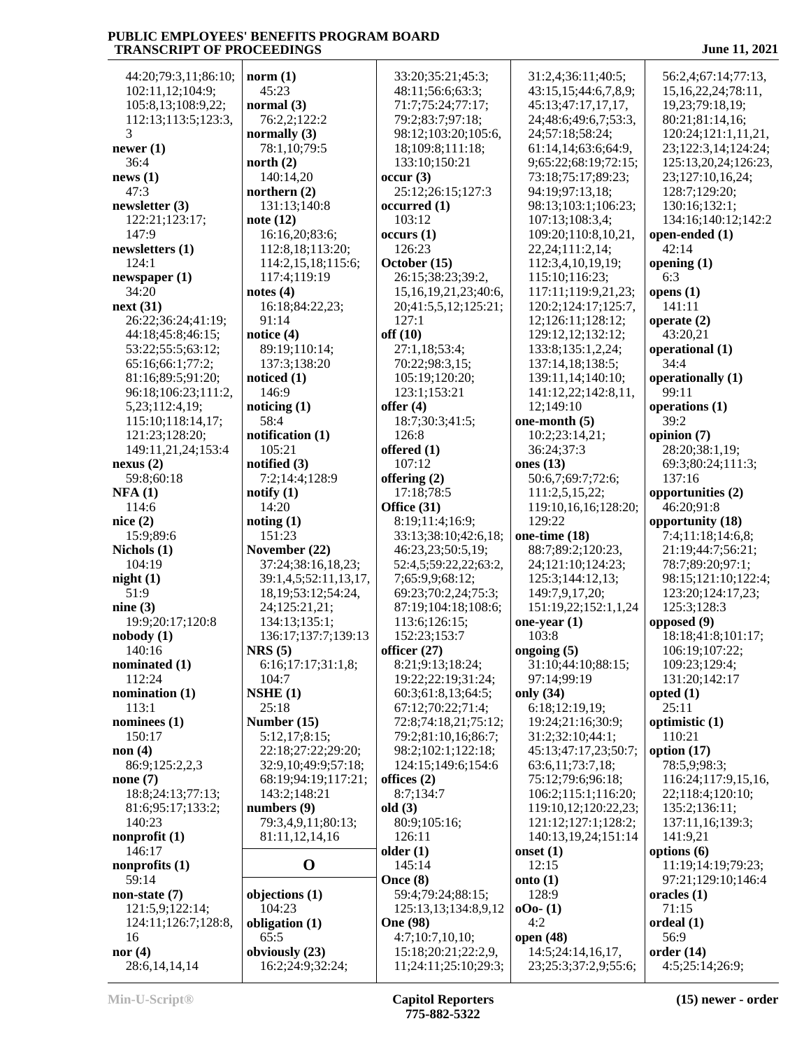44:20;79:3,11;86:10;
102:11,12;104:9;
105:8,13;108:9,22;
112:13;113:5;123:3,
3

**newer (1)**
36:4

**news (1)**
47:3

**newsletter (3)**
122:21;123:17;
147:9

**newsletters (1)**
124:1

**newspaper (1)**
34:20

**next (31)**
26:22;36:24;41:19;
44:18;45:8;46:15;
53:22;55:5;63:12;
65:16;66:1;77:2;
81:16;89:5;91:20;
96:18;106:23;111:2,
5,23;112:4,19;
115:10;118:14,17;
121:23;128:20;
149:11,21,24;153:4

**nexus (2)**
59:8;60:18

**NFA (1)**
114:6

**nice (2)**
15:9;89:6

**Nichols (1)**
104:19

**night (1)**
51:9

**nine (3)**
19:9;20:17;120:8

**nobody (1)**
140:16

**nominated (1)**
112:24

**nomination (1)**
113:1

**nominees (1)**
150:17

**non (4)**
86:9;125:2,2,3

**none (7)**
18:8;24:13;77:13;
81:6;95:17;133:2;
140:23

**nonprofit (1)**
146:17

**nonprofits (1)**
59:14

**non-state (7)**
121:5,9;122:14;
124:11;126:7;128:8,
16

**nor (4)**
28:6,14,14,14

**norm (1)**
45:23

**normal (3)**
76:2,2;122:2

**normally (3)**
78:1,10;79:5

**north (2)**
140:14,20

**northern (2)**
131:13;140:8

**note (12)**
16:16,20;83:6;
112:8,18;113:20;
114:2,15,18;115:6;
117:4;119:19

**notes (4)**
16:18;84:22,23;
91:14

**notice (4)**
89:19;110:14;
137:3;138:20

**noticed (1)**
146:9

**noticing (1)**
58:4

**notification (1)**
105:21

**notified (3)**
7:2;14:4;128:9

**notify (1)**
14:20

**noting (1)**
151:23

**November (22)**
37:24;38:16,18,23;
39:1,4,5;52:11,13,17,
18,19;53:12;54:24,
24;125:21,21;
134:13;135:1;
136:17;137:7;139:13

**NRS (5)**
6:16;17:17;31:1,8;
104:7

**NSHE (1)**
25:18

**Number (15)**
5:12,17;8:15;
22:18;27:22;29:20;
32:9,10;49:9;57:18;
68:19;94:19;117:21;
143:2;148:21

**numbers (9)**
79:3,4,9,11;80:13;
81:11,12,14,16

## O

**objections (1)**
104:23

**obligation (1)**
65:5

**obviously (23)**
16:2;24:9;32:24;
33:20;35:21;45:3;
48:11;56:6;63:3;
71:7;75:24;77:17;
79:2;83:7;97:18;
98:12;103:20;105:6,
18;109:8;111:18;
133:10;150:21

**occur (3)**
25:12;26:15;127:3

**occurred (1)**
103:12

**occurs (1)**
126:23

**October (15)**
26:15;38:23;39:2,
15,16,19,21,23;40:6,
20;41:5,5,12;125:21;
127:1

**off (10)**
27:1,18;53:4;
70:22;98:3,15;
105:19;120:20;
123:1;153:21

**offer (4)**
18:7;30:3;41:5;
126:8

**offered (1)**
107:12

**offering (2)**
17:18;78:5

**Office (31)**
8:19;11:4;16:9;
33:13;38:10;42:6,18;
46:23,23;50:5,19;
52:4,5;59:22,22;63:2,
7;65:9,9;68:12;
69:23;70:2,24;75:3;
87:19;104:18;108:6;
113:6;126:15;
152:23;153:7

**officer (27)**
8:21;9:13;18:24;
19:22;22:19;31:24;
60:3;61:8,13;64:5;
67:12;70:22;71:4;
72:8;74:18,21;75:12;
79:2;81:10,16;86:7;
98:2;102:1;122:18;
124:15;149:6;154:6

**offices (2)**
8:7;134:7

**old (3)**
80:9;105:16;
126:11

**older (1)**
145:14

**Once (8)**
59:4;79:24;88:15;
125:13,13;134:8,9,12

**One (98)**
4:7;10:7,10,10;
15:18;20:21;22:2,9,
11;24:11;25:10;29:3;
31:2,4;36:11;40:5;
43:15,15;44:6,7,8,9;
45:13;47:17,17,17,
24;48:6;49:6,7;53:3,
24;57:18;58:24;
61:14,14;63:6;64:9,
9;65:22;68:19;72:15;
73:18;75:17;89:23;
94:19;97:13,18;
98:13;103:1;106:23;
107:13;108:3,4;
109:20;110:8,10,21,
22,24;111:2,14;
112:3,4,10,19,19;
115:10;116:23;
117:11;119:9,21,23;
120:2;124:17;125:7,
12;126:11;128:12;
129:12,12;132:12;
133:8;135:1,2,24;
137:14,18;138:5;
139:11,14;140:10;
141:12,22;142:8,11,
12;149:10

**one-month (5)**
10:2;23:14,21;
36:24;37:3

**ones (13)**
50:6,7;69:7;72:6;
111:2,5,15,22;
119:10,16,16;128:20;
129:22

**one-time (18)**
88:7;89:2;120:23,
24;121:10;124:23;
125:3;144:12,13;
149:7,9,17,20;
151:19,22;152:1,1,24

**one-year (1)**
103:8

**ongoing (5)**
31:10;44:10;88:15;
97:14;99:19

**only (34)**
6:18;12:19,19;
19:24;21:16;30:9;
31:2;32:10;44:1;
45:13;47:17,23;50:7;
63:6,11;73:7,18;
75:12;79:6;96:18;
106:2;115:1;116:20;
119:10,12;120:22,23;
121:12;127:1;128:2;
140:13,19,24;151:14

**onset (1)**
12:15

**onto (1)**
128:9

**oOo- (1)**
4:2

**open (48)**
14:5;24:14,16,17,
23;25:3;37:2,9;55:6;
56:2,4;67:14;77:13,
15,16,22,24;78:11,
19,23;79:18,19;
80:21;81:14,16;
120:24;121:1,11,21,
23;122:3,14;124:24;
125:13,20,24;126:23,
23;127:10,16,24;
128:7;129:20;
130:16;132:1;
134:16;140:12;142:2

**open-ended (1)**
42:14

**opening (1)**
6:3

**opens (1)**
141:11

**operate (2)**
43:20,21

**operational (1)**
34:4

**operationally (1)**
99:11

**operations (1)**
39:2

**opinion (7)**
28:20;38:1,19;
69:3;80:24;111:3;
137:16

**opportunities (2)**
46:20;91:8

**opportunity (18)**
7:4;11:18;14:6,8;
21:19;44:7;56:21;
78:7;89:20;97:1;
98:15;121:10;122:4;
123:20;124:17,23;
125:3;128:3

**opposed (9)**
18:18;41:8;101:17;
106:19;107:22;
109:23;129:4;
131:20;142:17

**opted (1)**
25:11

**optimistic (1)**
110:21

**option (17)**
78:5,9;98:3;
116:24;117:9,15,16,
22;118:4;120:10;
135:2;136:11;
137:11,16;139:3;
141:9,21

**options (6)**
11:19;14:19;79:23;
97:21;129:10;146:4

**oracles (1)**
71:15

**ordeal (1)**
56:9

**order (14)**
4:5;25:14;26:9;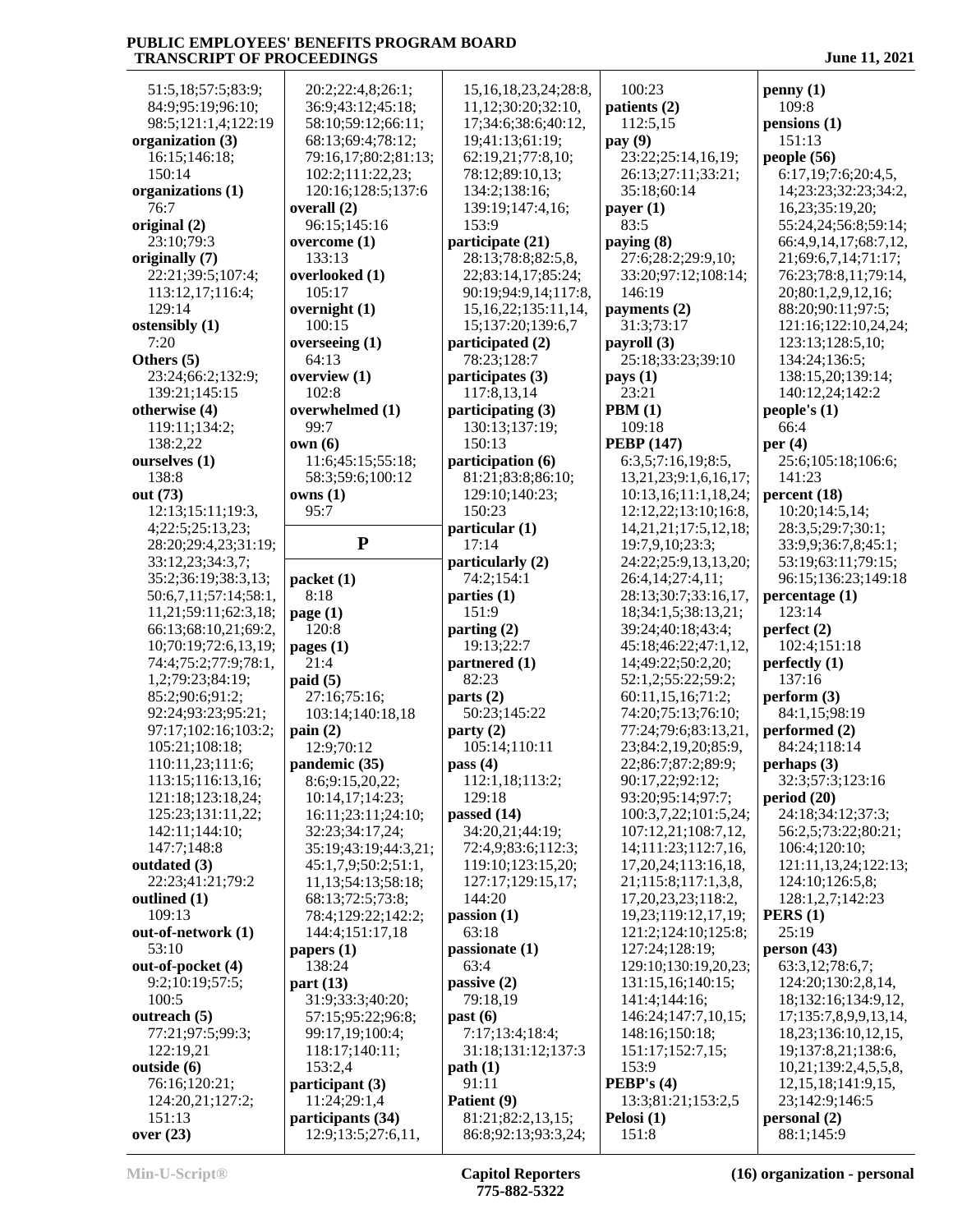51:5,18;57:5;83:9;
84:9;95:19;96:10;
98:5;121:1,4;122:19

**organization (3)**
16:15;146:18;
150:14

**organizations (1)**
76:7

**original (2)**
23:10;79:3

**originally (7)**
22:21;39:5;107:4;
113:12,17;116:4;
129:14

**ostensibly (1)**
7:20

**Others (5)**
23:24;66:2;132:9;
139:21;145:15

**otherwise (4)**
119:11;134:2;
138:2,22

**ourselves (1)**
138:8

**out (73)**
12:13;15:11;19:3,
4;22:5;25:13,23;
28:20;29:4,23;31:19;
33:12,23;34:3,7;
35:2;36:19;38:3,13;
50:6,7,11;57:14;58:1,
11,21;59:11;62:3,18;
66:13;68:10,21;69:2,
10;70:19;72:6,13,19;
74:4;75:2;77:9;78:1,
1,2;79:23;84:19;
85:2;90:6;91:2;
92:24;93:23;95:21;
97:17;102:16;103:2;
105:21;108:18;
110:11,23;111:6;
113:15;116:13,16;
121:18;123:18,24;
125:23;131:11,22;
142:11;144:10;
147:7;148:8

**outdated (3)**
22:23;41:21;79:2

**outlined (1)**
109:13

**out-of-network (1)**
53:10

**out-of-pocket (4)**
9:2;10:19;57:5;
100:5

**outreach (5)**
77:21;97:5;99:3;
122:19,21

**outside (6)**
76:16;120:21;
124:20,21;127:2;
151:13

**over (23)**
20:2;22:4,8;26:1;
36:9;43:12;45:18;
58:10;59:12;66:11;
68:13;69:4;78:12;
79:16,17;80:2;81:13;
102:2;111:22,23;
120:16;128:5;137:6

**overall (2)**
96:15;145:16

**overcome (1)**
133:13

**overlooked (1)**
105:17

**overnight (1)**
100:15

**overseeing (1)**
64:13

**overview (1)**
102:8

**overwhelmed (1)**
99:7

**own (6)**
11:6;45:15;55:18;
58:3;59:6;100:12

**owns (1)**
95:7

## P

**packet (1)**
8:18

**page (1)**
120:8

**pages (1)**
21:4

**paid (5)**
27:16;75:16;
103:14;140:18,18

**pain (2)**
12:9;70:12

**pandemic (35)**
8:6;9:15,20,22;
10:14,17;14:23;
16:11;23:11;24:10;
32:23;34:17,24;
35:19;43:19;44:3,21;
45:1,7,9;50:2;51:1,
11,13;54:13;58:18;
68:13;72:5;73:8;
78:4;129:22;142:2;
144:4;151:17,18

**papers (1)**
138:24

**part (13)**
31:9;33:3;40:20;
57:15;95:22;96:8;
99:17,19;100:4;
118:17;140:11;
153:2,4

**participant (3)**
11:24;29:1,4

**participants (34)**
12:9;13:5;27:6,11,
15,16,18,23,24;28:8,
11,12;30:20;32:10,
17;34:6;38:6;40:12,
19;41:13;61:19;
62:19,21;77:8,10;
78:12;89:10,13;
134:2;138:16;
139:19;147:4,16;
153:9

**participate (21)**
28:13;78:8;82:5,8,
22;83:14,17;85:24;
90:19;94:9,14;117:8,
15,16,22;135:11,14,
15;137:20;139:6,7

**participated (2)**
78:23;128:7

**participates (3)**
117:8,13,14

**participating (3)**
130:13;137:19;
150:13

**participation (6)**
81:21;83:8;86:10;
129:10;140:23;
150:23

**particular (1)**
17:14

**particularly (2)**
74:2;154:1

**parties (1)**
151:9

**parting (2)**
19:13;22:7

**partnered (1)**
82:23

**parts (2)**
50:23;145:22

**party (2)**
105:14;110:11

**pass (4)**
112:1,18;113:2;
129:18

**passed (14)**
34:20,21;44:19;
72:4,9;83:6;112:3;
119:10;123:15,20;
127:17;129:15,17;
144:20

**passion (1)**
63:18

**passionate (1)**
63:4

**passive (2)**
79:18,19

**past (6)**
7:17;13:4;18:4;
31:18;131:12;137:3

**path (1)**
91:11

**Patient (9)**
81:21;82:2,13,15;
86:8;92:13;93:3,24;
100:23

**patients (2)**
112:5,15

**pay (9)**
23:22;25:14,16,19;
26:13;27:11;33:21;
35:18;60:14

**payer (1)**
83:5

**paying (8)**
27:6;28:2;29:9,10;
33:20;97:12;108:14;
146:19

**payments (2)**
31:3;73:17

**payroll (3)**
25:18;33:23;39:10

**pays (1)**
23:21

**PBM (1)**
109:18

**PEBP (147)**
6:3,5;7:16,19;8:5,
13,21,23;9:1,6,16,17;
10:13,16;11:1,18,24;
12:12,22;13:10;16:8,
14,21,21;17:5,12,18;
19:7,9,10;23:3;
24:22;25:9,13,13,20;
26:4,14;27:4,11;
28:13;30:7;33:16,17,
18;34:1,5;38:13,21;
39:24;40:18;43:4;
45:18;46:22;47:1,12,
14;49:22;50:2,20;
52:1,2;55:22;59:2;
60:11,15,16;71:2;
74:20;75:13;76:10;
77:24;79:6;83:13,21,
23;84:2,19,20;85:9,
22;86:7;87:2;89:9;
90:17,22;92:12;
93:20;95:14;97:7;
100:3,7,22;101:5,24;
107:12,21;108:7,12,
14;111:23;112:7,16,
17,20,24;113:16,18,
21;115:8;117:1,3,8,
17,20,23,23;118:2,
19,23;119:12,17,19;
121:2;124:10;125:8;
127:24;128:19;
129:10;130:19,20,23;
131:15,16;140:15;
141:4;144:16;
146:24;147:7,10,15;
148:16;150:18;
151:17;152:7,15;
153:9

**PEBP's (4)**
13:3;81:21;153:2,5

**Pelosi (1)**
151:8

**penny (1)**
109:8

**pensions (1)**
151:13

**people (56)**
6:17,19;7:6;20:4,5,
14;23:23;32:23;34:2,
16,23;35:19,20;
55:24,24;56:8;59:14;
66:4,9,14,17;68:7,12,
21;69:6,7,14;71:17;
76:23;78:8,11;79:14,
20;80:1,2,9,12,16;
88:20;90:11;97:5;
121:16;122:10,24,24;
123:13;128:5,10;
134:24;136:5;
138:15,20;139:14;
140:12,24;142:2

**people's (1)**
66:4

**per (4)**
25:6;105:18;106:6;
141:23

**percent (18)**
10:20;14:5,14;
28:3,5;29:7;30:1;
33:9,9;36:7,8;45:1;
53:19;63:11;79:15;
96:15;136:23;149:18

**percentage (1)**
123:14

**perfect (2)**
102:4;151:18

**perfectly (1)**
137:16

**perform (3)**
84:1,15;98:19

**performed (2)**
84:24;118:14

**perhaps (3)**
32:3;57:3;123:16

**period (20)**
24:18;34:12;37:3;
56:2,5;73:22;80:21;
106:4;120:10;
121:11,13,24;122:13;
124:10;126:5,8;
128:1,2,7;142:23

**PERS (1)**
25:19

**person (43)**
63:3,12;78:6,7;
124:20;130:2,8,14,
18;132:16;134:9,12,
17;135:7,8,9,9,13,14,
18,23;136:10,12,15,
19;137:8,21;138:6,
10,21;139:2,4,5,5,8,
12,15,18;141:9,15,
23;142:9;146:5

**personal (2)**
88:1;145:9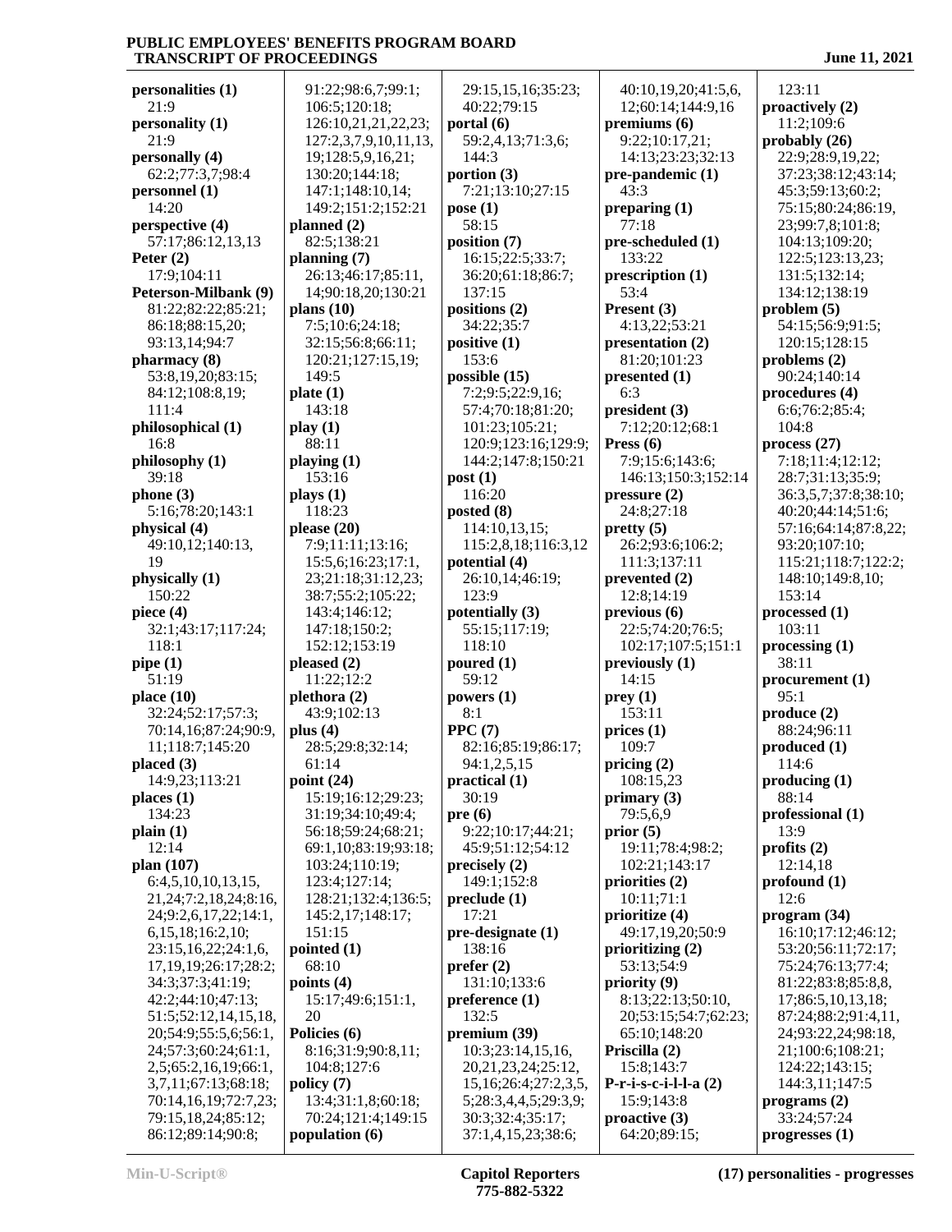**personalities (1)**
21:9
**personality (1)**
21:9
**personally (4)**
62:2;77:3,7;98:4
**personnel (1)**
14:20
**perspective (4)**
57:17;86:12,13,13
**Peter (2)**
17:9;104:11
**Peterson-Milbank (9)**
81:22;82:22;85:21;
86:18;88:15,20;
93:13,14;94:7
**pharmacy (8)**
53:8,19,20;83:15;
84:12;108:8,19;
111:4
**philosophical (1)**
16:8
**philosophy (1)**
39:18
**phone (3)**
5:16;78:20;143:1
**physical (4)**
49:10,12;140:13,
19
**physically (1)**
150:22
**piece (4)**
32:1;43:17;117:24;
118:1
**pipe (1)**
51:19
**place (10)**
32:24;52:17;57:3;
70:14,16;87:24;90:9,
11;118:7;145:20
**placed (3)**
14:9,23;113:21
**places (1)**
134:23
**plain (1)**
12:14
**plan (107)**
6:4,5,10,10,13,15,
21,24;7:2,18,24;8:16,
24;9:2,6,17,22;14:1,
6,15,18;16:2,10;
23:15,16,22;24:1,6,
17,19,19;26:17;28:2;
34:3;37:3;41:19;
42:2;44:10;47:13;
51:5;52:12,14,15,18,
20;54:9;55:5,6;56:1,
24;57:3;60:24;61:1,
2,5;65:2,16,19;66:1,
3,7,11;67:13;68:18;
70:14,16,19;72:7,23;
79:15,18,24;85:12;
86:12;89:14;90:8;
91:22;98:6,7;99:1;
106:5;120:18;
126:10,21,21,22,23;
127:2,3,7,9,10,11,13,
19;128:5,9,16,21;
130:20;144:18;
147:1;148:10,14;
149:2;151:2;152:21
**planned (2)**
82:5;138:21
**planning (7)**
26:13;46:17;85:11,
14;90:18,20;130:21
**plans (10)**
7:5;10:6;24:18;
32:15;56:8;66:11;
120:21;127:15,19;
149:5
**plate (1)**
143:18
**play (1)**
88:11
**playing (1)**
153:16
**plays (1)**
118:23
**please (20)**
7:9;11:11;13:16;
15:5,6;16:23;17:1,
23;21:18;31:12,23;
38:7;55:2;105:22;
143:4;146:12;
147:18;150:2;
152:12;153:19
**pleased (2)**
11:22;12:2
**plethora (2)**
43:9;102:13
**plus (4)**
28:5;29:8;32:14;
61:14
**point (24)**
15:19;16:12;29:23;
31:19;34:10;49:4;
56:18;59:24;68:21;
69:1,10;83:19;93:18;
103:24;110:19;
123:4;127:14;
128:21;132:4;136:5;
145:2,17;148:17;
151:15
**pointed (1)**
68:10
**points (4)**
15:17;49:6;151:1,
20
**Policies (6)**
8:16;31:9;90:8,11;
104:8;127:6
**policy (7)**
13:4;31:1,8;60:18;
70:24;121:4;149:15
**population (6)**
29:15,15,16;35:23;
40:22;79:15
**portal (6)**
59:2,4,13;71:3,6;
144:3
**portion (3)**
7:21;13:10;27:15
**pose (1)**
58:15
**position (7)**
16:15;22:5;33:7;
36:20;61:18;86:7;
137:15
**positions (2)**
34:22;35:7
**positive (1)**
153:6
**possible (15)**
7:2;9:5;22:9,16;
57:4;70:18;81:20;
101:23;105:21;
120:9;123:16;129:9;
144:2;147:8;150:21
**post (1)**
116:20
**posted (8)**
114:10,13,15;
115:2,8,18;116:3,12
**potential (4)**
26:10,14;46:19;
123:9
**potentially (3)**
55:15;117:19;
118:10
**poured (1)**
59:12
**powers (1)**
8:1
**PPC (7)**
82:16;85:19;86:17;
94:1,2,5,15
**practical (1)**
30:19
**pre (6)**
9:22;10:17;44:21;
45:9;51:12;54:12
**precisely (2)**
149:1;152:8
**preclude (1)**
17:21
**pre-designate (1)**
138:16
**prefer (2)**
131:10;133:6
**preference (1)**
132:5
**premium (39)**
10:3;23:14,15,16,
20,21,23,24;25:12,
15,16;26:4;27:2,3,5,
5;28:3,4,4,5;29:3,9;
30:3;32:4;35:17;
37:1,4,15,23;38:6;
40:10,19,20;41:5,6,
12;60:14;144:9,16
**premiums (6)**
9:22;10:17,21;
14:13;23:23;32:13
**pre-pandemic (1)**
43:3
**preparing (1)**
77:18
**pre-scheduled (1)**
133:22
**prescription (1)**
53:4
**Present (3)**
4:13,22;53:21
**presentation (2)**
81:20;101:23
**presented (1)**
6:3
**president (3)**
7:12;20:12;68:1
**Press (6)**
7:9;15:6;143:6;
146:13;150:3;152:14
**pressure (2)**
24:8;27:18
**pretty (5)**
26:2;93:6;106:2;
111:3;137:11
**prevented (2)**
12:8;14:19
**previous (6)**
22:5;74:20;76:5;
102:17;107:5;151:1
**previously (1)**
14:15
**prey (1)**
153:11
**prices (1)**
109:7
**pricing (2)**
108:15,23
**primary (3)**
79:5,6,9
**prior (5)**
19:11;78:4;98:2;
102:21;143:17
**priorities (2)**
10:11;71:1
**prioritize (4)**
49:17,19,20;50:9
**prioritizing (2)**
53:13;54:9
**priority (9)**
8:13;22:13;50:10,
20;53:15;54:7;62:23;
65:10;148:20
**Priscilla (2)**
15:8;143:7
**P-r-i-s-c-i-l-l-a (2)**
15:9;143:8
**proactive (3)**
64:20;89:15;
123:11
**proactively (2)**
11:2;109:6
**probably (26)**
22:9;28:9,19,22;
37:23;38:12;43:14;
45:3;59:13;60:2;
75:15;80:24;86:19,
23;99:7,8;101:8;
104:13;109:20;
122:5;123:13,23;
131:5;132:14;
134:12;138:19
**problem (5)**
54:15;56:9;91:5;
120:15;128:15
**problems (2)**
90:24;140:14
**procedures (4)**
6:6;76:2;85:4;
104:8
**process (27)**
7:18;11:4;12:12;
28:7;31:13;35:9;
36:3,5,7;37:8;38:10;
40:20;44:14;51:6;
57:16;64:14;87:8,22;
93:20;107:10;
115:21;118:7;122:2;
148:10;149:8,10;
153:14
**processed (1)**
103:11
**processing (1)**
38:11
**procurement (1)**
95:1
**produce (2)**
88:24;96:11
**produced (1)**
114:6
**producing (1)**
88:14
**professional (1)**
13:9
**profits (2)**
12:14,18
**profound (1)**
12:6
**program (34)**
16:10;17:12;46:12;
53:20;56:11;72:17;
75:24;76:13;77:4;
81:22;83:8;85:8,8,
17;86:5,10,13,18;
87:24;88:2;91:4,11,
24;93:22,24;98:18,
21;100:6;108:21;
124:22;143:15;
144:3,11;147:5
**programs (2)**
33:24;57:24
**progresses (1)**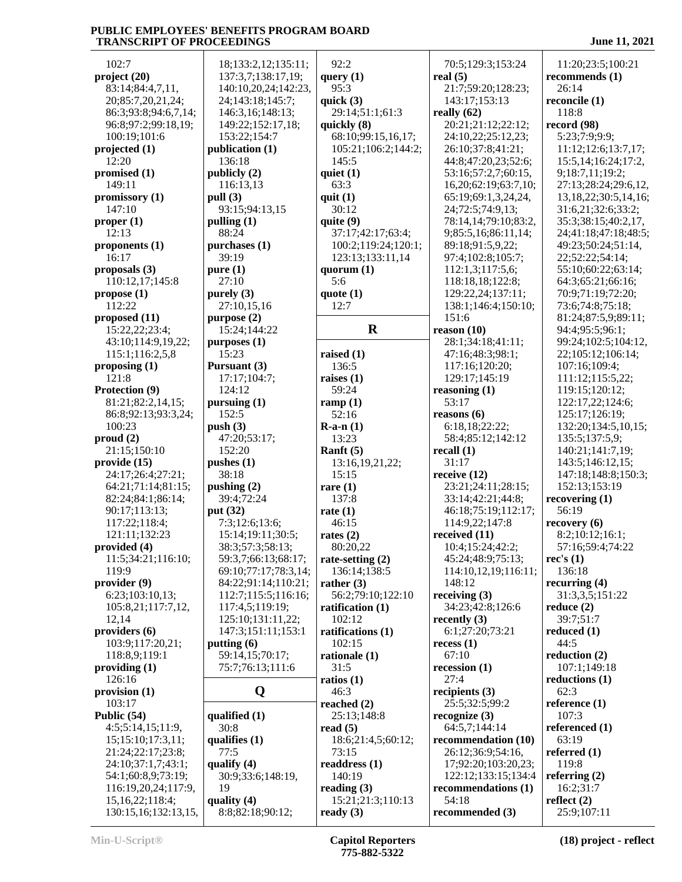102:7
**project (20)**
83:14;84:4,7,11,
20;85:7,20,21,24;
86:3;93:8;94:6,7,14;
96:8;97:2;99:18,19;
100:19;101:6
**projected (1)**
12:20
**promised (1)**
149:11
**promissory (1)**
147:10
**proper (1)**
12:13
**proponents (1)**
16:17
**proposals (3)**
110:12,17;145:8
**propose (1)**
112:22
**proposed (11)**
15:22,22;23:4;
43:10;114:9,19,22;
115:1;116:2,5,8
**proposing (1)**
121:8
**Protection (9)**
81:21;82:2,14,15;
86:8;92:13;93:3,24;
100:23
**proud (2)**
21:15;150:10
**provide (15)**
24:17;26:4;27:21;
64:21;71:14;81:15;
82:24;84:1;86:14;
90:17;113:13;
117:22;118:4;
121:11;132:23
**provided (4)**
11:5;34:21;116:10;
119:9
**provider (9)**
6:23;103:10,13;
105:8,21;117:7,12,
12,14
**providers (6)**
103:9;117:20,21;
118:8,9;119:1
**providing (1)**
126:16
**provision (1)**
103:17
**Public (54)**
4:5;5:14,15;11:9,
15;15:10;17:3,11;
21:24;22:17;23:8;
24:10;37:1,7;43:1;
54:1;60:8,9;73:19;
116:19,20,24;117:9,
15,16,22;118:4;
130:15,16;132:13,15,
18;133:2,12;135:11;
137:3,7;138:17,19;
140:10,20,24;142:23,
24;143:18;145:7;
146:3,16;148:13;
149:22;152:17,18;
153:22;154:7
**publication (1)**
136:18
**publicly (2)**
116:13,13
**pull (3)**
93:15;94:13,15
**pulling (1)**
88:24
**purchases (1)**
39:19
**pure (1)**
27:10
**purely (3)**
27:10,15,16
**purpose (2)**
15:24;144:22
**purposes (1)**
15:23
**Pursuant (3)**
17:17;104:7;
124:12
**pursuing (1)**
152:5
**push (3)**
47:20;53:17;
152:20
**pushes (1)**
38:18
**pushing (2)**
39:4;72:24
**put (32)**
7:3;12:6;13:6;
15:14;19:11;30:5;
38:3;57:3;58:13;
59:3,7;66:13;68:17;
69:10;77:17;78:3,14;
84:22;91:14;110:21;
112:7;115:5;116:16;
117:4,5;119:19;
125:10;131:11,22;
147:3;151:11;153:1
**putting (6)**
59:14,15;70:17;
75:7;76:13;111:6

## Q

**qualified (1)**
30:8
**qualifies (1)**
77:5
**qualify (4)**
30:9;33:6;148:19,
19
**quality (4)**
8:8;82:18;90:12;
92:2
**query (1)**
95:3
**quick (3)**
29:14;51:1;61:3
**quickly (8)**
68:10;99:15,16,17;
105:21;106:2;144:2;
145:5
**quiet (1)**
63:3
**quit (1)**
30:12
**quite (9)**
37:17;42:17;63:4;
100:2;119:24;120:1;
123:13;133:11,14
**quorum (1)**
5:6
**quote (1)**
12:7

## R

**raised (1)**
136:5
**raises (1)**
59:24
**ramp (1)**
52:16
**R-a-n (1)**
13:23
**Ranft (5)**
13:16,19,21,22;
15:15
**rare (1)**
137:8
**rate (1)**
46:15
**rates (2)**
80:20,22
**rate-setting (2)**
136:14;138:5
**rather (3)**
56:2;79:10;122:10
**ratification (1)**
102:12
**ratifications (1)**
102:15
**rationale (1)**
31:5
**ratios (1)**
46:3
**reached (2)**
25:13;148:8
**read (5)**
18:6;21:4,5;60:12;
73:15
**readdress (1)**
140:19
**reading (3)**
15:21;21:3;110:13
**ready (3)**
70:5;129:3;153:24
**real (5)**
21:7;59:20;128:23;
143:17;153:13
**really (62)**
20:21;21:12;22:12;
24:10,22;25:12,23;
26:10;37:8;41:21;
44:8;47:20,23;52:6;
53:16;57:2,7;60:15,
16,20;62:19;63:7,10;
65:19;69:1,3,24,24,
24;72:5;74:9,13;
78:14,14;79:10;83:2,
9;85:5,16;86:11,14;
89:18;91:5,9,22;
97:4;102:8;105:7;
112:1,3;117:5,6;
118:18,18;122:8;
129:22,24;137:11;
138:1;146:4;150:10;
151:6
**reason (10)**
28:1;34:18;41:11;
47:16;48:3;98:1;
117:16;120:20;
129:17;145:19
**reasoning (1)**
53:17
**reasons (6)**
6:18,18;22:22;
58:4;85:12;142:12
**recall (1)**
31:17
**receive (12)**
23:21;24:11;28:15;
33:14;42:21;44:8;
46:18;75:19;112:17;
114:9,22;147:8
**received (11)**
10:4;15:24;42:2;
45:24;48:9;75:13;
114:10,12,19;116:11;
148:12
**receiving (3)**
34:23;42:8;126:6
**recently (3)**
6:1;27:20;73:21
**recess (1)**
67:10
**recession (1)**
27:4
**recipients (3)**
25:5;32:5;99:2
**recognize (3)**
64:5,7;144:14
**recommendation (10)**
26:12;36:9;54:16,
17;92:20;103:20,23;
122:12;133:15;134:4
**recommendations (1)**
54:18
**recommended (3)**
11:20;23:5;100:21
**recommends (1)**
26:14
**reconcile (1)**
118:8
**record (98)**
5:23;7:9;9:9;
11:12;12:6;13:7,17;
15:5,14;16:24;17:2,
9;18:7,11;19:2;
27:13;28:24;29:6,12,
13,18,22;30:5,14,16;
31:6,21;32:6;33:2;
35:3;38:15;40:2,17,
24;41:18;47:18;48:5;
49:23;50:24;51:14,
22;52:22;54:14;
55:10;60:22;63:14;
64:3;65:21;66:16;
70:9;71:19;72:20;
73:6;74:8;75:18;
81:24;87:5,9;89:11;
94:4;95:5;96:1;
99:24;102:5;104:12,
22;105:12;106:14;
107:16;109:4;
111:12;115:5,22;
119:15;120:12;
122:17,22;124:6;
125:17;126:19;
132:20;134:5,10,15;
135:5;137:5,9;
140:21;141:7,19;
143:5;146:12,15;
147:18;148:8;150:3;
152:13;153:19
**recovering (1)**
56:19
**recovery (6)**
8:2;10:12;16:1;
57:16;59:4;74:22
**rec's (1)**
136:18
**recurring (4)**
31:3,3,5;151:22
**reduce (2)**
39:7;51:7
**reduced (1)**
44:5
**reduction (2)**
107:1;149:18
**reductions (1)**
62:3
**reference (1)**
107:3
**referenced (1)**
63:19
**referred (1)**
119:8
**referring (2)**
16:2;31:7
**reflect (2)**
25:9;107:11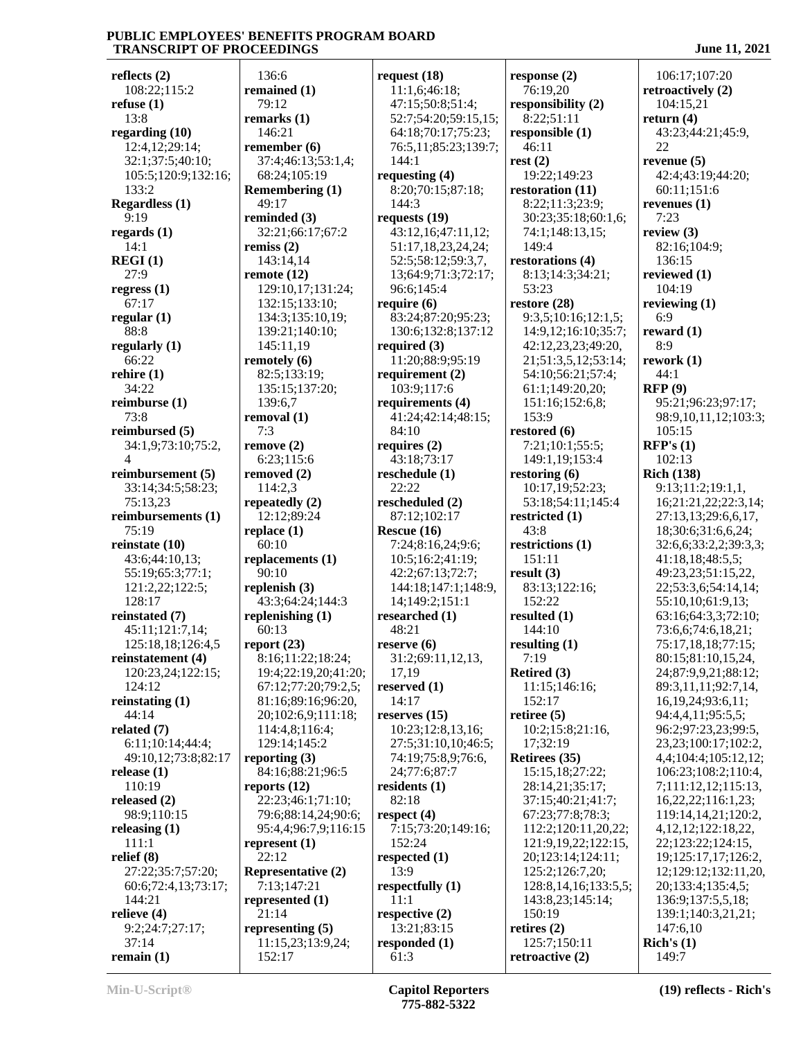**reflects (2)**
108:22;115:2
**refuse (1)**
13:8
**regarding (10)**
12:4,12;29:14;
32:1;37:5;40:10;
105:5;120:9;132:16;
133:2
**Regardless (1)**
9:19
**regards (1)**
14:1
**REGI (1)**
27:9
**regress (1)**
67:17
**regular (1)**
88:8
**regularly (1)**
66:22
**rehire (1)**
34:22
**reimburse (1)**
73:8
**reimbursed (5)**
34:1,9;73:10;75:2,
4
**reimbursement (5)**
33:14;34:5;58:23;
75:13,23
**reimbursements (1)**
75:19
**reinstate (10)**
43:6;44:10,13;
55:19;65:3;77:1;
121:2,22;122:5;
128:17
**reinstated (7)**
45:11;121:7,14;
125:18,18;126:4,5
**reinstatement (4)**
120:23,24;122:15;
124:12
**reinstating (1)**
44:14
**related (7)**
6:11;10:14;44:4;
49:10,12;73:8;82:17
**release (1)**
110:19
**released (2)**
98:9;110:15
**releasing (1)**
111:1
**relief (8)**
27:22;35:7;57:20;
60:6;72:4,13;73:17;
144:21
**relieve (4)**
9:2;24:7;27:17;
37:14
**remain (1)**
136:6
**remained (1)**
79:12
**remarks (1)**
146:21
**remember (6)**
37:4;46:13;53:1,4;
68:24;105:19
**Remembering (1)**
49:17
**reminded (3)**
32:21;66:17;67:2
**remiss (2)**
143:14,14
**remote (12)**
129:10,17;131:24;
132:15;133:10;
134:3;135:10,19;
139:21;140:10;
145:11,19
**remotely (6)**
82:5;133:19;
135:15;137:20;
139:6,7
**removal (1)**
7:3
**remove (2)**
6:23;115:6
**removed (2)**
114:2,3
**repeatedly (2)**
12:12;89:24
**replace (1)**
60:10
**replacements (1)**
90:10
**replenish (3)**
43:3;64:24;144:3
**replenishing (1)**
60:13
**report (23)**
8:16;11:22;18:24;
19:4;22:19,20;41:20;
67:12;77:20;79:2,5;
81:16;89:16;96:20,
20;102:6,9;111:18;
114:4,8;116:4;
129:14;145:2
**reporting (3)**
84:16;88:21;96:5
**reports (12)**
22:23;46:1;71:10;
79:6;88:14,24;90:6;
95:4,4;96:7,9;116:15
**represent (1)**
22:12
**Representative (2)**
7:13;147:21
**represented (1)**
21:14
**representing (5)**
11:15,23;13:9,24;
152:17
**request (18)**
11:1,6;46:18;
47:15;50:8;51:4;
52:7;54:20;59:15,15;
64:18;70:17;75:23;
76:5,11;85:23;139:7;
144:1
**requesting (4)**
8:20;70:15;87:18;
144:3
**requests (19)**
43:12,16;47:11,12;
51:17,18,23,24,24;
52:5;58:12;59:3,7,
13;64:9;71:3;72:17;
96:6;145:4
**require (6)**
83:24;87:20;95:23;
130:6;132:8;137:12
**required (3)**
11:20;88:9;95:19
**requirement (2)**
103:9;117:6
**requirements (4)**
41:24;42:14;48:15;
84:10
**requires (2)**
43:18;73:17
**reschedule (1)**
22:22
**rescheduled (2)**
87:12;102:17
**Rescue (16)**
7:24;8:16,24;9:6;
10:5;16:2;41:19;
42:2;67:13;72:7;
144:18;147:1;148:9,
14;149:2;151:1
**researched (1)**
48:21
**reserve (6)**
31:2;69:11,12,13,
17,19
**reserved (1)**
14:17
**reserves (15)**
10:23;12:8,13,16;
27:5;31:10,10;46:5;
74:19;75:8,9;76:6,
24;77:6;87:7
**residents (1)**
82:18
**respect (4)**
7:15;73:20;149:16;
152:24
**respected (1)**
13:9
**respectfully (1)**
11:1
**respective (2)**
13:21;83:15
**responded (1)**
61:3
**response (2)**
76:19,20
**responsibility (2)**
8:22;51:11
**responsible (1)**
46:11
**rest (2)**
19:22;149:23
**restoration (11)**
8:22;11:3;23:9;
30:23;35:18;60:1,6;
74:1;148:13,15;
149:4
**restorations (4)**
8:13;14:3;34:21;
53:23
**restore (28)**
9:3,5;10:16;12:1,5;
14:9,12;16:10;35:7;
42:12,23,23;49:20,
21;51:3,5,12;53:14;
54:10;56:21;57:4;
61:1;149:20,20;
151:16;152:6,8;
153:9
**restored (6)**
7:21;10:1;55:5;
149:1,19;153:4
**restoring (6)**
10:17,19;52:23;
53:18;54:11;145:4
**restricted (1)**
43:8
**restrictions (1)**
151:11
**result (3)**
83:13;122:16;
152:22
**resulted (1)**
144:10
**resulting (1)**
7:19
**Retired (3)**
11:15;146:16;
152:17
**retiree (5)**
10:2;15:8;21:16,
17;32:19
**Retirees (35)**
15:15,18;27:22;
28:14,21;35:17;
37:15;40:21;41:7;
67:23;77:8;78:3;
112:2;120:11,20,22;
121:9,19,22;122:15,
20;123:14;124:11;
125:2;126:7,20;
128:8,14,16;133:5,5;
143:8,23;145:14;
150:19
**retires (2)**
125:7;150:11
**retroactive (2)**
106:17;107:20
**retroactively (2)**
104:15,21
**return (4)**
43:23;44:21;45:9,
22
**revenue (5)**
42:4;43:19;44:20;
60:11;151:6
**revenues (1)**
7:23
**review (3)**
82:16;104:9;
136:15
**reviewed (1)**
104:19
**reviewing (1)**
6:9
**reward (1)**
8:9
**rework (1)**
44:1
**RFP (9)**
95:21;96:23;97:17;
98:9,10,11,12;103:3;
105:15
**RFP's (1)**
102:13
**Rich (138)**
9:13;11:2;19:1,1,
16;21:21,22;22:3,14;
27:13,13;29:6,6,17,
18;30:6;31:6,6,24;
32:6,6;33:2,2;39:3,3;
41:18,18;48:5,5;
49:23,23;51:15,22,
22;53:3,6;54:14,14;
55:10,10;61:9,13;
63:16;64:3,3;72:10;
73:6,6;74:6,18,21;
75:17,18,18;77:15;
80:15;81:10,15,24,
24;87:9,9,21;88:12;
89:3,11,11;92:7,14,
16,19,24;93:6,11;
94:4,4,11;95:5,5;
96:2;97:23,23;99:5,
23,23;100:17;102:2,
4,4;104:4;105:12,12;
106:23;108:2;110:4,
7;111:12,12;115:13,
16,22,22;116:1,23;
119:14,14,21;120:2,
4,12,12;122:18,22,
22;123:22;124:15,
19;125:17,17;126:2,
12;129:12;132:11,20,
20;133:4;135:4,5;
136:9;137:5,5,18;
139:1;140:3,21,21;
147:6,10
**Rich's (1)**
149:7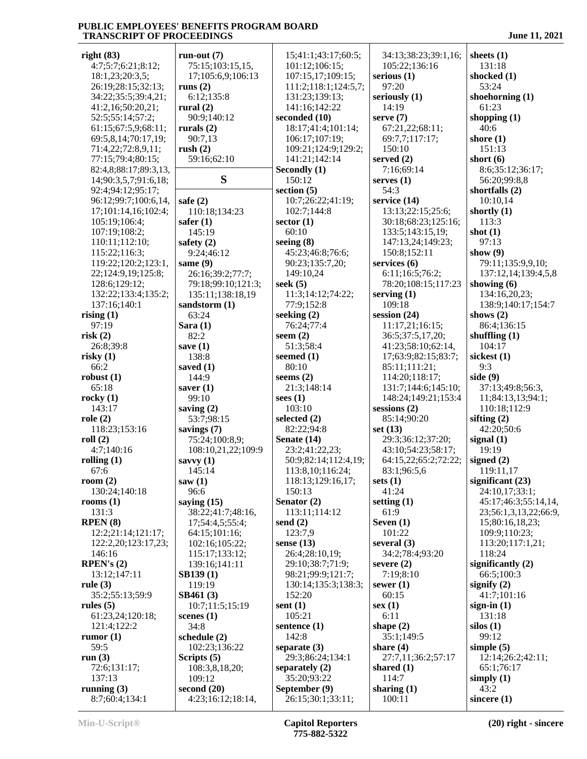**right (83)**
4:7;5:7;6:21;8:12;
18:1,23;20:3,5;
26:19;28:15;32:13;
34:22;35:5;39:4,21;
41:2,16;50:20,21;
52:5;55:14;57:2;
61:15;67:5,9;68:11;
69:5,8,14;70:17,19;
71:4,22;72:8,9,11;
77:15;79:4;80:15;
82:4,8;88:17;89:3,13,
14;90:3,5,7;91:6,18;
92:4;94:12;95:17;
96:12;99:7;100:6,14,
17;101:14,16;102:4;
105:19;106:4;
107:19;108:2;
110:11;112:10;
115:22;116:3;
119:22;120:2;123:1,
22;124:9,19;125:8;
128:6;129:12;
132:22;133:4;135:2;
137:16;140:1

**rising (1)**
97:19

**risk (2)**
26:8;39:8

**risky (1)**
66:2

**robust (1)**
65:18

**rocky (1)**
143:17

**role (2)**
118:23;153:16

**roll (2)**
4:7;140:16

**rolling (1)**
67:6

**room (2)**
130:24;140:18

**rooms (1)**
131:3

**RPEN (8)**
12:2;21:14;121:17;
122:2,20;123:17,23;
146:16

**RPEN's (2)**
13:12;147:11

**rule (3)**
35:2;55:13;59:9

**rules (5)**
61:23,24;120:18;
121:4;122:2

**rumor (1)**
59:5

**run (3)**
72:6;131:17;
137:13

**running (3)**
8:7;60:4;134:1

**run-out (7)**
75:15;103:15,15,
17;105:6,9;106:13

**runs (2)**
6:12;135:8

**rural (2)**
90:9;140:12

**rurals (2)**
90:7,13

**rush (2)**
59:16;62:10

## S

**safe (2)**
110:18;134:23

**safer (1)**
145:19

**safety (2)**
9:24;46:12

**same (9)**
26:16;39:2;77:7;
79:18;99:10;121:3;
135:11;138:18,19

**sandstorm (1)**
63:24

**Sara (1)**
82:2

**save (1)**
138:8

**saved (1)**
144:9

**saver (1)**
99:10

**saving (2)**
53:7;98:15

**savings (7)**
75:24;100:8,9;
108:10,21,22;109:9

**savvy (1)**
145:14

**saw (1)**
96:6

**saying (15)**
38:22;41:7;48:16,
17;54:4,5;55:4;
64:15;101:16;
102:16;105:22;
115:17;133:12;
139:16;141:11

**SB139 (1)**
119:19

**SB461 (3)**
10:7;11:5;15:19

**scenes (1)**
34:8

**schedule (2)**
102:23;136:22

**Scripts (5)**
108:3,8,18,20;
109:12

**second (20)**
4:23;16:12;18:14,
15;41:1;43:17;60:5;
101:12;106:15;
107:15,17;109:15;
111:2;118:1;124:5,7;
131:23;139:13;
141:16;142:22

**seconded (10)**
18:17;41:4;101:14;
106:17;107:19;
109:21;124:9;129:2;
141:21;142:14

**Secondly (1)**
150:12

**section (5)**
10:7;26:22;41:19;
102:7;144:8

**sector (1)**
60:10

**seeing (8)**
45:23;46:8;76:6;
90:23;135:7,20;
149:10,24

**seek (5)**
11:3;14:12;74:22;
77:9;152:8

**seeking (2)**
76:24;77:4

**seem (2)**
51:3;58:4

**seemed (1)**
80:10

**seems (2)**
21:3;148:14

**sees (1)**
103:10

**selected (2)**
82:22;94:8

**Senate (14)**
23:2;41:22,23;
50:9;82:14;112:4,19;
113:8,10;116:24;
118:13;129:16,17;
150:13

**Senator (2)**
113:11;114:12

**send (2)**
123:7,9

**sense (13)**
26:4;28:10,19;
29:10;38:7;71:9;
98:21;99:9;121:7;
130:14;135:3;138:3;
152:20

**sent (1)**
105:21

**sentence (1)**
142:8

**separate (3)**
29:3;86:24;134:1

**separately (2)**
35:20;93:22

**September (9)**
26:15;30:1;33:11;
34:13;38:23;39:1,16;
105:22;136:16

**serious (1)**
97:20

**seriously (1)**
14:19

**serve (7)**
67:21,22;68:11;
69:7,7;117:17;
150:10

**served (2)**
7:16;69:14

**serves (1)**
54:3

**service (14)**
13:13;22:15;25:6;
30:18;68:23;125:16;
133:5;143:15,19;
147:13,24;149:23;
150:8;152:11

**services (6)**
6:11;16:5;76:2;
78:20;108:15;117:23

**serving (1)**
109:18

**session (24)**
11:17,21;16:15;
36:5;37:5,17,20;
41:23;58:10;62:14,
17;63:9;82:15;83:7;
85:11;111:21;
114:20;118:17;
131:7;144:6;145:10;
148:24;149:21;153:4

**sessions (2)**
85:14;90:20

**set (13)**
29:3;36:12;37:20;
43:10;54:23;58:17;
64:15,22;65:2;72:22;
83:1;96:5,6

**sets (1)**
41:24

**setting (1)**
61:9

**Seven (1)**
101:22

**several (3)**
34:2;78:4;93:20

**severe (2)**
7:19;8:10

**sewer (1)**
60:15

**sex (1)**
6:11

**shape (2)**
35:1;149:5

**share (4)**
27:7,11;36:2;57:17

**shared (1)**
114:7

**sharing (1)**
100:11

**sheets (1)**
131:18

**shocked (1)**
53:24

**shoehorning (1)**
61:23

**shopping (1)**
40:6

**shore (1)**
151:13

**short (6)**
8:6;35:12;36:17;
56:20;99:8,8

**shortfalls (2)**
10:10,14

**shortly (1)**
113:3

**shot (1)**
97:13

**show (9)**
79:11;135:9,9,10;
137:12,14;139:4,5,8

**showing (6)**
134:16,20,23;
138:9;140:17;154:7

**shows (2)**
86:4;136:15

**shuffling (1)**
104:17

**sickest (1)**
9:3

**side (9)**
37:13;49:8;56:3,
11;84:13,13;94:1;
110:18;112:9

**sifting (2)**
42:20;50:6

**signal (1)**
19:19

**signed (2)**
119:11,17

**significant (23)**
24:10,17;33:1;
45:17;46:3;55:14,14,
23;56:1,3,13,22;66:9,
15;80:16,18,23;
109:9;110:23;
113:20;117:1,21;
118:24

**significantly (2)**
66:5;100:3

**signify (2)**
41:7;101:16

**sign-in (1)**
131:18

**silos (1)**
99:12

**simple (5)**
12:14;26:2;42:11;
65:1;76:17

**simply (1)**
43:2

**sincere (1)**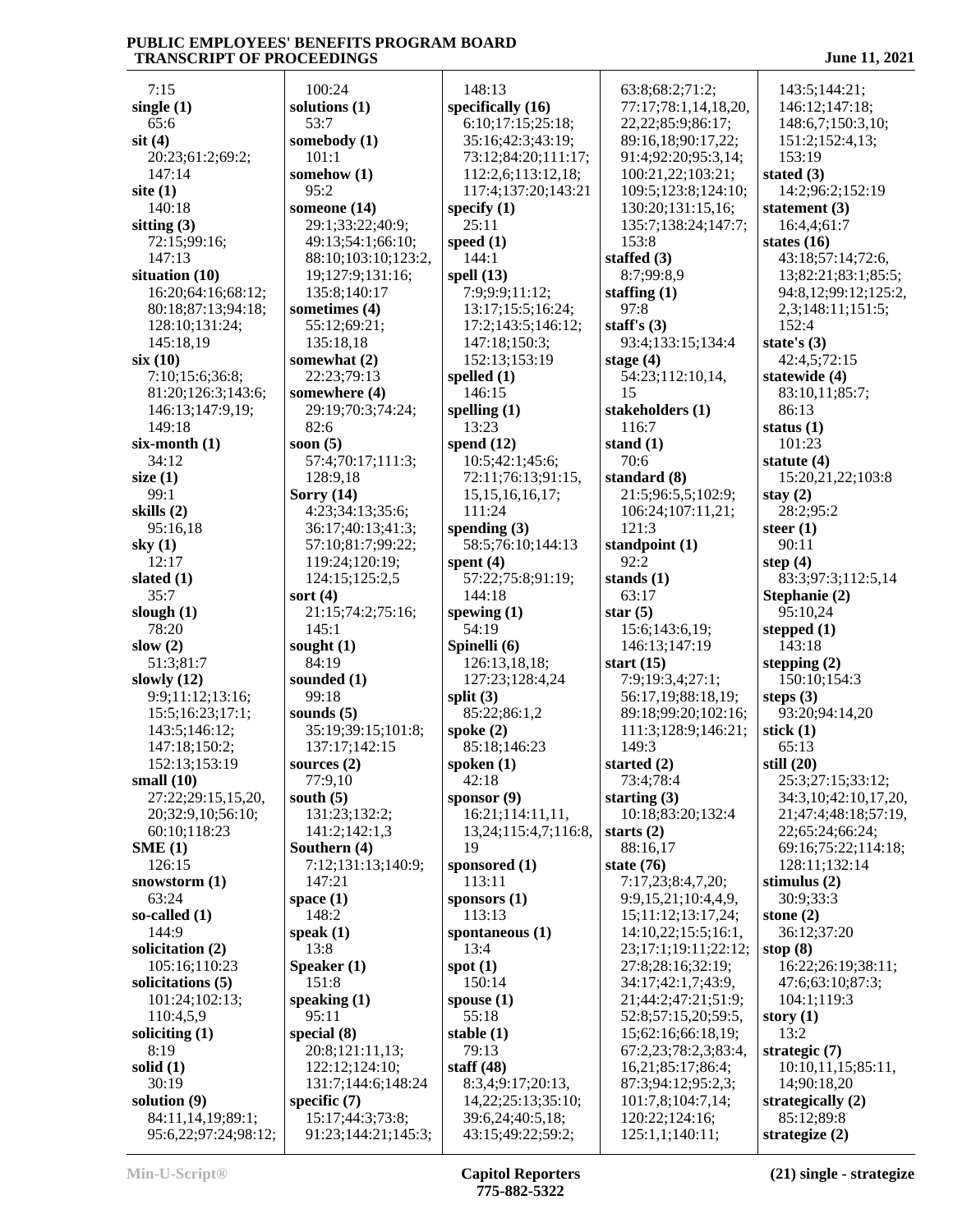7:15
**single (1)**
65:6
**sit (4)**
20:23;61:2;69:2;
147:14
**site (1)**
140:18
**sitting (3)**
72:15;99:16;
147:13
**situation (10)**
16:20;64:16;68:12;
80:18;87:13;94:18;
128:10;131:24;
145:18,19
**six (10)**
7:10;15:6;36:8;
81:20;126:3;143:6;
146:13;147:9,19;
149:18
**six-month (1)**
34:12
**size (1)**
99:1
**skills (2)**
95:16,18
**sky (1)**
12:17
**slated (1)**
35:7
**slough (1)**
78:20
**slow (2)**
51:3;81:7
**slowly (12)**
9:9;11:12;13:16;
15:5;16:23;17:1;
143:5;146:12;
147:18;150:2;
152:13;153:19
**small (10)**
27:22;29:15,15,20,
20;32:9,10;56:10;
60:10;118:23
**SME (1)**
126:15
**snowstorm (1)**
63:24
**so-called (1)**
144:9
**solicitation (2)**
105:16;110:23
**solicitations (5)**
101:24;102:13;
110:4,5,9
**soliciting (1)**
8:19
**solid (1)**
30:19
**solution (9)**
84:11,14,19;89:1;
95:6,22;97:24;98:12;
100:24
**solutions (1)**
53:7
**somebody (1)**
101:1
**somehow (1)**
95:2
**someone (14)**
29:1;33:22;40:9;
49:13;54:1;66:10;
88:10;103:10;123:2,
19;127:9;131:16;
135:8;140:17
**sometimes (4)**
55:12;69:21;
135:18,18
**somewhat (2)**
22:23;79:13
**somewhere (4)**
29:19;70:3;74:24;
82:6
**soon (5)**
57:4;70:17;111:3;
128:9,18
**Sorry (14)**
4:23;34:13;35:6;
36:17;40:13;41:3;
57:10;81:7;99:22;
119:24;120:19;
124:15;125:2,5
**sort (4)**
21:15;74:2;75:16;
145:1
**sought (1)**
84:19
**sounded (1)**
99:18
**sounds (5)**
35:19;39:15;101:8;
137:17;142:15
**sources (2)**
77:9,10
**south (5)**
131:23;132:2;
141:2;142:1,3
**Southern (4)**
7:12;131:13;140:9;
147:21
**space (1)**
148:2
**speak (1)**
13:8
**Speaker (1)**
151:8
**speaking (1)**
95:11
**special (8)**
20:8;121:11,13;
122:12;124:10;
131:7;144:6;148:24
**specific (7)**
15:17;44:3;73:8;
91:23;144:21;145:3;
148:13
**specifically (16)**
6:10;17:15;25:18;
35:16;42:3;43:19;
73:12;84:20;111:17;
112:2,6;113:12,18;
117:4;137:20;143:21
**specify (1)**
25:11
**speed (1)**
144:1
**spell (13)**
7:9;9:9;11:12;
13:17;15:5;16:24;
17:2;143:5;146:12;
147:18;150:3;
152:13;153:19
**spelled (1)**
146:15
**spelling (1)**
13:23
**spend (12)**
10:5;42:1;45:6;
72:11;76:13;91:15,
15,15,16,16,17;
111:24
**spending (3)**
58:5;76:10;144:13
**spent (4)**
57:22;75:8;91:19;
144:18
**spewing (1)**
54:19
**Spinelli (6)**
126:13,18,18;
127:23;128:4,24
**split (3)**
85:22;86:1,2
**spoke (2)**
85:18;146:23
**spoken (1)**
42:18
**sponsor (9)**
16:21;114:11,11,
13,24;115:4,7;116:8,
19
**sponsored (1)**
113:11
**sponsors (1)**
113:13
**spontaneous (1)**
13:4
**spot (1)**
150:14
**spouse (1)**
55:18
**stable (1)**
79:13
**staff (48)**
8:3,4;9:17;20:13,
14,22;25:13;35:10;
39:6,24;40:5,18;
43:15;49:22;59:2;
63:8;68:2;71:2;
77:17;78:1,14,18,20,
22,22;85:9;86:17;
89:16,18;90:17,22;
91:4;92:20;95:3,14;
100:21,22;103:21;
109:5;123:8;124:10;
130:20;131:15,16;
135:7;138:24;147:7;
153:8
**staffed (3)**
8:7;99:8,9
**staffing (1)**
97:8
**staff's (3)**
93:4;133:15;134:4
**stage (4)**
54:23;112:10,14,
15
**stakeholders (1)**
116:7
**stand (1)**
70:6
**standard (8)**
21:5;96:5,5;102:9;
106:24;107:11,21;
121:3
**standpoint (1)**
92:2
**stands (1)**
63:17
**star (5)**
15:6;143:6,19;
146:13;147:19
**start (15)**
7:9;19:3,4;27:1;
56:17,19;88:18,19;
89:18;99:20;102:16;
111:3;128:9;146:21;
149:3
**started (2)**
73:4;78:4
**starting (3)**
10:18;83:20;132:4
**starts (2)**
88:16,17
**state (76)**
7:17,23;8:4,7,20;
9:9,15,21;10:4,4,9,
15;11:12;13:17,24;
14:10,22;15:5;16:1,
23;17:1;19:11;22:12;
27:8;28:16;32:19;
34:17;42:1,7;43:9,
21;44:2;47:21;51:9;
52:8;57:15,20;59:5,
15;62:16;66:18,19;
67:2,23;78:2,3;83:4,
16,21;85:17;86:4;
87:3;94:12;95:2,3;
101:7,8;104:7,14;
120:22;124:16;
125:1,1;140:11;
143:5;144:21;
146:12;147:18;
148:6,7;150:3,10;
151:2;152:4,13;
153:19
**stated (3)**
14:2;96:2;152:19
**statement (3)**
16:4,4;61:7
**states (16)**
43:18;57:14;72:6,
13;82:21;83:1;85:5;
94:8,12;99:12;125:2,
2,3;148:11;151:5;
152:4
**state's (3)**
42:4,5;72:15
**statewide (4)**
83:10,11;85:7;
86:13
**status (1)**
101:23
**statute (4)**
15:20,21,22;103:8
**stay (2)**
28:2;95:2
**steer (1)**
90:11
**step (4)**
83:3;97:3;112:5,14
**Stephanie (2)**
95:10,24
**stepped (1)**
143:18
**stepping (2)**
150:10;154:3
**steps (3)**
93:20;94:14,20
**stick (1)**
65:13
**still (20)**
25:3;27:15;33:12;
34:3,10;42:10,17,20,
21;47:4;48:18;57:19,
22;65:24;66:24;
69:16;75:22;114:18;
128:11;132:14
**stimulus (2)**
30:9;33:3
**stone (2)**
36:12;37:20
**stop (8)**
16:22;26:19;38:11;
47:6;63:10;87:3;
104:1;119:3
**story (1)**
13:2
**strategic (7)**
10:10,11,15;85:11,
14;90:18,20
**strategically (2)**
85:12;89:8
**strategize (2)**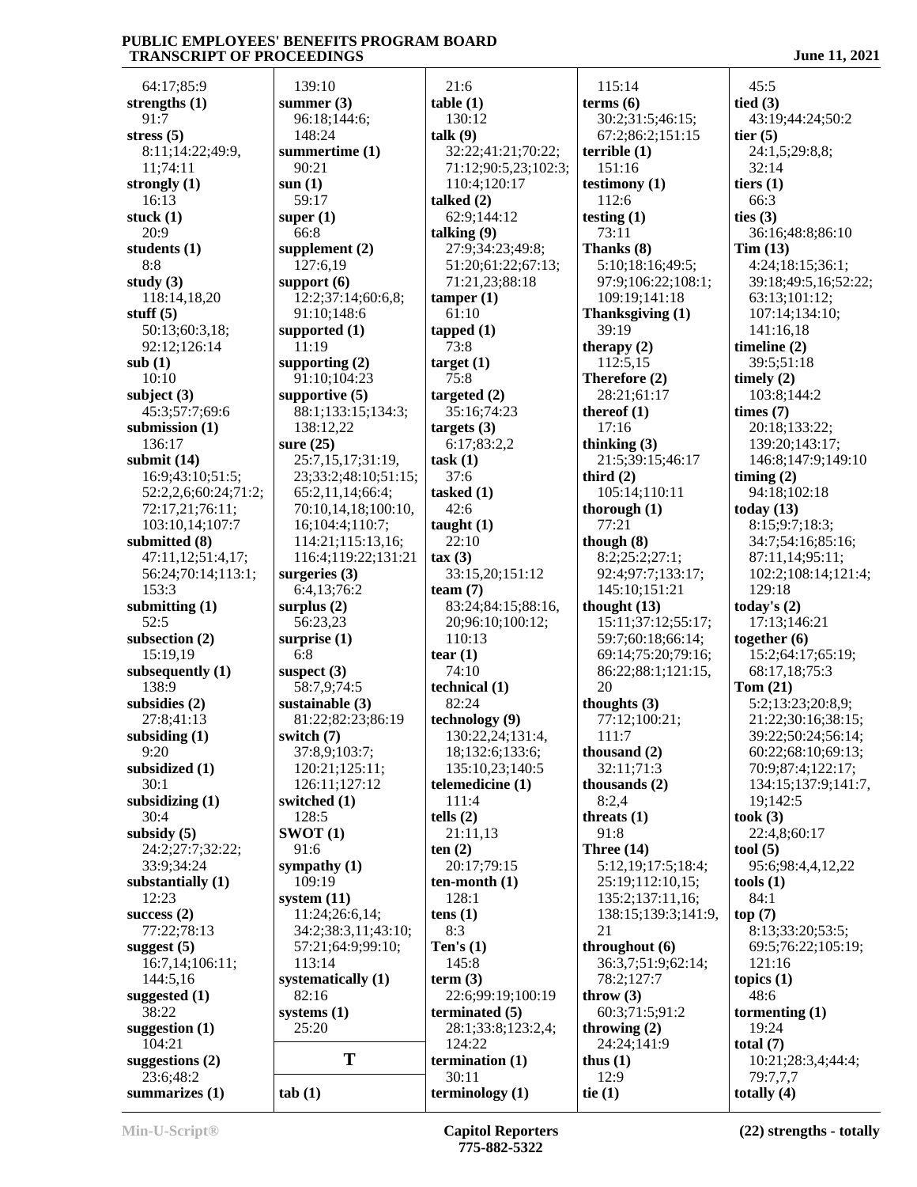64:17;85:9
**strengths (1)**
91:7
**stress (5)**
8:11;14:22;49:9,
11;74:11
**strongly (1)**
16:13
**stuck (1)**
20:9
**students (1)**
8:8
**study (3)**
118:14,18,20
**stuff (5)**
50:13;60:3,18;
92:12;126:14
**sub (1)**
10:10
**subject (3)**
45:3;57:7;69:6
**submission (1)**
136:17
**submit (14)**
16:9;43:10;51:5;
52:2,2,6;60:24;71:2;
72:17,21;76:11;
103:10,14;107:7
**submitted (8)**
47:11,12;51:4,17;
56:24;70:14;113:1;
153:3
**submitting (1)**
52:5
**subsection (2)**
15:19,19
**subsequently (1)**
138:9
**subsidies (2)**
27:8;41:13
**subsiding (1)**
9:20
**subsidized (1)**
30:1
**subsidizing (1)**
30:4
**subsidy (5)**
24:2;27:7;32:22;
33:9;34:24
**substantially (1)**
12:23
**success (2)**
77:22;78:13
**suggest (5)**
16:7,14;106:11;
144:5,16
**suggested (1)**
38:22
**suggestion (1)**
104:21
**suggestions (2)**
23:6;48:2
**summarizes (1)**
139:10
**summer (3)**
96:18;144:6;
148:24
**summertime (1)**
90:21
**sun (1)**
59:17
**super (1)**
66:8
**supplement (2)**
127:6,19
**support (6)**
12:2;37:14;60:6,8;
91:10;148:6
**supported (1)**
11:19
**supporting (2)**
91:10;104:23
**supportive (5)**
88:1;133:15;134:3;
138:12,22
**sure (25)**
25:7,15,17;31:19,
23;33:2;48:10;51:15;
65:2,11,14;66:4;
70:10,14,18;100:10,
16;104:4;110:7;
114:21;115:13,16;
116:4;119:22;131:21
**surgeries (3)**
6:4,13;76:2
**surplus (2)**
56:23,23
**surprise (1)**
6:8
**suspect (3)**
58:7,9;74:5
**sustainable (3)**
81:22;82:23;86:19
**switch (7)**
37:8,9;103:7;
120:21;125:11;
126:11;127:12
**switched (1)**
128:5
**SWOT (1)**
91:6
**sympathy (1)**
109:19
**system (11)**
11:24;26:6,14;
34:2;38:3,11;43:10;
57:21;64:9;99:10;
113:14
**systematically (1)**
82:16
**systems (1)**
25:20

## T

**tab (1)**
21:6
**table (1)**
130:12
**talk (9)**
32:22;41:21;70:22;
71:12;90:5,23;102:3;
110:4;120:17
**talked (2)**
62:9;144:12
**talking (9)**
27:9;34:23;49:8;
51:20;61:22;67:13;
71:21,23;88:18
**tamper (1)**
61:10
**tapped (1)**
73:8
**target (1)**
75:8
**targeted (2)**
35:16;74:23
**targets (3)**
6:17;83:2,2
**task (1)**
37:6
**tasked (1)**
42:6
**taught (1)**
22:10
**tax (3)**
33:15,20;151:12
**team (7)**
83:24;84:15;88:16,
20;96:10;100:12;
110:13
**tear (1)**
74:10
**technical (1)**
82:24
**technology (9)**
130:22,24;131:4,
18;132:6;133:6;
135:10,23;140:5
**telemedicine (1)**
111:4
**tells (2)**
21:11,13
**ten (2)**
20:17;79:15
**ten-month (1)**
128:1
**tens (1)**
8:3
**Ten's (1)**
145:8
**term (3)**
22:6;99:19;100:19
**terminated (5)**
28:1;33:8;123:2,4;
124:22
**termination (1)**
30:11
**terminology (1)**
115:14
**terms (6)**
30:2;31:5;46:15;
67:2;86:2;151:15
**terrible (1)**
151:16
**testimony (1)**
112:6
**testing (1)**
73:11
**Thanks (8)**
5:10;18:16;49:5;
97:9;106:22;108:1;
109:19;141:18
**Thanksgiving (1)**
39:19
**therapy (2)**
112:5,15
**Therefore (2)**
28:21;61:17
**thereof (1)**
17:16
**thinking (3)**
21:5;39:15;46:17
**third (2)**
105:14;110:11
**thorough (1)**
77:21
**though (8)**
8:2;25:2;27:1;
92:4;97:7;133:17;
145:10;151:21
**thought (13)**
15:11;37:12;55:17;
59:7;60:18;66:14;
69:14;75:20;79:16;
86:22;88:1;121:15,
20
**thoughts (3)**
77:12;100:21;
111:7
**thousand (2)**
32:11;71:3
**thousands (2)**
8:2,4
**threats (1)**
91:8
**Three (14)**
5:12,19;17:5;18:4;
25:19;112:10,15;
135:2;137:11,16;
138:15;139:3;141:9,
21
**throughout (6)**
36:3,7;51:9;62:14;
78:2;127:7
**throw (3)**
60:3;71:5;91:2
**throwing (2)**
24:24;141:9
**thus (1)**
12:9
**tie (1)**
45:5
**tied (3)**
43:19;44:24;50:2
**tier (5)**
24:1,5;29:8,8;
32:14
**tiers (1)**
66:3
**ties (3)**
36:16;48:8;86:10
**Tim (13)**
4:24;18:15;36:1;
39:18;49:5,16;52:22;
63:13;101:12;
107:14;134:10;
141:16,18
**timeline (2)**
39:5;51:18
**timely (2)**
103:8;144:2
**times (7)**
20:18;133:22;
139:20;143:17;
146:8;147:9;149:10
**timing (2)**
94:18;102:18
**today (13)**
8:15;9:7;18:3;
34:7;54:16;85:16;
87:11,14;95:11;
102:2;108:14;121:4;
129:18
**today's (2)**
17:13;146:21
**together (6)**
15:2;64:17;65:19;
68:17,18;75:3
**Tom (21)**
5:2;13:23;20:8,9;
21:22;30:16;38:15;
39:22;50:24;56:14;
60:22;68:10;69:13;
70:9;87:4;122:17;
134:15;137:9;141:7,
19;142:5
**took (3)**
22:4,8;60:17
**tool (5)**
95:6;98:4,4,12,22
**tools (1)**
84:1
**top (7)**
8:13;33:20;53:5;
69:5;76:22;105:19;
121:16
**topics (1)**
48:6
**tormenting (1)**
19:24
**total (7)**
10:21;28:3,4;44:4;
79:7,7,7
**totally (4)**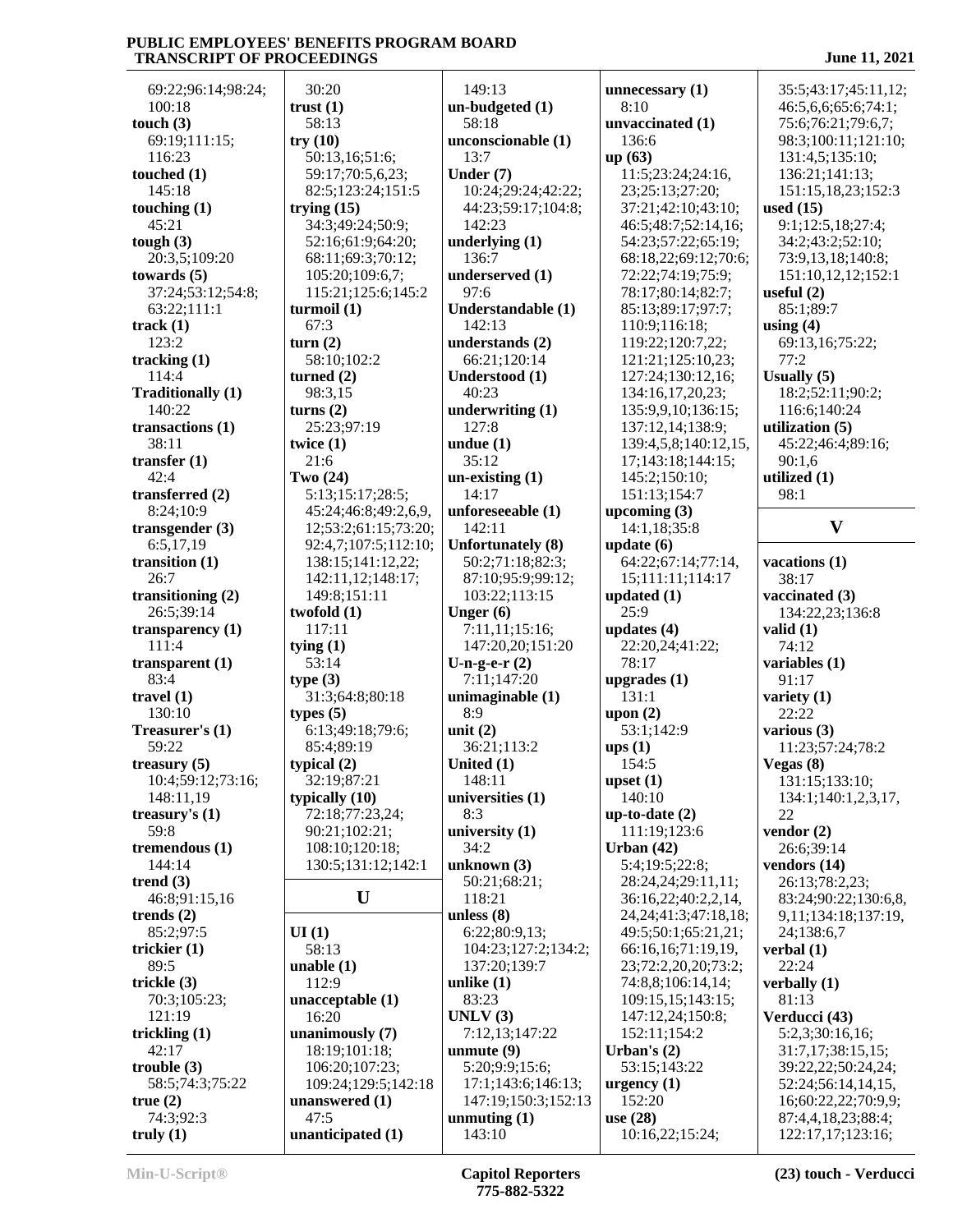69:22;96:14;98:24;
100:18
**touch (3)**
69:19;111:15;
116:23
**touched (1)**
145:18
**touching (1)**
45:21
**tough (3)**
20:3,5;109:20
**towards (5)**
37:24;53:12;54:8;
63:22;111:1
**track (1)**
123:2
**tracking (1)**
114:4
**Traditionally (1)**
140:22
**transactions (1)**
38:11
**transfer (1)**
42:4
**transferred (2)**
8:24;10:9
**transgender (3)**
6:5,17,19
**transition (1)**
26:7
**transitioning (2)**
26:5;39:14
**transparency (1)**
111:4
**transparent (1)**
83:4
**travel (1)**
130:10
**Treasurer's (1)**
59:22
**treasury (5)**
10:4;59:12;73:16;
148:11,19
**treasury's (1)**
59:8
**tremendous (1)**
144:14
**trend (3)**
46:8;91:15,16
**trends (2)**
85:2;97:5
**trickier (1)**
89:5
**trickle (3)**
70:3;105:23;
121:19
**trickling (1)**
42:17
**trouble (3)**
58:5;74:3;75:22
**true (2)**
74:3;92:3
**truly (1)**
30:20
**trust (1)**
58:13
**try (10)**
50:13,16;51:6;
59:17;70:5,6,23;
82:5;123:24;151:5
**trying (15)**
34:3;49:24;50:9;
52:16;61:9;64:20;
68:11;69:3;70:12;
105:20;109:6,7;
115:21;125:6;145:2
**turmoil (1)**
67:3
**turn (2)**
58:10;102:2
**turned (2)**
98:3,15
**turns (2)**
25:23;97:19
**twice (1)**
21:6
**Two (24)**
5:13;15:17;28:5;
45:24;46:8;49:2,6,9,
12;53:2;61:15;73:20;
92:4,7;107:5;112:10;
138:15;141:12,22;
142:11,12;148:17;
149:8;151:11
**twofold (1)**
117:11
**tying (1)**
53:14
**type (3)**
31:3;64:8;80:18
**types (5)**
6:13;49:18;79:6;
85:4;89:19
**typical (2)**
32:19;87:21
**typically (10)**
72:18;77:23,24;
90:21;102:21;
108:10;120:18;
130:5;131:12;142:1

## U

**UI (1)**
58:13
**unable (1)**
112:9
**unacceptable (1)**
16:20
**unanimously (7)**
18:19;101:18;
106:20;107:23;
109:24;129:5;142:18
**unanswered (1)**
47:5
**unanticipated (1)**
149:13
**un-budgeted (1)**
58:18
**unconscionable (1)**
13:7
**Under (7)**
10:24;29:24;42:22;
44:23;59:17;104:8;
142:23
**underlying (1)**
136:7
**underserved (1)**
97:6
**Understandable (1)**
142:13
**understands (2)**
66:21;120:14
**Understood (1)**
40:23
**underwriting (1)**
127:8
**undue (1)**
35:12
**un-existing (1)**
14:17
**unforeseeable (1)**
142:11
**Unfortunately (8)**
50:2;71:18;82:3;
87:10;95:9;99:12;
103:22;113:15
**Unger (6)**
7:11,11;15:16;
147:20,20;151:20
**U-n-g-e-r (2)**
7:11;147:20
**unimaginable (1)**
8:9
**unit (2)**
36:21;113:2
**United (1)**
148:11
**universities (1)**
8:3
**university (1)**
34:2
**unknown (3)**
50:21;68:21;
118:21
**unless (8)**
6:22;80:9,13;
104:23;127:2;134:2;
137:20;139:7
**unlike (1)**
83:23
**UNLV (3)**
7:12,13;147:22
**unmute (9)**
5:20;9:9;15:6;
17:1;143:6;146:13;
147:19;150:3;152:13
**unmuting (1)**
143:10
**unnecessary (1)**
8:10
**unvaccinated (1)**
136:6
**up (63)**
11:5;23:24;24:16,
23;25:13;27:20;
37:21;42:10;43:10;
46:5;48:7;52:14,16;
54:23;57:22;65:19;
68:18,22;69:12;70:6;
72:22;74:19;75:9;
78:17;80:14;82:7;
85:13;89:17;97:7;
110:9;116:18;
119:22;120:7,22;
121:21;125:10,23;
127:24;130:12,16;
134:16,17,20,23;
135:9,9,10;136:15;
137:12,14;138:9;
139:4,5,8;140:12,15,
17;143:18;144:15;
145:2;150:10;
151:13;154:7
**upcoming (3)**
14:1,18;35:8
**update (6)**
64:22;67:14;77:14,
15;111:11;114:17
**updated (1)**
25:9
**updates (4)**
22:20,24;41:22;
78:17
**upgrades (1)**
131:1
**upon (2)**
53:1;142:9
**ups (1)**
154:5
**upset (1)**
140:10
**up-to-date (2)**
111:19;123:6
**Urban (42)**
5:4;19:5;22:8;
28:24,24;29:11,11;
36:16,22;40:2,2,14,
24,24;41:3;47:18,18;
49:5;50:1;65:21,21;
66:16,16;71:19,19,
23;72:2,20,20;73:2;
74:8,8;106:14,14;
109:15,15;143:15;
147:12,24;150:8;
152:11;154:2
**Urban's (2)**
53:15;143:22
**urgency (1)**
152:20
**use (28)**
10:16,22;15:24;
35:5;43:17;45:11,12;
46:5,6,6;65:6;74:1;
75:6;76:21;79:6,7;
98:3;100:11;121:10;
131:4,5;135:10;
136:21;141:13;
151:15,18,23;152:3
**used (15)**
9:1;12:5,18;27:4;
34:2;43:2;52:10;
73:9,13,18;140:8;
151:10,12,12;152:1
**useful (2)**
85:1;89:7
**using (4)**
69:13,16;75:22;
77:2
**Usually (5)**
18:2;52:11;90:2;
116:6;140:24
**utilization (5)**
45:22;46:4;89:16;
90:1,6
**utilized (1)**
98:1

## V

**vacations (1)**
38:17
**vaccinated (3)**
134:22,23;136:8
**valid (1)**
74:12
**variables (1)**
91:17
**variety (1)**
22:22
**various (3)**
11:23;57:24;78:2
**Vegas (8)**
131:15;133:10;
134:1;140:1,2,3,17,
22
**vendor (2)**
26:6;39:14
**vendors (14)**
26:13;78:2,23;
83:24;90:22;130:6,8,
9,11;134:18;137:19,
24;138:6,7
**verbal (1)**
22:24
**verbally (1)**
81:13
**Verducci (43)**
5:2,3;30:16,16;
31:7,17;38:15,15;
39:22,22;50:24,24;
52:24;56:14,14,15,
16;60:22,22;70:9,9;
87:4,4,18,23;88:4;
122:17,17;123:16;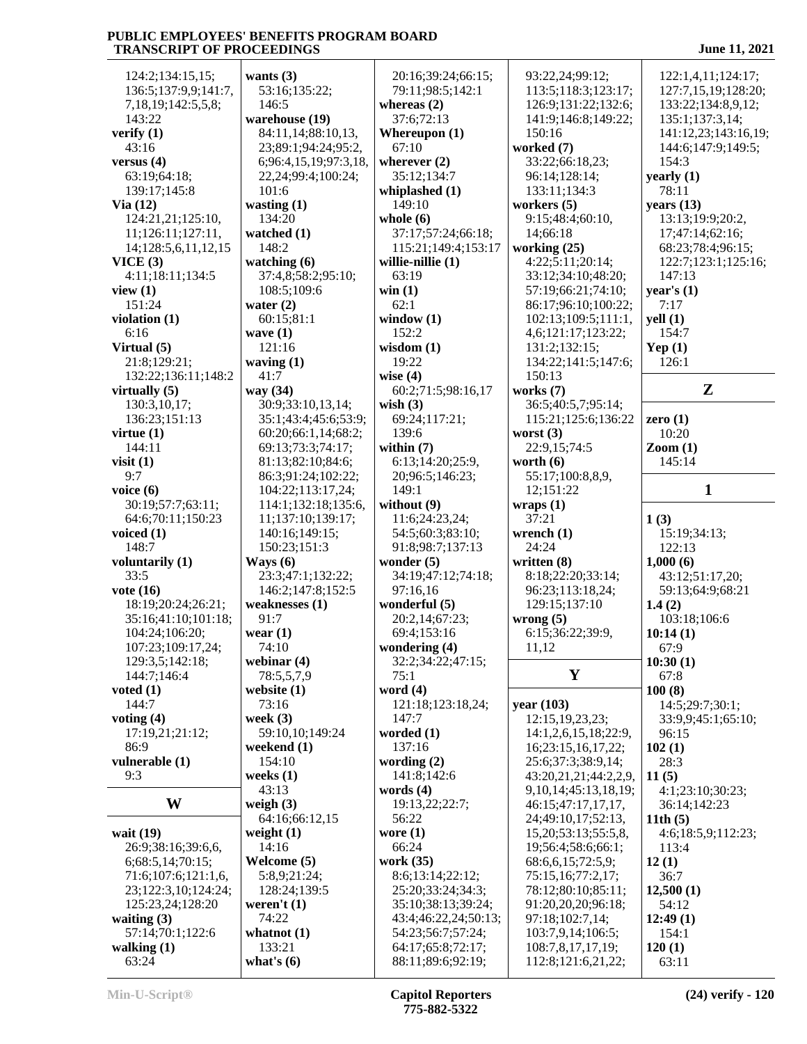124:2;134:15,15;
136:5;137:9,9;141:7,
7,18,19;142:5,5,8;
143:22

**verify (1)**
43:16

**versus (4)**
63:19;64:18;
139:17;145:8

**Via (12)**
124:21,21;125:10,
11;126:11;127:11,
14;128:5,6,11,12,15

**VICE (3)**
4:11;18:11;134:5

**view (1)**
151:24

**violation (1)**
6:16

**Virtual (5)**
21:8;129:21;
132:22;136:11;148:2

**virtually (5)**
130:3,10,17;
136:23;151:13

**virtue (1)**
144:11

**visit (1)**
9:7

**voice (6)**
30:19;57:7;63:11;
64:6;70:11;150:23

**voiced (1)**
148:7

**voluntarily (1)**
33:5

**vote (16)**
18:19;20:24;26:21;
35:16;41:10;101:18;
104:24;106:20;
107:23;109:17,24;
129:3,5;142:18;
144:7;146:4

**voted (1)**
144:7

**voting (4)**
17:19,21;21:12;
86:9

**vulnerable (1)**
9:3

## W

**wait (19)**
26:9;38:16;39:6,6,
6;68:5,14;70:15;
71:6;107:6;121:1,6,
23;122:3,10;124:24;
125:23,24;128:20

**waiting (3)**
57:14;70:1;122:6

**walking (1)**
63:24

**wants (3)**
53:16;135:22;
146:5

**warehouse (19)**
84:11,14;88:10,13,
23;89:1;94:24;95:2,
6;96:4,15,19;97:3,18,
22,24;99:4;100:24;
101:6

**wasting (1)**
134:20

**watched (1)**
148:2

**watching (6)**
37:4,8;58:2;95:10;
108:5;109:6

**water (2)**
60:15;81:1

**wave (1)**
121:16

**waving (1)**
41:7

**way (34)**
30:9;33:10,13,14;
35:1;43:4;45:6;53:9;
60:20;66:1,14;68:2;
69:13;73:3;74:17;
81:13;82:10;84:6;
86:3;91:24;102:22;
104:22;113:17,24;
114:1;132:18;135:6,
11;137:10;139:17;
140:16;149:15;
150:23;151:3

**Ways (6)**
23:3;47:1;132:22;
146:2;147:8;152:5

**weaknesses (1)**
91:7

**wear (1)**
74:10

**webinar (4)**
78:5,5,7,9

**website (1)**
73:16

**week (3)**
59:10,10;149:24

**weekend (1)**
154:10

**weeks (1)**
43:13

**weigh (3)**
64:16;66:12,15

**weight (1)**
14:16

**Welcome (5)**
5:8,9;21:24;
128:24;139:5

**weren't (1)**
74:22

**whatnot (1)**
133:21

**what's (6)**
20:16;39:24;66:15;
79:11;98:5;142:1

**whereas (2)**
37:6;72:13

**Whereupon (1)**
67:10

**wherever (2)**
35:12;134:7

**whiplashed (1)**
149:10

**whole (6)**
37:17;57:24;66:18;
115:21;149:4;153:17

**willie-nillie (1)**
63:19

**win (1)**
62:1

**window (1)**
152:2

**wisdom (1)**
19:22

**wise (4)**
60:2;71:5;98:16,17

**wish (3)**
69:24;117:21;
139:6

**within (7)**
6:13;14:20;25:9,
20;96:5;146:23;
149:1

**without (9)**
11:6;24:23,24;
54:5;60:3;83:10;
91:8;98:7;137:13

**wonder (5)**
34:19;47:12;74:18;
97:16,16

**wonderful (5)**
20:2,14;67:23;
69:4;153:16

**wondering (4)**
32:2;34:22;47:15;
75:1

**word (4)**
121:18;123:18,24;
147:7

**worded (1)**
137:16

**wording (2)**
141:8;142:6

**words (4)**
19:13,22;22:7;
56:22

**wore (1)**
66:24

**work (35)**
8:6;13:14;22:12;
25:20;33:24;34:3;
35:10;38:13;39:24;
43:4;46:22,24;50:13;
54:23;56:7;57:24;
64:17;65:8;72:17;
88:11;89:6;92:19;
93:22,24;99:12;
113:5;118:3;123:17;
126:9;131:22;132:6;
141:9;146:8;149:22;
150:16

**worked (7)**
33:22;66:18,23;
96:14;128:14;
133:11;134:3

**workers (5)**
9:15;48:4;60:10,
14;66:18

**working (25)**
4:22;5:11;20:14;
33:12;34:10;48:20;
57:19;66:21;74:10;
86:17;96:10;100:22;
102:13;109:5;111:1,
4,6;121:17;123:22;
131:2;132:15;
134:22;141:5;147:6;
150:13

**works (7)**
36:5;40:5,7;95:14;
115:21;125:6;136:22

**worst (3)**
22:9,15;74:5

**worth (6)**
55:17;100:8,8,9,
12;151:22

**wraps (1)**
37:21

**wrench (1)**
24:24

**written (8)**
8:18;22:20;33:14;
96:23;113:18,24;
129:15;137:10

**wrong (5)**
6:15;36:22;39:9,
11,12

## Y

**year (103)**
12:15,19,23,23;
14:1,2,6,15,18;22:9,
16;23:15,16,17,22;
25:6;37:3;38:9,14;
43:20,21,21;44:2,2,9,
9,10,14;45:13,18,19;
46:15;47:17,17,17,
24;49:10,17;52:13,
15,20;53:13;55:5,8,
19;56:4;58:6;66:1;
68:6,6,15;72:5,9;
75:15,16;77:2,17;
78:12;80:10;85:11;
91:20,20,20;96:18;
97:18;102:7,14;
103:7,9,14;106:5;
108:7,8,17,17,19;
112:8;121:6,21,22;
122:1,4,11;124:17;
127:7,15,19;128:20;
133:22;134:8,9,12;
135:1;137:3,14;
141:12,23;143:16,19;
144:6;147:9;149:5;
154:3

**yearly (1)**
78:11

**years (13)**
13:13;19:9;20:2,
17;47:14;62:16;
68:23;78:4;96:15;
122:7;123:1;125:16;
147:13

**year's (1)**
7:17

**yell (1)**
154:7

**Yep (1)**
126:1

## Z

**zero (1)**
10:20

**Zoom (1)**
145:14

## 1

**1 (3)**
15:19;34:13;
122:13

**1,000 (6)**
43:12;51:17,20;
59:13;64:9;68:21

**1.4 (2)**
103:18;106:6

**10:14 (1)**
67:9

**10:30 (1)**
67:8

**100 (8)**
14:5;29:7;30:1;
33:9,9;45:1;65:10;
96:15

**102 (1)**
28:3

**11 (5)**
4:1;23:10;30:23;
36:14;142:23

**11th (5)**
4:6;18:5,9;112:23;
113:4

**12 (1)**
36:7

**12,500 (1)**
54:12

**12:49 (1)**
154:1

**120 (1)**
63:11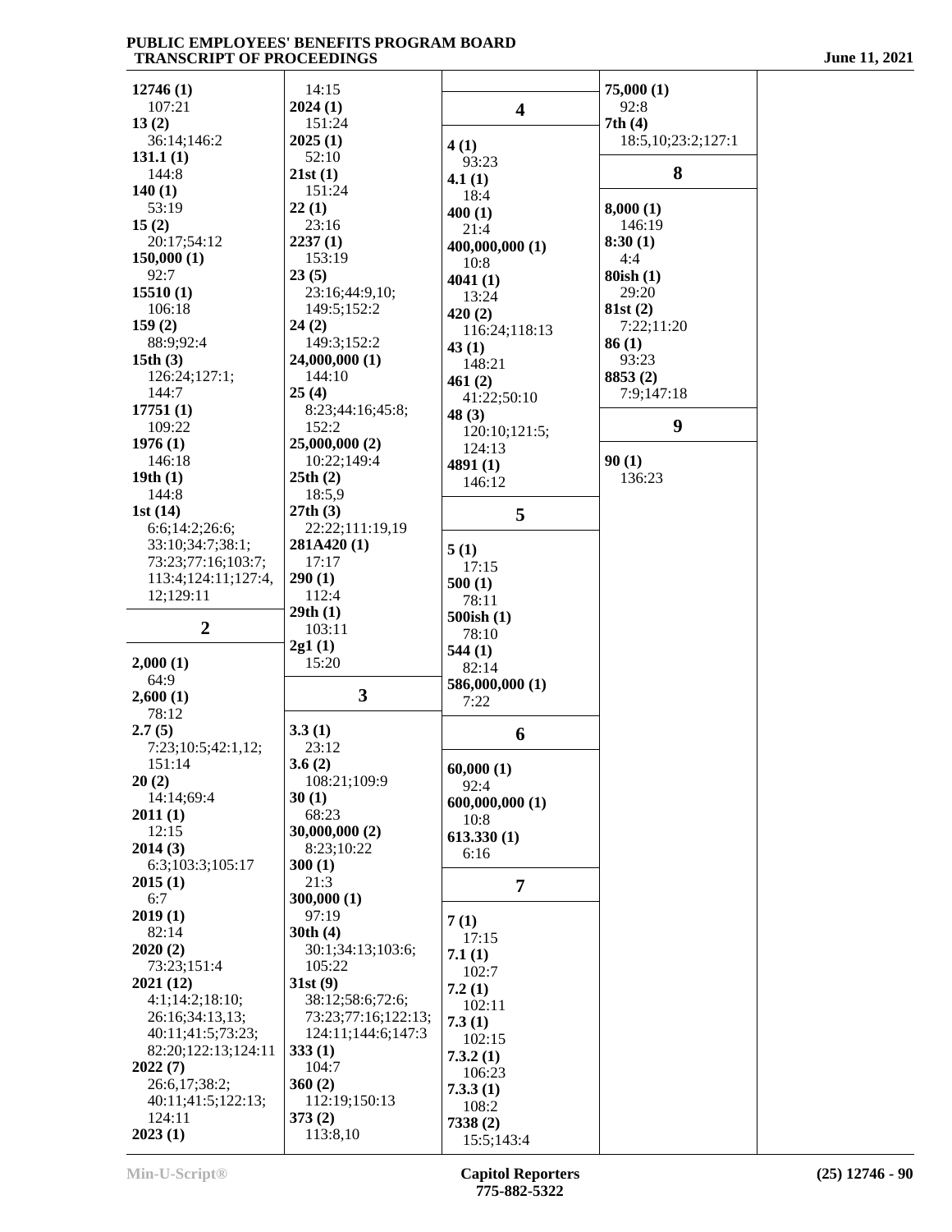**12746 (1)**
107:21
**13 (2)**
36:14;146:2
**131.1 (1)**
144:8
**140 (1)**
53:19
**15 (2)**
20:17;54:12
**150,000 (1)**
92:7
**15510 (1)**
106:18
**159 (2)**
88:9;92:4
**15th (3)**
126:24;127:1;
144:7
**17751 (1)**
109:22
**1976 (1)**
146:18
**19th (1)**
144:8
**1st (14)**
6:6;14:2;26:6;
33:10;34:7;38:1;
73:23;77:16;103:7;
113:4;124:11;127:4,
12;129:11

## 2

**2,000 (1)**
64:9
**2,600 (1)**
78:12
**2.7 (5)**
7:23;10:5;42:1,12;
151:14
**20 (2)**
14:14;69:4
**2011 (1)**
12:15
**2014 (3)**
6:3;103:3;105:17
**2015 (1)**
6:7
**2019 (1)**
82:14
**2020 (2)**
73:23;151:4
**2021 (12)**
4:1;14:2;18:10;
26:16;34:13,13;
40:11;41:5;73:23;
82:20;122:13;124:11
**2022 (7)**
26:6,17;38:2;
40:11;41:5;122:13;
124:11
**2023 (1)**
14:15
**2024 (1)**
151:24
**2025 (1)**
52:10
**21st (1)**
151:24
**22 (1)**
23:16
**2237 (1)**
153:19
**23 (5)**
23:16;44:9,10;
149:5;152:2
**24 (2)**
149:3;152:2
**24,000,000 (1)**
144:10
**25 (4)**
8:23;44:16;45:8;
152:2
**25,000,000 (2)**
10:22;149:4
**25th (2)**
18:5,9
**27th (3)**
22:22;111:19,19
**281A420 (1)**
17:17
**290 (1)**
112:4
**29th (1)**
103:11
**2g1 (1)**
15:20

## 3

**3.3 (1)**
23:12
**3.6 (2)**
108:21;109:9
**30 (1)**
68:23
**30,000,000 (2)**
8:23;10:22
**300 (1)**
21:3
**300,000 (1)**
97:19
**30th (4)**
30:1;34:13;103:6;
105:22
**31st (9)**
38:12;58:6;72:6;
73:23;77:16;122:13;
124:11;144:6;147:3
**333 (1)**
104:7
**360 (2)**
112:19;150:13
**373 (2)**
113:8,10

## 4

**4 (1)**
93:23
**4.1 (1)**
18:4
**400 (1)**
21:4
**400,000,000 (1)**
10:8
**4041 (1)**
13:24
**420 (2)**
116:24;118:13
**43 (1)**
148:21
**461 (2)**
41:22;50:10
**48 (3)**
120:10;121:5;
124:13
**4891 (1)**
146:12

## 5

**5 (1)**
17:15
**500 (1)**
78:11
**500ish (1)**
78:10
**544 (1)**
82:14
**586,000,000 (1)**
7:22

## 6

**60,000 (1)**
92:4
**600,000,000 (1)**
10:8
**613.330 (1)**
6:16

## 7

**7 (1)**
17:15
**7.1 (1)**
102:7
**7.2 (1)**
102:11
**7.3 (1)**
102:15
**7.3.2 (1)**
106:23
**7.3.3 (1)**
108:2
**7338 (2)**
15:5;143:4
**75,000 (1)**
92:8
**7th (4)**
18:5,10;23:2;127:1

## 8

**8,000 (1)**
146:19
**8:30 (1)**
4:4
**80ish (1)**
29:20
**81st (2)**
7:22;11:20
**86 (1)**
93:23
**8853 (2)**
7:9;147:18

## 9

**90 (1)**
136:23